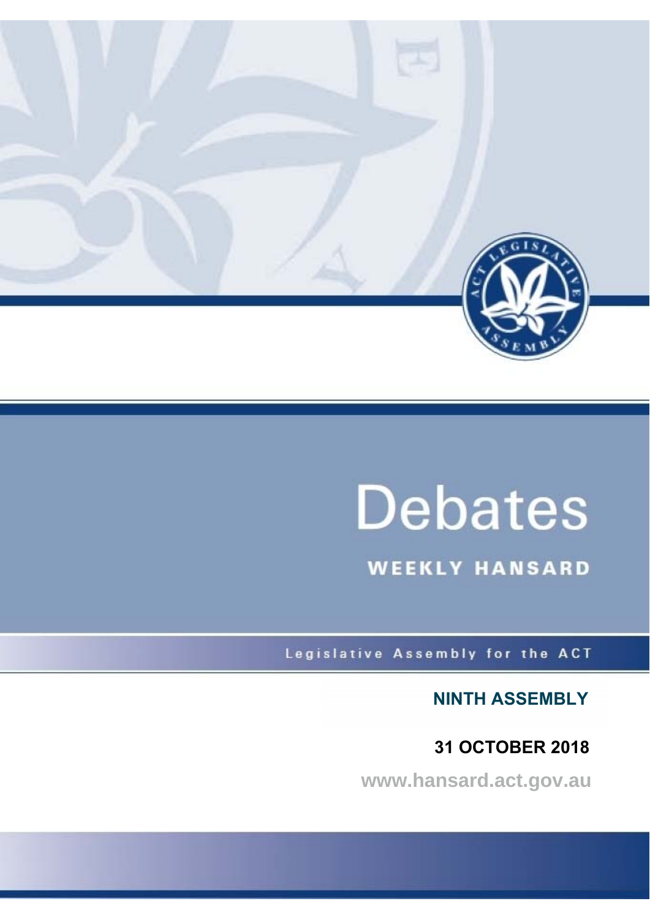# Debates

## WEEKLY HANSARD

Legislative Assembly for the ACT

**NINTH ASSEMBLY**

**31 OCTOBER 2018**

www.hansard.act.gov.au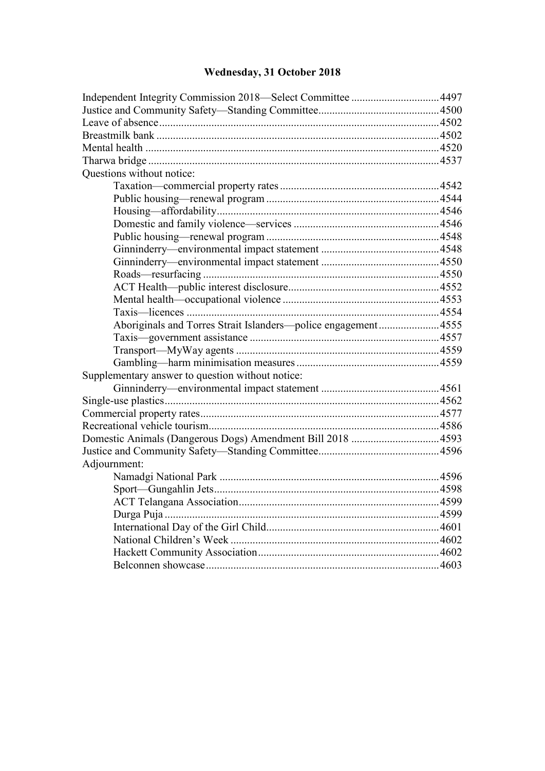# Wednesday, 31 October 2018

Independent Integrity Commission 2018—Select Committee ................................4497
Justice and Community Safety—Standing Committee............................................4500
Leave of absence....................................................................................................4502
Breastmilk bank .....................................................................................................4502
Mental health .........................................................................................................4520
Tharwa bridge ........................................................................................................4537
Questions without notice:
- Taxation—commercial property rates ..........................................................4542
- Public housing—renewal program ...............................................................4544
- Housing—affordability.................................................................................4546
- Domestic and family violence—services .....................................................4546
- Public housing—renewal program ...............................................................4548
- Ginninderry—environmental impact statement ...........................................4548
- Ginninderry—environmental impact statement ...........................................4550
- Roads—resurfacing ......................................................................................4550
- ACT Health—public interest disclosure.......................................................4552
- Mental health—occupational violence .........................................................4553
- Taxis—licences ............................................................................................4554
- Aboriginals and Torres Strait Islanders—police engagement......................4555
- Taxis—government assistance .....................................................................4557
- Transport—MyWay agents ..........................................................................4559
- Gambling—harm minimisation measures ....................................................4559

Supplementary answer to question without notice:
- Ginninderry—environmental impact statement ...........................................4561

Single-use plastics...................................................................................................4562
Commercial property rates......................................................................................4577
Recreational vehicle tourism...................................................................................4586
Domestic Animals (Dangerous Dogs) Amendment Bill 2018 ................................4593
Justice and Community Safety—Standing Committee............................................4596
Adjournment:
- Namadgi National Park ................................................................................4596
- Sport—Gungahlin Jets..................................................................................4598
- ACT Telangana Association.........................................................................4599
- Durga Puja ....................................................................................................4599
- International Day of the Girl Child...............................................................4601
- National Children's Week ............................................................................4602
- Hackett Community Association..................................................................4602
- Belconnen showcase.....................................................................................4603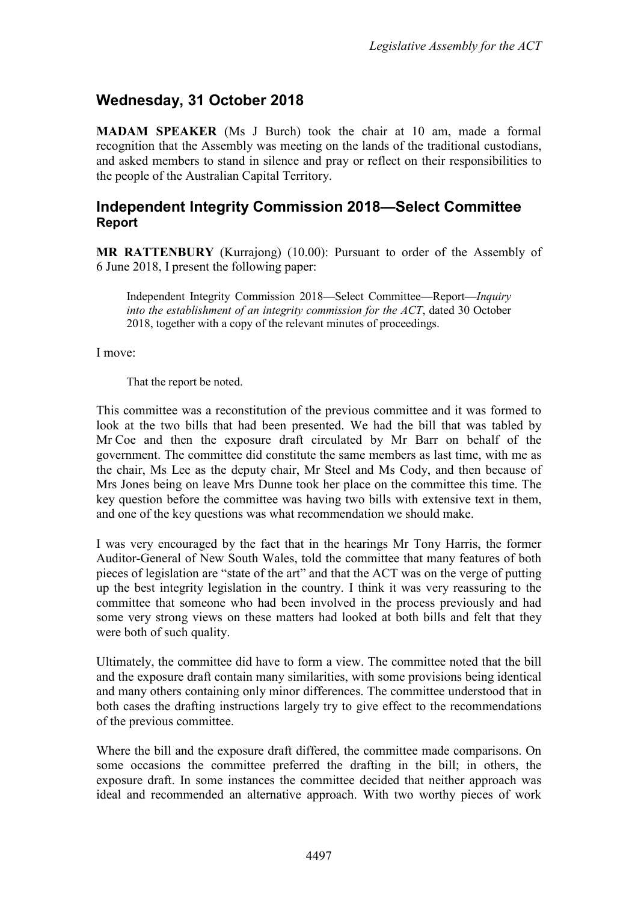## Wednesday, 31 October 2018

**MADAM SPEAKER** (Ms J Burch) took the chair at 10 am, made a formal recognition that the Assembly was meeting on the lands of the traditional custodians, and asked members to stand in silence and pray or reflect on their responsibilities to the people of the Australian Capital Territory.

## Independent Integrity Commission 2018—Select Committee
### Report

**MR RATTENBURY** (Kurrajong) (10.00): Pursuant to order of the Assembly of 6 June 2018, I present the following paper:

> Independent Integrity Commission 2018—Select Committee—Report—*Inquiry into the establishment of an integrity commission for the ACT*, dated 30 October 2018, together with a copy of the relevant minutes of proceedings.

I move:

> That the report be noted.

This committee was a reconstitution of the previous committee and it was formed to look at the two bills that had been presented. We had the bill that was tabled by Mr Coe and then the exposure draft circulated by Mr Barr on behalf of the government. The committee did constitute the same members as last time, with me as the chair, Ms Lee as the deputy chair, Mr Steel and Ms Cody, and then because of Mrs Jones being on leave Mrs Dunne took her place on the committee this time. The key question before the committee was having two bills with extensive text in them, and one of the key questions was what recommendation we should make.

I was very encouraged by the fact that in the hearings Mr Tony Harris, the former Auditor-General of New South Wales, told the committee that many features of both pieces of legislation are "state of the art" and that the ACT was on the verge of putting up the best integrity legislation in the country. I think it was very reassuring to the committee that someone who had been involved in the process previously and had some very strong views on these matters had looked at both bills and felt that they were both of such quality.

Ultimately, the committee did have to form a view. The committee noted that the bill and the exposure draft contain many similarities, with some provisions being identical and many others containing only minor differences. The committee understood that in both cases the drafting instructions largely try to give effect to the recommendations of the previous committee.

Where the bill and the exposure draft differed, the committee made comparisons. On some occasions the committee preferred the drafting in the bill; in others, the exposure draft. In some instances the committee decided that neither approach was ideal and recommended an alternative approach. With two worthy pieces of work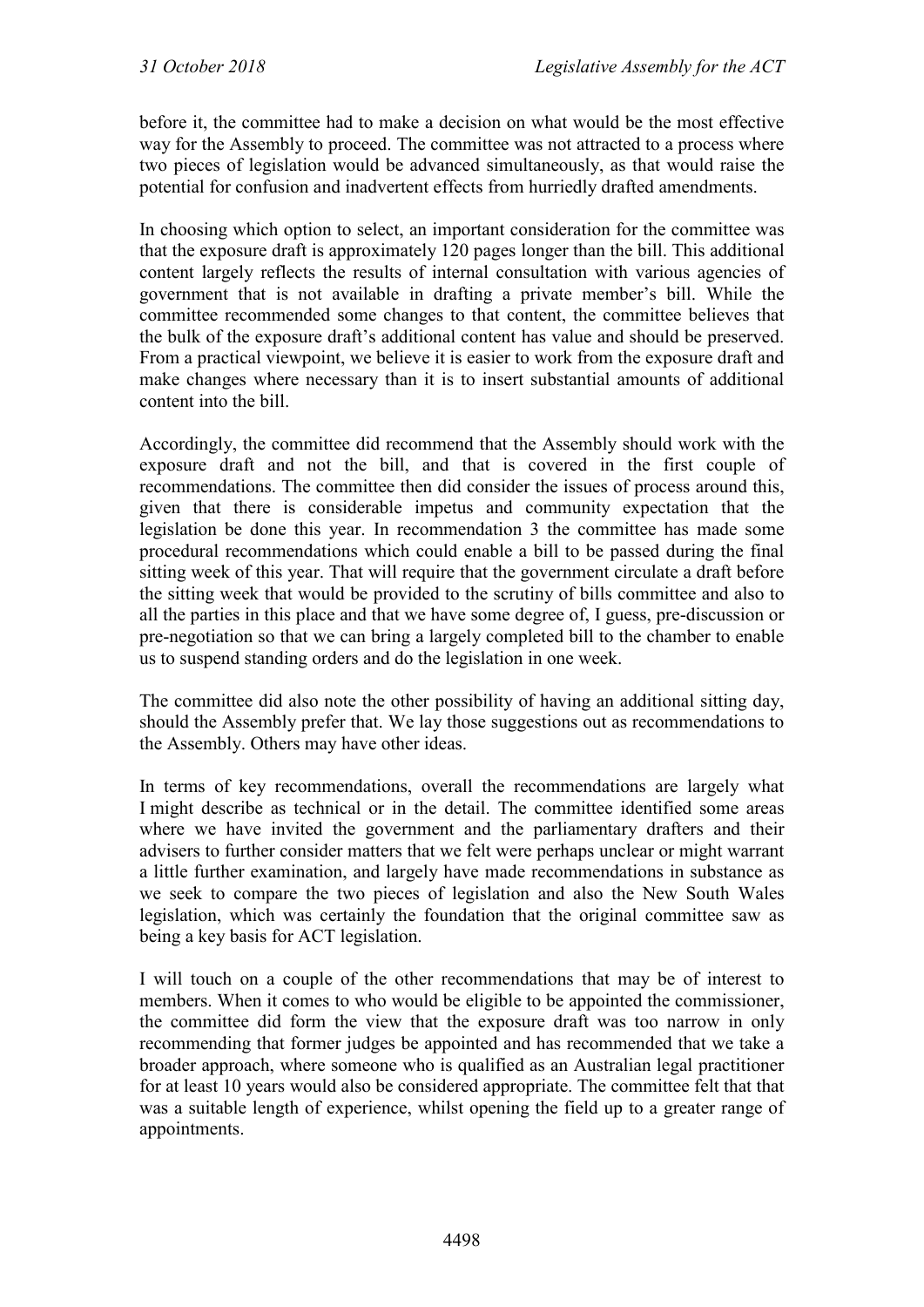before it, the committee had to make a decision on what would be the most effective way for the Assembly to proceed. The committee was not attracted to a process where two pieces of legislation would be advanced simultaneously, as that would raise the potential for confusion and inadvertent effects from hurriedly drafted amendments.

In choosing which option to select, an important consideration for the committee was that the exposure draft is approximately 120 pages longer than the bill. This additional content largely reflects the results of internal consultation with various agencies of government that is not available in drafting a private member's bill. While the committee recommended some changes to that content, the committee believes that the bulk of the exposure draft's additional content has value and should be preserved. From a practical viewpoint, we believe it is easier to work from the exposure draft and make changes where necessary than it is to insert substantial amounts of additional content into the bill.

Accordingly, the committee did recommend that the Assembly should work with the exposure draft and not the bill, and that is covered in the first couple of recommendations. The committee then did consider the issues of process around this, given that there is considerable impetus and community expectation that the legislation be done this year. In recommendation 3 the committee has made some procedural recommendations which could enable a bill to be passed during the final sitting week of this year. That will require that the government circulate a draft before the sitting week that would be provided to the scrutiny of bills committee and also to all the parties in this place and that we have some degree of, I guess, pre-discussion or pre-negotiation so that we can bring a largely completed bill to the chamber to enable us to suspend standing orders and do the legislation in one week.

The committee did also note the other possibility of having an additional sitting day, should the Assembly prefer that. We lay those suggestions out as recommendations to the Assembly. Others may have other ideas.

In terms of key recommendations, overall the recommendations are largely what I might describe as technical or in the detail. The committee identified some areas where we have invited the government and the parliamentary drafters and their advisers to further consider matters that we felt were perhaps unclear or might warrant a little further examination, and largely have made recommendations in substance as we seek to compare the two pieces of legislation and also the New South Wales legislation, which was certainly the foundation that the original committee saw as being a key basis for ACT legislation.

I will touch on a couple of the other recommendations that may be of interest to members. When it comes to who would be eligible to be appointed the commissioner, the committee did form the view that the exposure draft was too narrow in only recommending that former judges be appointed and has recommended that we take a broader approach, where someone who is qualified as an Australian legal practitioner for at least 10 years would also be considered appropriate. The committee felt that that was a suitable length of experience, whilst opening the field up to a greater range of appointments.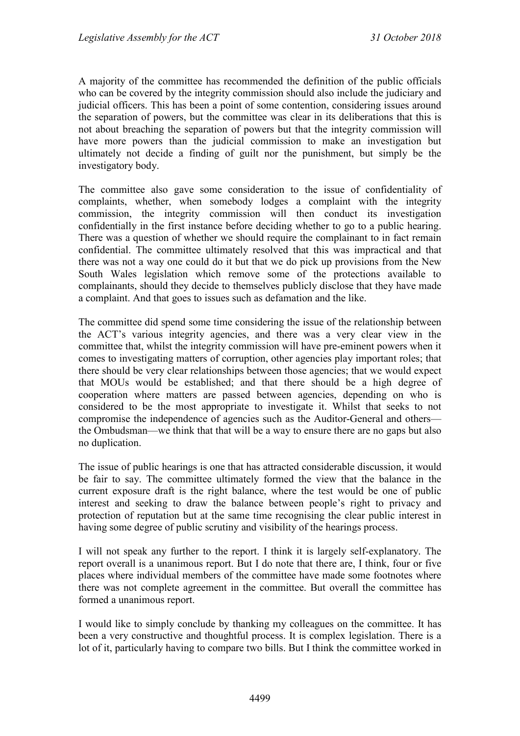A majority of the committee has recommended the definition of the public officials who can be covered by the integrity commission should also include the judiciary and judicial officers. This has been a point of some contention, considering issues around the separation of powers, but the committee was clear in its deliberations that this is not about breaching the separation of powers but that the integrity commission will have more powers than the judicial commission to make an investigation but ultimately not decide a finding of guilt nor the punishment, but simply be the investigatory body.

The committee also gave some consideration to the issue of confidentiality of complaints, whether, when somebody lodges a complaint with the integrity commission, the integrity commission will then conduct its investigation confidentially in the first instance before deciding whether to go to a public hearing. There was a question of whether we should require the complainant to in fact remain confidential. The committee ultimately resolved that this was impractical and that there was not a way one could do it but that we do pick up provisions from the New South Wales legislation which remove some of the protections available to complainants, should they decide to themselves publicly disclose that they have made a complaint. And that goes to issues such as defamation and the like.

The committee did spend some time considering the issue of the relationship between the ACT's various integrity agencies, and there was a very clear view in the committee that, whilst the integrity commission will have pre-eminent powers when it comes to investigating matters of corruption, other agencies play important roles; that there should be very clear relationships between those agencies; that we would expect that MOUs would be established; and that there should be a high degree of cooperation where matters are passed between agencies, depending on who is considered to be the most appropriate to investigate it. Whilst that seeks to not compromise the independence of agencies such as the Auditor-General and others—the Ombudsman—we think that that will be a way to ensure there are no gaps but also no duplication.

The issue of public hearings is one that has attracted considerable discussion, it would be fair to say. The committee ultimately formed the view that the balance in the current exposure draft is the right balance, where the test would be one of public interest and seeking to draw the balance between people's right to privacy and protection of reputation but at the same time recognising the clear public interest in having some degree of public scrutiny and visibility of the hearings process.

I will not speak any further to the report. I think it is largely self-explanatory. The report overall is a unanimous report. But I do note that there are, I think, four or five places where individual members of the committee have made some footnotes where there was not complete agreement in the committee. But overall the committee has formed a unanimous report.

I would like to simply conclude by thanking my colleagues on the committee. It has been a very constructive and thoughtful process. It is complex legislation. There is a lot of it, particularly having to compare two bills. But I think the committee worked in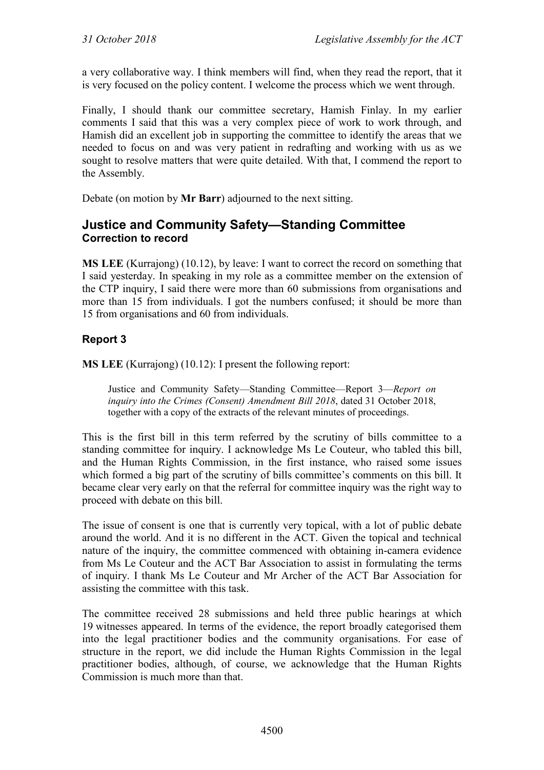a very collaborative way. I think members will find, when they read the report, that it is very focused on the policy content. I welcome the process which we went through.

Finally, I should thank our committee secretary, Hamish Finlay. In my earlier comments I said that this was a very complex piece of work to work through, and Hamish did an excellent job in supporting the committee to identify the areas that we needed to focus on and was very patient in redrafting and working with us as we sought to resolve matters that were quite detailed. With that, I commend the report to the Assembly.

Debate (on motion by **Mr Barr**) adjourned to the next sitting.

## Justice and Community Safety—Standing Committee

### Correction to record

**MS LEE** (Kurrajong) (10.12), by leave: I want to correct the record on something that I said yesterday. In speaking in my role as a committee member on the extension of the CTP inquiry, I said there were more than 60 submissions from organisations and more than 15 from individuals. I got the numbers confused; it should be more than 15 from organisations and 60 from individuals.

### Report 3

**MS LEE** (Kurrajong) (10.12): I present the following report:

> Justice and Community Safety—Standing Committee—Report 3—*Report on inquiry into the Crimes (Consent) Amendment Bill 2018*, dated 31 October 2018, together with a copy of the extracts of the relevant minutes of proceedings.

This is the first bill in this term referred by the scrutiny of bills committee to a standing committee for inquiry. I acknowledge Ms Le Couteur, who tabled this bill, and the Human Rights Commission, in the first instance, who raised some issues which formed a big part of the scrutiny of bills committee's comments on this bill. It became clear very early on that the referral for committee inquiry was the right way to proceed with debate on this bill.

The issue of consent is one that is currently very topical, with a lot of public debate around the world. And it is no different in the ACT. Given the topical and technical nature of the inquiry, the committee commenced with obtaining in-camera evidence from Ms Le Couteur and the ACT Bar Association to assist in formulating the terms of inquiry. I thank Ms Le Couteur and Mr Archer of the ACT Bar Association for assisting the committee with this task.

The committee received 28 submissions and held three public hearings at which 19 witnesses appeared. In terms of the evidence, the report broadly categorised them into the legal practitioner bodies and the community organisations. For ease of structure in the report, we did include the Human Rights Commission in the legal practitioner bodies, although, of course, we acknowledge that the Human Rights Commission is much more than that.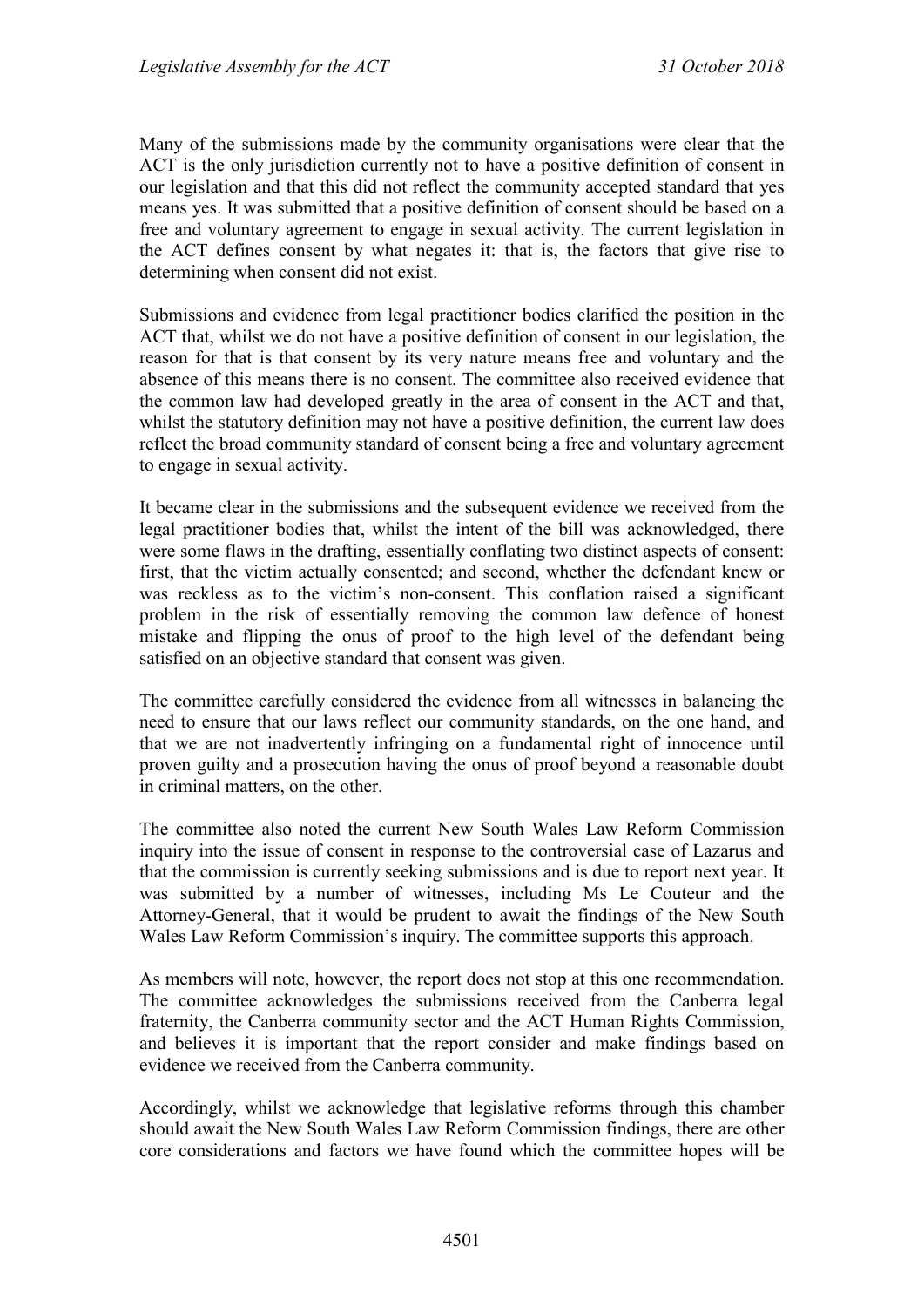Many of the submissions made by the community organisations were clear that the ACT is the only jurisdiction currently not to have a positive definition of consent in our legislation and that this did not reflect the community accepted standard that yes means yes. It was submitted that a positive definition of consent should be based on a free and voluntary agreement to engage in sexual activity. The current legislation in the ACT defines consent by what negates it: that is, the factors that give rise to determining when consent did not exist.

Submissions and evidence from legal practitioner bodies clarified the position in the ACT that, whilst we do not have a positive definition of consent in our legislation, the reason for that is that consent by its very nature means free and voluntary and the absence of this means there is no consent. The committee also received evidence that the common law had developed greatly in the area of consent in the ACT and that, whilst the statutory definition may not have a positive definition, the current law does reflect the broad community standard of consent being a free and voluntary agreement to engage in sexual activity.

It became clear in the submissions and the subsequent evidence we received from the legal practitioner bodies that, whilst the intent of the bill was acknowledged, there were some flaws in the drafting, essentially conflating two distinct aspects of consent: first, that the victim actually consented; and second, whether the defendant knew or was reckless as to the victim's non-consent. This conflation raised a significant problem in the risk of essentially removing the common law defence of honest mistake and flipping the onus of proof to the high level of the defendant being satisfied on an objective standard that consent was given.

The committee carefully considered the evidence from all witnesses in balancing the need to ensure that our laws reflect our community standards, on the one hand, and that we are not inadvertently infringing on a fundamental right of innocence until proven guilty and a prosecution having the onus of proof beyond a reasonable doubt in criminal matters, on the other.

The committee also noted the current New South Wales Law Reform Commission inquiry into the issue of consent in response to the controversial case of Lazarus and that the commission is currently seeking submissions and is due to report next year. It was submitted by a number of witnesses, including Ms Le Couteur and the Attorney-General, that it would be prudent to await the findings of the New South Wales Law Reform Commission's inquiry. The committee supports this approach.

As members will note, however, the report does not stop at this one recommendation. The committee acknowledges the submissions received from the Canberra legal fraternity, the Canberra community sector and the ACT Human Rights Commission, and believes it is important that the report consider and make findings based on evidence we received from the Canberra community.

Accordingly, whilst we acknowledge that legislative reforms through this chamber should await the New South Wales Law Reform Commission findings, there are other core considerations and factors we have found which the committee hopes will be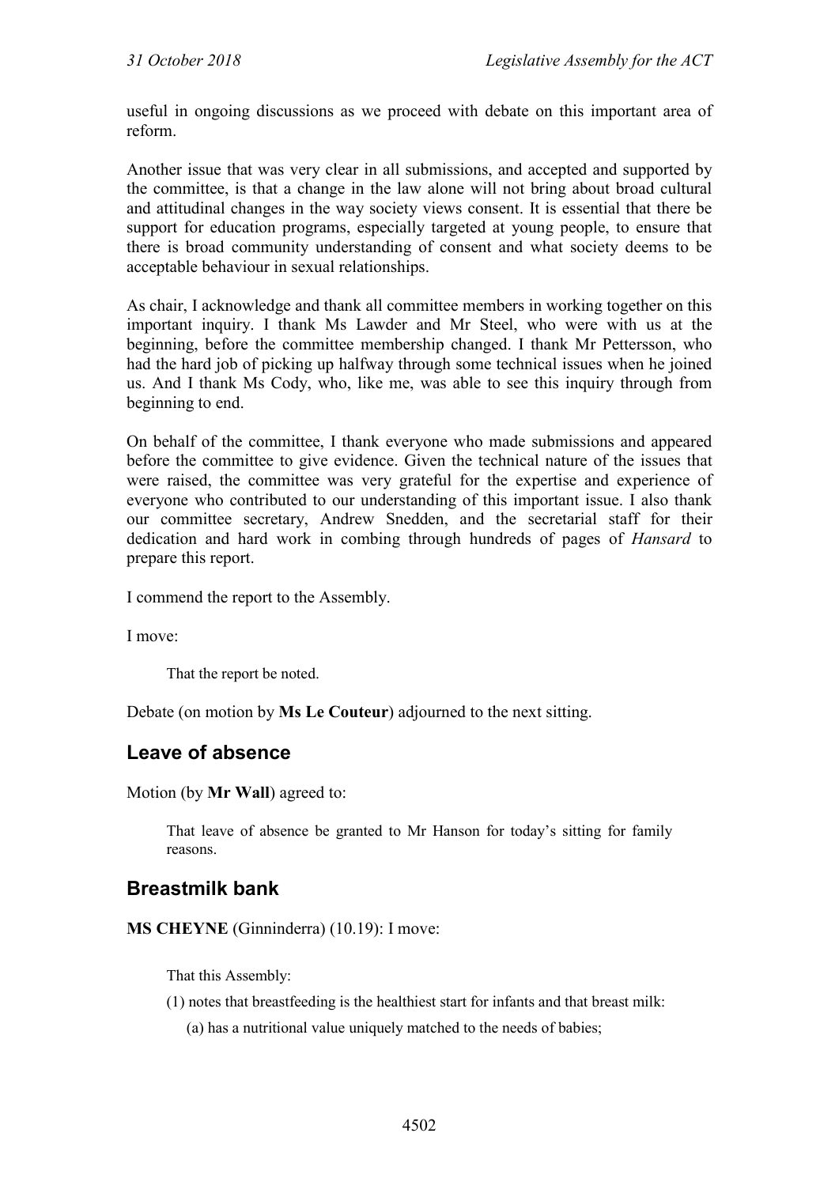useful in ongoing discussions as we proceed with debate on this important area of reform.

Another issue that was very clear in all submissions, and accepted and supported by the committee, is that a change in the law alone will not bring about broad cultural and attitudinal changes in the way society views consent. It is essential that there be support for education programs, especially targeted at young people, to ensure that there is broad community understanding of consent and what society deems to be acceptable behaviour in sexual relationships.

As chair, I acknowledge and thank all committee members in working together on this important inquiry. I thank Ms Lawder and Mr Steel, who were with us at the beginning, before the committee membership changed. I thank Mr Pettersson, who had the hard job of picking up halfway through some technical issues when he joined us. And I thank Ms Cody, who, like me, was able to see this inquiry through from beginning to end.

On behalf of the committee, I thank everyone who made submissions and appeared before the committee to give evidence. Given the technical nature of the issues that were raised, the committee was very grateful for the expertise and experience of everyone who contributed to our understanding of this important issue. I also thank our committee secretary, Andrew Snedden, and the secretarial staff for their dedication and hard work in combing through hundreds of pages of *Hansard* to prepare this report.

I commend the report to the Assembly.

I move:

> That the report be noted.

Debate (on motion by **Ms Le Couteur**) adjourned to the next sitting.

## Leave of absence

Motion (by **Mr Wall**) agreed to:

> That leave of absence be granted to Mr Hanson for today's sitting for family reasons.

## Breastmilk bank

**MS CHEYNE** (Ginninderra) (10.19): I move:

> That this Assembly:
>
> (1) notes that breastfeeding is the healthiest start for infants and that breast milk:
>
> (a) has a nutritional value uniquely matched to the needs of babies;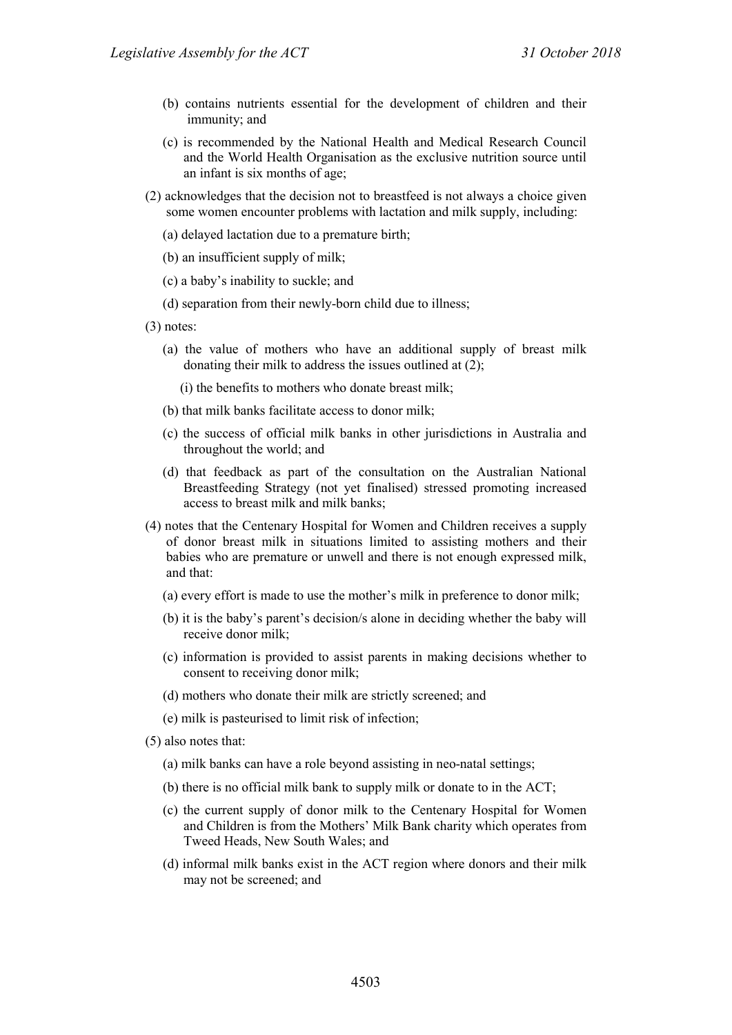(b) contains nutrients essential for the development of children and their immunity; and

(c) is recommended by the National Health and Medical Research Council and the World Health Organisation as the exclusive nutrition source until an infant is six months of age;

(2) acknowledges that the decision not to breastfeed is not always a choice given some women encounter problems with lactation and milk supply, including:

(a) delayed lactation due to a premature birth;

(b) an insufficient supply of milk;

(c) a baby's inability to suckle; and

(d) separation from their newly-born child due to illness;

(3) notes:

(a) the value of mothers who have an additional supply of breast milk donating their milk to address the issues outlined at (2);

(i) the benefits to mothers who donate breast milk;

(b) that milk banks facilitate access to donor milk;

(c) the success of official milk banks in other jurisdictions in Australia and throughout the world; and

(d) that feedback as part of the consultation on the Australian National Breastfeeding Strategy (not yet finalised) stressed promoting increased access to breast milk and milk banks;

(4) notes that the Centenary Hospital for Women and Children receives a supply of donor breast milk in situations limited to assisting mothers and their babies who are premature or unwell and there is not enough expressed milk, and that:

(a) every effort is made to use the mother's milk in preference to donor milk;

(b) it is the baby's parent's decision/s alone in deciding whether the baby will receive donor milk;

(c) information is provided to assist parents in making decisions whether to consent to receiving donor milk;

(d) mothers who donate their milk are strictly screened; and

(e) milk is pasteurised to limit risk of infection;

(5) also notes that:

(a) milk banks can have a role beyond assisting in neo-natal settings;

(b) there is no official milk bank to supply milk or donate to in the ACT;

(c) the current supply of donor milk to the Centenary Hospital for Women and Children is from the Mothers' Milk Bank charity which operates from Tweed Heads, New South Wales; and

(d) informal milk banks exist in the ACT region where donors and their milk may not be screened; and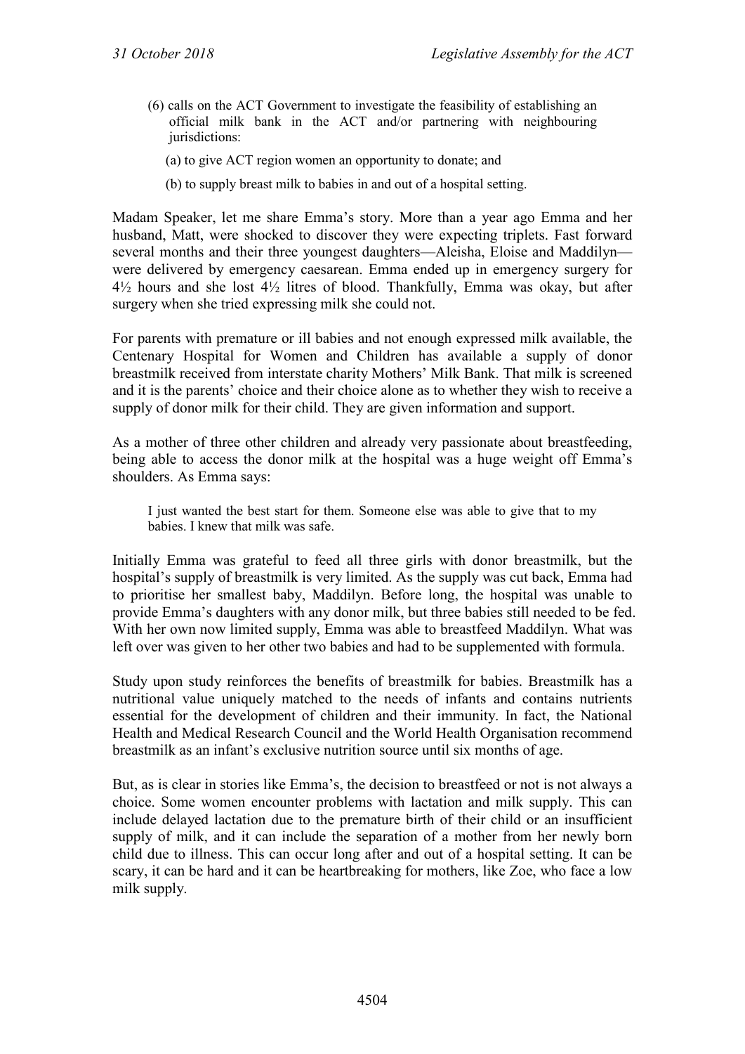(6) calls on the ACT Government to investigate the feasibility of establishing an official milk bank in the ACT and/or partnering with neighbouring jurisdictions:

(a) to give ACT region women an opportunity to donate; and

(b) to supply breast milk to babies in and out of a hospital setting.

Madam Speaker, let me share Emma's story. More than a year ago Emma and her husband, Matt, were shocked to discover they were expecting triplets. Fast forward several months and their three youngest daughters—Aleisha, Eloise and Maddilyn—were delivered by emergency caesarean. Emma ended up in emergency surgery for 4½ hours and she lost 4½ litres of blood. Thankfully, Emma was okay, but after surgery when she tried expressing milk she could not.

For parents with premature or ill babies and not enough expressed milk available, the Centenary Hospital for Women and Children has available a supply of donor breastmilk received from interstate charity Mothers' Milk Bank. That milk is screened and it is the parents' choice and their choice alone as to whether they wish to receive a supply of donor milk for their child. They are given information and support.

As a mother of three other children and already very passionate about breastfeeding, being able to access the donor milk at the hospital was a huge weight off Emma's shoulders. As Emma says:

> I just wanted the best start for them. Someone else was able to give that to my babies. I knew that milk was safe.

Initially Emma was grateful to feed all three girls with donor breastmilk, but the hospital's supply of breastmilk is very limited. As the supply was cut back, Emma had to prioritise her smallest baby, Maddilyn. Before long, the hospital was unable to provide Emma's daughters with any donor milk, but three babies still needed to be fed. With her own now limited supply, Emma was able to breastfeed Maddilyn. What was left over was given to her other two babies and had to be supplemented with formula.

Study upon study reinforces the benefits of breastmilk for babies. Breastmilk has a nutritional value uniquely matched to the needs of infants and contains nutrients essential for the development of children and their immunity. In fact, the National Health and Medical Research Council and the World Health Organisation recommend breastmilk as an infant's exclusive nutrition source until six months of age.

But, as is clear in stories like Emma's, the decision to breastfeed or not is not always a choice. Some women encounter problems with lactation and milk supply. This can include delayed lactation due to the premature birth of their child or an insufficient supply of milk, and it can include the separation of a mother from her newly born child due to illness. This can occur long after and out of a hospital setting. It can be scary, it can be hard and it can be heartbreaking for mothers, like Zoe, who face a low milk supply.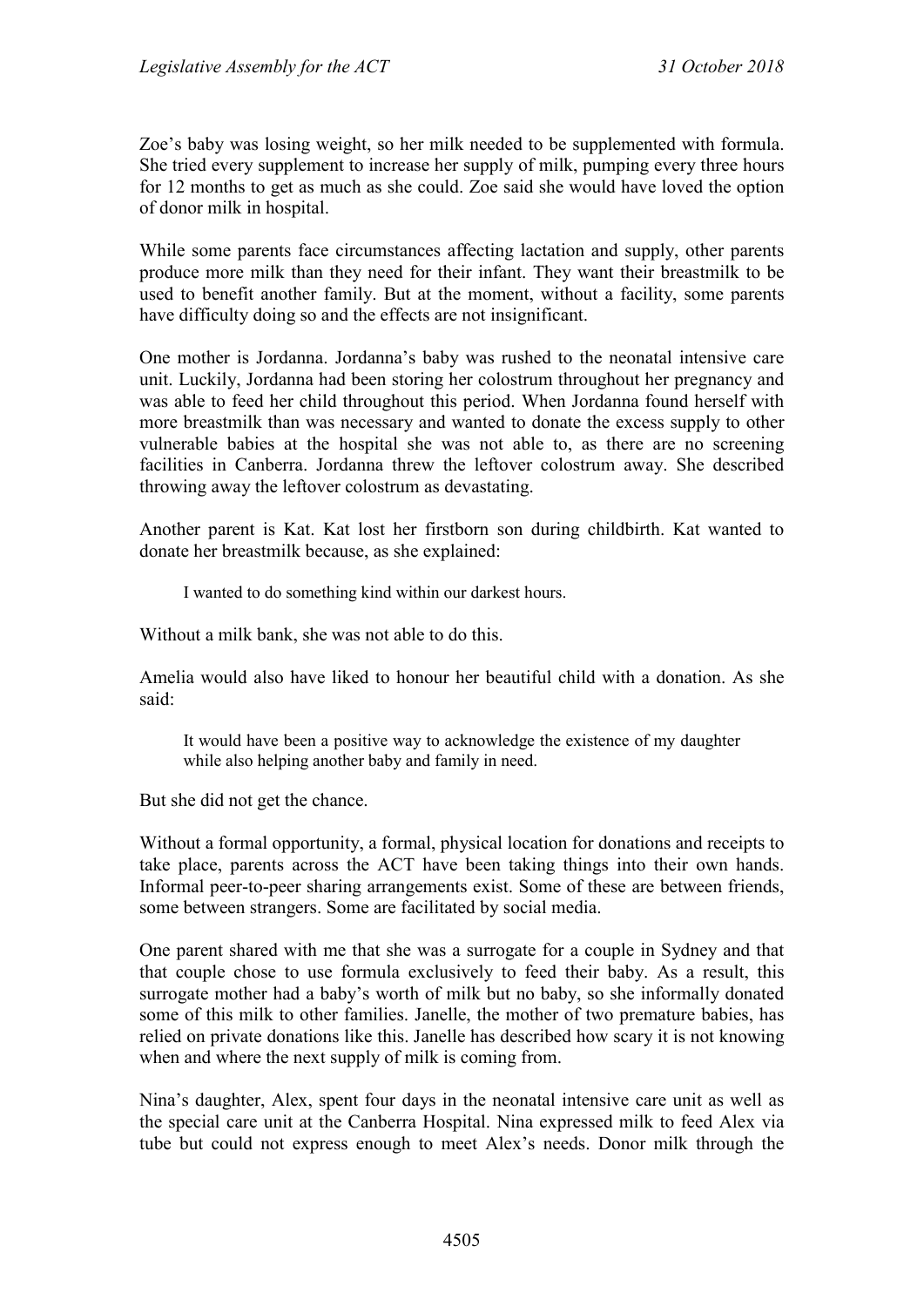Zoe's baby was losing weight, so her milk needed to be supplemented with formula. She tried every supplement to increase her supply of milk, pumping every three hours for 12 months to get as much as she could. Zoe said she would have loved the option of donor milk in hospital.

While some parents face circumstances affecting lactation and supply, other parents produce more milk than they need for their infant. They want their breastmilk to be used to benefit another family. But at the moment, without a facility, some parents have difficulty doing so and the effects are not insignificant.

One mother is Jordanna. Jordanna's baby was rushed to the neonatal intensive care unit. Luckily, Jordanna had been storing her colostrum throughout her pregnancy and was able to feed her child throughout this period. When Jordanna found herself with more breastmilk than was necessary and wanted to donate the excess supply to other vulnerable babies at the hospital she was not able to, as there are no screening facilities in Canberra. Jordanna threw the leftover colostrum away. She described throwing away the leftover colostrum as devastating.

Another parent is Kat. Kat lost her firstborn son during childbirth. Kat wanted to donate her breastmilk because, as she explained:

> I wanted to do something kind within our darkest hours.

Without a milk bank, she was not able to do this.

Amelia would also have liked to honour her beautiful child with a donation. As she said:

> It would have been a positive way to acknowledge the existence of my daughter while also helping another baby and family in need.

But she did not get the chance.

Without a formal opportunity, a formal, physical location for donations and receipts to take place, parents across the ACT have been taking things into their own hands. Informal peer-to-peer sharing arrangements exist. Some of these are between friends, some between strangers. Some are facilitated by social media.

One parent shared with me that she was a surrogate for a couple in Sydney and that that couple chose to use formula exclusively to feed their baby. As a result, this surrogate mother had a baby's worth of milk but no baby, so she informally donated some of this milk to other families. Janelle, the mother of two premature babies, has relied on private donations like this. Janelle has described how scary it is not knowing when and where the next supply of milk is coming from.

Nina's daughter, Alex, spent four days in the neonatal intensive care unit as well as the special care unit at the Canberra Hospital. Nina expressed milk to feed Alex via tube but could not express enough to meet Alex's needs. Donor milk through the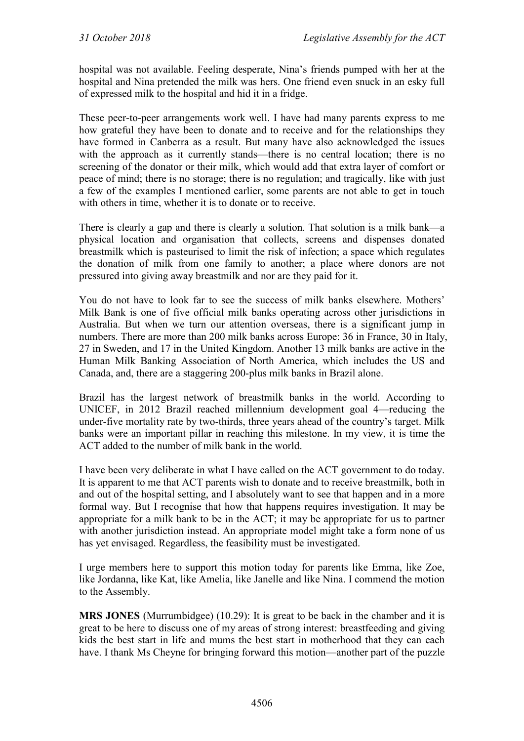hospital was not available. Feeling desperate, Nina's friends pumped with her at the hospital and Nina pretended the milk was hers. One friend even snuck in an esky full of expressed milk to the hospital and hid it in a fridge.

These peer-to-peer arrangements work well. I have had many parents express to me how grateful they have been to donate and to receive and for the relationships they have formed in Canberra as a result. But many have also acknowledged the issues with the approach as it currently stands—there is no central location; there is no screening of the donator or their milk, which would add that extra layer of comfort or peace of mind; there is no storage; there is no regulation; and tragically, like with just a few of the examples I mentioned earlier, some parents are not able to get in touch with others in time, whether it is to donate or to receive.

There is clearly a gap and there is clearly a solution. That solution is a milk bank—a physical location and organisation that collects, screens and dispenses donated breastmilk which is pasteurised to limit the risk of infection; a space which regulates the donation of milk from one family to another; a place where donors are not pressured into giving away breastmilk and nor are they paid for it.

You do not have to look far to see the success of milk banks elsewhere. Mothers' Milk Bank is one of five official milk banks operating across other jurisdictions in Australia. But when we turn our attention overseas, there is a significant jump in numbers. There are more than 200 milk banks across Europe: 36 in France, 30 in Italy, 27 in Sweden, and 17 in the United Kingdom. Another 13 milk banks are active in the Human Milk Banking Association of North America, which includes the US and Canada, and, there are a staggering 200-plus milk banks in Brazil alone.

Brazil has the largest network of breastmilk banks in the world. According to UNICEF, in 2012 Brazil reached millennium development goal 4—reducing the under-five mortality rate by two-thirds, three years ahead of the country's target. Milk banks were an important pillar in reaching this milestone. In my view, it is time the ACT added to the number of milk bank in the world.

I have been very deliberate in what I have called on the ACT government to do today. It is apparent to me that ACT parents wish to donate and to receive breastmilk, both in and out of the hospital setting, and I absolutely want to see that happen and in a more formal way. But I recognise that how that happens requires investigation. It may be appropriate for a milk bank to be in the ACT; it may be appropriate for us to partner with another jurisdiction instead. An appropriate model might take a form none of us has yet envisaged. Regardless, the feasibility must be investigated.

I urge members here to support this motion today for parents like Emma, like Zoe, like Jordanna, like Kat, like Amelia, like Janelle and like Nina. I commend the motion to the Assembly.

**MRS JONES** (Murrumbidgee) (10.29): It is great to be back in the chamber and it is great to be here to discuss one of my areas of strong interest: breastfeeding and giving kids the best start in life and mums the best start in motherhood that they can each have. I thank Ms Cheyne for bringing forward this motion—another part of the puzzle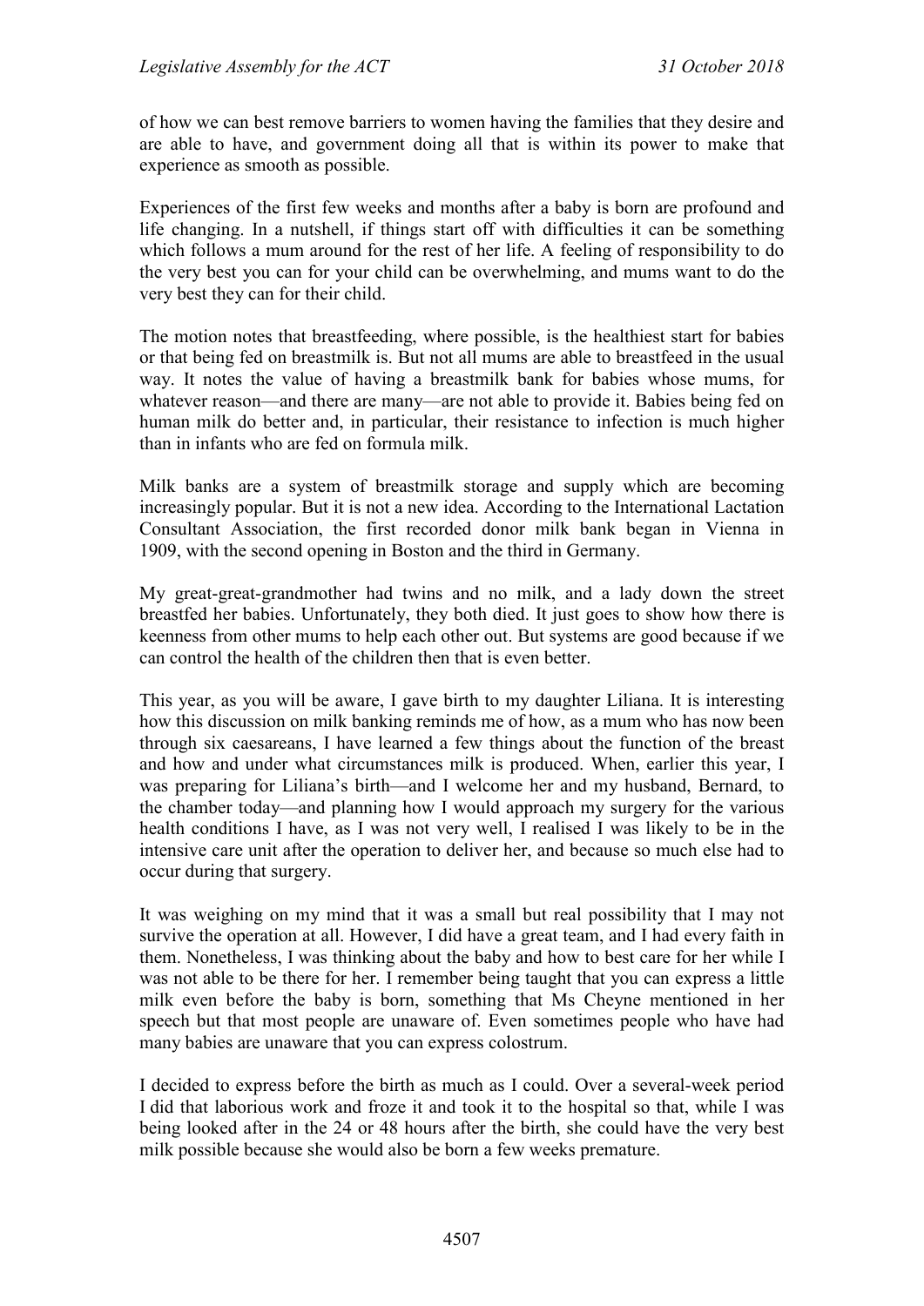of how we can best remove barriers to women having the families that they desire and are able to have, and government doing all that is within its power to make that experience as smooth as possible.

Experiences of the first few weeks and months after a baby is born are profound and life changing. In a nutshell, if things start off with difficulties it can be something which follows a mum around for the rest of her life. A feeling of responsibility to do the very best you can for your child can be overwhelming, and mums want to do the very best they can for their child.

The motion notes that breastfeeding, where possible, is the healthiest start for babies or that being fed on breastmilk is. But not all mums are able to breastfeed in the usual way. It notes the value of having a breastmilk bank for babies whose mums, for whatever reason—and there are many—are not able to provide it. Babies being fed on human milk do better and, in particular, their resistance to infection is much higher than in infants who are fed on formula milk.

Milk banks are a system of breastmilk storage and supply which are becoming increasingly popular. But it is not a new idea. According to the International Lactation Consultant Association, the first recorded donor milk bank began in Vienna in 1909, with the second opening in Boston and the third in Germany.

My great-great-grandmother had twins and no milk, and a lady down the street breastfed her babies. Unfortunately, they both died. It just goes to show how there is keenness from other mums to help each other out. But systems are good because if we can control the health of the children then that is even better.

This year, as you will be aware, I gave birth to my daughter Liliana. It is interesting how this discussion on milk banking reminds me of how, as a mum who has now been through six caesareans, I have learned a few things about the function of the breast and how and under what circumstances milk is produced. When, earlier this year, I was preparing for Liliana's birth—and I welcome her and my husband, Bernard, to the chamber today—and planning how I would approach my surgery for the various health conditions I have, as I was not very well, I realised I was likely to be in the intensive care unit after the operation to deliver her, and because so much else had to occur during that surgery.

It was weighing on my mind that it was a small but real possibility that I may not survive the operation at all. However, I did have a great team, and I had every faith in them. Nonetheless, I was thinking about the baby and how to best care for her while I was not able to be there for her. I remember being taught that you can express a little milk even before the baby is born, something that Ms Cheyne mentioned in her speech but that most people are unaware of. Even sometimes people who have had many babies are unaware that you can express colostrum.

I decided to express before the birth as much as I could. Over a several-week period I did that laborious work and froze it and took it to the hospital so that, while I was being looked after in the 24 or 48 hours after the birth, she could have the very best milk possible because she would also be born a few weeks premature.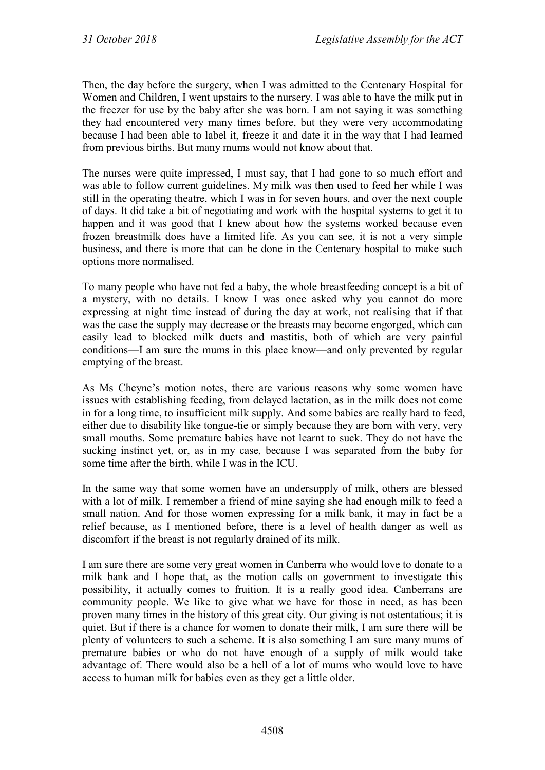Then, the day before the surgery, when I was admitted to the Centenary Hospital for Women and Children, I went upstairs to the nursery. I was able to have the milk put in the freezer for use by the baby after she was born. I am not saying it was something they had encountered very many times before, but they were very accommodating because I had been able to label it, freeze it and date it in the way that I had learned from previous births. But many mums would not know about that.

The nurses were quite impressed, I must say, that I had gone to so much effort and was able to follow current guidelines. My milk was then used to feed her while I was still in the operating theatre, which I was in for seven hours, and over the next couple of days. It did take a bit of negotiating and work with the hospital systems to get it to happen and it was good that I knew about how the systems worked because even frozen breastmilk does have a limited life. As you can see, it is not a very simple business, and there is more that can be done in the Centenary hospital to make such options more normalised.

To many people who have not fed a baby, the whole breastfeeding concept is a bit of a mystery, with no details. I know I was once asked why you cannot do more expressing at night time instead of during the day at work, not realising that if that was the case the supply may decrease or the breasts may become engorged, which can easily lead to blocked milk ducts and mastitis, both of which are very painful conditions—I am sure the mums in this place know—and only prevented by regular emptying of the breast.

As Ms Cheyne's motion notes, there are various reasons why some women have issues with establishing feeding, from delayed lactation, as in the milk does not come in for a long time, to insufficient milk supply. And some babies are really hard to feed, either due to disability like tongue-tie or simply because they are born with very, very small mouths. Some premature babies have not learnt to suck. They do not have the sucking instinct yet, or, as in my case, because I was separated from the baby for some time after the birth, while I was in the ICU.

In the same way that some women have an undersupply of milk, others are blessed with a lot of milk. I remember a friend of mine saying she had enough milk to feed a small nation. And for those women expressing for a milk bank, it may in fact be a relief because, as I mentioned before, there is a level of health danger as well as discomfort if the breast is not regularly drained of its milk.

I am sure there are some very great women in Canberra who would love to donate to a milk bank and I hope that, as the motion calls on government to investigate this possibility, it actually comes to fruition. It is a really good idea. Canberrans are community people. We like to give what we have for those in need, as has been proven many times in the history of this great city. Our giving is not ostentatious; it is quiet. But if there is a chance for women to donate their milk, I am sure there will be plenty of volunteers to such a scheme. It is also something I am sure many mums of premature babies or who do not have enough of a supply of milk would take advantage of. There would also be a hell of a lot of mums who would love to have access to human milk for babies even as they get a little older.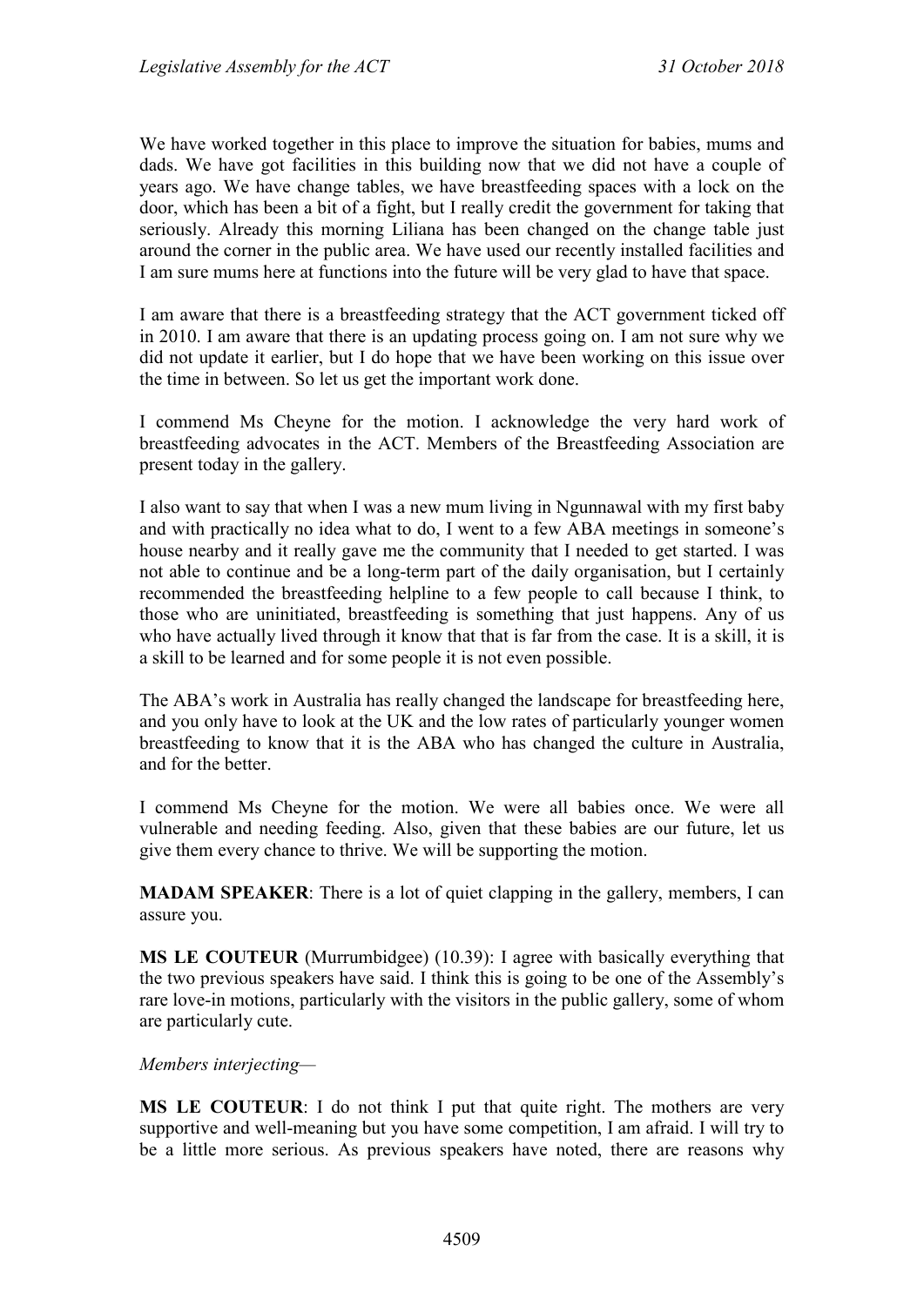We have worked together in this place to improve the situation for babies, mums and dads. We have got facilities in this building now that we did not have a couple of years ago. We have change tables, we have breastfeeding spaces with a lock on the door, which has been a bit of a fight, but I really credit the government for taking that seriously. Already this morning Liliana has been changed on the change table just around the corner in the public area. We have used our recently installed facilities and I am sure mums here at functions into the future will be very glad to have that space.

I am aware that there is a breastfeeding strategy that the ACT government ticked off in 2010. I am aware that there is an updating process going on. I am not sure why we did not update it earlier, but I do hope that we have been working on this issue over the time in between. So let us get the important work done.

I commend Ms Cheyne for the motion. I acknowledge the very hard work of breastfeeding advocates in the ACT. Members of the Breastfeeding Association are present today in the gallery.

I also want to say that when I was a new mum living in Ngunnawal with my first baby and with practically no idea what to do, I went to a few ABA meetings in someone's house nearby and it really gave me the community that I needed to get started. I was not able to continue and be a long-term part of the daily organisation, but I certainly recommended the breastfeeding helpline to a few people to call because I think, to those who are uninitiated, breastfeeding is something that just happens. Any of us who have actually lived through it know that that is far from the case. It is a skill, it is a skill to be learned and for some people it is not even possible.

The ABA's work in Australia has really changed the landscape for breastfeeding here, and you only have to look at the UK and the low rates of particularly younger women breastfeeding to know that it is the ABA who has changed the culture in Australia, and for the better.

I commend Ms Cheyne for the motion. We were all babies once. We were all vulnerable and needing feeding. Also, given that these babies are our future, let us give them every chance to thrive. We will be supporting the motion.

**MADAM SPEAKER**: There is a lot of quiet clapping in the gallery, members, I can assure you.

**MS LE COUTEUR** (Murrumbidgee) (10.39): I agree with basically everything that the two previous speakers have said. I think this is going to be one of the Assembly's rare love-in motions, particularly with the visitors in the public gallery, some of whom are particularly cute.

*Members interjecting—*

**MS LE COUTEUR**: I do not think I put that quite right. The mothers are very supportive and well-meaning but you have some competition, I am afraid. I will try to be a little more serious. As previous speakers have noted, there are reasons why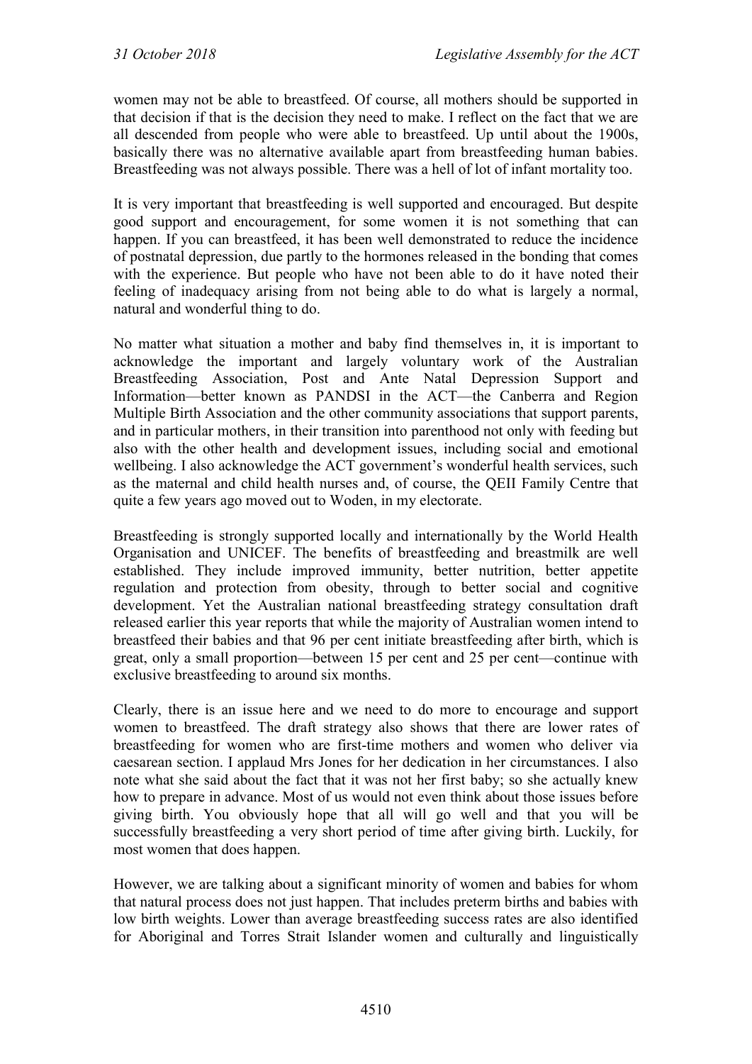women may not be able to breastfeed. Of course, all mothers should be supported in that decision if that is the decision they need to make. I reflect on the fact that we are all descended from people who were able to breastfeed. Up until about the 1900s, basically there was no alternative available apart from breastfeeding human babies. Breastfeeding was not always possible. There was a hell of lot of infant mortality too.

It is very important that breastfeeding is well supported and encouraged. But despite good support and encouragement, for some women it is not something that can happen. If you can breastfeed, it has been well demonstrated to reduce the incidence of postnatal depression, due partly to the hormones released in the bonding that comes with the experience. But people who have not been able to do it have noted their feeling of inadequacy arising from not being able to do what is largely a normal, natural and wonderful thing to do.

No matter what situation a mother and baby find themselves in, it is important to acknowledge the important and largely voluntary work of the Australian Breastfeeding Association, Post and Ante Natal Depression Support and Information—better known as PANDSI in the ACT—the Canberra and Region Multiple Birth Association and the other community associations that support parents, and in particular mothers, in their transition into parenthood not only with feeding but also with the other health and development issues, including social and emotional wellbeing. I also acknowledge the ACT government's wonderful health services, such as the maternal and child health nurses and, of course, the QEII Family Centre that quite a few years ago moved out to Woden, in my electorate.

Breastfeeding is strongly supported locally and internationally by the World Health Organisation and UNICEF. The benefits of breastfeeding and breastmilk are well established. They include improved immunity, better nutrition, better appetite regulation and protection from obesity, through to better social and cognitive development. Yet the Australian national breastfeeding strategy consultation draft released earlier this year reports that while the majority of Australian women intend to breastfeed their babies and that 96 per cent initiate breastfeeding after birth, which is great, only a small proportion—between 15 per cent and 25 per cent—continue with exclusive breastfeeding to around six months.

Clearly, there is an issue here and we need to do more to encourage and support women to breastfeed. The draft strategy also shows that there are lower rates of breastfeeding for women who are first-time mothers and women who deliver via caesarean section. I applaud Mrs Jones for her dedication in her circumstances. I also note what she said about the fact that it was not her first baby; so she actually knew how to prepare in advance. Most of us would not even think about those issues before giving birth. You obviously hope that all will go well and that you will be successfully breastfeeding a very short period of time after giving birth. Luckily, for most women that does happen.

However, we are talking about a significant minority of women and babies for whom that natural process does not just happen. That includes preterm births and babies with low birth weights. Lower than average breastfeeding success rates are also identified for Aboriginal and Torres Strait Islander women and culturally and linguistically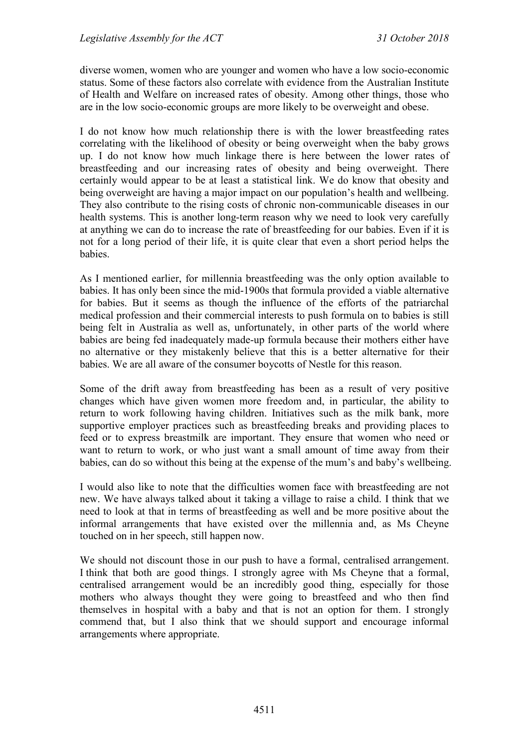diverse women, women who are younger and women who have a low socio-economic status. Some of these factors also correlate with evidence from the Australian Institute of Health and Welfare on increased rates of obesity. Among other things, those who are in the low socio-economic groups are more likely to be overweight and obese.

I do not know how much relationship there is with the lower breastfeeding rates correlating with the likelihood of obesity or being overweight when the baby grows up. I do not know how much linkage there is here between the lower rates of breastfeeding and our increasing rates of obesity and being overweight. There certainly would appear to be at least a statistical link. We do know that obesity and being overweight are having a major impact on our population's health and wellbeing. They also contribute to the rising costs of chronic non-communicable diseases in our health systems. This is another long-term reason why we need to look very carefully at anything we can do to increase the rate of breastfeeding for our babies. Even if it is not for a long period of their life, it is quite clear that even a short period helps the babies.

As I mentioned earlier, for millennia breastfeeding was the only option available to babies. It has only been since the mid-1900s that formula provided a viable alternative for babies. But it seems as though the influence of the efforts of the patriarchal medical profession and their commercial interests to push formula on to babies is still being felt in Australia as well as, unfortunately, in other parts of the world where babies are being fed inadequately made-up formula because their mothers either have no alternative or they mistakenly believe that this is a better alternative for their babies. We are all aware of the consumer boycotts of Nestle for this reason.

Some of the drift away from breastfeeding has been as a result of very positive changes which have given women more freedom and, in particular, the ability to return to work following having children. Initiatives such as the milk bank, more supportive employer practices such as breastfeeding breaks and providing places to feed or to express breastmilk are important. They ensure that women who need or want to return to work, or who just want a small amount of time away from their babies, can do so without this being at the expense of the mum's and baby's wellbeing.

I would also like to note that the difficulties women face with breastfeeding are not new. We have always talked about it taking a village to raise a child. I think that we need to look at that in terms of breastfeeding as well and be more positive about the informal arrangements that have existed over the millennia and, as Ms Cheyne touched on in her speech, still happen now.

We should not discount those in our push to have a formal, centralised arrangement. I think that both are good things. I strongly agree with Ms Cheyne that a formal, centralised arrangement would be an incredibly good thing, especially for those mothers who always thought they were going to breastfeed and who then find themselves in hospital with a baby and that is not an option for them. I strongly commend that, but I also think that we should support and encourage informal arrangements where appropriate.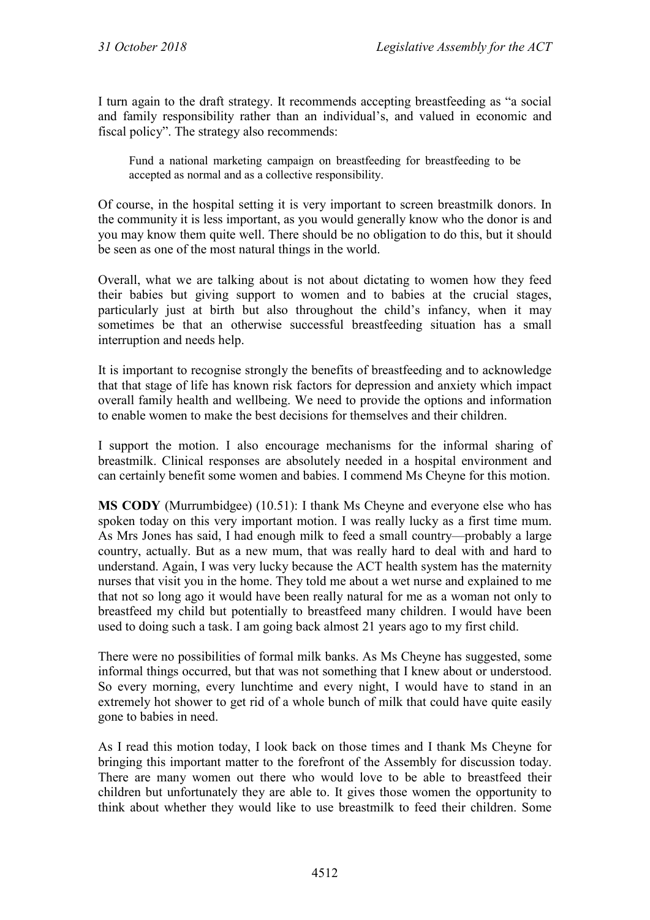I turn again to the draft strategy. It recommends accepting breastfeeding as "a social and family responsibility rather than an individual's, and valued in economic and fiscal policy". The strategy also recommends:

> Fund a national marketing campaign on breastfeeding for breastfeeding to be accepted as normal and as a collective responsibility.

Of course, in the hospital setting it is very important to screen breastmilk donors. In the community it is less important, as you would generally know who the donor is and you may know them quite well. There should be no obligation to do this, but it should be seen as one of the most natural things in the world.

Overall, what we are talking about is not about dictating to women how they feed their babies but giving support to women and to babies at the crucial stages, particularly just at birth but also throughout the child's infancy, when it may sometimes be that an otherwise successful breastfeeding situation has a small interruption and needs help.

It is important to recognise strongly the benefits of breastfeeding and to acknowledge that that stage of life has known risk factors for depression and anxiety which impact overall family health and wellbeing. We need to provide the options and information to enable women to make the best decisions for themselves and their children.

I support the motion. I also encourage mechanisms for the informal sharing of breastmilk. Clinical responses are absolutely needed in a hospital environment and can certainly benefit some women and babies. I commend Ms Cheyne for this motion.

**MS CODY** (Murrumbidgee) (10.51): I thank Ms Cheyne and everyone else who has spoken today on this very important motion. I was really lucky as a first time mum. As Mrs Jones has said, I had enough milk to feed a small country—probably a large country, actually. But as a new mum, that was really hard to deal with and hard to understand. Again, I was very lucky because the ACT health system has the maternity nurses that visit you in the home. They told me about a wet nurse and explained to me that not so long ago it would have been really natural for me as a woman not only to breastfeed my child but potentially to breastfeed many children. I would have been used to doing such a task. I am going back almost 21 years ago to my first child.

There were no possibilities of formal milk banks. As Ms Cheyne has suggested, some informal things occurred, but that was not something that I knew about or understood. So every morning, every lunchtime and every night, I would have to stand in an extremely hot shower to get rid of a whole bunch of milk that could have quite easily gone to babies in need.

As I read this motion today, I look back on those times and I thank Ms Cheyne for bringing this important matter to the forefront of the Assembly for discussion today. There are many women out there who would love to be able to breastfeed their children but unfortunately they are able to. It gives those women the opportunity to think about whether they would like to use breastmilk to feed their children. Some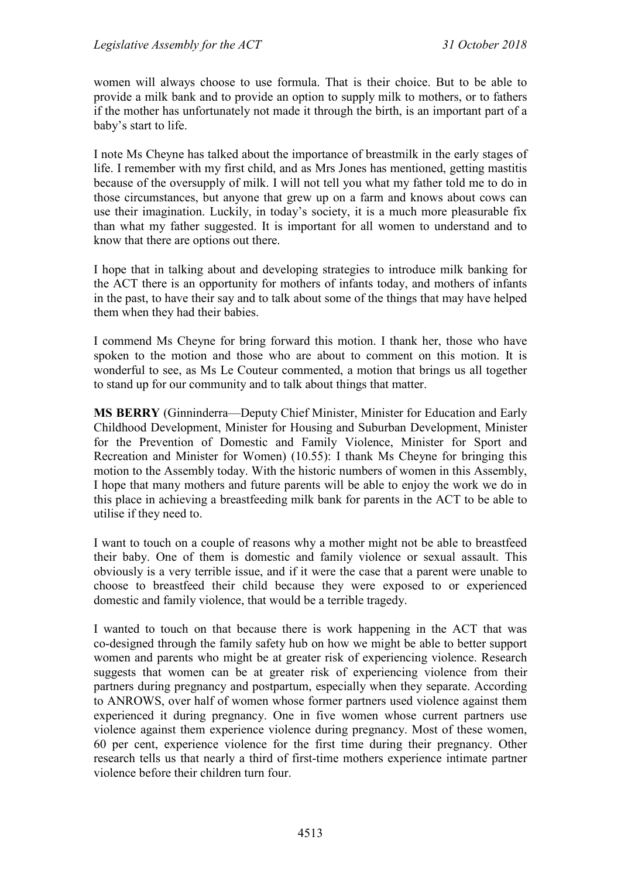women will always choose to use formula. That is their choice. But to be able to provide a milk bank and to provide an option to supply milk to mothers, or to fathers if the mother has unfortunately not made it through the birth, is an important part of a baby's start to life.

I note Ms Cheyne has talked about the importance of breastmilk in the early stages of life. I remember with my first child, and as Mrs Jones has mentioned, getting mastitis because of the oversupply of milk. I will not tell you what my father told me to do in those circumstances, but anyone that grew up on a farm and knows about cows can use their imagination. Luckily, in today's society, it is a much more pleasurable fix than what my father suggested. It is important for all women to understand and to know that there are options out there.

I hope that in talking about and developing strategies to introduce milk banking for the ACT there is an opportunity for mothers of infants today, and mothers of infants in the past, to have their say and to talk about some of the things that may have helped them when they had their babies.

I commend Ms Cheyne for bring forward this motion. I thank her, those who have spoken to the motion and those who are about to comment on this motion. It is wonderful to see, as Ms Le Couteur commented, a motion that brings us all together to stand up for our community and to talk about things that matter.

**MS BERRY** (Ginninderra—Deputy Chief Minister, Minister for Education and Early Childhood Development, Minister for Housing and Suburban Development, Minister for the Prevention of Domestic and Family Violence, Minister for Sport and Recreation and Minister for Women) (10.55): I thank Ms Cheyne for bringing this motion to the Assembly today. With the historic numbers of women in this Assembly, I hope that many mothers and future parents will be able to enjoy the work we do in this place in achieving a breastfeeding milk bank for parents in the ACT to be able to utilise if they need to.

I want to touch on a couple of reasons why a mother might not be able to breastfeed their baby. One of them is domestic and family violence or sexual assault. This obviously is a very terrible issue, and if it were the case that a parent were unable to choose to breastfeed their child because they were exposed to or experienced domestic and family violence, that would be a terrible tragedy.

I wanted to touch on that because there is work happening in the ACT that was co-designed through the family safety hub on how we might be able to better support women and parents who might be at greater risk of experiencing violence. Research suggests that women can be at greater risk of experiencing violence from their partners during pregnancy and postpartum, especially when they separate. According to ANROWS, over half of women whose former partners used violence against them experienced it during pregnancy. One in five women whose current partners use violence against them experience violence during pregnancy. Most of these women, 60 per cent, experience violence for the first time during their pregnancy. Other research tells us that nearly a third of first-time mothers experience intimate partner violence before their children turn four.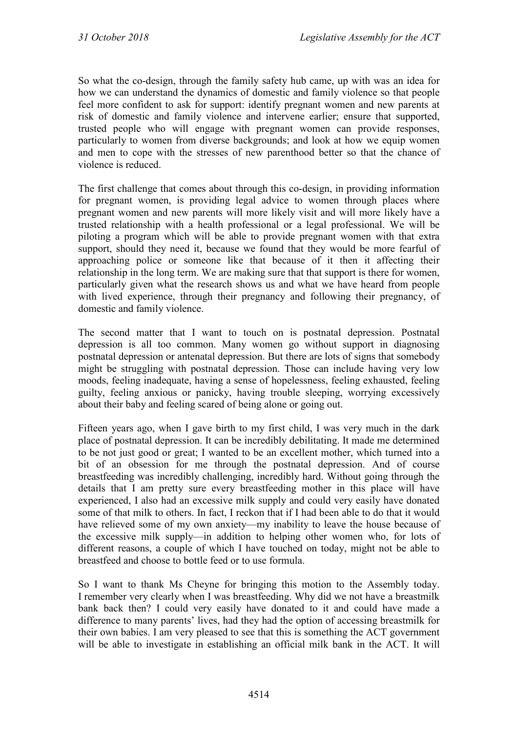So what the co-design, through the family safety hub came, up with was an idea for how we can understand the dynamics of domestic and family violence so that people feel more confident to ask for support: identify pregnant women and new parents at risk of domestic and family violence and intervene earlier; ensure that supported, trusted people who will engage with pregnant women can provide responses, particularly to women from diverse backgrounds; and look at how we equip women and men to cope with the stresses of new parenthood better so that the chance of violence is reduced.

The first challenge that comes about through this co-design, in providing information for pregnant women, is providing legal advice to women through places where pregnant women and new parents will more likely visit and will more likely have a trusted relationship with a health professional or a legal professional. We will be piloting a program which will be able to provide pregnant women with that extra support, should they need it, because we found that they would be more fearful of approaching police or someone like that because of it then it affecting their relationship in the long term. We are making sure that that support is there for women, particularly given what the research shows us and what we have heard from people with lived experience, through their pregnancy and following their pregnancy, of domestic and family violence.

The second matter that I want to touch on is postnatal depression. Postnatal depression is all too common. Many women go without support in diagnosing postnatal depression or antenatal depression. But there are lots of signs that somebody might be struggling with postnatal depression. Those can include having very low moods, feeling inadequate, having a sense of hopelessness, feeling exhausted, feeling guilty, feeling anxious or panicky, having trouble sleeping, worrying excessively about their baby and feeling scared of being alone or going out.

Fifteen years ago, when I gave birth to my first child, I was very much in the dark place of postnatal depression. It can be incredibly debilitating. It made me determined to be not just good or great; I wanted to be an excellent mother, which turned into a bit of an obsession for me through the postnatal depression. And of course breastfeeding was incredibly challenging, incredibly hard. Without going through the details that I am pretty sure every breastfeeding mother in this place will have experienced, I also had an excessive milk supply and could very easily have donated some of that milk to others. In fact, I reckon that if I had been able to do that it would have relieved some of my own anxiety—my inability to leave the house because of the excessive milk supply—in addition to helping other women who, for lots of different reasons, a couple of which I have touched on today, might not be able to breastfeed and choose to bottle feed or to use formula.

So I want to thank Ms Cheyne for bringing this motion to the Assembly today. I remember very clearly when I was breastfeeding. Why did we not have a breastmilk bank back then? I could very easily have donated to it and could have made a difference to many parents' lives, had they had the option of accessing breastmilk for their own babies. I am very pleased to see that this is something the ACT government will be able to investigate in establishing an official milk bank in the ACT. It will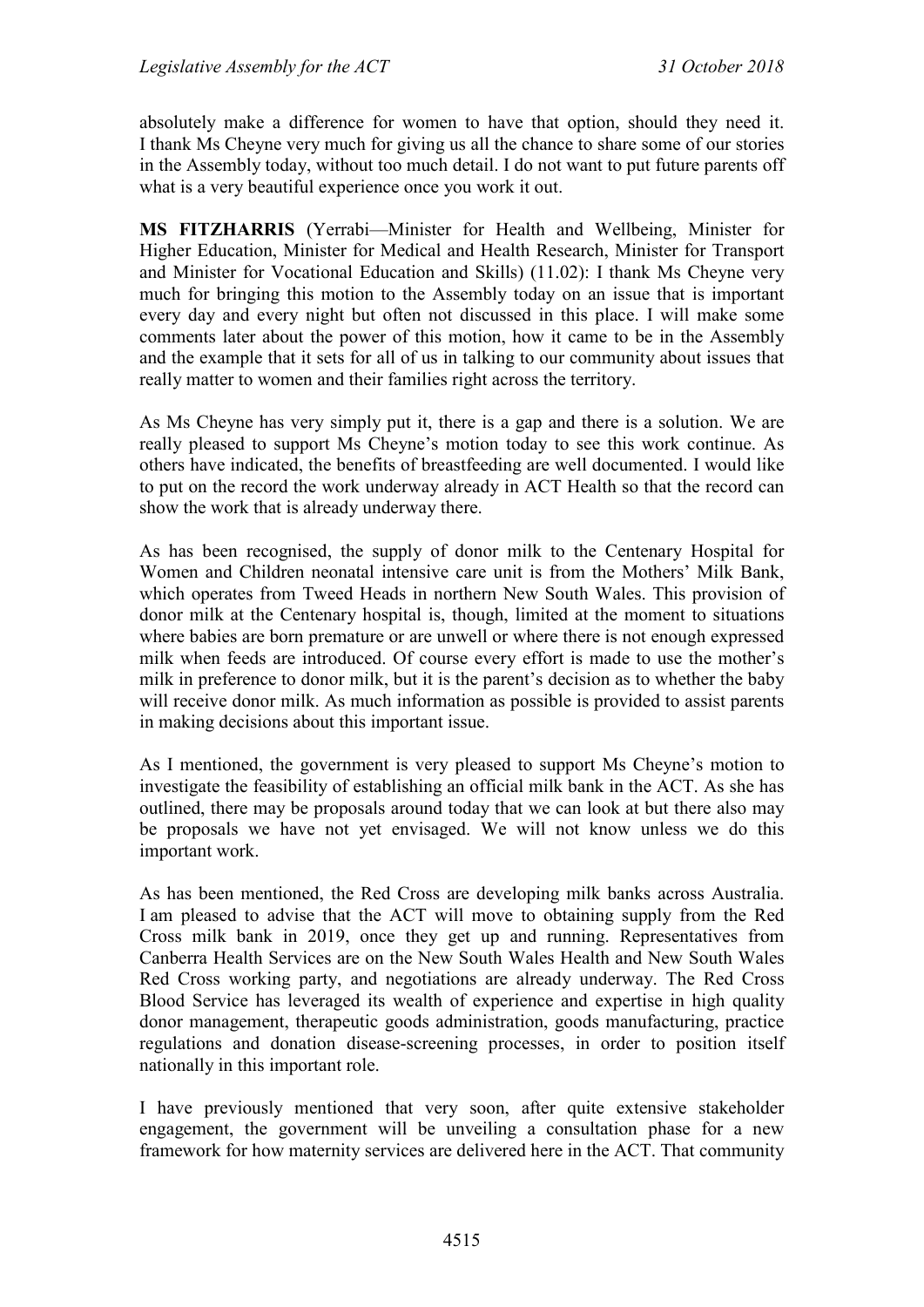absolutely make a difference for women to have that option, should they need it. I thank Ms Cheyne very much for giving us all the chance to share some of our stories in the Assembly today, without too much detail. I do not want to put future parents off what is a very beautiful experience once you work it out.

**MS FITZHARRIS** (Yerrabi—Minister for Health and Wellbeing, Minister for Higher Education, Minister for Medical and Health Research, Minister for Transport and Minister for Vocational Education and Skills) (11.02): I thank Ms Cheyne very much for bringing this motion to the Assembly today on an issue that is important every day and every night but often not discussed in this place. I will make some comments later about the power of this motion, how it came to be in the Assembly and the example that it sets for all of us in talking to our community about issues that really matter to women and their families right across the territory.

As Ms Cheyne has very simply put it, there is a gap and there is a solution. We are really pleased to support Ms Cheyne's motion today to see this work continue. As others have indicated, the benefits of breastfeeding are well documented. I would like to put on the record the work underway already in ACT Health so that the record can show the work that is already underway there.

As has been recognised, the supply of donor milk to the Centenary Hospital for Women and Children neonatal intensive care unit is from the Mothers' Milk Bank, which operates from Tweed Heads in northern New South Wales. This provision of donor milk at the Centenary hospital is, though, limited at the moment to situations where babies are born premature or are unwell or where there is not enough expressed milk when feeds are introduced. Of course every effort is made to use the mother's milk in preference to donor milk, but it is the parent's decision as to whether the baby will receive donor milk. As much information as possible is provided to assist parents in making decisions about this important issue.

As I mentioned, the government is very pleased to support Ms Cheyne's motion to investigate the feasibility of establishing an official milk bank in the ACT. As she has outlined, there may be proposals around today that we can look at but there also may be proposals we have not yet envisaged. We will not know unless we do this important work.

As has been mentioned, the Red Cross are developing milk banks across Australia. I am pleased to advise that the ACT will move to obtaining supply from the Red Cross milk bank in 2019, once they get up and running. Representatives from Canberra Health Services are on the New South Wales Health and New South Wales Red Cross working party, and negotiations are already underway. The Red Cross Blood Service has leveraged its wealth of experience and expertise in high quality donor management, therapeutic goods administration, goods manufacturing, practice regulations and donation disease-screening processes, in order to position itself nationally in this important role.

I have previously mentioned that very soon, after quite extensive stakeholder engagement, the government will be unveiling a consultation phase for a new framework for how maternity services are delivered here in the ACT. That community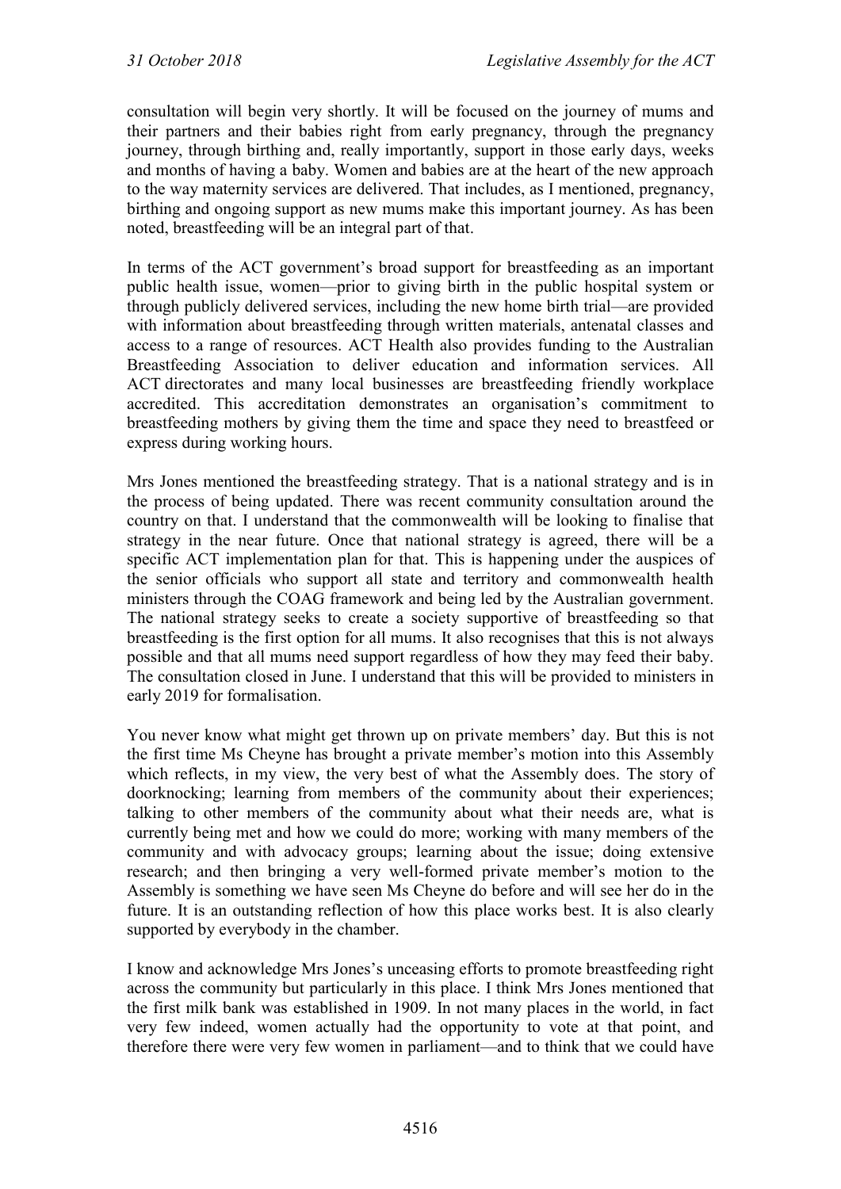consultation will begin very shortly. It will be focused on the journey of mums and their partners and their babies right from early pregnancy, through the pregnancy journey, through birthing and, really importantly, support in those early days, weeks and months of having a baby. Women and babies are at the heart of the new approach to the way maternity services are delivered. That includes, as I mentioned, pregnancy, birthing and ongoing support as new mums make this important journey. As has been noted, breastfeeding will be an integral part of that.

In terms of the ACT government's broad support for breastfeeding as an important public health issue, women—prior to giving birth in the public hospital system or through publicly delivered services, including the new home birth trial—are provided with information about breastfeeding through written materials, antenatal classes and access to a range of resources. ACT Health also provides funding to the Australian Breastfeeding Association to deliver education and information services. All ACT directorates and many local businesses are breastfeeding friendly workplace accredited. This accreditation demonstrates an organisation's commitment to breastfeeding mothers by giving them the time and space they need to breastfeed or express during working hours.

Mrs Jones mentioned the breastfeeding strategy. That is a national strategy and is in the process of being updated. There was recent community consultation around the country on that. I understand that the commonwealth will be looking to finalise that strategy in the near future. Once that national strategy is agreed, there will be a specific ACT implementation plan for that. This is happening under the auspices of the senior officials who support all state and territory and commonwealth health ministers through the COAG framework and being led by the Australian government. The national strategy seeks to create a society supportive of breastfeeding so that breastfeeding is the first option for all mums. It also recognises that this is not always possible and that all mums need support regardless of how they may feed their baby. The consultation closed in June. I understand that this will be provided to ministers in early 2019 for formalisation.

You never know what might get thrown up on private members' day. But this is not the first time Ms Cheyne has brought a private member's motion into this Assembly which reflects, in my view, the very best of what the Assembly does. The story of doorknocking; learning from members of the community about their experiences; talking to other members of the community about what their needs are, what is currently being met and how we could do more; working with many members of the community and with advocacy groups; learning about the issue; doing extensive research; and then bringing a very well-formed private member's motion to the Assembly is something we have seen Ms Cheyne do before and will see her do in the future. It is an outstanding reflection of how this place works best. It is also clearly supported by everybody in the chamber.

I know and acknowledge Mrs Jones's unceasing efforts to promote breastfeeding right across the community but particularly in this place. I think Mrs Jones mentioned that the first milk bank was established in 1909. In not many places in the world, in fact very few indeed, women actually had the opportunity to vote at that point, and therefore there were very few women in parliament—and to think that we could have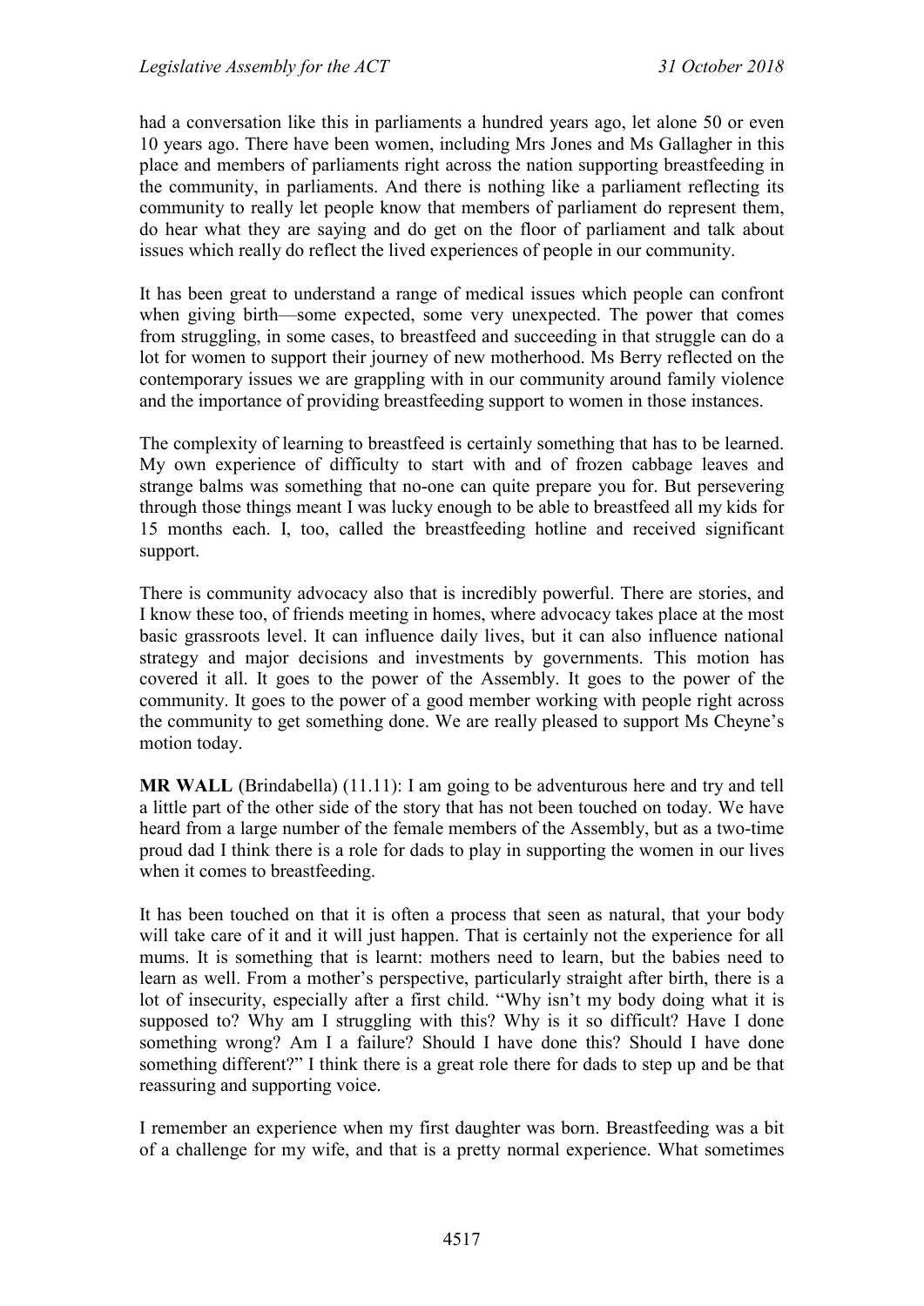had a conversation like this in parliaments a hundred years ago, let alone 50 or even 10 years ago. There have been women, including Mrs Jones and Ms Gallagher in this place and members of parliaments right across the nation supporting breastfeeding in the community, in parliaments. And there is nothing like a parliament reflecting its community to really let people know that members of parliament do represent them, do hear what they are saying and do get on the floor of parliament and talk about issues which really do reflect the lived experiences of people in our community.

It has been great to understand a range of medical issues which people can confront when giving birth—some expected, some very unexpected. The power that comes from struggling, in some cases, to breastfeed and succeeding in that struggle can do a lot for women to support their journey of new motherhood. Ms Berry reflected on the contemporary issues we are grappling with in our community around family violence and the importance of providing breastfeeding support to women in those instances.

The complexity of learning to breastfeed is certainly something that has to be learned. My own experience of difficulty to start with and of frozen cabbage leaves and strange balms was something that no-one can quite prepare you for. But persevering through those things meant I was lucky enough to be able to breastfeed all my kids for 15 months each. I, too, called the breastfeeding hotline and received significant support.

There is community advocacy also that is incredibly powerful. There are stories, and I know these too, of friends meeting in homes, where advocacy takes place at the most basic grassroots level. It can influence daily lives, but it can also influence national strategy and major decisions and investments by governments. This motion has covered it all. It goes to the power of the Assembly. It goes to the power of the community. It goes to the power of a good member working with people right across the community to get something done. We are really pleased to support Ms Cheyne's motion today.

**MR WALL** (Brindabella) (11.11): I am going to be adventurous here and try and tell a little part of the other side of the story that has not been touched on today. We have heard from a large number of the female members of the Assembly, but as a two-time proud dad I think there is a role for dads to play in supporting the women in our lives when it comes to breastfeeding.

It has been touched on that it is often a process that seen as natural, that your body will take care of it and it will just happen. That is certainly not the experience for all mums. It is something that is learnt: mothers need to learn, but the babies need to learn as well. From a mother's perspective, particularly straight after birth, there is a lot of insecurity, especially after a first child. "Why isn't my body doing what it is supposed to? Why am I struggling with this? Why is it so difficult? Have I done something wrong? Am I a failure? Should I have done this? Should I have done something different?" I think there is a great role there for dads to step up and be that reassuring and supporting voice.

I remember an experience when my first daughter was born. Breastfeeding was a bit of a challenge for my wife, and that is a pretty normal experience. What sometimes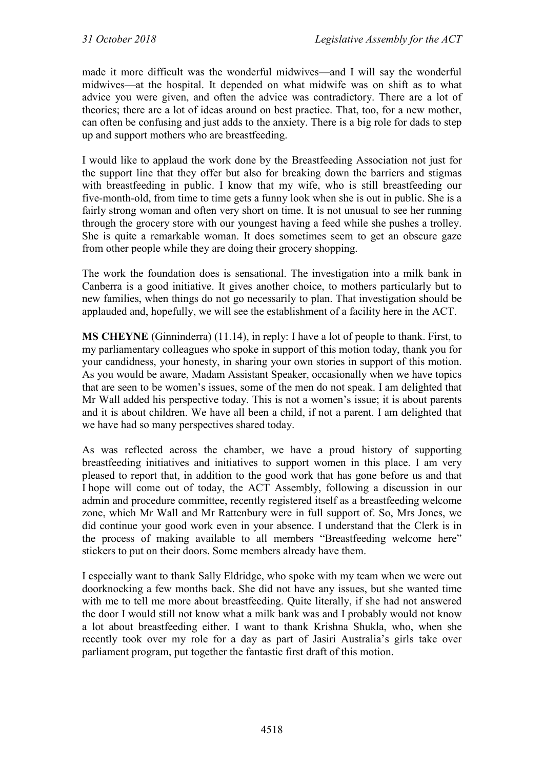made it more difficult was the wonderful midwives—and I will say the wonderful midwives—at the hospital. It depended on what midwife was on shift as to what advice you were given, and often the advice was contradictory. There are a lot of theories; there are a lot of ideas around on best practice. That, too, for a new mother, can often be confusing and just adds to the anxiety. There is a big role for dads to step up and support mothers who are breastfeeding.

I would like to applaud the work done by the Breastfeeding Association not just for the support line that they offer but also for breaking down the barriers and stigmas with breastfeeding in public. I know that my wife, who is still breastfeeding our five-month-old, from time to time gets a funny look when she is out in public. She is a fairly strong woman and often very short on time. It is not unusual to see her running through the grocery store with our youngest having a feed while she pushes a trolley. She is quite a remarkable woman. It does sometimes seem to get an obscure gaze from other people while they are doing their grocery shopping.

The work the foundation does is sensational. The investigation into a milk bank in Canberra is a good initiative. It gives another choice, to mothers particularly but to new families, when things do not go necessarily to plan. That investigation should be applauded and, hopefully, we will see the establishment of a facility here in the ACT.

**MS CHEYNE** (Ginninderra) (11.14), in reply: I have a lot of people to thank. First, to my parliamentary colleagues who spoke in support of this motion today, thank you for your candidness, your honesty, in sharing your own stories in support of this motion. As you would be aware, Madam Assistant Speaker, occasionally when we have topics that are seen to be women's issues, some of the men do not speak. I am delighted that Mr Wall added his perspective today. This is not a women's issue; it is about parents and it is about children. We have all been a child, if not a parent. I am delighted that we have had so many perspectives shared today.

As was reflected across the chamber, we have a proud history of supporting breastfeeding initiatives and initiatives to support women in this place. I am very pleased to report that, in addition to the good work that has gone before us and that I hope will come out of today, the ACT Assembly, following a discussion in our admin and procedure committee, recently registered itself as a breastfeeding welcome zone, which Mr Wall and Mr Rattenbury were in full support of. So, Mrs Jones, we did continue your good work even in your absence. I understand that the Clerk is in the process of making available to all members "Breastfeeding welcome here" stickers to put on their doors. Some members already have them.

I especially want to thank Sally Eldridge, who spoke with my team when we were out doorknocking a few months back. She did not have any issues, but she wanted time with me to tell me more about breastfeeding. Quite literally, if she had not answered the door I would still not know what a milk bank was and I probably would not know a lot about breastfeeding either. I want to thank Krishna Shukla, who, when she recently took over my role for a day as part of Jasiri Australia's girls take over parliament program, put together the fantastic first draft of this motion.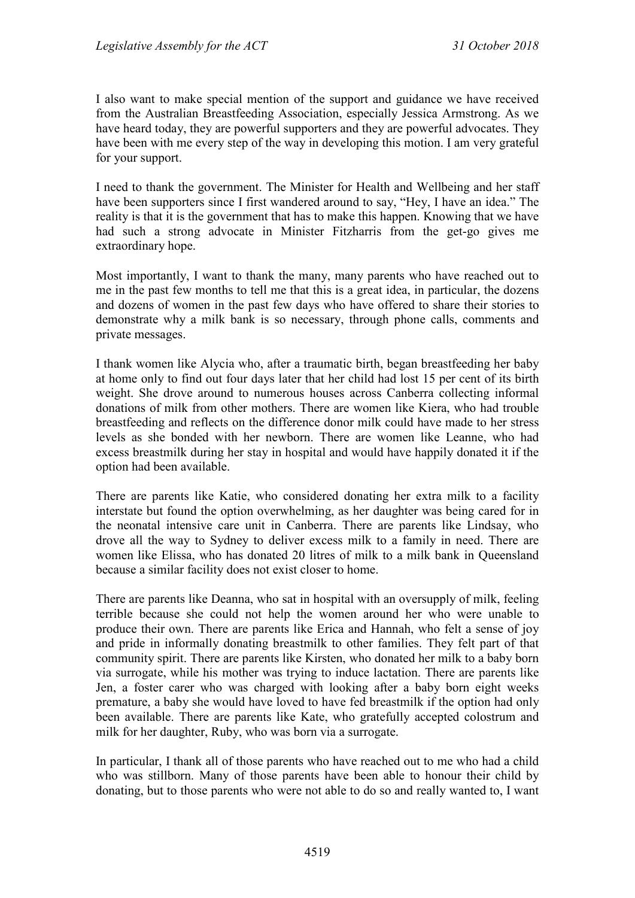I also want to make special mention of the support and guidance we have received from the Australian Breastfeeding Association, especially Jessica Armstrong. As we have heard today, they are powerful supporters and they are powerful advocates. They have been with me every step of the way in developing this motion. I am very grateful for your support.

I need to thank the government. The Minister for Health and Wellbeing and her staff have been supporters since I first wandered around to say, "Hey, I have an idea." The reality is that it is the government that has to make this happen. Knowing that we have had such a strong advocate in Minister Fitzharris from the get-go gives me extraordinary hope.

Most importantly, I want to thank the many, many parents who have reached out to me in the past few months to tell me that this is a great idea, in particular, the dozens and dozens of women in the past few days who have offered to share their stories to demonstrate why a milk bank is so necessary, through phone calls, comments and private messages.

I thank women like Alycia who, after a traumatic birth, began breastfeeding her baby at home only to find out four days later that her child had lost 15 per cent of its birth weight. She drove around to numerous houses across Canberra collecting informal donations of milk from other mothers. There are women like Kiera, who had trouble breastfeeding and reflects on the difference donor milk could have made to her stress levels as she bonded with her newborn. There are women like Leanne, who had excess breastmilk during her stay in hospital and would have happily donated it if the option had been available.

There are parents like Katie, who considered donating her extra milk to a facility interstate but found the option overwhelming, as her daughter was being cared for in the neonatal intensive care unit in Canberra. There are parents like Lindsay, who drove all the way to Sydney to deliver excess milk to a family in need. There are women like Elissa, who has donated 20 litres of milk to a milk bank in Queensland because a similar facility does not exist closer to home.

There are parents like Deanna, who sat in hospital with an oversupply of milk, feeling terrible because she could not help the women around her who were unable to produce their own. There are parents like Erica and Hannah, who felt a sense of joy and pride in informally donating breastmilk to other families. They felt part of that community spirit. There are parents like Kirsten, who donated her milk to a baby born via surrogate, while his mother was trying to induce lactation. There are parents like Jen, a foster carer who was charged with looking after a baby born eight weeks premature, a baby she would have loved to have fed breastmilk if the option had only been available. There are parents like Kate, who gratefully accepted colostrum and milk for her daughter, Ruby, who was born via a surrogate.

In particular, I thank all of those parents who have reached out to me who had a child who was stillborn. Many of those parents have been able to honour their child by donating, but to those parents who were not able to do so and really wanted to, I want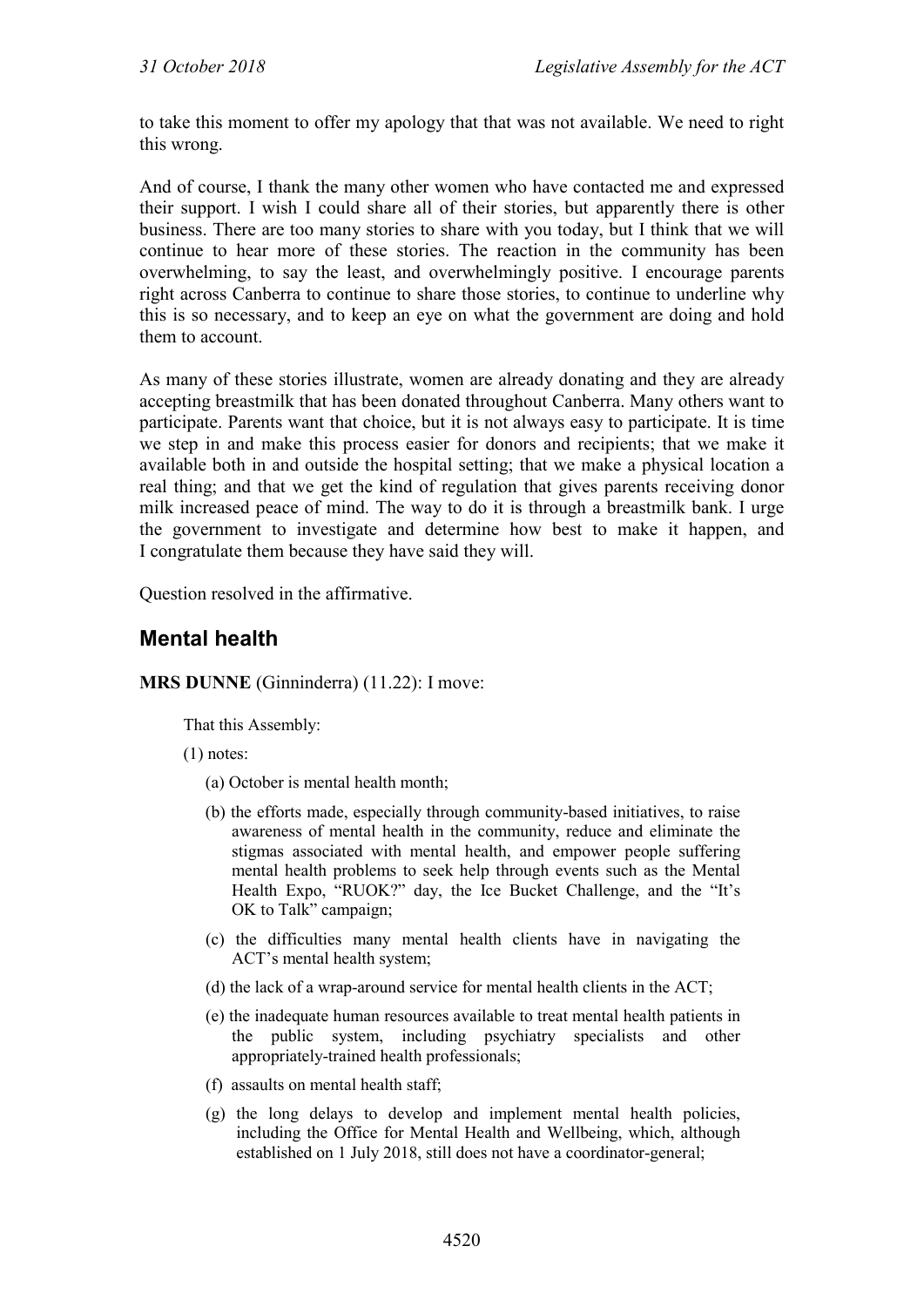to take this moment to offer my apology that that was not available. We need to right this wrong.

And of course, I thank the many other women who have contacted me and expressed their support. I wish I could share all of their stories, but apparently there is other business. There are too many stories to share with you today, but I think that we will continue to hear more of these stories. The reaction in the community has been overwhelming, to say the least, and overwhelmingly positive. I encourage parents right across Canberra to continue to share those stories, to continue to underline why this is so necessary, and to keep an eye on what the government are doing and hold them to account.

As many of these stories illustrate, women are already donating and they are already accepting breastmilk that has been donated throughout Canberra. Many others want to participate. Parents want that choice, but it is not always easy to participate. It is time we step in and make this process easier for donors and recipients; that we make it available both in and outside the hospital setting; that we make a physical location a real thing; and that we get the kind of regulation that gives parents receiving donor milk increased peace of mind. The way to do it is through a breastmilk bank. I urge the government to investigate and determine how best to make it happen, and I congratulate them because they have said they will.

Question resolved in the affirmative.

## Mental health

**MRS DUNNE** (Ginninderra) (11.22): I move:

> That this Assembly:
>
> (1) notes:
>
> (a) October is mental health month;
>
> (b) the efforts made, especially through community-based initiatives, to raise awareness of mental health in the community, reduce and eliminate the stigmas associated with mental health, and empower people suffering mental health problems to seek help through events such as the Mental Health Expo, "RUOK?" day, the Ice Bucket Challenge, and the "It's OK to Talk" campaign;
>
> (c) the difficulties many mental health clients have in navigating the ACT's mental health system;
>
> (d) the lack of a wrap-around service for mental health clients in the ACT;
>
> (e) the inadequate human resources available to treat mental health patients in the public system, including psychiatry specialists and other appropriately-trained health professionals;
>
> (f) assaults on mental health staff;
>
> (g) the long delays to develop and implement mental health policies, including the Office for Mental Health and Wellbeing, which, although established on 1 July 2018, still does not have a coordinator-general;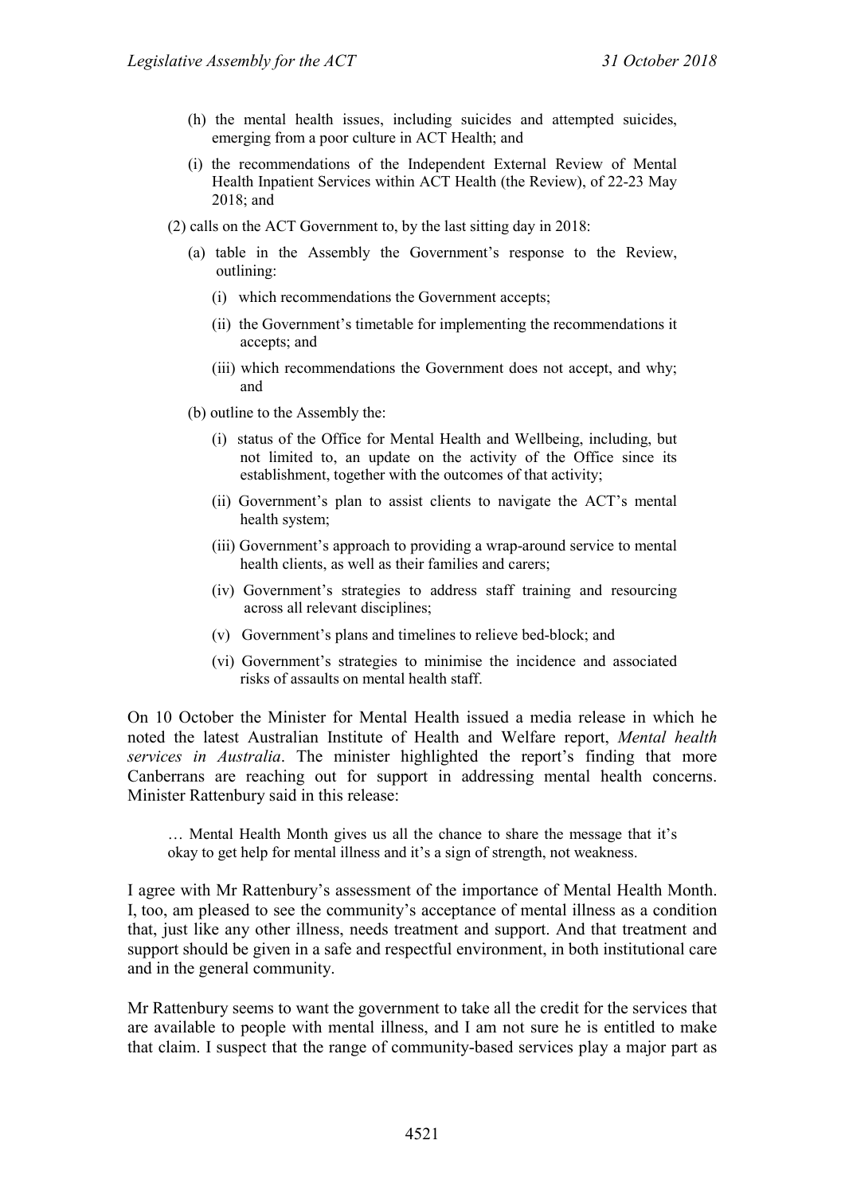(h) the mental health issues, including suicides and attempted suicides, emerging from a poor culture in ACT Health; and

(i) the recommendations of the Independent External Review of Mental Health Inpatient Services within ACT Health (the Review), of 22-23 May 2018; and

(2) calls on the ACT Government to, by the last sitting day in 2018:

(a) table in the Assembly the Government's response to the Review, outlining:

(i) which recommendations the Government accepts;

(ii) the Government's timetable for implementing the recommendations it accepts; and

(iii) which recommendations the Government does not accept, and why; and

(b) outline to the Assembly the:

(i) status of the Office for Mental Health and Wellbeing, including, but not limited to, an update on the activity of the Office since its establishment, together with the outcomes of that activity;

(ii) Government's plan to assist clients to navigate the ACT's mental health system;

(iii) Government's approach to providing a wrap-around service to mental health clients, as well as their families and carers;

(iv) Government's strategies to address staff training and resourcing across all relevant disciplines;

(v) Government's plans and timelines to relieve bed-block; and

(vi) Government's strategies to minimise the incidence and associated risks of assaults on mental health staff.

On 10 October the Minister for Mental Health issued a media release in which he noted the latest Australian Institute of Health and Welfare report, *Mental health services in Australia*. The minister highlighted the report's finding that more Canberrans are reaching out for support in addressing mental health concerns. Minister Rattenbury said in this release:

> … Mental Health Month gives us all the chance to share the message that it's okay to get help for mental illness and it's a sign of strength, not weakness.

I agree with Mr Rattenbury's assessment of the importance of Mental Health Month. I, too, am pleased to see the community's acceptance of mental illness as a condition that, just like any other illness, needs treatment and support. And that treatment and support should be given in a safe and respectful environment, in both institutional care and in the general community.

Mr Rattenbury seems to want the government to take all the credit for the services that are available to people with mental illness, and I am not sure he is entitled to make that claim. I suspect that the range of community-based services play a major part as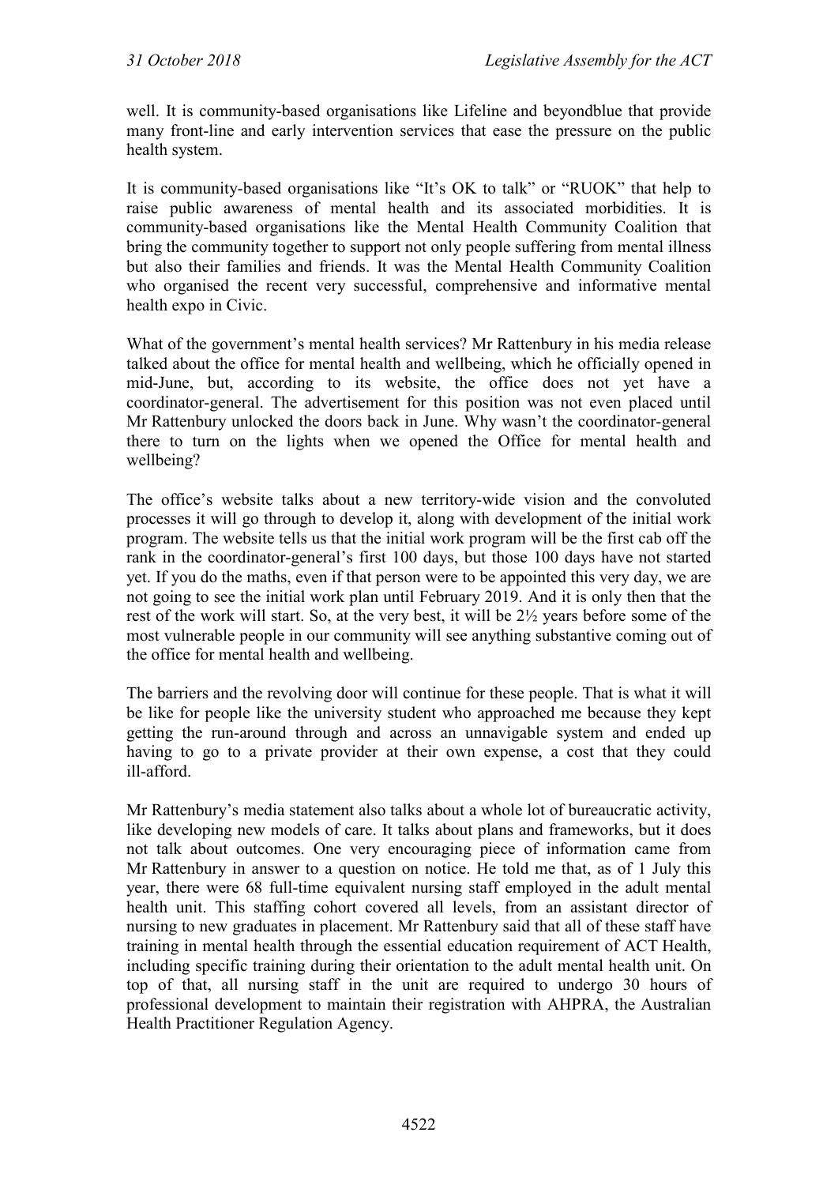well. It is community-based organisations like Lifeline and beyondblue that provide many front-line and early intervention services that ease the pressure on the public health system.

It is community-based organisations like "It's OK to talk" or "RUOK" that help to raise public awareness of mental health and its associated morbidities. It is community-based organisations like the Mental Health Community Coalition that bring the community together to support not only people suffering from mental illness but also their families and friends. It was the Mental Health Community Coalition who organised the recent very successful, comprehensive and informative mental health expo in Civic.

What of the government's mental health services? Mr Rattenbury in his media release talked about the office for mental health and wellbeing, which he officially opened in mid-June, but, according to its website, the office does not yet have a coordinator-general. The advertisement for this position was not even placed until Mr Rattenbury unlocked the doors back in June. Why wasn't the coordinator-general there to turn on the lights when we opened the Office for mental health and wellbeing?

The office's website talks about a new territory-wide vision and the convoluted processes it will go through to develop it, along with development of the initial work program. The website tells us that the initial work program will be the first cab off the rank in the coordinator-general's first 100 days, but those 100 days have not started yet. If you do the maths, even if that person were to be appointed this very day, we are not going to see the initial work plan until February 2019. And it is only then that the rest of the work will start. So, at the very best, it will be 2½ years before some of the most vulnerable people in our community will see anything substantive coming out of the office for mental health and wellbeing.

The barriers and the revolving door will continue for these people. That is what it will be like for people like the university student who approached me because they kept getting the run-around through and across an unnavigable system and ended up having to go to a private provider at their own expense, a cost that they could ill-afford.

Mr Rattenbury's media statement also talks about a whole lot of bureaucratic activity, like developing new models of care. It talks about plans and frameworks, but it does not talk about outcomes. One very encouraging piece of information came from Mr Rattenbury in answer to a question on notice. He told me that, as of 1 July this year, there were 68 full-time equivalent nursing staff employed in the adult mental health unit. This staffing cohort covered all levels, from an assistant director of nursing to new graduates in placement. Mr Rattenbury said that all of these staff have training in mental health through the essential education requirement of ACT Health, including specific training during their orientation to the adult mental health unit. On top of that, all nursing staff in the unit are required to undergo 30 hours of professional development to maintain their registration with AHPRA, the Australian Health Practitioner Regulation Agency.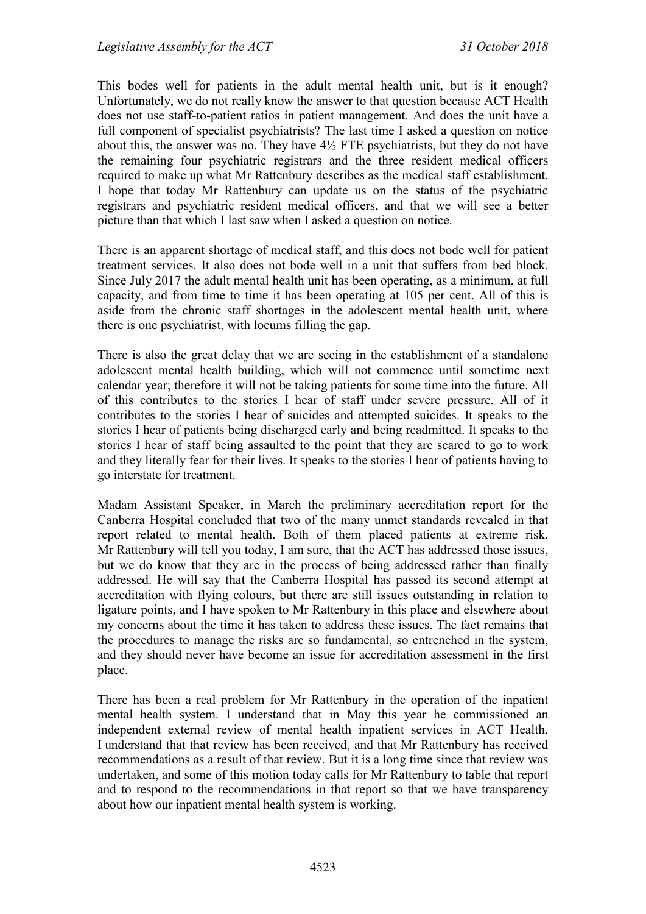This bodes well for patients in the adult mental health unit, but is it enough? Unfortunately, we do not really know the answer to that question because ACT Health does not use staff-to-patient ratios in patient management. And does the unit have a full component of specialist psychiatrists? The last time I asked a question on notice about this, the answer was no. They have 4½ FTE psychiatrists, but they do not have the remaining four psychiatric registrars and the three resident medical officers required to make up what Mr Rattenbury describes as the medical staff establishment. I hope that today Mr Rattenbury can update us on the status of the psychiatric registrars and psychiatric resident medical officers, and that we will see a better picture than that which I last saw when I asked a question on notice.

There is an apparent shortage of medical staff, and this does not bode well for patient treatment services. It also does not bode well in a unit that suffers from bed block. Since July 2017 the adult mental health unit has been operating, as a minimum, at full capacity, and from time to time it has been operating at 105 per cent. All of this is aside from the chronic staff shortages in the adolescent mental health unit, where there is one psychiatrist, with locums filling the gap.

There is also the great delay that we are seeing in the establishment of a standalone adolescent mental health building, which will not commence until sometime next calendar year; therefore it will not be taking patients for some time into the future. All of this contributes to the stories I hear of staff under severe pressure. All of it contributes to the stories I hear of suicides and attempted suicides. It speaks to the stories I hear of patients being discharged early and being readmitted. It speaks to the stories I hear of staff being assaulted to the point that they are scared to go to work and they literally fear for their lives. It speaks to the stories I hear of patients having to go interstate for treatment.

Madam Assistant Speaker, in March the preliminary accreditation report for the Canberra Hospital concluded that two of the many unmet standards revealed in that report related to mental health. Both of them placed patients at extreme risk. Mr Rattenbury will tell you today, I am sure, that the ACT has addressed those issues, but we do know that they are in the process of being addressed rather than finally addressed. He will say that the Canberra Hospital has passed its second attempt at accreditation with flying colours, but there are still issues outstanding in relation to ligature points, and I have spoken to Mr Rattenbury in this place and elsewhere about my concerns about the time it has taken to address these issues. The fact remains that the procedures to manage the risks are so fundamental, so entrenched in the system, and they should never have become an issue for accreditation assessment in the first place.

There has been a real problem for Mr Rattenbury in the operation of the inpatient mental health system. I understand that in May this year he commissioned an independent external review of mental health inpatient services in ACT Health. I understand that that review has been received, and that Mr Rattenbury has received recommendations as a result of that review. But it is a long time since that review was undertaken, and some of this motion today calls for Mr Rattenbury to table that report and to respond to the recommendations in that report so that we have transparency about how our inpatient mental health system is working.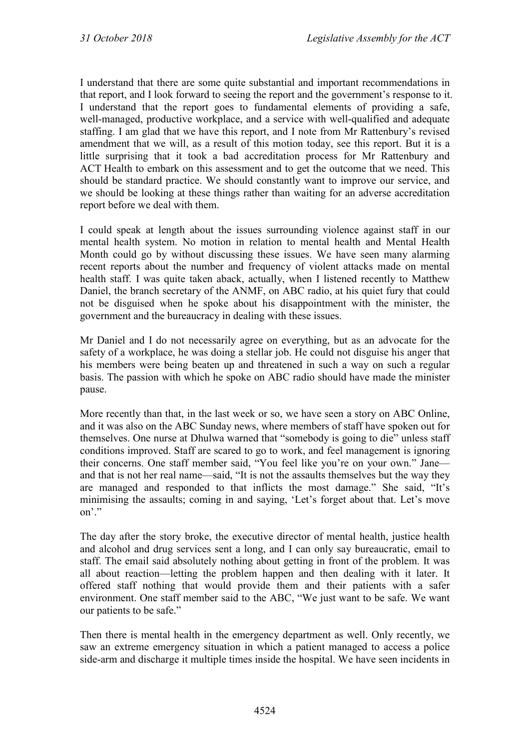I understand that there are some quite substantial and important recommendations in that report, and I look forward to seeing the report and the government's response to it. I understand that the report goes to fundamental elements of providing a safe, well-managed, productive workplace, and a service with well-qualified and adequate staffing. I am glad that we have this report, and I note from Mr Rattenbury's revised amendment that we will, as a result of this motion today, see this report. But it is a little surprising that it took a bad accreditation process for Mr Rattenbury and ACT Health to embark on this assessment and to get the outcome that we need. This should be standard practice. We should constantly want to improve our service, and we should be looking at these things rather than waiting for an adverse accreditation report before we deal with them.

I could speak at length about the issues surrounding violence against staff in our mental health system. No motion in relation to mental health and Mental Health Month could go by without discussing these issues. We have seen many alarming recent reports about the number and frequency of violent attacks made on mental health staff. I was quite taken aback, actually, when I listened recently to Matthew Daniel, the branch secretary of the ANMF, on ABC radio, at his quiet fury that could not be disguised when he spoke about his disappointment with the minister, the government and the bureaucracy in dealing with these issues.

Mr Daniel and I do not necessarily agree on everything, but as an advocate for the safety of a workplace, he was doing a stellar job. He could not disguise his anger that his members were being beaten up and threatened in such a way on such a regular basis. The passion with which he spoke on ABC radio should have made the minister pause.

More recently than that, in the last week or so, we have seen a story on ABC Online, and it was also on the ABC Sunday news, where members of staff have spoken out for themselves. One nurse at Dhulwa warned that "somebody is going to die" unless staff conditions improved. Staff are scared to go to work, and feel management is ignoring their concerns. One staff member said, "You feel like you're on your own." Jane—and that is not her real name—said, "It is not the assaults themselves but the way they are managed and responded to that inflicts the most damage." She said, "It's minimising the assaults; coming in and saying, 'Let's forget about that. Let's move on'."

The day after the story broke, the executive director of mental health, justice health and alcohol and drug services sent a long, and I can only say bureaucratic, email to staff. The email said absolutely nothing about getting in front of the problem. It was all about reaction—letting the problem happen and then dealing with it later. It offered staff nothing that would provide them and their patients with a safer environment. One staff member said to the ABC, "We just want to be safe. We want our patients to be safe."

Then there is mental health in the emergency department as well. Only recently, we saw an extreme emergency situation in which a patient managed to access a police side-arm and discharge it multiple times inside the hospital. We have seen incidents in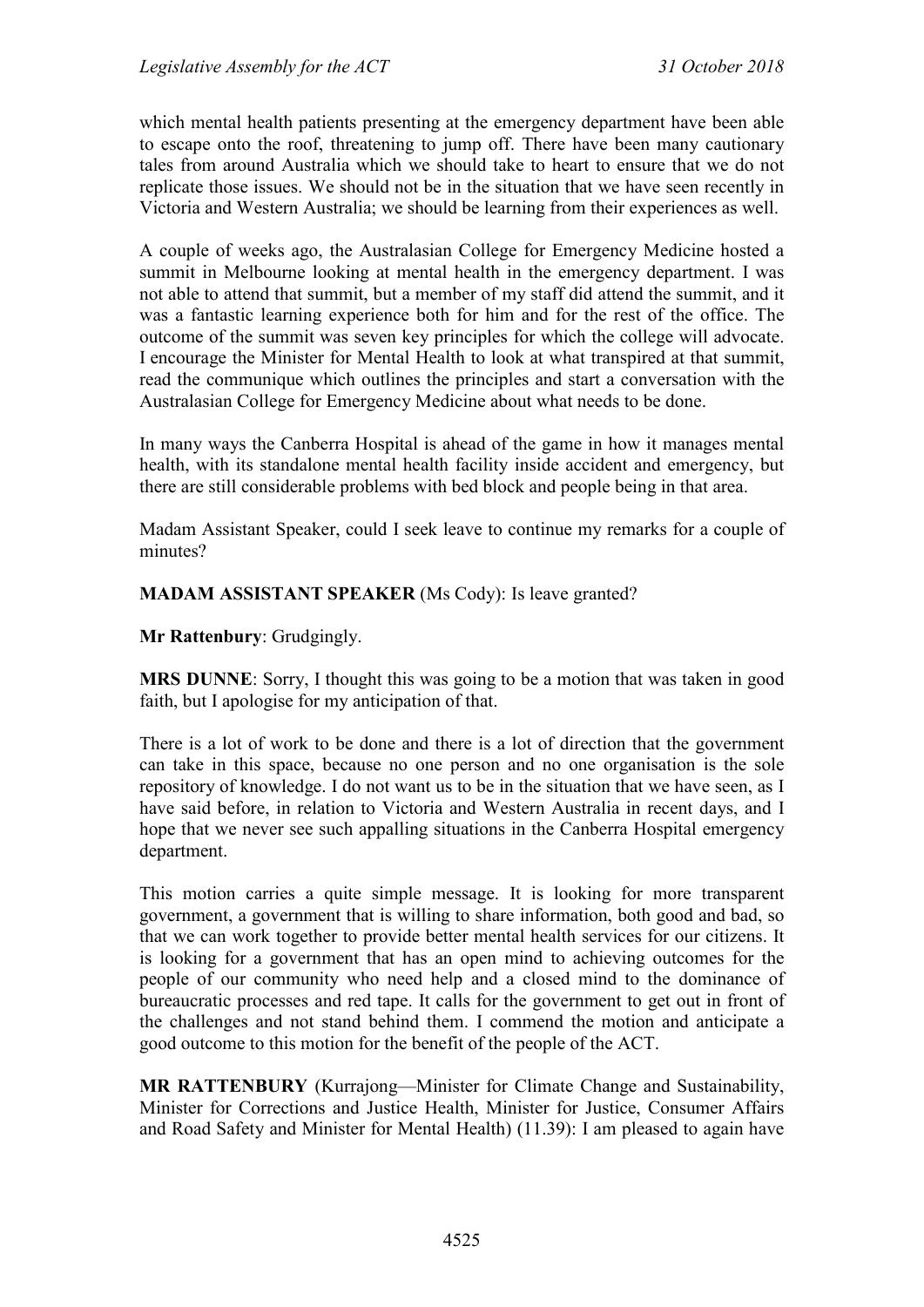which mental health patients presenting at the emergency department have been able to escape onto the roof, threatening to jump off. There have been many cautionary tales from around Australia which we should take to heart to ensure that we do not replicate those issues. We should not be in the situation that we have seen recently in Victoria and Western Australia; we should be learning from their experiences as well.

A couple of weeks ago, the Australasian College for Emergency Medicine hosted a summit in Melbourne looking at mental health in the emergency department. I was not able to attend that summit, but a member of my staff did attend the summit, and it was a fantastic learning experience both for him and for the rest of the office. The outcome of the summit was seven key principles for which the college will advocate. I encourage the Minister for Mental Health to look at what transpired at that summit, read the communique which outlines the principles and start a conversation with the Australasian College for Emergency Medicine about what needs to be done.

In many ways the Canberra Hospital is ahead of the game in how it manages mental health, with its standalone mental health facility inside accident and emergency, but there are still considerable problems with bed block and people being in that area.

Madam Assistant Speaker, could I seek leave to continue my remarks for a couple of minutes?

**MADAM ASSISTANT SPEAKER** (Ms Cody): Is leave granted?

**Mr Rattenbury**: Grudgingly.

**MRS DUNNE**: Sorry, I thought this was going to be a motion that was taken in good faith, but I apologise for my anticipation of that.

There is a lot of work to be done and there is a lot of direction that the government can take in this space, because no one person and no one organisation is the sole repository of knowledge. I do not want us to be in the situation that we have seen, as I have said before, in relation to Victoria and Western Australia in recent days, and I hope that we never see such appalling situations in the Canberra Hospital emergency department.

This motion carries a quite simple message. It is looking for more transparent government, a government that is willing to share information, both good and bad, so that we can work together to provide better mental health services for our citizens. It is looking for a government that has an open mind to achieving outcomes for the people of our community who need help and a closed mind to the dominance of bureaucratic processes and red tape. It calls for the government to get out in front of the challenges and not stand behind them. I commend the motion and anticipate a good outcome to this motion for the benefit of the people of the ACT.

**MR RATTENBURY** (Kurrajong—Minister for Climate Change and Sustainability, Minister for Corrections and Justice Health, Minister for Justice, Consumer Affairs and Road Safety and Minister for Mental Health) (11.39): I am pleased to again have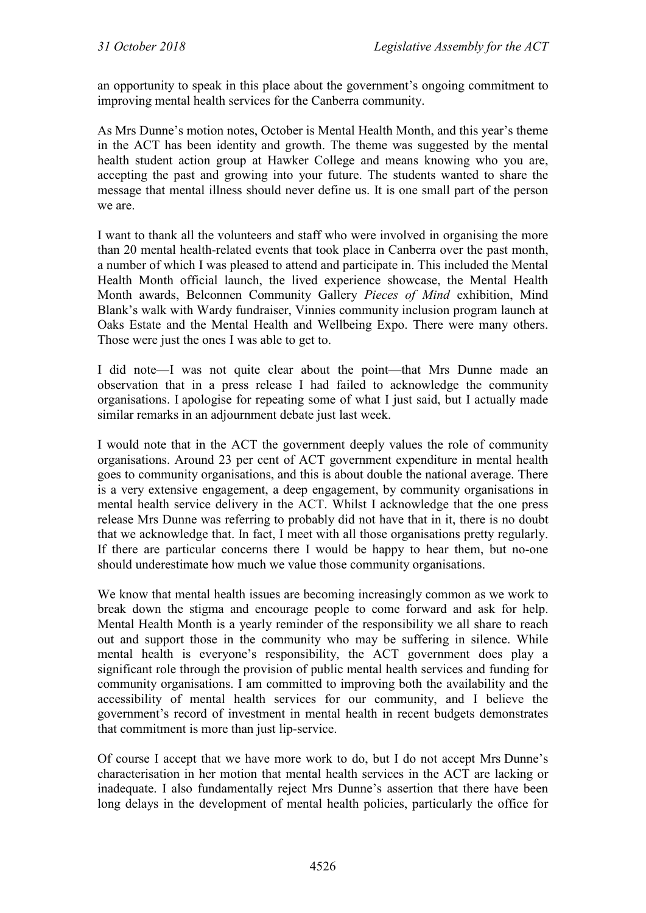an opportunity to speak in this place about the government's ongoing commitment to improving mental health services for the Canberra community.

As Mrs Dunne's motion notes, October is Mental Health Month, and this year's theme in the ACT has been identity and growth. The theme was suggested by the mental health student action group at Hawker College and means knowing who you are, accepting the past and growing into your future. The students wanted to share the message that mental illness should never define us. It is one small part of the person we are.

I want to thank all the volunteers and staff who were involved in organising the more than 20 mental health-related events that took place in Canberra over the past month, a number of which I was pleased to attend and participate in. This included the Mental Health Month official launch, the lived experience showcase, the Mental Health Month awards, Belconnen Community Gallery *Pieces of Mind* exhibition, Mind Blank's walk with Wardy fundraiser, Vinnies community inclusion program launch at Oaks Estate and the Mental Health and Wellbeing Expo. There were many others. Those were just the ones I was able to get to.

I did note—I was not quite clear about the point—that Mrs Dunne made an observation that in a press release I had failed to acknowledge the community organisations. I apologise for repeating some of what I just said, but I actually made similar remarks in an adjournment debate just last week.

I would note that in the ACT the government deeply values the role of community organisations. Around 23 per cent of ACT government expenditure in mental health goes to community organisations, and this is about double the national average. There is a very extensive engagement, a deep engagement, by community organisations in mental health service delivery in the ACT. Whilst I acknowledge that the one press release Mrs Dunne was referring to probably did not have that in it, there is no doubt that we acknowledge that. In fact, I meet with all those organisations pretty regularly. If there are particular concerns there I would be happy to hear them, but no-one should underestimate how much we value those community organisations.

We know that mental health issues are becoming increasingly common as we work to break down the stigma and encourage people to come forward and ask for help. Mental Health Month is a yearly reminder of the responsibility we all share to reach out and support those in the community who may be suffering in silence. While mental health is everyone's responsibility, the ACT government does play a significant role through the provision of public mental health services and funding for community organisations. I am committed to improving both the availability and the accessibility of mental health services for our community, and I believe the government's record of investment in mental health in recent budgets demonstrates that commitment is more than just lip-service.

Of course I accept that we have more work to do, but I do not accept Mrs Dunne's characterisation in her motion that mental health services in the ACT are lacking or inadequate. I also fundamentally reject Mrs Dunne's assertion that there have been long delays in the development of mental health policies, particularly the office for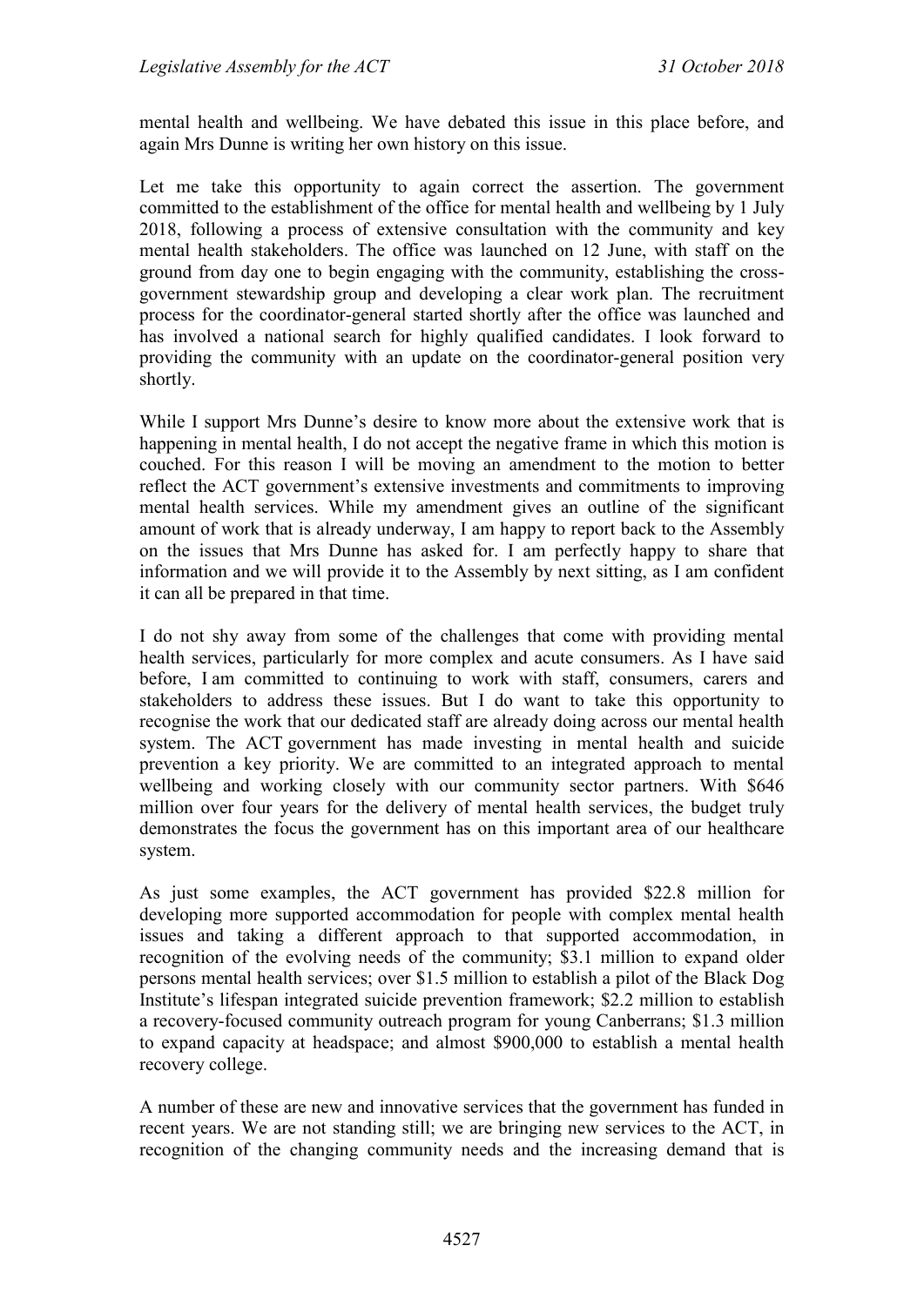mental health and wellbeing. We have debated this issue in this place before, and again Mrs Dunne is writing her own history on this issue.

Let me take this opportunity to again correct the assertion. The government committed to the establishment of the office for mental health and wellbeing by 1 July 2018, following a process of extensive consultation with the community and key mental health stakeholders. The office was launched on 12 June, with staff on the ground from day one to begin engaging with the community, establishing the cross-government stewardship group and developing a clear work plan. The recruitment process for the coordinator-general started shortly after the office was launched and has involved a national search for highly qualified candidates. I look forward to providing the community with an update on the coordinator-general position very shortly.

While I support Mrs Dunne's desire to know more about the extensive work that is happening in mental health, I do not accept the negative frame in which this motion is couched. For this reason I will be moving an amendment to the motion to better reflect the ACT government's extensive investments and commitments to improving mental health services. While my amendment gives an outline of the significant amount of work that is already underway, I am happy to report back to the Assembly on the issues that Mrs Dunne has asked for. I am perfectly happy to share that information and we will provide it to the Assembly by next sitting, as I am confident it can all be prepared in that time.

I do not shy away from some of the challenges that come with providing mental health services, particularly for more complex and acute consumers. As I have said before, I am committed to continuing to work with staff, consumers, carers and stakeholders to address these issues. But I do want to take this opportunity to recognise the work that our dedicated staff are already doing across our mental health system. The ACT government has made investing in mental health and suicide prevention a key priority. We are committed to an integrated approach to mental wellbeing and working closely with our community sector partners. With $646 million over four years for the delivery of mental health services, the budget truly demonstrates the focus the government has on this important area of our healthcare system.

As just some examples, the ACT government has provided $22.8 million for developing more supported accommodation for people with complex mental health issues and taking a different approach to that supported accommodation, in recognition of the evolving needs of the community; $3.1 million to expand older persons mental health services; over $1.5 million to establish a pilot of the Black Dog Institute's lifespan integrated suicide prevention framework; $2.2 million to establish a recovery-focused community outreach program for young Canberrans; $1.3 million to expand capacity at headspace; and almost $900,000 to establish a mental health recovery college.

A number of these are new and innovative services that the government has funded in recent years. We are not standing still; we are bringing new services to the ACT, in recognition of the changing community needs and the increasing demand that is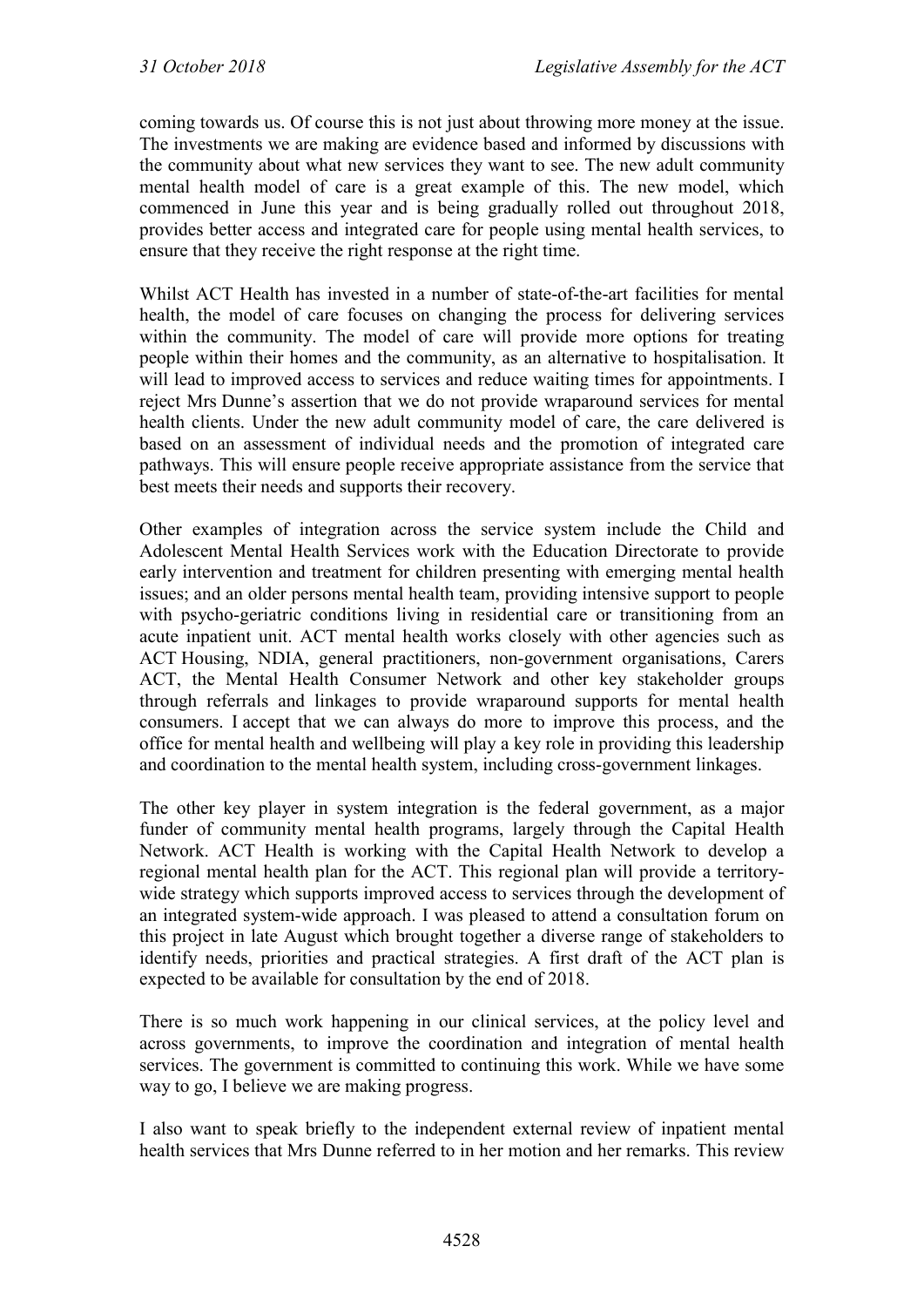coming towards us. Of course this is not just about throwing more money at the issue. The investments we are making are evidence based and informed by discussions with the community about what new services they want to see. The new adult community mental health model of care is a great example of this. The new model, which commenced in June this year and is being gradually rolled out throughout 2018, provides better access and integrated care for people using mental health services, to ensure that they receive the right response at the right time.

Whilst ACT Health has invested in a number of state-of-the-art facilities for mental health, the model of care focuses on changing the process for delivering services within the community. The model of care will provide more options for treating people within their homes and the community, as an alternative to hospitalisation. It will lead to improved access to services and reduce waiting times for appointments. I reject Mrs Dunne's assertion that we do not provide wraparound services for mental health clients. Under the new adult community model of care, the care delivered is based on an assessment of individual needs and the promotion of integrated care pathways. This will ensure people receive appropriate assistance from the service that best meets their needs and supports their recovery.

Other examples of integration across the service system include the Child and Adolescent Mental Health Services work with the Education Directorate to provide early intervention and treatment for children presenting with emerging mental health issues; and an older persons mental health team, providing intensive support to people with psycho-geriatric conditions living in residential care or transitioning from an acute inpatient unit. ACT mental health works closely with other agencies such as ACT Housing, NDIA, general practitioners, non-government organisations, Carers ACT, the Mental Health Consumer Network and other key stakeholder groups through referrals and linkages to provide wraparound supports for mental health consumers. I accept that we can always do more to improve this process, and the office for mental health and wellbeing will play a key role in providing this leadership and coordination to the mental health system, including cross-government linkages.

The other key player in system integration is the federal government, as a major funder of community mental health programs, largely through the Capital Health Network. ACT Health is working with the Capital Health Network to develop a regional mental health plan for the ACT. This regional plan will provide a territory-wide strategy which supports improved access to services through the development of an integrated system-wide approach. I was pleased to attend a consultation forum on this project in late August which brought together a diverse range of stakeholders to identify needs, priorities and practical strategies. A first draft of the ACT plan is expected to be available for consultation by the end of 2018.

There is so much work happening in our clinical services, at the policy level and across governments, to improve the coordination and integration of mental health services. The government is committed to continuing this work. While we have some way to go, I believe we are making progress.

I also want to speak briefly to the independent external review of inpatient mental health services that Mrs Dunne referred to in her motion and her remarks. This review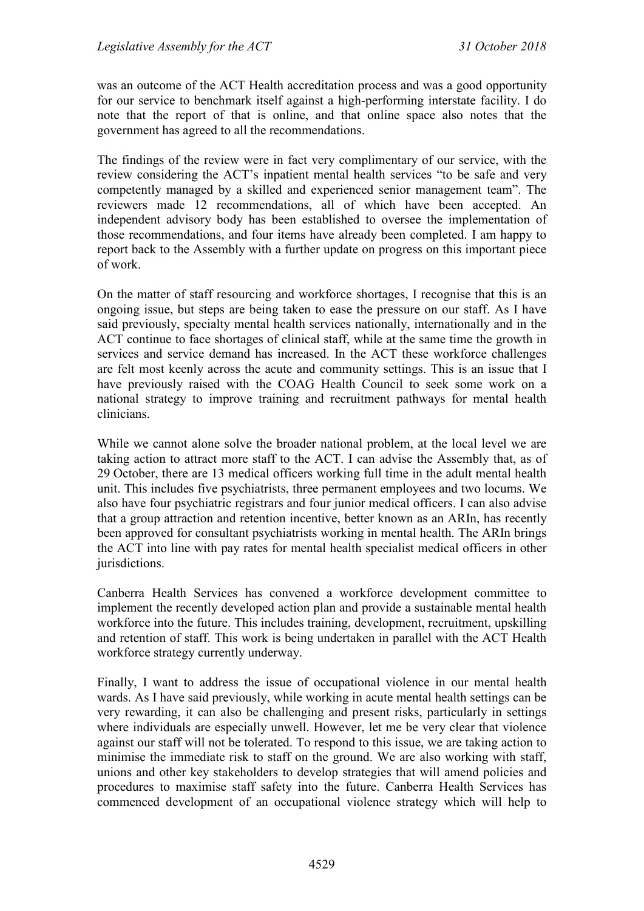was an outcome of the ACT Health accreditation process and was a good opportunity for our service to benchmark itself against a high-performing interstate facility. I do note that the report of that is online, and that online space also notes that the government has agreed to all the recommendations.

The findings of the review were in fact very complimentary of our service, with the review considering the ACT's inpatient mental health services "to be safe and very competently managed by a skilled and experienced senior management team". The reviewers made 12 recommendations, all of which have been accepted. An independent advisory body has been established to oversee the implementation of those recommendations, and four items have already been completed. I am happy to report back to the Assembly with a further update on progress on this important piece of work.

On the matter of staff resourcing and workforce shortages, I recognise that this is an ongoing issue, but steps are being taken to ease the pressure on our staff. As I have said previously, specialty mental health services nationally, internationally and in the ACT continue to face shortages of clinical staff, while at the same time the growth in services and service demand has increased. In the ACT these workforce challenges are felt most keenly across the acute and community settings. This is an issue that I have previously raised with the COAG Health Council to seek some work on a national strategy to improve training and recruitment pathways for mental health clinicians.

While we cannot alone solve the broader national problem, at the local level we are taking action to attract more staff to the ACT. I can advise the Assembly that, as of 29 October, there are 13 medical officers working full time in the adult mental health unit. This includes five psychiatrists, three permanent employees and two locums. We also have four psychiatric registrars and four junior medical officers. I can also advise that a group attraction and retention incentive, better known as an ARIn, has recently been approved for consultant psychiatrists working in mental health. The ARIn brings the ACT into line with pay rates for mental health specialist medical officers in other jurisdictions.

Canberra Health Services has convened a workforce development committee to implement the recently developed action plan and provide a sustainable mental health workforce into the future. This includes training, development, recruitment, upskilling and retention of staff. This work is being undertaken in parallel with the ACT Health workforce strategy currently underway.

Finally, I want to address the issue of occupational violence in our mental health wards. As I have said previously, while working in acute mental health settings can be very rewarding, it can also be challenging and present risks, particularly in settings where individuals are especially unwell. However, let me be very clear that violence against our staff will not be tolerated. To respond to this issue, we are taking action to minimise the immediate risk to staff on the ground. We are also working with staff, unions and other key stakeholders to develop strategies that will amend policies and procedures to maximise staff safety into the future. Canberra Health Services has commenced development of an occupational violence strategy which will help to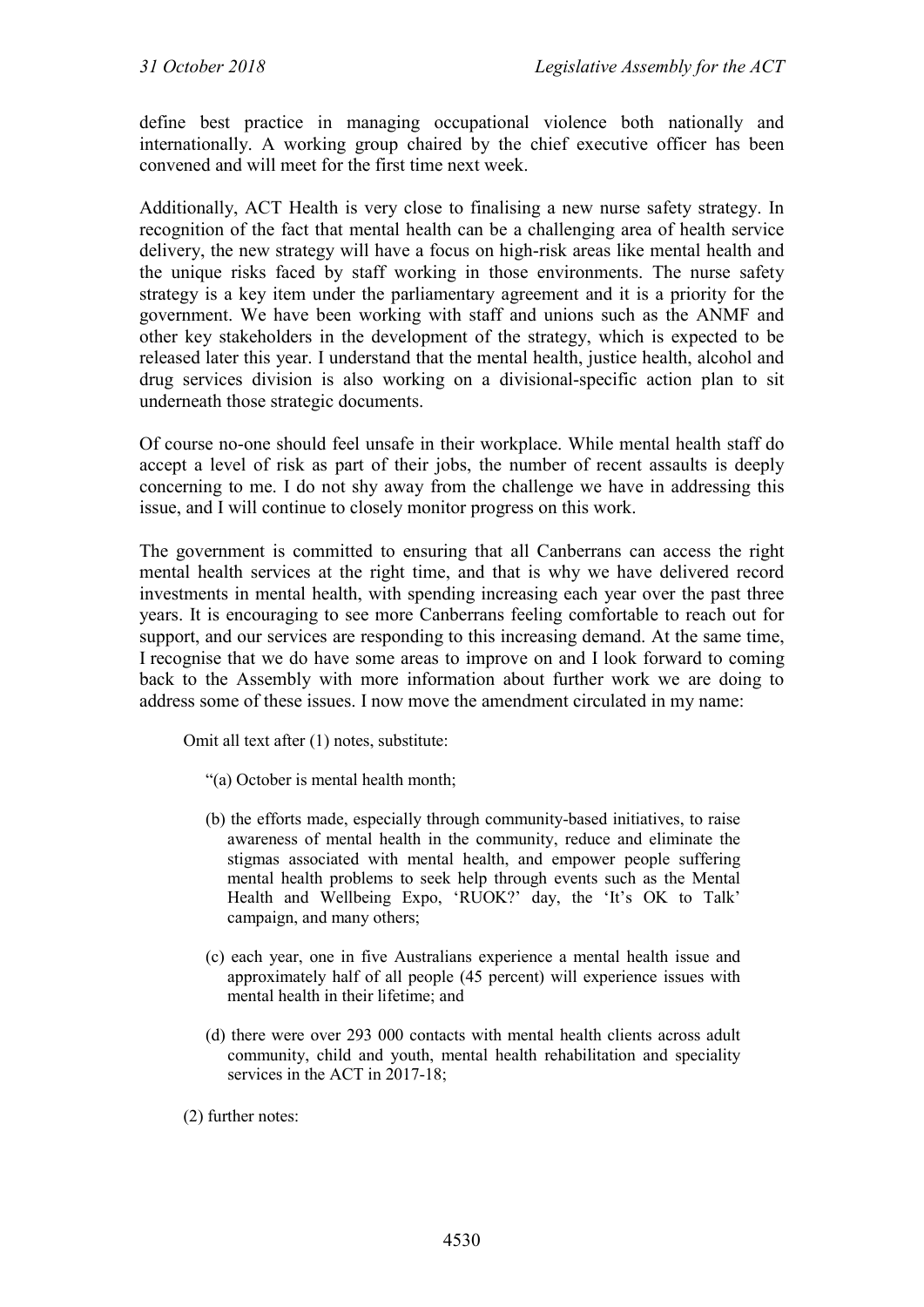define best practice in managing occupational violence both nationally and internationally. A working group chaired by the chief executive officer has been convened and will meet for the first time next week.

Additionally, ACT Health is very close to finalising a new nurse safety strategy. In recognition of the fact that mental health can be a challenging area of health service delivery, the new strategy will have a focus on high-risk areas like mental health and the unique risks faced by staff working in those environments. The nurse safety strategy is a key item under the parliamentary agreement and it is a priority for the government. We have been working with staff and unions such as the ANMF and other key stakeholders in the development of the strategy, which is expected to be released later this year. I understand that the mental health, justice health, alcohol and drug services division is also working on a divisional-specific action plan to sit underneath those strategic documents.

Of course no-one should feel unsafe in their workplace. While mental health staff do accept a level of risk as part of their jobs, the number of recent assaults is deeply concerning to me. I do not shy away from the challenge we have in addressing this issue, and I will continue to closely monitor progress on this work.

The government is committed to ensuring that all Canberrans can access the right mental health services at the right time, and that is why we have delivered record investments in mental health, with spending increasing each year over the past three years. It is encouraging to see more Canberrans feeling comfortable to reach out for support, and our services are responding to this increasing demand. At the same time, I recognise that we do have some areas to improve on and I look forward to coming back to the Assembly with more information about further work we are doing to address some of these issues. I now move the amendment circulated in my name:

> Omit all text after (1) notes, substitute:
>
> "(a) October is mental health month;
>
> (b) the efforts made, especially through community-based initiatives, to raise awareness of mental health in the community, reduce and eliminate the stigmas associated with mental health, and empower people suffering mental health problems to seek help through events such as the Mental Health and Wellbeing Expo, 'RUOK?' day, the 'It's OK to Talk' campaign, and many others;
>
> (c) each year, one in five Australians experience a mental health issue and approximately half of all people (45 percent) will experience issues with mental health in their lifetime; and
>
> (d) there were over 293 000 contacts with mental health clients across adult community, child and youth, mental health rehabilitation and speciality services in the ACT in 2017-18;
>
> (2) further notes: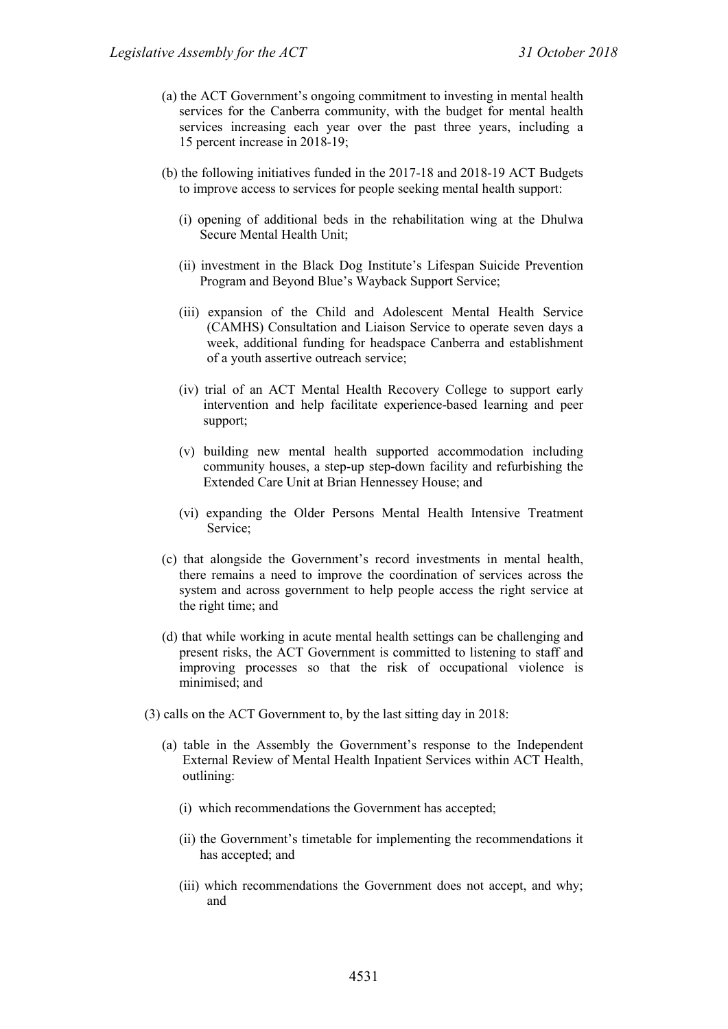(a) the ACT Government's ongoing commitment to investing in mental health services for the Canberra community, with the budget for mental health services increasing each year over the past three years, including a 15 percent increase in 2018-19;

(b) the following initiatives funded in the 2017-18 and 2018-19 ACT Budgets to improve access to services for people seeking mental health support:

   (i) opening of additional beds in the rehabilitation wing at the Dhulwa Secure Mental Health Unit;

   (ii) investment in the Black Dog Institute's Lifespan Suicide Prevention Program and Beyond Blue's Wayback Support Service;

   (iii) expansion of the Child and Adolescent Mental Health Service (CAMHS) Consultation and Liaison Service to operate seven days a week, additional funding for headspace Canberra and establishment of a youth assertive outreach service;

   (iv) trial of an ACT Mental Health Recovery College to support early intervention and help facilitate experience-based learning and peer support;

   (v) building new mental health supported accommodation including community houses, a step-up step-down facility and refurbishing the Extended Care Unit at Brian Hennessey House; and

   (vi) expanding the Older Persons Mental Health Intensive Treatment Service;

(c) that alongside the Government's record investments in mental health, there remains a need to improve the coordination of services across the system and across government to help people access the right service at the right time; and

(d) that while working in acute mental health settings can be challenging and present risks, the ACT Government is committed to listening to staff and improving processes so that the risk of occupational violence is minimised; and

(3) calls on the ACT Government to, by the last sitting day in 2018:

   (a) table in the Assembly the Government's response to the Independent External Review of Mental Health Inpatient Services within ACT Health, outlining:

      (i) which recommendations the Government has accepted;

      (ii) the Government's timetable for implementing the recommendations it has accepted; and

      (iii) which recommendations the Government does not accept, and why; and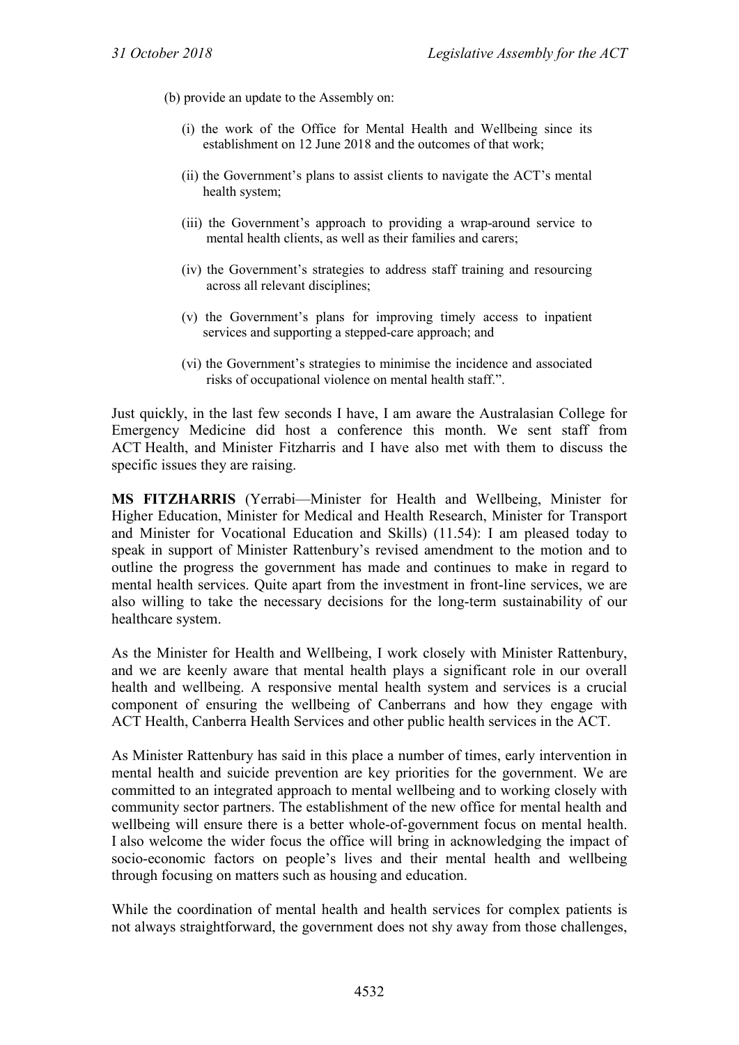(b) provide an update to the Assembly on:

(i) the work of the Office for Mental Health and Wellbeing since its establishment on 12 June 2018 and the outcomes of that work;

(ii) the Government's plans to assist clients to navigate the ACT's mental health system;

(iii) the Government's approach to providing a wrap-around service to mental health clients, as well as their families and carers;

(iv) the Government's strategies to address staff training and resourcing across all relevant disciplines;

(v) the Government's plans for improving timely access to inpatient services and supporting a stepped-care approach; and

(vi) the Government's strategies to minimise the incidence and associated risks of occupational violence on mental health staff.".

Just quickly, in the last few seconds I have, I am aware the Australasian College for Emergency Medicine did host a conference this month. We sent staff from ACT Health, and Minister Fitzharris and I have also met with them to discuss the specific issues they are raising.

**MS FITZHARRIS** (Yerrabi—Minister for Health and Wellbeing, Minister for Higher Education, Minister for Medical and Health Research, Minister for Transport and Minister for Vocational Education and Skills) (11.54): I am pleased today to speak in support of Minister Rattenbury's revised amendment to the motion and to outline the progress the government has made and continues to make in regard to mental health services. Quite apart from the investment in front-line services, we are also willing to take the necessary decisions for the long-term sustainability of our healthcare system.

As the Minister for Health and Wellbeing, I work closely with Minister Rattenbury, and we are keenly aware that mental health plays a significant role in our overall health and wellbeing. A responsive mental health system and services is a crucial component of ensuring the wellbeing of Canberrans and how they engage with ACT Health, Canberra Health Services and other public health services in the ACT.

As Minister Rattenbury has said in this place a number of times, early intervention in mental health and suicide prevention are key priorities for the government. We are committed to an integrated approach to mental wellbeing and to working closely with community sector partners. The establishment of the new office for mental health and wellbeing will ensure there is a better whole-of-government focus on mental health. I also welcome the wider focus the office will bring in acknowledging the impact of socio-economic factors on people's lives and their mental health and wellbeing through focusing on matters such as housing and education.

While the coordination of mental health and health services for complex patients is not always straightforward, the government does not shy away from those challenges,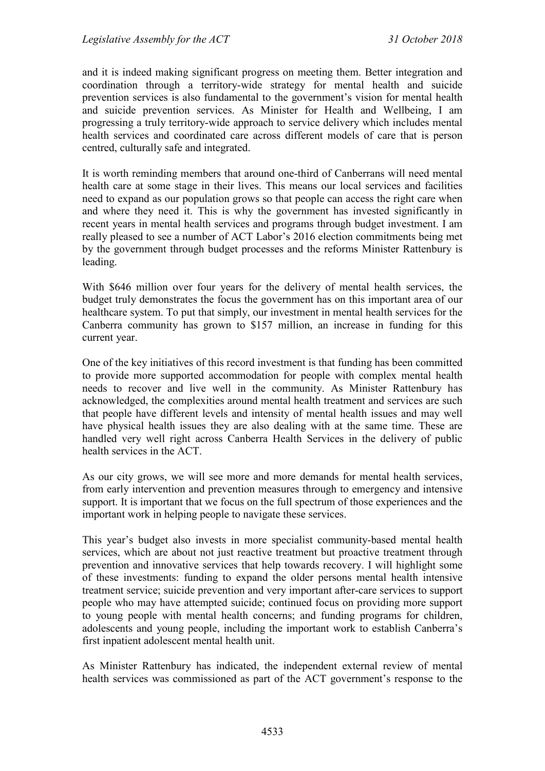and it is indeed making significant progress on meeting them. Better integration and coordination through a territory-wide strategy for mental health and suicide prevention services is also fundamental to the government's vision for mental health and suicide prevention services. As Minister for Health and Wellbeing, I am progressing a truly territory-wide approach to service delivery which includes mental health services and coordinated care across different models of care that is person centred, culturally safe and integrated.

It is worth reminding members that around one-third of Canberrans will need mental health care at some stage in their lives. This means our local services and facilities need to expand as our population grows so that people can access the right care when and where they need it. This is why the government has invested significantly in recent years in mental health services and programs through budget investment. I am really pleased to see a number of ACT Labor's 2016 election commitments being met by the government through budget processes and the reforms Minister Rattenbury is leading.

With $646 million over four years for the delivery of mental health services, the budget truly demonstrates the focus the government has on this important area of our healthcare system. To put that simply, our investment in mental health services for the Canberra community has grown to $157 million, an increase in funding for this current year.

One of the key initiatives of this record investment is that funding has been committed to provide more supported accommodation for people with complex mental health needs to recover and live well in the community. As Minister Rattenbury has acknowledged, the complexities around mental health treatment and services are such that people have different levels and intensity of mental health issues and may well have physical health issues they are also dealing with at the same time. These are handled very well right across Canberra Health Services in the delivery of public health services in the ACT.

As our city grows, we will see more and more demands for mental health services, from early intervention and prevention measures through to emergency and intensive support. It is important that we focus on the full spectrum of those experiences and the important work in helping people to navigate these services.

This year's budget also invests in more specialist community-based mental health services, which are about not just reactive treatment but proactive treatment through prevention and innovative services that help towards recovery. I will highlight some of these investments: funding to expand the older persons mental health intensive treatment service; suicide prevention and very important after-care services to support people who may have attempted suicide; continued focus on providing more support to young people with mental health concerns; and funding programs for children, adolescents and young people, including the important work to establish Canberra's first inpatient adolescent mental health unit.

As Minister Rattenbury has indicated, the independent external review of mental health services was commissioned as part of the ACT government's response to the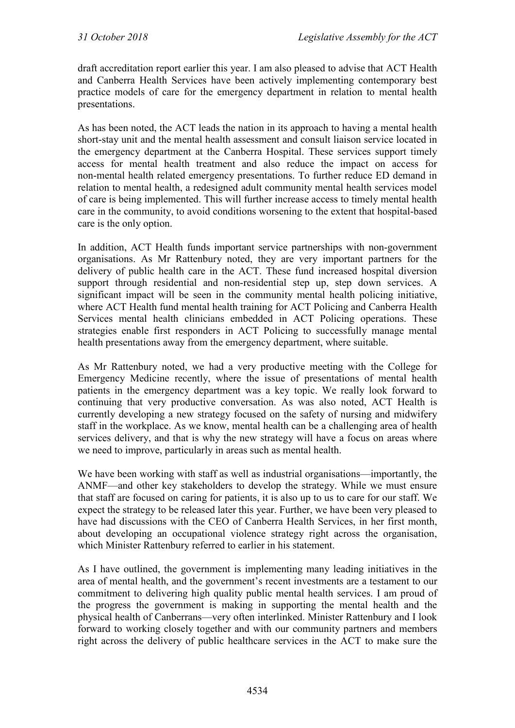draft accreditation report earlier this year. I am also pleased to advise that ACT Health and Canberra Health Services have been actively implementing contemporary best practice models of care for the emergency department in relation to mental health presentations.

As has been noted, the ACT leads the nation in its approach to having a mental health short-stay unit and the mental health assessment and consult liaison service located in the emergency department at the Canberra Hospital. These services support timely access for mental health treatment and also reduce the impact on access for non-mental health related emergency presentations. To further reduce ED demand in relation to mental health, a redesigned adult community mental health services model of care is being implemented. This will further increase access to timely mental health care in the community, to avoid conditions worsening to the extent that hospital-based care is the only option.

In addition, ACT Health funds important service partnerships with non-government organisations. As Mr Rattenbury noted, they are very important partners for the delivery of public health care in the ACT. These fund increased hospital diversion support through residential and non-residential step up, step down services. A significant impact will be seen in the community mental health policing initiative, where ACT Health fund mental health training for ACT Policing and Canberra Health Services mental health clinicians embedded in ACT Policing operations. These strategies enable first responders in ACT Policing to successfully manage mental health presentations away from the emergency department, where suitable.

As Mr Rattenbury noted, we had a very productive meeting with the College for Emergency Medicine recently, where the issue of presentations of mental health patients in the emergency department was a key topic. We really look forward to continuing that very productive conversation. As was also noted, ACT Health is currently developing a new strategy focused on the safety of nursing and midwifery staff in the workplace. As we know, mental health can be a challenging area of health services delivery, and that is why the new strategy will have a focus on areas where we need to improve, particularly in areas such as mental health.

We have been working with staff as well as industrial organisations—importantly, the ANMF—and other key stakeholders to develop the strategy. While we must ensure that staff are focused on caring for patients, it is also up to us to care for our staff. We expect the strategy to be released later this year. Further, we have been very pleased to have had discussions with the CEO of Canberra Health Services, in her first month, about developing an occupational violence strategy right across the organisation, which Minister Rattenbury referred to earlier in his statement.

As I have outlined, the government is implementing many leading initiatives in the area of mental health, and the government's recent investments are a testament to our commitment to delivering high quality public mental health services. I am proud of the progress the government is making in supporting the mental health and the physical health of Canberrans—very often interlinked. Minister Rattenbury and I look forward to working closely together and with our community partners and members right across the delivery of public healthcare services in the ACT to make sure the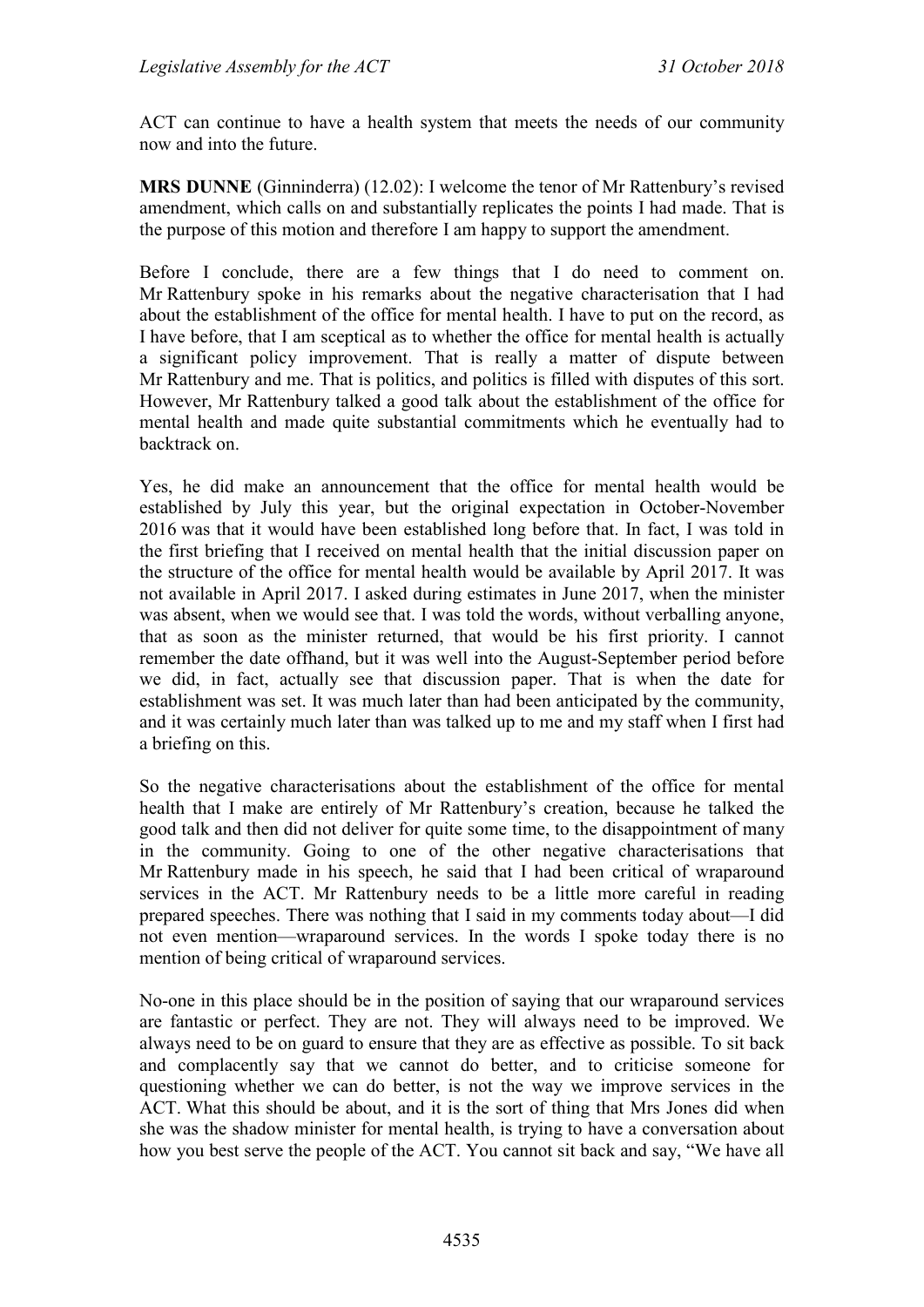ACT can continue to have a health system that meets the needs of our community now and into the future.

**MRS DUNNE** (Ginninderra) (12.02): I welcome the tenor of Mr Rattenbury's revised amendment, which calls on and substantially replicates the points I had made. That is the purpose of this motion and therefore I am happy to support the amendment.

Before I conclude, there are a few things that I do need to comment on. Mr Rattenbury spoke in his remarks about the negative characterisation that I had about the establishment of the office for mental health. I have to put on the record, as I have before, that I am sceptical as to whether the office for mental health is actually a significant policy improvement. That is really a matter of dispute between Mr Rattenbury and me. That is politics, and politics is filled with disputes of this sort. However, Mr Rattenbury talked a good talk about the establishment of the office for mental health and made quite substantial commitments which he eventually had to backtrack on.

Yes, he did make an announcement that the office for mental health would be established by July this year, but the original expectation in October-November 2016 was that it would have been established long before that. In fact, I was told in the first briefing that I received on mental health that the initial discussion paper on the structure of the office for mental health would be available by April 2017. It was not available in April 2017. I asked during estimates in June 2017, when the minister was absent, when we would see that. I was told the words, without verballing anyone, that as soon as the minister returned, that would be his first priority. I cannot remember the date offhand, but it was well into the August-September period before we did, in fact, actually see that discussion paper. That is when the date for establishment was set. It was much later than had been anticipated by the community, and it was certainly much later than was talked up to me and my staff when I first had a briefing on this.

So the negative characterisations about the establishment of the office for mental health that I make are entirely of Mr Rattenbury's creation, because he talked the good talk and then did not deliver for quite some time, to the disappointment of many in the community. Going to one of the other negative characterisations that Mr Rattenbury made in his speech, he said that I had been critical of wraparound services in the ACT. Mr Rattenbury needs to be a little more careful in reading prepared speeches. There was nothing that I said in my comments today about—I did not even mention—wraparound services. In the words I spoke today there is no mention of being critical of wraparound services.

No-one in this place should be in the position of saying that our wraparound services are fantastic or perfect. They are not. They will always need to be improved. We always need to be on guard to ensure that they are as effective as possible. To sit back and complacently say that we cannot do better, and to criticise someone for questioning whether we can do better, is not the way we improve services in the ACT. What this should be about, and it is the sort of thing that Mrs Jones did when she was the shadow minister for mental health, is trying to have a conversation about how you best serve the people of the ACT. You cannot sit back and say, "We have all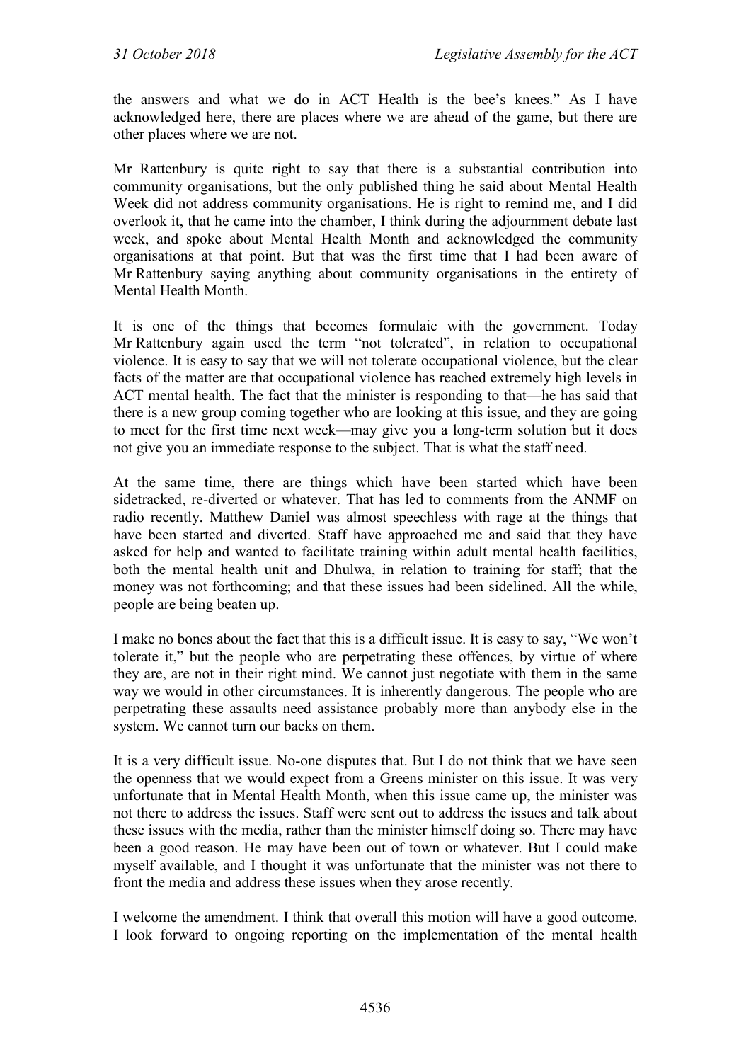the answers and what we do in ACT Health is the bee's knees." As I have acknowledged here, there are places where we are ahead of the game, but there are other places where we are not.

Mr Rattenbury is quite right to say that there is a substantial contribution into community organisations, but the only published thing he said about Mental Health Week did not address community organisations. He is right to remind me, and I did overlook it, that he came into the chamber, I think during the adjournment debate last week, and spoke about Mental Health Month and acknowledged the community organisations at that point. But that was the first time that I had been aware of Mr Rattenbury saying anything about community organisations in the entirety of Mental Health Month.

It is one of the things that becomes formulaic with the government. Today Mr Rattenbury again used the term "not tolerated", in relation to occupational violence. It is easy to say that we will not tolerate occupational violence, but the clear facts of the matter are that occupational violence has reached extremely high levels in ACT mental health. The fact that the minister is responding to that—he has said that there is a new group coming together who are looking at this issue, and they are going to meet for the first time next week—may give you a long-term solution but it does not give you an immediate response to the subject. That is what the staff need.

At the same time, there are things which have been started which have been sidetracked, re-diverted or whatever. That has led to comments from the ANMF on radio recently. Matthew Daniel was almost speechless with rage at the things that have been started and diverted. Staff have approached me and said that they have asked for help and wanted to facilitate training within adult mental health facilities, both the mental health unit and Dhulwa, in relation to training for staff; that the money was not forthcoming; and that these issues had been sidelined. All the while, people are being beaten up.

I make no bones about the fact that this is a difficult issue. It is easy to say, "We won't tolerate it," but the people who are perpetrating these offences, by virtue of where they are, are not in their right mind. We cannot just negotiate with them in the same way we would in other circumstances. It is inherently dangerous. The people who are perpetrating these assaults need assistance probably more than anybody else in the system. We cannot turn our backs on them.

It is a very difficult issue. No-one disputes that. But I do not think that we have seen the openness that we would expect from a Greens minister on this issue. It was very unfortunate that in Mental Health Month, when this issue came up, the minister was not there to address the issues. Staff were sent out to address the issues and talk about these issues with the media, rather than the minister himself doing so. There may have been a good reason. He may have been out of town or whatever. But I could make myself available, and I thought it was unfortunate that the minister was not there to front the media and address these issues when they arose recently.

I welcome the amendment. I think that overall this motion will have a good outcome. I look forward to ongoing reporting on the implementation of the mental health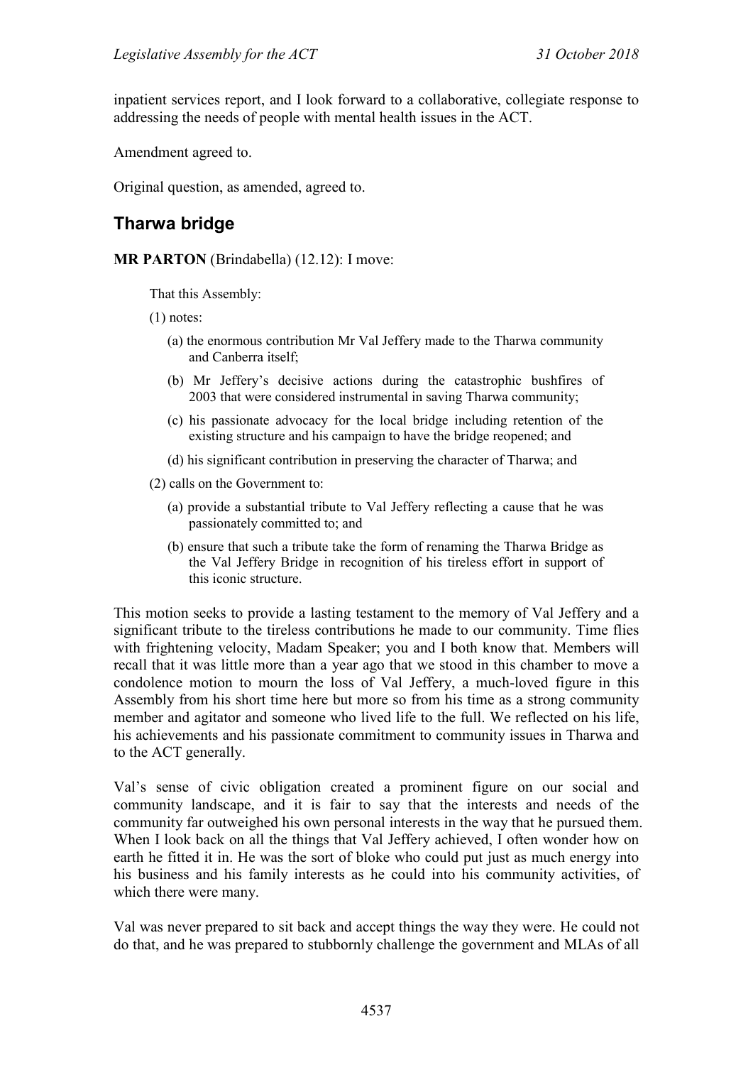inpatient services report, and I look forward to a collaborative, collegiate response to addressing the needs of people with mental health issues in the ACT.

Amendment agreed to.

Original question, as amended, agreed to.

## Tharwa bridge

**MR PARTON** (Brindabella) (12.12): I move:

> That this Assembly:
>
> (1) notes:
>
> (a) the enormous contribution Mr Val Jeffery made to the Tharwa community and Canberra itself;
>
> (b) Mr Jeffery's decisive actions during the catastrophic bushfires of 2003 that were considered instrumental in saving Tharwa community;
>
> (c) his passionate advocacy for the local bridge including retention of the existing structure and his campaign to have the bridge reopened; and
>
> (d) his significant contribution in preserving the character of Tharwa; and
>
> (2) calls on the Government to:
>
> (a) provide a substantial tribute to Val Jeffery reflecting a cause that he was passionately committed to; and
>
> (b) ensure that such a tribute take the form of renaming the Tharwa Bridge as the Val Jeffery Bridge in recognition of his tireless effort in support of this iconic structure.

This motion seeks to provide a lasting testament to the memory of Val Jeffery and a significant tribute to the tireless contributions he made to our community. Time flies with frightening velocity, Madam Speaker; you and I both know that. Members will recall that it was little more than a year ago that we stood in this chamber to move a condolence motion to mourn the loss of Val Jeffery, a much-loved figure in this Assembly from his short time here but more so from his time as a strong community member and agitator and someone who lived life to the full. We reflected on his life, his achievements and his passionate commitment to community issues in Tharwa and to the ACT generally.

Val's sense of civic obligation created a prominent figure on our social and community landscape, and it is fair to say that the interests and needs of the community far outweighed his own personal interests in the way that he pursued them. When I look back on all the things that Val Jeffery achieved, I often wonder how on earth he fitted it in. He was the sort of bloke who could put just as much energy into his business and his family interests as he could into his community activities, of which there were many.

Val was never prepared to sit back and accept things the way they were. He could not do that, and he was prepared to stubbornly challenge the government and MLAs of all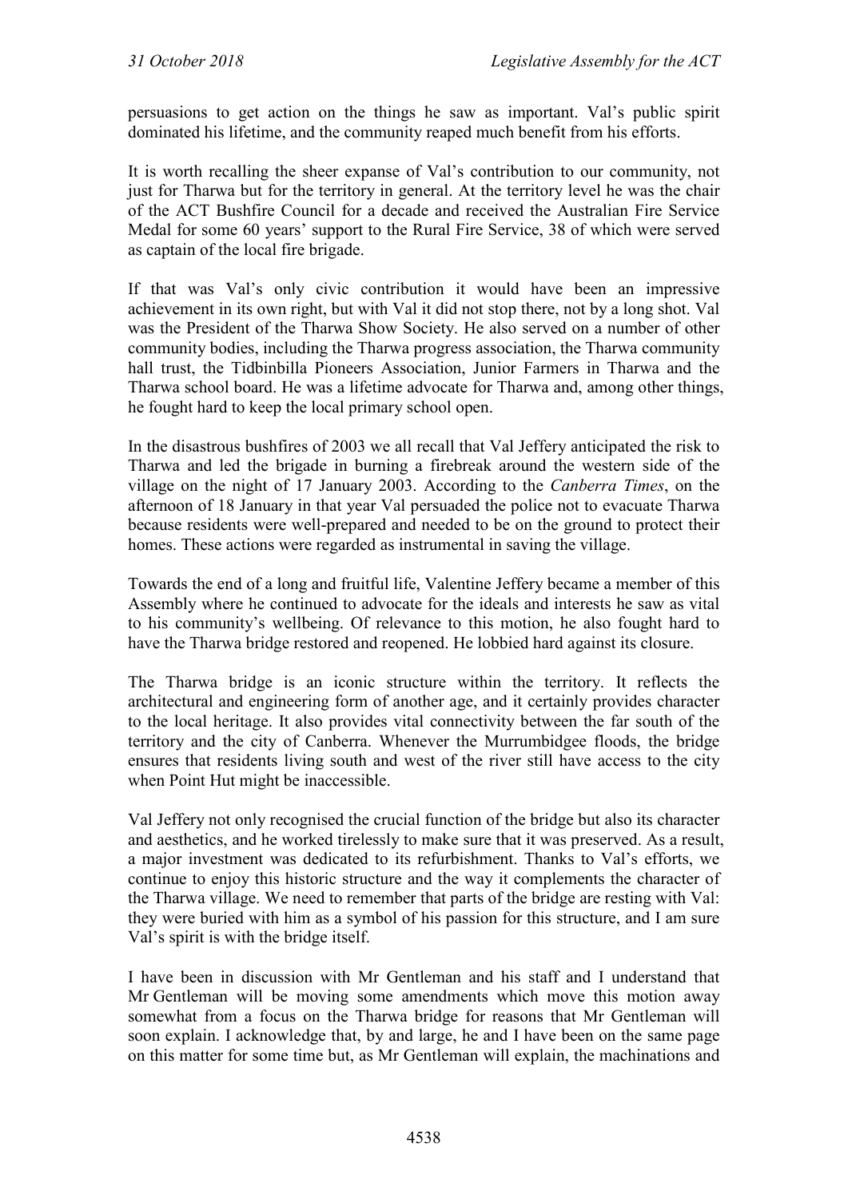persuasions to get action on the things he saw as important. Val's public spirit dominated his lifetime, and the community reaped much benefit from his efforts.

It is worth recalling the sheer expanse of Val's contribution to our community, not just for Tharwa but for the territory in general. At the territory level he was the chair of the ACT Bushfire Council for a decade and received the Australian Fire Service Medal for some 60 years' support to the Rural Fire Service, 38 of which were served as captain of the local fire brigade.

If that was Val's only civic contribution it would have been an impressive achievement in its own right, but with Val it did not stop there, not by a long shot. Val was the President of the Tharwa Show Society. He also served on a number of other community bodies, including the Tharwa progress association, the Tharwa community hall trust, the Tidbinbilla Pioneers Association, Junior Farmers in Tharwa and the Tharwa school board. He was a lifetime advocate for Tharwa and, among other things, he fought hard to keep the local primary school open.

In the disastrous bushfires of 2003 we all recall that Val Jeffery anticipated the risk to Tharwa and led the brigade in burning a firebreak around the western side of the village on the night of 17 January 2003. According to the *Canberra Times*, on the afternoon of 18 January in that year Val persuaded the police not to evacuate Tharwa because residents were well-prepared and needed to be on the ground to protect their homes. These actions were regarded as instrumental in saving the village.

Towards the end of a long and fruitful life, Valentine Jeffery became a member of this Assembly where he continued to advocate for the ideals and interests he saw as vital to his community's wellbeing. Of relevance to this motion, he also fought hard to have the Tharwa bridge restored and reopened. He lobbied hard against its closure.

The Tharwa bridge is an iconic structure within the territory. It reflects the architectural and engineering form of another age, and it certainly provides character to the local heritage. It also provides vital connectivity between the far south of the territory and the city of Canberra. Whenever the Murrumbidgee floods, the bridge ensures that residents living south and west of the river still have access to the city when Point Hut might be inaccessible.

Val Jeffery not only recognised the crucial function of the bridge but also its character and aesthetics, and he worked tirelessly to make sure that it was preserved. As a result, a major investment was dedicated to its refurbishment. Thanks to Val's efforts, we continue to enjoy this historic structure and the way it complements the character of the Tharwa village. We need to remember that parts of the bridge are resting with Val: they were buried with him as a symbol of his passion for this structure, and I am sure Val's spirit is with the bridge itself.

I have been in discussion with Mr Gentleman and his staff and I understand that Mr Gentleman will be moving some amendments which move this motion away somewhat from a focus on the Tharwa bridge for reasons that Mr Gentleman will soon explain. I acknowledge that, by and large, he and I have been on the same page on this matter for some time but, as Mr Gentleman will explain, the machinations and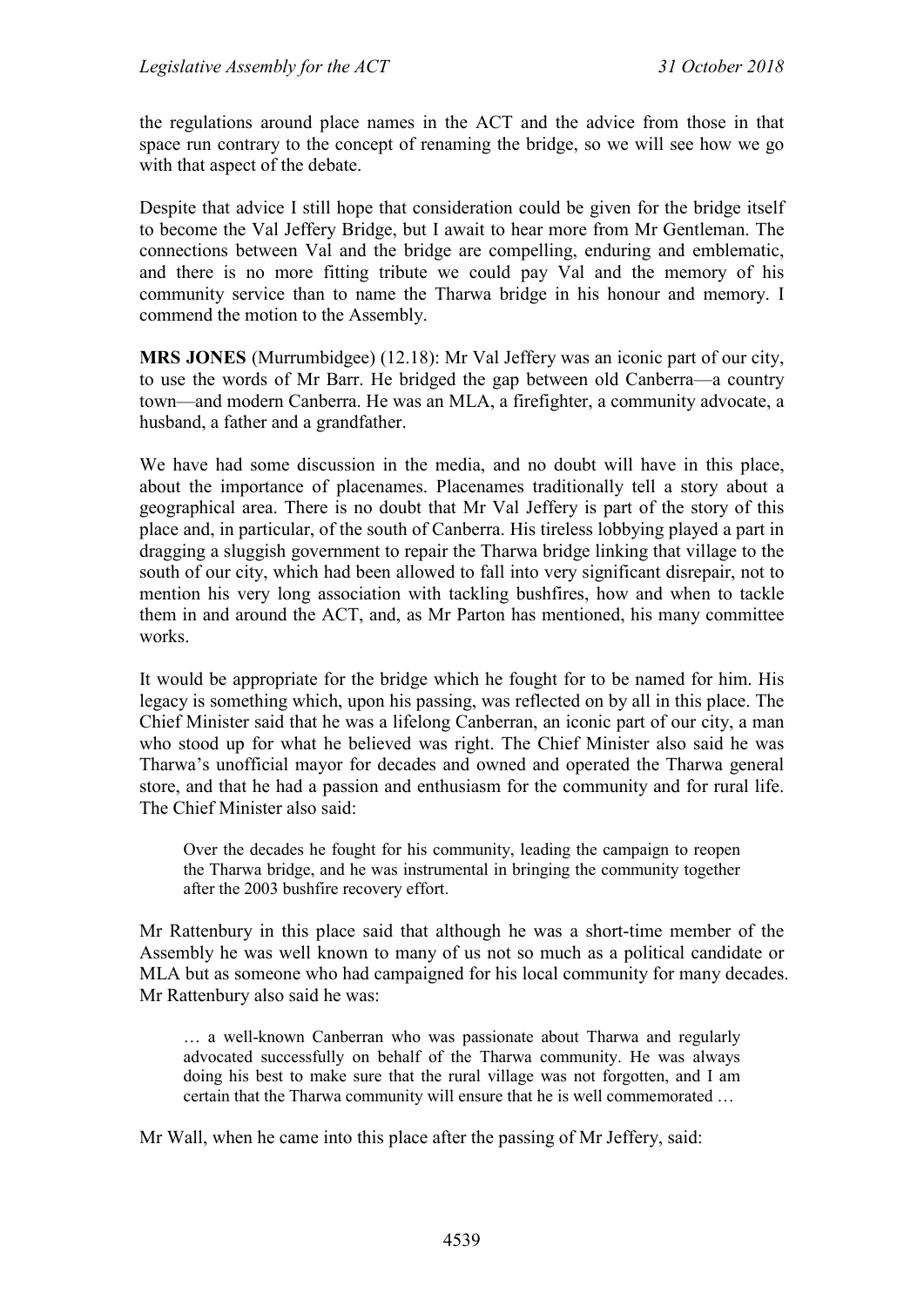the regulations around place names in the ACT and the advice from those in that space run contrary to the concept of renaming the bridge, so we will see how we go with that aspect of the debate.

Despite that advice I still hope that consideration could be given for the bridge itself to become the Val Jeffery Bridge, but I await to hear more from Mr Gentleman. The connections between Val and the bridge are compelling, enduring and emblematic, and there is no more fitting tribute we could pay Val and the memory of his community service than to name the Tharwa bridge in his honour and memory. I commend the motion to the Assembly.

**MRS JONES** (Murrumbidgee) (12.18): Mr Val Jeffery was an iconic part of our city, to use the words of Mr Barr. He bridged the gap between old Canberra—a country town—and modern Canberra. He was an MLA, a firefighter, a community advocate, a husband, a father and a grandfather.

We have had some discussion in the media, and no doubt will have in this place, about the importance of placenames. Placenames traditionally tell a story about a geographical area. There is no doubt that Mr Val Jeffery is part of the story of this place and, in particular, of the south of Canberra. His tireless lobbying played a part in dragging a sluggish government to repair the Tharwa bridge linking that village to the south of our city, which had been allowed to fall into very significant disrepair, not to mention his very long association with tackling bushfires, how and when to tackle them in and around the ACT, and, as Mr Parton has mentioned, his many committee works.

It would be appropriate for the bridge which he fought for to be named for him. His legacy is something which, upon his passing, was reflected on by all in this place. The Chief Minister said that he was a lifelong Canberran, an iconic part of our city, a man who stood up for what he believed was right. The Chief Minister also said he was Tharwa's unofficial mayor for decades and owned and operated the Tharwa general store, and that he had a passion and enthusiasm for the community and for rural life. The Chief Minister also said:

> Over the decades he fought for his community, leading the campaign to reopen the Tharwa bridge, and he was instrumental in bringing the community together after the 2003 bushfire recovery effort.

Mr Rattenbury in this place said that although he was a short-time member of the Assembly he was well known to many of us not so much as a political candidate or MLA but as someone who had campaigned for his local community for many decades. Mr Rattenbury also said he was:

> … a well-known Canberran who was passionate about Tharwa and regularly advocated successfully on behalf of the Tharwa community. He was always doing his best to make sure that the rural village was not forgotten, and I am certain that the Tharwa community will ensure that he is well commemorated …

Mr Wall, when he came into this place after the passing of Mr Jeffery, said: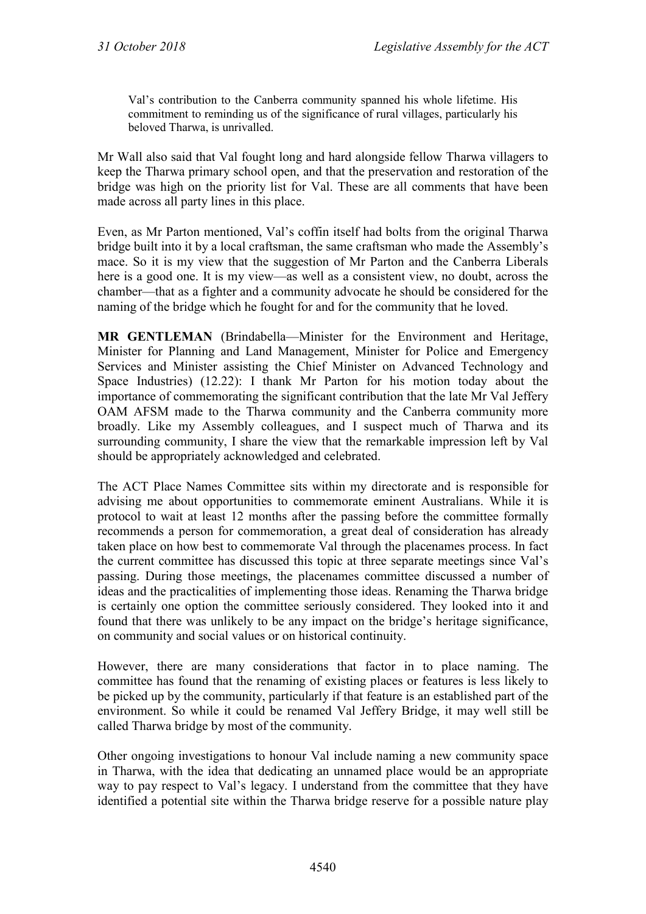> Val's contribution to the Canberra community spanned his whole lifetime. His commitment to reminding us of the significance of rural villages, particularly his beloved Tharwa, is unrivalled.

Mr Wall also said that Val fought long and hard alongside fellow Tharwa villagers to keep the Tharwa primary school open, and that the preservation and restoration of the bridge was high on the priority list for Val. These are all comments that have been made across all party lines in this place.

Even, as Mr Parton mentioned, Val's coffin itself had bolts from the original Tharwa bridge built into it by a local craftsman, the same craftsman who made the Assembly's mace. So it is my view that the suggestion of Mr Parton and the Canberra Liberals here is a good one. It is my view—as well as a consistent view, no doubt, across the chamber—that as a fighter and a community advocate he should be considered for the naming of the bridge which he fought for and for the community that he loved.

**MR GENTLEMAN** (Brindabella—Minister for the Environment and Heritage, Minister for Planning and Land Management, Minister for Police and Emergency Services and Minister assisting the Chief Minister on Advanced Technology and Space Industries) (12.22): I thank Mr Parton for his motion today about the importance of commemorating the significant contribution that the late Mr Val Jeffery OAM AFSM made to the Tharwa community and the Canberra community more broadly. Like my Assembly colleagues, and I suspect much of Tharwa and its surrounding community, I share the view that the remarkable impression left by Val should be appropriately acknowledged and celebrated.

The ACT Place Names Committee sits within my directorate and is responsible for advising me about opportunities to commemorate eminent Australians. While it is protocol to wait at least 12 months after the passing before the committee formally recommends a person for commemoration, a great deal of consideration has already taken place on how best to commemorate Val through the placenames process. In fact the current committee has discussed this topic at three separate meetings since Val's passing. During those meetings, the placenames committee discussed a number of ideas and the practicalities of implementing those ideas. Renaming the Tharwa bridge is certainly one option the committee seriously considered. They looked into it and found that there was unlikely to be any impact on the bridge's heritage significance, on community and social values or on historical continuity.

However, there are many considerations that factor in to place naming. The committee has found that the renaming of existing places or features is less likely to be picked up by the community, particularly if that feature is an established part of the environment. So while it could be renamed Val Jeffery Bridge, it may well still be called Tharwa bridge by most of the community.

Other ongoing investigations to honour Val include naming a new community space in Tharwa, with the idea that dedicating an unnamed place would be an appropriate way to pay respect to Val's legacy. I understand from the committee that they have identified a potential site within the Tharwa bridge reserve for a possible nature play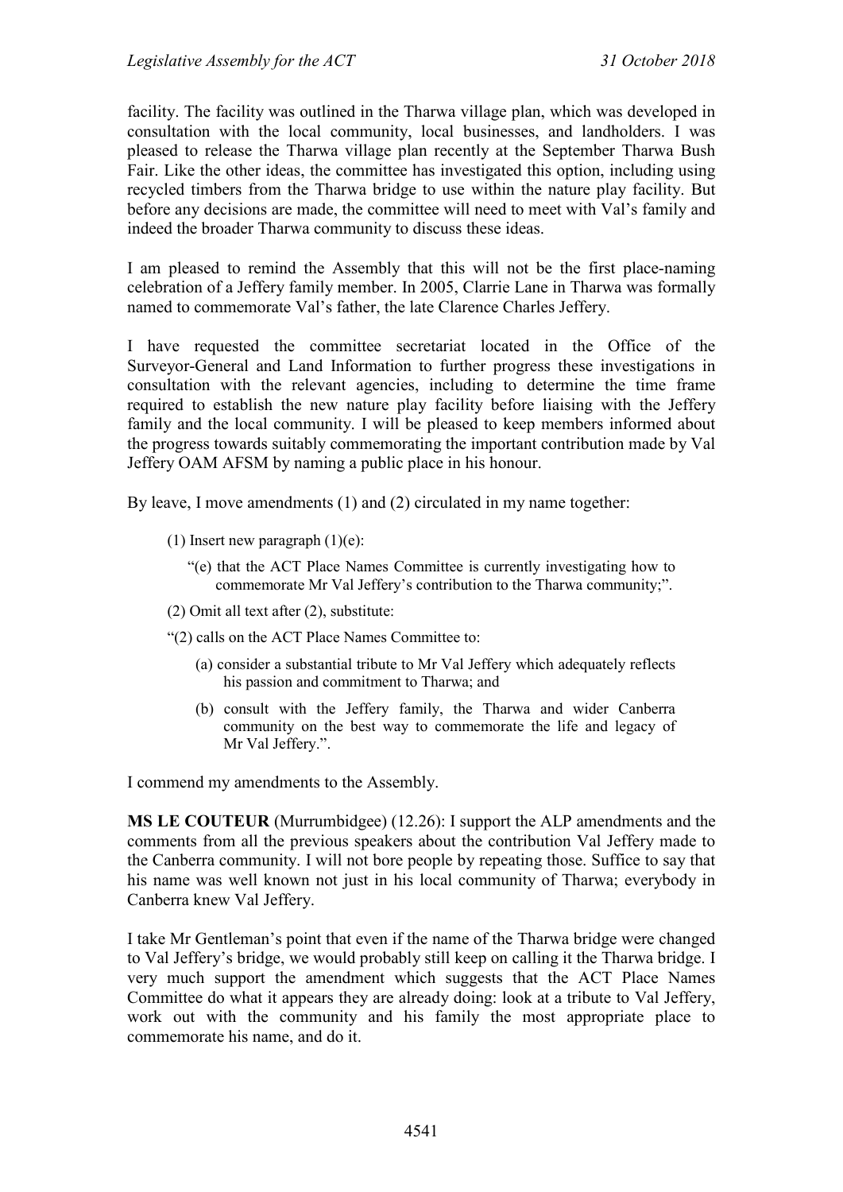facility. The facility was outlined in the Tharwa village plan, which was developed in consultation with the local community, local businesses, and landholders. I was pleased to release the Tharwa village plan recently at the September Tharwa Bush Fair. Like the other ideas, the committee has investigated this option, including using recycled timbers from the Tharwa bridge to use within the nature play facility. But before any decisions are made, the committee will need to meet with Val's family and indeed the broader Tharwa community to discuss these ideas.

I am pleased to remind the Assembly that this will not be the first place-naming celebration of a Jeffery family member. In 2005, Clarrie Lane in Tharwa was formally named to commemorate Val's father, the late Clarence Charles Jeffery.

I have requested the committee secretariat located in the Office of the Surveyor-General and Land Information to further progress these investigations in consultation with the relevant agencies, including to determine the time frame required to establish the new nature play facility before liaising with the Jeffery family and the local community. I will be pleased to keep members informed about the progress towards suitably commemorating the important contribution made by Val Jeffery OAM AFSM by naming a public place in his honour.

By leave, I move amendments (1) and (2) circulated in my name together:

> (1) Insert new paragraph (1)(e):
>
> > "(e) that the ACT Place Names Committee is currently investigating how to commemorate Mr Val Jeffery's contribution to the Tharwa community;".
>
> (2) Omit all text after (2), substitute:
>
> "(2) calls on the ACT Place Names Committee to:
>
> > (a) consider a substantial tribute to Mr Val Jeffery which adequately reflects his passion and commitment to Tharwa; and
> >
> > (b) consult with the Jeffery family, the Tharwa and wider Canberra community on the best way to commemorate the life and legacy of Mr Val Jeffery.".

I commend my amendments to the Assembly.

**MS LE COUTEUR** (Murrumbidgee) (12.26): I support the ALP amendments and the comments from all the previous speakers about the contribution Val Jeffery made to the Canberra community. I will not bore people by repeating those. Suffice to say that his name was well known not just in his local community of Tharwa; everybody in Canberra knew Val Jeffery.

I take Mr Gentleman's point that even if the name of the Tharwa bridge were changed to Val Jeffery's bridge, we would probably still keep on calling it the Tharwa bridge. I very much support the amendment which suggests that the ACT Place Names Committee do what it appears they are already doing: look at a tribute to Val Jeffery, work out with the community and his family the most appropriate place to commemorate his name, and do it.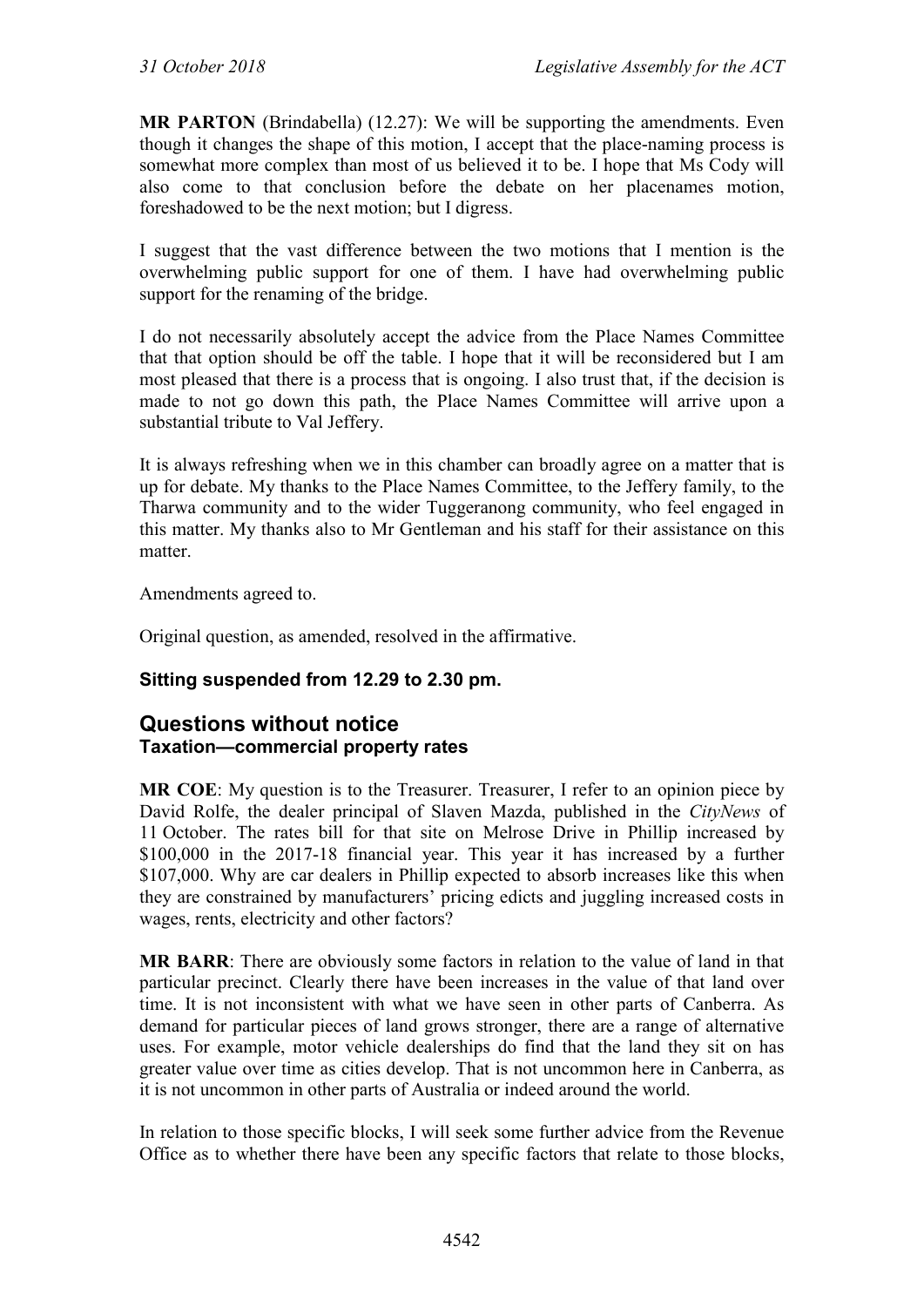**MR PARTON** (Brindabella) (12.27): We will be supporting the amendments. Even though it changes the shape of this motion, I accept that the place-naming process is somewhat more complex than most of us believed it to be. I hope that Ms Cody will also come to that conclusion before the debate on her placenames motion, foreshadowed to be the next motion; but I digress.

I suggest that the vast difference between the two motions that I mention is the overwhelming public support for one of them. I have had overwhelming public support for the renaming of the bridge.

I do not necessarily absolutely accept the advice from the Place Names Committee that that option should be off the table. I hope that it will be reconsidered but I am most pleased that there is a process that is ongoing. I also trust that, if the decision is made to not go down this path, the Place Names Committee will arrive upon a substantial tribute to Val Jeffery.

It is always refreshing when we in this chamber can broadly agree on a matter that is up for debate. My thanks to the Place Names Committee, to the Jeffery family, to the Tharwa community and to the wider Tuggeranong community, who feel engaged in this matter. My thanks also to Mr Gentleman and his staff for their assistance on this matter.

Amendments agreed to.

Original question, as amended, resolved in the affirmative.

**Sitting suspended from 12.29 to 2.30 pm.**

## Questions without notice

### Taxation—commercial property rates

**MR COE**: My question is to the Treasurer. Treasurer, I refer to an opinion piece by David Rolfe, the dealer principal of Slaven Mazda, published in the *CityNews* of 11 October. The rates bill for that site on Melrose Drive in Phillip increased by $100,000 in the 2017-18 financial year. This year it has increased by a further $107,000. Why are car dealers in Phillip expected to absorb increases like this when they are constrained by manufacturers' pricing edicts and juggling increased costs in wages, rents, electricity and other factors?

**MR BARR**: There are obviously some factors in relation to the value of land in that particular precinct. Clearly there have been increases in the value of that land over time. It is not inconsistent with what we have seen in other parts of Canberra. As demand for particular pieces of land grows stronger, there are a range of alternative uses. For example, motor vehicle dealerships do find that the land they sit on has greater value over time as cities develop. That is not uncommon here in Canberra, as it is not uncommon in other parts of Australia or indeed around the world.

In relation to those specific blocks, I will seek some further advice from the Revenue Office as to whether there have been any specific factors that relate to those blocks,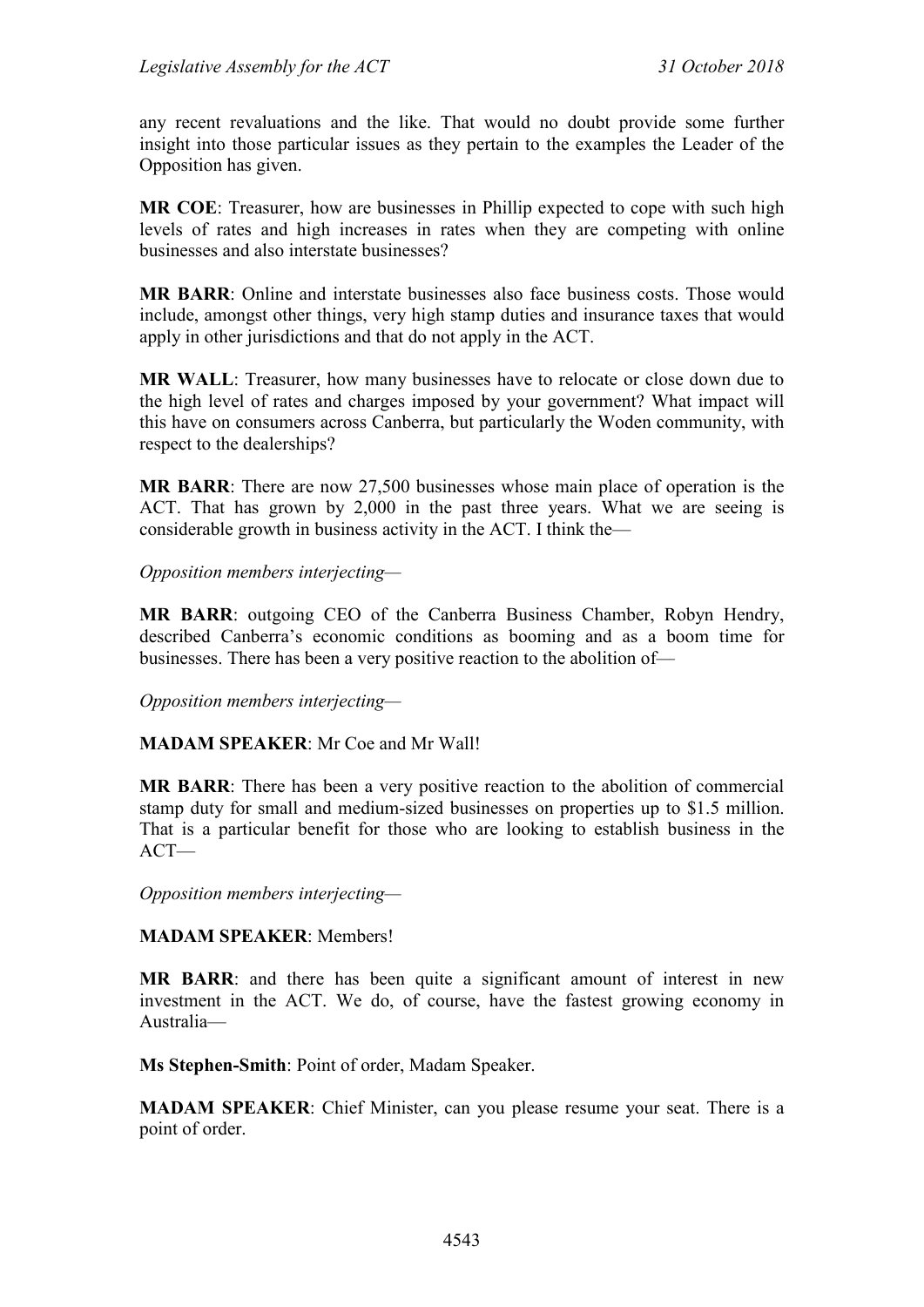any recent revaluations and the like. That would no doubt provide some further insight into those particular issues as they pertain to the examples the Leader of the Opposition has given.

**MR COE**: Treasurer, how are businesses in Phillip expected to cope with such high levels of rates and high increases in rates when they are competing with online businesses and also interstate businesses?

**MR BARR**: Online and interstate businesses also face business costs. Those would include, amongst other things, very high stamp duties and insurance taxes that would apply in other jurisdictions and that do not apply in the ACT.

**MR WALL**: Treasurer, how many businesses have to relocate or close down due to the high level of rates and charges imposed by your government? What impact will this have on consumers across Canberra, but particularly the Woden community, with respect to the dealerships?

**MR BARR**: There are now 27,500 businesses whose main place of operation is the ACT. That has grown by 2,000 in the past three years. What we are seeing is considerable growth in business activity in the ACT. I think the—

*Opposition members interjecting*—

**MR BARR**: outgoing CEO of the Canberra Business Chamber, Robyn Hendry, described Canberra's economic conditions as booming and as a boom time for businesses. There has been a very positive reaction to the abolition of—

*Opposition members interjecting*—

**MADAM SPEAKER**: Mr Coe and Mr Wall!

**MR BARR**: There has been a very positive reaction to the abolition of commercial stamp duty for small and medium-sized businesses on properties up to $1.5 million. That is a particular benefit for those who are looking to establish business in the ACT—

*Opposition members interjecting*—

**MADAM SPEAKER**: Members!

**MR BARR**: and there has been quite a significant amount of interest in new investment in the ACT. We do, of course, have the fastest growing economy in Australia—

**Ms Stephen-Smith**: Point of order, Madam Speaker.

**MADAM SPEAKER**: Chief Minister, can you please resume your seat. There is a point of order.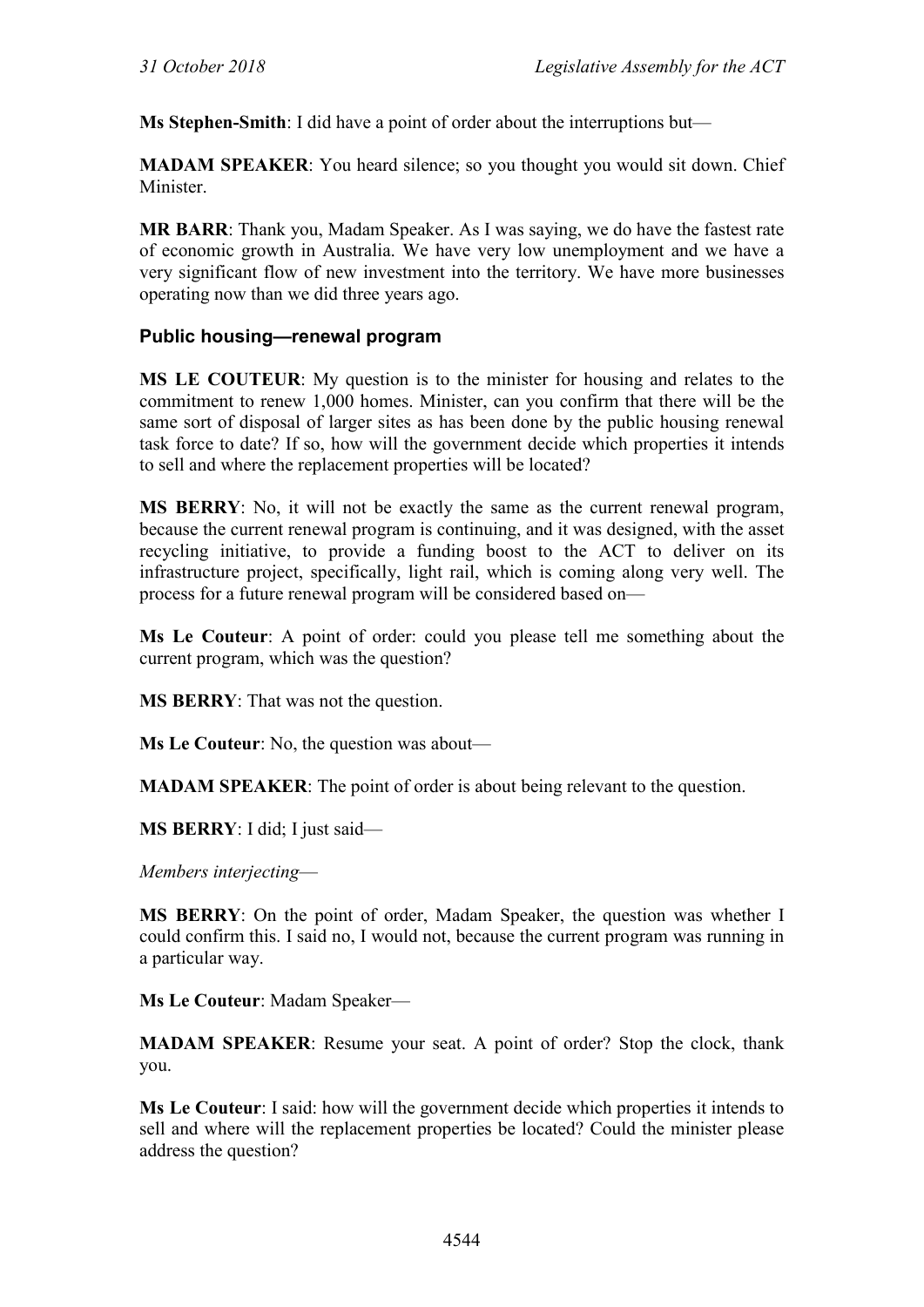**Ms Stephen-Smith**: I did have a point of order about the interruptions but—

**MADAM SPEAKER**: You heard silence; so you thought you would sit down. Chief Minister.

**MR BARR**: Thank you, Madam Speaker. As I was saying, we do have the fastest rate of economic growth in Australia. We have very low unemployment and we have a very significant flow of new investment into the territory. We have more businesses operating now than we did three years ago.

### Public housing—renewal program

**MS LE COUTEUR**: My question is to the minister for housing and relates to the commitment to renew 1,000 homes. Minister, can you confirm that there will be the same sort of disposal of larger sites as has been done by the public housing renewal task force to date? If so, how will the government decide which properties it intends to sell and where the replacement properties will be located?

**MS BERRY**: No, it will not be exactly the same as the current renewal program, because the current renewal program is continuing, and it was designed, with the asset recycling initiative, to provide a funding boost to the ACT to deliver on its infrastructure project, specifically, light rail, which is coming along very well. The process for a future renewal program will be considered based on—

**Ms Le Couteur**: A point of order: could you please tell me something about the current program, which was the question?

**MS BERRY**: That was not the question.

**Ms Le Couteur**: No, the question was about—

**MADAM SPEAKER**: The point of order is about being relevant to the question.

**MS BERRY**: I did; I just said—

*Members interjecting*—

**MS BERRY**: On the point of order, Madam Speaker, the question was whether I could confirm this. I said no, I would not, because the current program was running in a particular way.

**Ms Le Couteur**: Madam Speaker—

**MADAM SPEAKER**: Resume your seat. A point of order? Stop the clock, thank you.

**Ms Le Couteur**: I said: how will the government decide which properties it intends to sell and where will the replacement properties be located? Could the minister please address the question?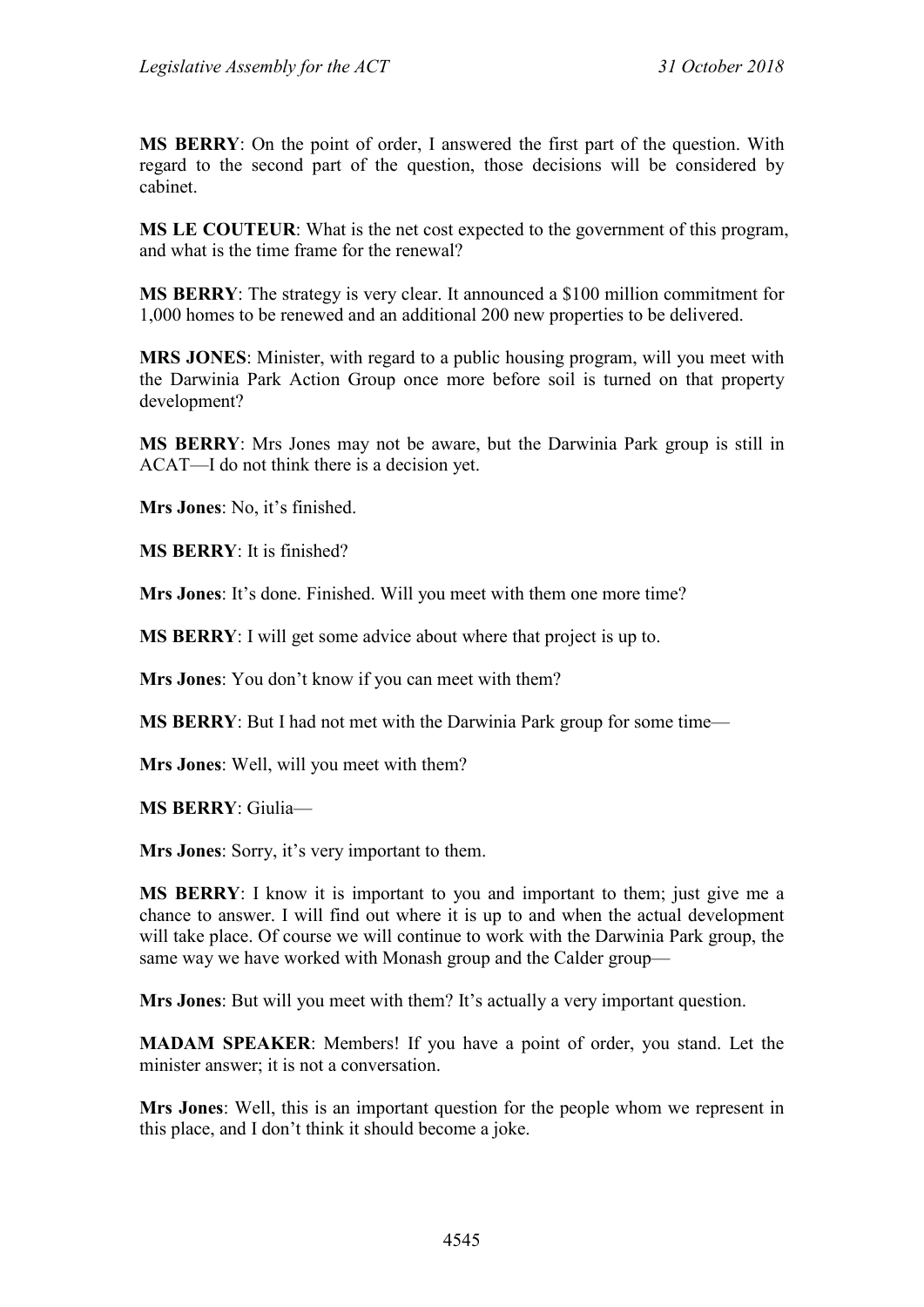**MS BERRY**: On the point of order, I answered the first part of the question. With regard to the second part of the question, those decisions will be considered by cabinet.

**MS LE COUTEUR**: What is the net cost expected to the government of this program, and what is the time frame for the renewal?

**MS BERRY**: The strategy is very clear. It announced a $100 million commitment for 1,000 homes to be renewed and an additional 200 new properties to be delivered.

**MRS JONES**: Minister, with regard to a public housing program, will you meet with the Darwinia Park Action Group once more before soil is turned on that property development?

**MS BERRY**: Mrs Jones may not be aware, but the Darwinia Park group is still in ACAT—I do not think there is a decision yet.

**Mrs Jones**: No, it's finished.

**MS BERRY**: It is finished?

**Mrs Jones**: It's done. Finished. Will you meet with them one more time?

**MS BERRY**: I will get some advice about where that project is up to.

**Mrs Jones**: You don't know if you can meet with them?

**MS BERRY**: But I had not met with the Darwinia Park group for some time—

**Mrs Jones**: Well, will you meet with them?

**MS BERRY**: Giulia—

**Mrs Jones**: Sorry, it's very important to them.

**MS BERRY**: I know it is important to you and important to them; just give me a chance to answer. I will find out where it is up to and when the actual development will take place. Of course we will continue to work with the Darwinia Park group, the same way we have worked with Monash group and the Calder group—

**Mrs Jones**: But will you meet with them? It's actually a very important question.

**MADAM SPEAKER**: Members! If you have a point of order, you stand. Let the minister answer; it is not a conversation.

**Mrs Jones**: Well, this is an important question for the people whom we represent in this place, and I don't think it should become a joke.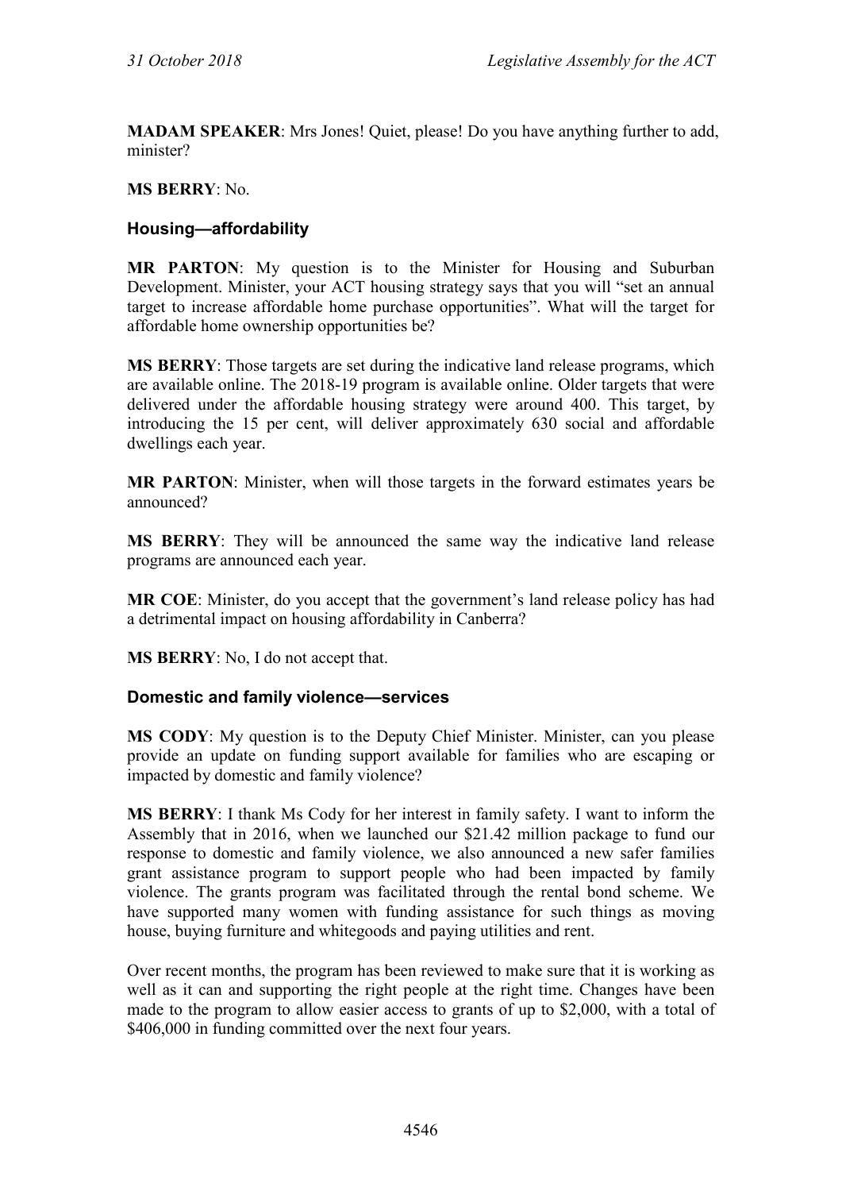**MADAM SPEAKER**: Mrs Jones! Quiet, please! Do you have anything further to add, minister?

**MS BERRY**: No.

### Housing—affordability

**MR PARTON**: My question is to the Minister for Housing and Suburban Development. Minister, your ACT housing strategy says that you will "set an annual target to increase affordable home purchase opportunities". What will the target for affordable home ownership opportunities be?

**MS BERRY**: Those targets are set during the indicative land release programs, which are available online. The 2018-19 program is available online. Older targets that were delivered under the affordable housing strategy were around 400. This target, by introducing the 15 per cent, will deliver approximately 630 social and affordable dwellings each year.

**MR PARTON**: Minister, when will those targets in the forward estimates years be announced?

**MS BERRY**: They will be announced the same way the indicative land release programs are announced each year.

**MR COE**: Minister, do you accept that the government's land release policy has had a detrimental impact on housing affordability in Canberra?

**MS BERRY**: No, I do not accept that.

### Domestic and family violence—services

**MS CODY**: My question is to the Deputy Chief Minister. Minister, can you please provide an update on funding support available for families who are escaping or impacted by domestic and family violence?

**MS BERRY**: I thank Ms Cody for her interest in family safety. I want to inform the Assembly that in 2016, when we launched our $21.42 million package to fund our response to domestic and family violence, we also announced a new safer families grant assistance program to support people who had been impacted by family violence. The grants program was facilitated through the rental bond scheme. We have supported many women with funding assistance for such things as moving house, buying furniture and whitegoods and paying utilities and rent.

Over recent months, the program has been reviewed to make sure that it is working as well as it can and supporting the right people at the right time. Changes have been made to the program to allow easier access to grants of up to $2,000, with a total of $406,000 in funding committed over the next four years.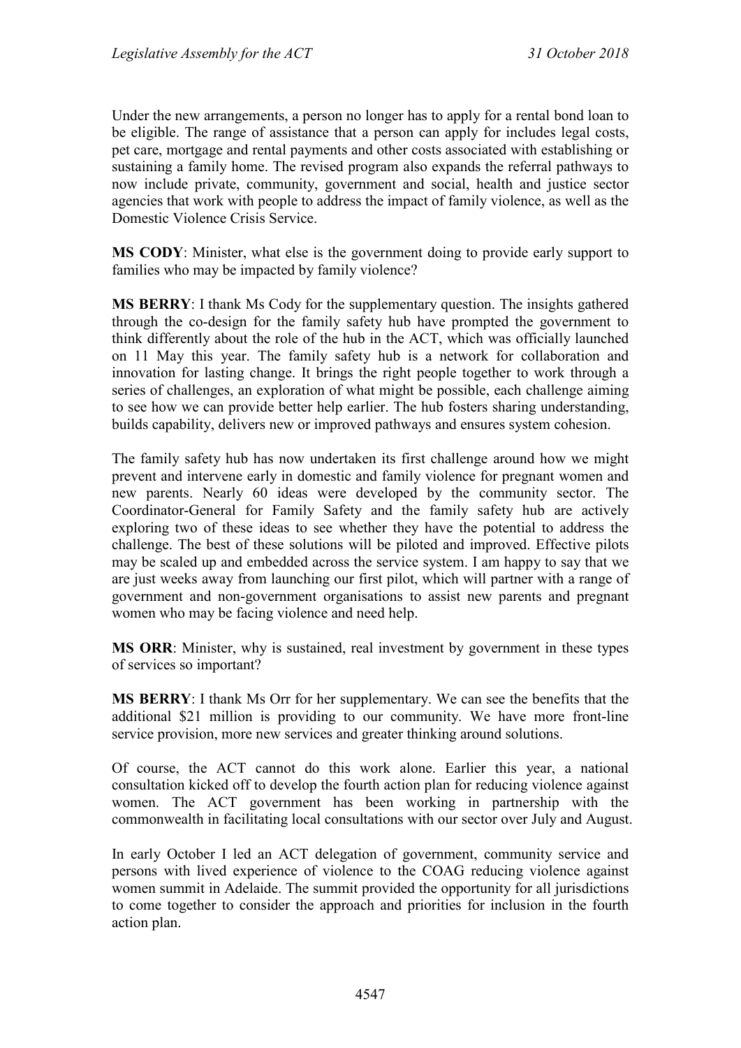Under the new arrangements, a person no longer has to apply for a rental bond loan to be eligible. The range of assistance that a person can apply for includes legal costs, pet care, mortgage and rental payments and other costs associated with establishing or sustaining a family home. The revised program also expands the referral pathways to now include private, community, government and social, health and justice sector agencies that work with people to address the impact of family violence, as well as the Domestic Violence Crisis Service.

**MS CODY**: Minister, what else is the government doing to provide early support to families who may be impacted by family violence?

**MS BERRY**: I thank Ms Cody for the supplementary question. The insights gathered through the co-design for the family safety hub have prompted the government to think differently about the role of the hub in the ACT, which was officially launched on 11 May this year. The family safety hub is a network for collaboration and innovation for lasting change. It brings the right people together to work through a series of challenges, an exploration of what might be possible, each challenge aiming to see how we can provide better help earlier. The hub fosters sharing understanding, builds capability, delivers new or improved pathways and ensures system cohesion.

The family safety hub has now undertaken its first challenge around how we might prevent and intervene early in domestic and family violence for pregnant women and new parents. Nearly 60 ideas were developed by the community sector. The Coordinator-General for Family Safety and the family safety hub are actively exploring two of these ideas to see whether they have the potential to address the challenge. The best of these solutions will be piloted and improved. Effective pilots may be scaled up and embedded across the service system. I am happy to say that we are just weeks away from launching our first pilot, which will partner with a range of government and non-government organisations to assist new parents and pregnant women who may be facing violence and need help.

**MS ORR**: Minister, why is sustained, real investment by government in these types of services so important?

**MS BERRY**: I thank Ms Orr for her supplementary. We can see the benefits that the additional $21 million is providing to our community. We have more front-line service provision, more new services and greater thinking around solutions.

Of course, the ACT cannot do this work alone. Earlier this year, a national consultation kicked off to develop the fourth action plan for reducing violence against women. The ACT government has been working in partnership with the commonwealth in facilitating local consultations with our sector over July and August.

In early October I led an ACT delegation of government, community service and persons with lived experience of violence to the COAG reducing violence against women summit in Adelaide. The summit provided the opportunity for all jurisdictions to come together to consider the approach and priorities for inclusion in the fourth action plan.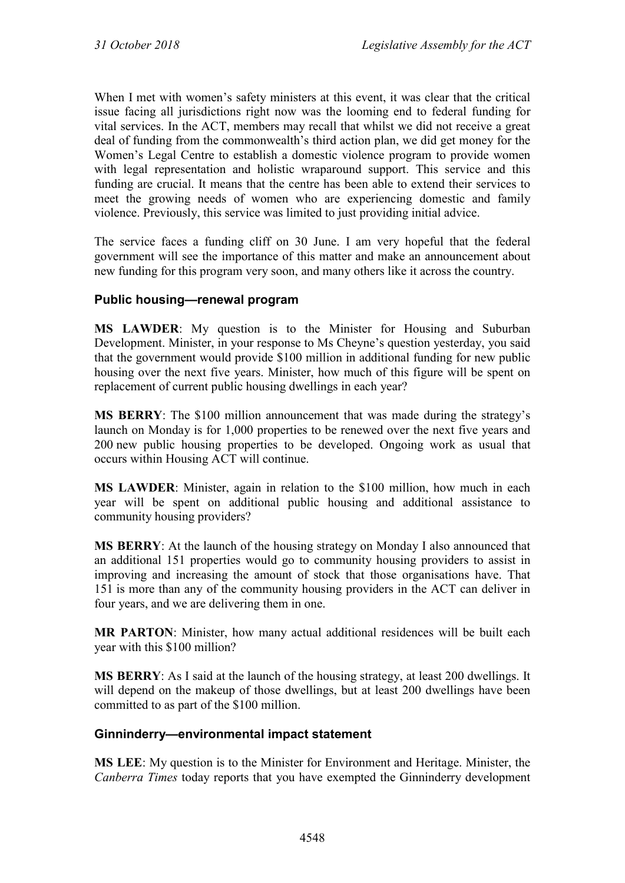When I met with women's safety ministers at this event, it was clear that the critical issue facing all jurisdictions right now was the looming end to federal funding for vital services. In the ACT, members may recall that whilst we did not receive a great deal of funding from the commonwealth's third action plan, we did get money for the Women's Legal Centre to establish a domestic violence program to provide women with legal representation and holistic wraparound support. This service and this funding are crucial. It means that the centre has been able to extend their services to meet the growing needs of women who are experiencing domestic and family violence. Previously, this service was limited to just providing initial advice.

The service faces a funding cliff on 30 June. I am very hopeful that the federal government will see the importance of this matter and make an announcement about new funding for this program very soon, and many others like it across the country.

### Public housing—renewal program

**MS LAWDER**: My question is to the Minister for Housing and Suburban Development. Minister, in your response to Ms Cheyne's question yesterday, you said that the government would provide $100 million in additional funding for new public housing over the next five years. Minister, how much of this figure will be spent on replacement of current public housing dwellings in each year?

**MS BERRY**: The $100 million announcement that was made during the strategy's launch on Monday is for 1,000 properties to be renewed over the next five years and 200 new public housing properties to be developed. Ongoing work as usual that occurs within Housing ACT will continue.

**MS LAWDER**: Minister, again in relation to the $100 million, how much in each year will be spent on additional public housing and additional assistance to community housing providers?

**MS BERRY**: At the launch of the housing strategy on Monday I also announced that an additional 151 properties would go to community housing providers to assist in improving and increasing the amount of stock that those organisations have. That 151 is more than any of the community housing providers in the ACT can deliver in four years, and we are delivering them in one.

**MR PARTON**: Minister, how many actual additional residences will be built each year with this $100 million?

**MS BERRY**: As I said at the launch of the housing strategy, at least 200 dwellings. It will depend on the makeup of those dwellings, but at least 200 dwellings have been committed to as part of the $100 million.

### Ginninderry—environmental impact statement

**MS LEE**: My question is to the Minister for Environment and Heritage. Minister, the *Canberra Times* today reports that you have exempted the Ginninderry development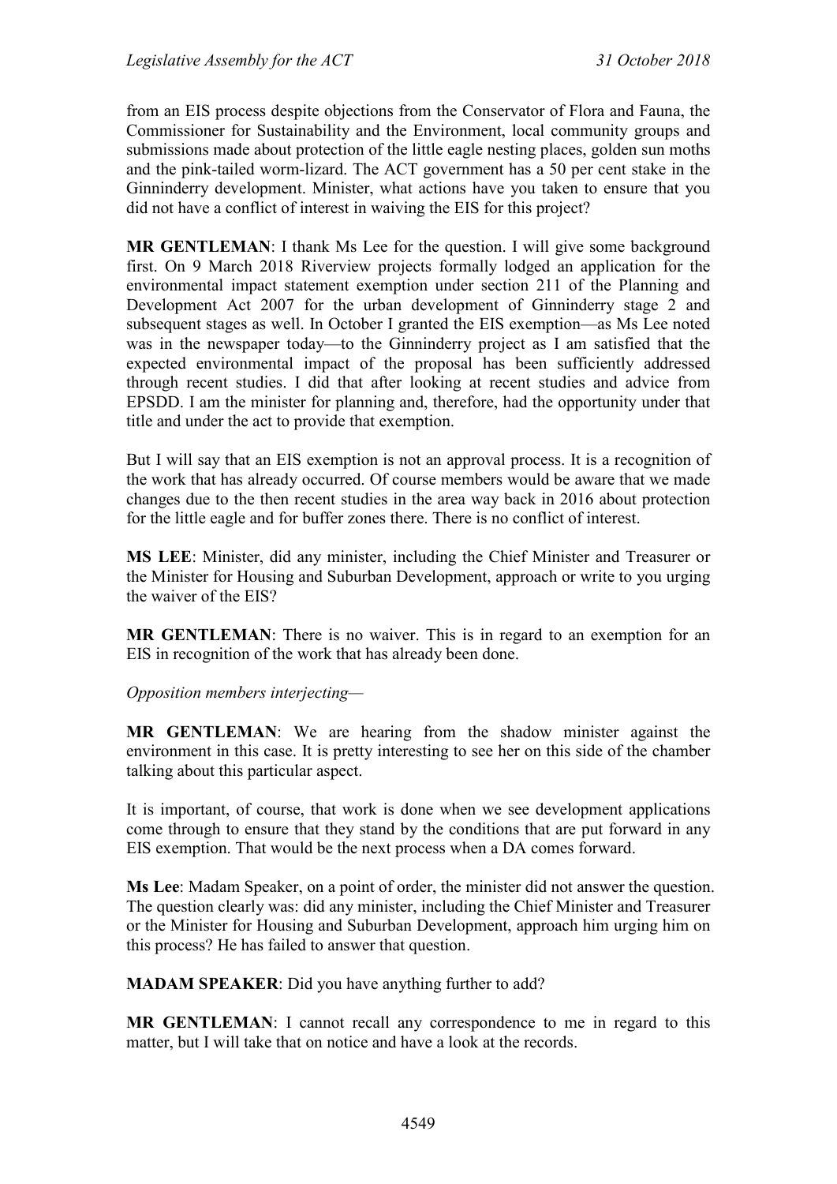from an EIS process despite objections from the Conservator of Flora and Fauna, the Commissioner for Sustainability and the Environment, local community groups and submissions made about protection of the little eagle nesting places, golden sun moths and the pink-tailed worm-lizard. The ACT government has a 50 per cent stake in the Ginninderry development. Minister, what actions have you taken to ensure that you did not have a conflict of interest in waiving the EIS for this project?

**MR GENTLEMAN**: I thank Ms Lee for the question. I will give some background first. On 9 March 2018 Riverview projects formally lodged an application for the environmental impact statement exemption under section 211 of the Planning and Development Act 2007 for the urban development of Ginninderry stage 2 and subsequent stages as well. In October I granted the EIS exemption—as Ms Lee noted was in the newspaper today—to the Ginninderry project as I am satisfied that the expected environmental impact of the proposal has been sufficiently addressed through recent studies. I did that after looking at recent studies and advice from EPSDD. I am the minister for planning and, therefore, had the opportunity under that title and under the act to provide that exemption.

But I will say that an EIS exemption is not an approval process. It is a recognition of the work that has already occurred. Of course members would be aware that we made changes due to the then recent studies in the area way back in 2016 about protection for the little eagle and for buffer zones there. There is no conflict of interest.

**MS LEE**: Minister, did any minister, including the Chief Minister and Treasurer or the Minister for Housing and Suburban Development, approach or write to you urging the waiver of the EIS?

**MR GENTLEMAN**: There is no waiver. This is in regard to an exemption for an EIS in recognition of the work that has already been done.

*Opposition members interjecting—*

**MR GENTLEMAN**: We are hearing from the shadow minister against the environment in this case. It is pretty interesting to see her on this side of the chamber talking about this particular aspect.

It is important, of course, that work is done when we see development applications come through to ensure that they stand by the conditions that are put forward in any EIS exemption. That would be the next process when a DA comes forward.

**Ms Lee**: Madam Speaker, on a point of order, the minister did not answer the question. The question clearly was: did any minister, including the Chief Minister and Treasurer or the Minister for Housing and Suburban Development, approach him urging him on this process? He has failed to answer that question.

**MADAM SPEAKER**: Did you have anything further to add?

**MR GENTLEMAN**: I cannot recall any correspondence to me in regard to this matter, but I will take that on notice and have a look at the records.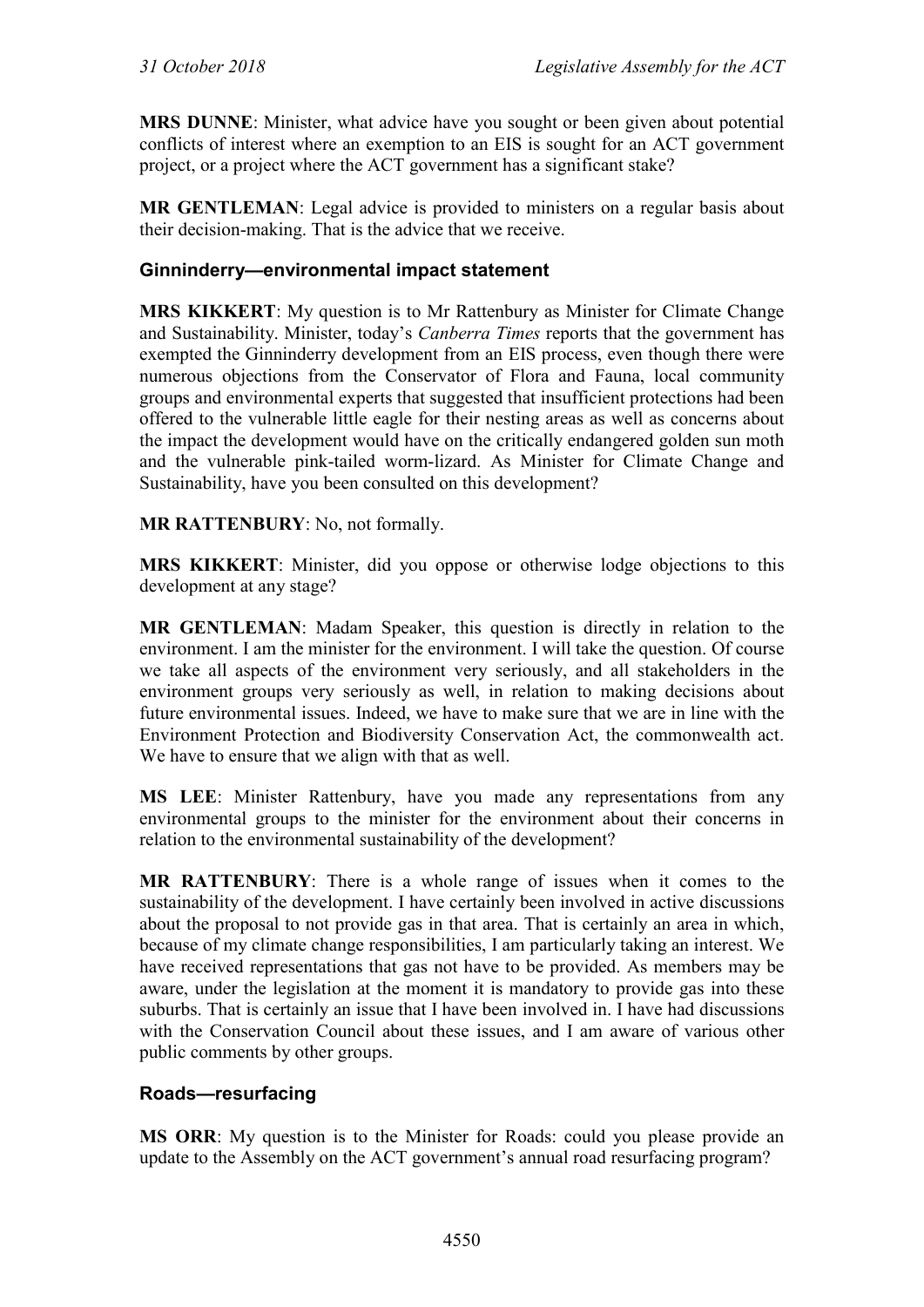**MRS DUNNE**: Minister, what advice have you sought or been given about potential conflicts of interest where an exemption to an EIS is sought for an ACT government project, or a project where the ACT government has a significant stake?

**MR GENTLEMAN**: Legal advice is provided to ministers on a regular basis about their decision-making. That is the advice that we receive.

### Ginninderry—environmental impact statement

**MRS KIKKERT**: My question is to Mr Rattenbury as Minister for Climate Change and Sustainability. Minister, today's *Canberra Times* reports that the government has exempted the Ginninderry development from an EIS process, even though there were numerous objections from the Conservator of Flora and Fauna, local community groups and environmental experts that suggested that insufficient protections had been offered to the vulnerable little eagle for their nesting areas as well as concerns about the impact the development would have on the critically endangered golden sun moth and the vulnerable pink-tailed worm-lizard. As Minister for Climate Change and Sustainability, have you been consulted on this development?

**MR RATTENBURY**: No, not formally.

**MRS KIKKERT**: Minister, did you oppose or otherwise lodge objections to this development at any stage?

**MR GENTLEMAN**: Madam Speaker, this question is directly in relation to the environment. I am the minister for the environment. I will take the question. Of course we take all aspects of the environment very seriously, and all stakeholders in the environment groups very seriously as well, in relation to making decisions about future environmental issues. Indeed, we have to make sure that we are in line with the Environment Protection and Biodiversity Conservation Act, the commonwealth act. We have to ensure that we align with that as well.

**MS LEE**: Minister Rattenbury, have you made any representations from any environmental groups to the minister for the environment about their concerns in relation to the environmental sustainability of the development?

**MR RATTENBURY**: There is a whole range of issues when it comes to the sustainability of the development. I have certainly been involved in active discussions about the proposal to not provide gas in that area. That is certainly an area in which, because of my climate change responsibilities, I am particularly taking an interest. We have received representations that gas not have to be provided. As members may be aware, under the legislation at the moment it is mandatory to provide gas into these suburbs. That is certainly an issue that I have been involved in. I have had discussions with the Conservation Council about these issues, and I am aware of various other public comments by other groups.

### Roads—resurfacing

**MS ORR**: My question is to the Minister for Roads: could you please provide an update to the Assembly on the ACT government's annual road resurfacing program?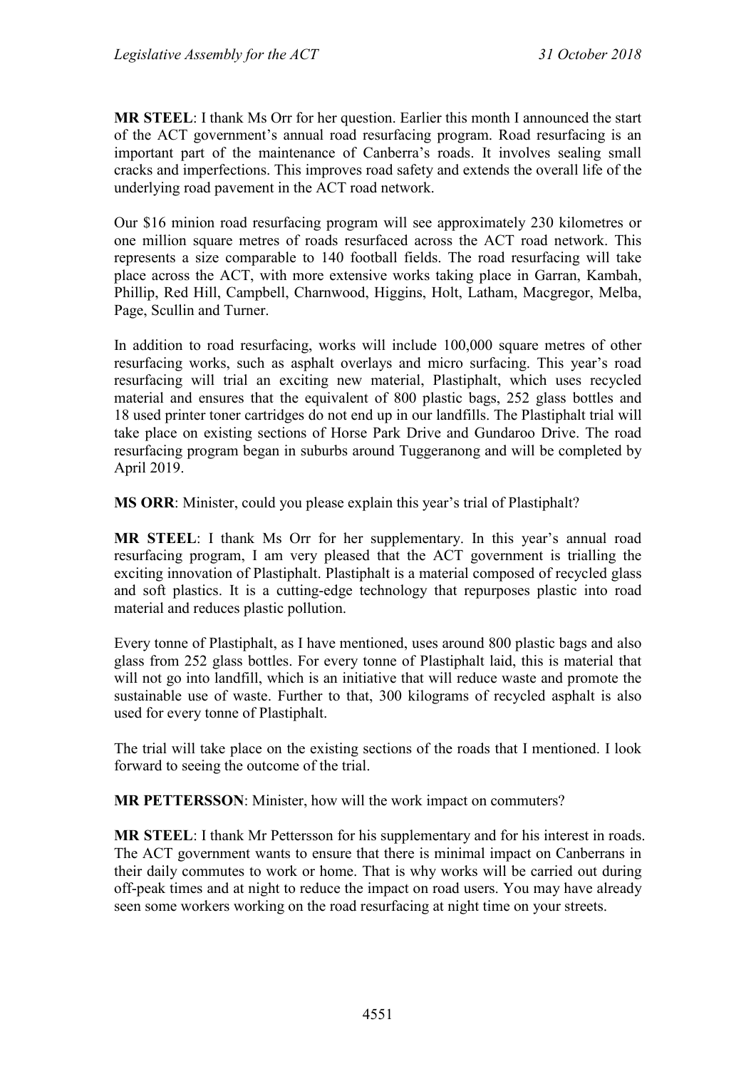**MR STEEL**: I thank Ms Orr for her question. Earlier this month I announced the start of the ACT government's annual road resurfacing program. Road resurfacing is an important part of the maintenance of Canberra's roads. It involves sealing small cracks and imperfections. This improves road safety and extends the overall life of the underlying road pavement in the ACT road network.

Our $16 minion road resurfacing program will see approximately 230 kilometres or one million square metres of roads resurfaced across the ACT road network. This represents a size comparable to 140 football fields. The road resurfacing will take place across the ACT, with more extensive works taking place in Garran, Kambah, Phillip, Red Hill, Campbell, Charnwood, Higgins, Holt, Latham, Macgregor, Melba, Page, Scullin and Turner.

In addition to road resurfacing, works will include 100,000 square metres of other resurfacing works, such as asphalt overlays and micro surfacing. This year's road resurfacing will trial an exciting new material, Plastiphalt, which uses recycled material and ensures that the equivalent of 800 plastic bags, 252 glass bottles and 18 used printer toner cartridges do not end up in our landfills. The Plastiphalt trial will take place on existing sections of Horse Park Drive and Gundaroo Drive. The road resurfacing program began in suburbs around Tuggeranong and will be completed by April 2019.

**MS ORR**: Minister, could you please explain this year's trial of Plastiphalt?

**MR STEEL**: I thank Ms Orr for her supplementary. In this year's annual road resurfacing program, I am very pleased that the ACT government is trialling the exciting innovation of Plastiphalt. Plastiphalt is a material composed of recycled glass and soft plastics. It is a cutting-edge technology that repurposes plastic into road material and reduces plastic pollution.

Every tonne of Plastiphalt, as I have mentioned, uses around 800 plastic bags and also glass from 252 glass bottles. For every tonne of Plastiphalt laid, this is material that will not go into landfill, which is an initiative that will reduce waste and promote the sustainable use of waste. Further to that, 300 kilograms of recycled asphalt is also used for every tonne of Plastiphalt.

The trial will take place on the existing sections of the roads that I mentioned. I look forward to seeing the outcome of the trial.

**MR PETTERSSON**: Minister, how will the work impact on commuters?

**MR STEEL**: I thank Mr Pettersson for his supplementary and for his interest in roads. The ACT government wants to ensure that there is minimal impact on Canberrans in their daily commutes to work or home. That is why works will be carried out during off-peak times and at night to reduce the impact on road users. You may have already seen some workers working on the road resurfacing at night time on your streets.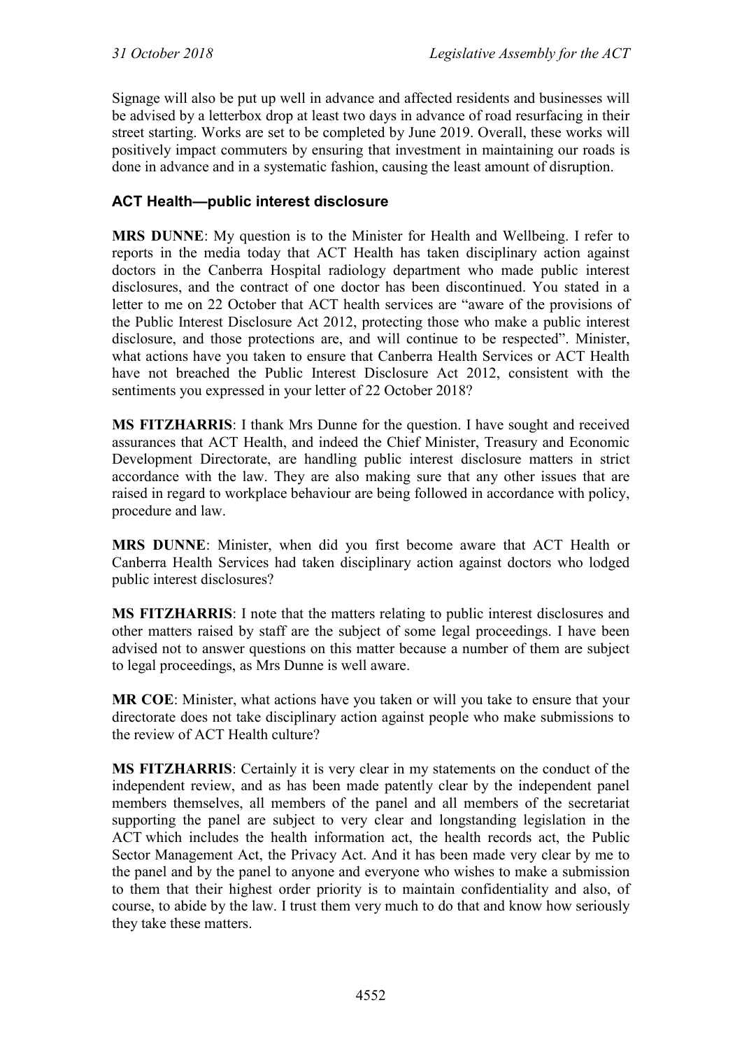Signage will also be put up well in advance and affected residents and businesses will be advised by a letterbox drop at least two days in advance of road resurfacing in their street starting. Works are set to be completed by June 2019. Overall, these works will positively impact commuters by ensuring that investment in maintaining our roads is done in advance and in a systematic fashion, causing the least amount of disruption.

### ACT Health—public interest disclosure

**MRS DUNNE**: My question is to the Minister for Health and Wellbeing. I refer to reports in the media today that ACT Health has taken disciplinary action against doctors in the Canberra Hospital radiology department who made public interest disclosures, and the contract of one doctor has been discontinued. You stated in a letter to me on 22 October that ACT health services are "aware of the provisions of the Public Interest Disclosure Act 2012, protecting those who make a public interest disclosure, and those protections are, and will continue to be respected". Minister, what actions have you taken to ensure that Canberra Health Services or ACT Health have not breached the Public Interest Disclosure Act 2012, consistent with the sentiments you expressed in your letter of 22 October 2018?

**MS FITZHARRIS**: I thank Mrs Dunne for the question. I have sought and received assurances that ACT Health, and indeed the Chief Minister, Treasury and Economic Development Directorate, are handling public interest disclosure matters in strict accordance with the law. They are also making sure that any other issues that are raised in regard to workplace behaviour are being followed in accordance with policy, procedure and law.

**MRS DUNNE**: Minister, when did you first become aware that ACT Health or Canberra Health Services had taken disciplinary action against doctors who lodged public interest disclosures?

**MS FITZHARRIS**: I note that the matters relating to public interest disclosures and other matters raised by staff are the subject of some legal proceedings. I have been advised not to answer questions on this matter because a number of them are subject to legal proceedings, as Mrs Dunne is well aware.

**MR COE**: Minister, what actions have you taken or will you take to ensure that your directorate does not take disciplinary action against people who make submissions to the review of ACT Health culture?

**MS FITZHARRIS**: Certainly it is very clear in my statements on the conduct of the independent review, and as has been made patently clear by the independent panel members themselves, all members of the panel and all members of the secretariat supporting the panel are subject to very clear and longstanding legislation in the ACT which includes the health information act, the health records act, the Public Sector Management Act, the Privacy Act. And it has been made very clear by me to the panel and by the panel to anyone and everyone who wishes to make a submission to them that their highest order priority is to maintain confidentiality and also, of course, to abide by the law. I trust them very much to do that and know how seriously they take these matters.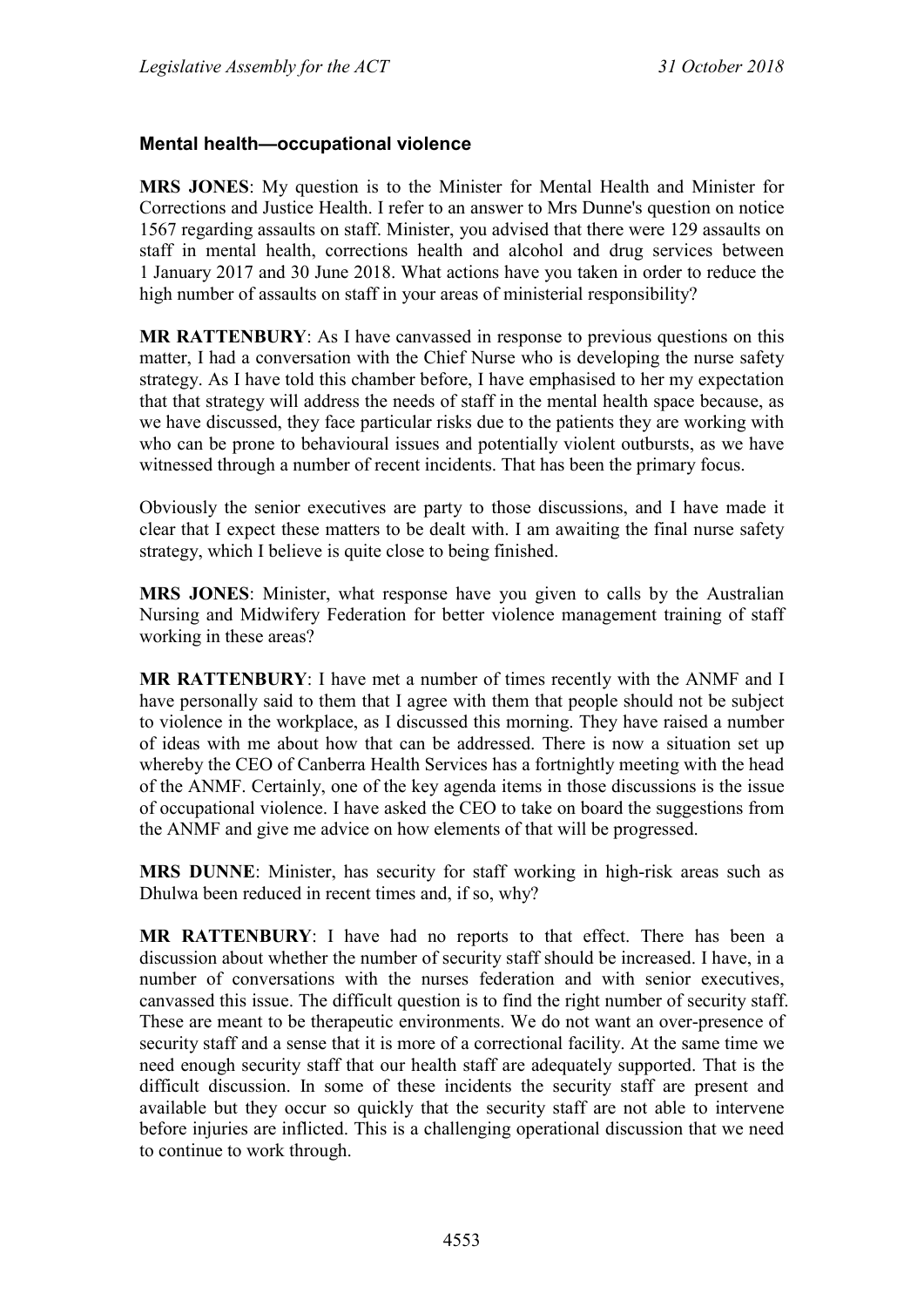### Mental health—occupational violence

**MRS JONES**: My question is to the Minister for Mental Health and Minister for Corrections and Justice Health. I refer to an answer to Mrs Dunne's question on notice 1567 regarding assaults on staff. Minister, you advised that there were 129 assaults on staff in mental health, corrections health and alcohol and drug services between 1 January 2017 and 30 June 2018. What actions have you taken in order to reduce the high number of assaults on staff in your areas of ministerial responsibility?

**MR RATTENBURY**: As I have canvassed in response to previous questions on this matter, I had a conversation with the Chief Nurse who is developing the nurse safety strategy. As I have told this chamber before, I have emphasised to her my expectation that that strategy will address the needs of staff in the mental health space because, as we have discussed, they face particular risks due to the patients they are working with who can be prone to behavioural issues and potentially violent outbursts, as we have witnessed through a number of recent incidents. That has been the primary focus.

Obviously the senior executives are party to those discussions, and I have made it clear that I expect these matters to be dealt with. I am awaiting the final nurse safety strategy, which I believe is quite close to being finished.

**MRS JONES**: Minister, what response have you given to calls by the Australian Nursing and Midwifery Federation for better violence management training of staff working in these areas?

**MR RATTENBURY**: I have met a number of times recently with the ANMF and I have personally said to them that I agree with them that people should not be subject to violence in the workplace, as I discussed this morning. They have raised a number of ideas with me about how that can be addressed. There is now a situation set up whereby the CEO of Canberra Health Services has a fortnightly meeting with the head of the ANMF. Certainly, one of the key agenda items in those discussions is the issue of occupational violence. I have asked the CEO to take on board the suggestions from the ANMF and give me advice on how elements of that will be progressed.

**MRS DUNNE**: Minister, has security for staff working in high-risk areas such as Dhulwa been reduced in recent times and, if so, why?

**MR RATTENBURY**: I have had no reports to that effect. There has been a discussion about whether the number of security staff should be increased. I have, in a number of conversations with the nurses federation and with senior executives, canvassed this issue. The difficult question is to find the right number of security staff. These are meant to be therapeutic environments. We do not want an over-presence of security staff and a sense that it is more of a correctional facility. At the same time we need enough security staff that our health staff are adequately supported. That is the difficult discussion. In some of these incidents the security staff are present and available but they occur so quickly that the security staff are not able to intervene before injuries are inflicted. This is a challenging operational discussion that we need to continue to work through.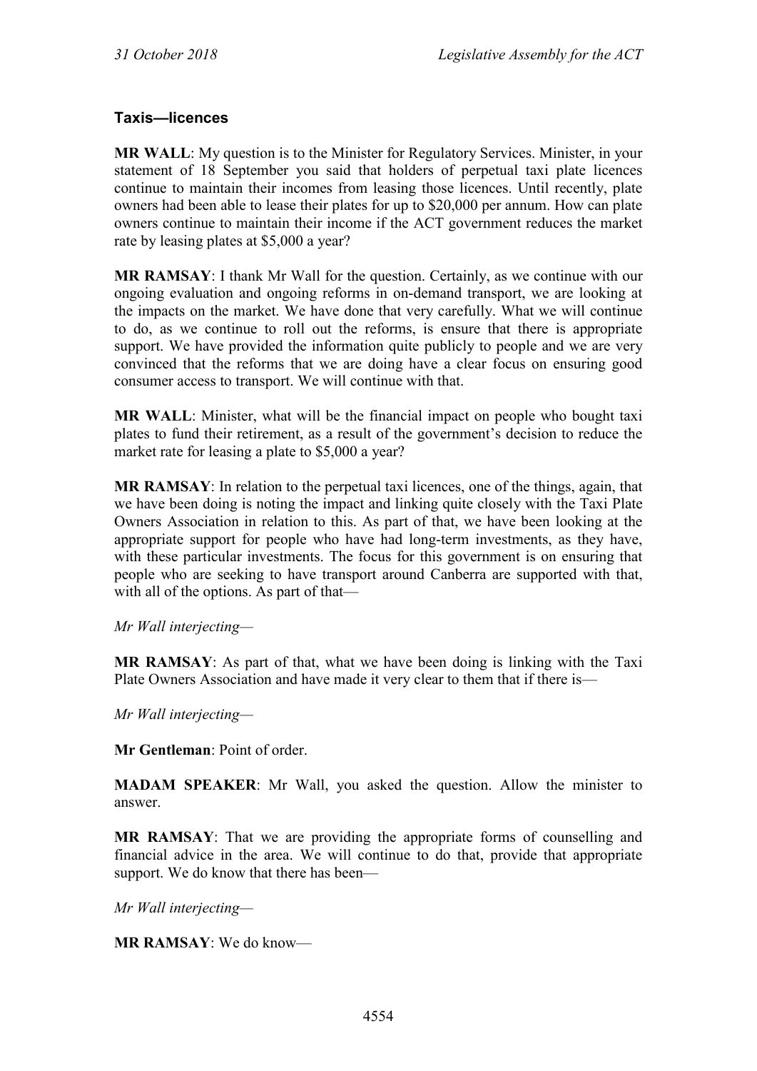### Taxis—licences

**MR WALL**: My question is to the Minister for Regulatory Services. Minister, in your statement of 18 September you said that holders of perpetual taxi plate licences continue to maintain their incomes from leasing those licences. Until recently, plate owners had been able to lease their plates for up to $20,000 per annum. How can plate owners continue to maintain their income if the ACT government reduces the market rate by leasing plates at $5,000 a year?

**MR RAMSAY**: I thank Mr Wall for the question. Certainly, as we continue with our ongoing evaluation and ongoing reforms in on-demand transport, we are looking at the impacts on the market. We have done that very carefully. What we will continue to do, as we continue to roll out the reforms, is ensure that there is appropriate support. We have provided the information quite publicly to people and we are very convinced that the reforms that we are doing have a clear focus on ensuring good consumer access to transport. We will continue with that.

**MR WALL**: Minister, what will be the financial impact on people who bought taxi plates to fund their retirement, as a result of the government's decision to reduce the market rate for leasing a plate to $5,000 a year?

**MR RAMSAY**: In relation to the perpetual taxi licences, one of the things, again, that we have been doing is noting the impact and linking quite closely with the Taxi Plate Owners Association in relation to this. As part of that, we have been looking at the appropriate support for people who have had long-term investments, as they have, with these particular investments. The focus for this government is on ensuring that people who are seeking to have transport around Canberra are supported with that, with all of the options. As part of that—

*Mr Wall interjecting*—

**MR RAMSAY**: As part of that, what we have been doing is linking with the Taxi Plate Owners Association and have made it very clear to them that if there is—

*Mr Wall interjecting*—

**Mr Gentleman**: Point of order.

**MADAM SPEAKER**: Mr Wall, you asked the question. Allow the minister to answer.

**MR RAMSAY**: That we are providing the appropriate forms of counselling and financial advice in the area. We will continue to do that, provide that appropriate support. We do know that there has been—

*Mr Wall interjecting*—

**MR RAMSAY**: We do know—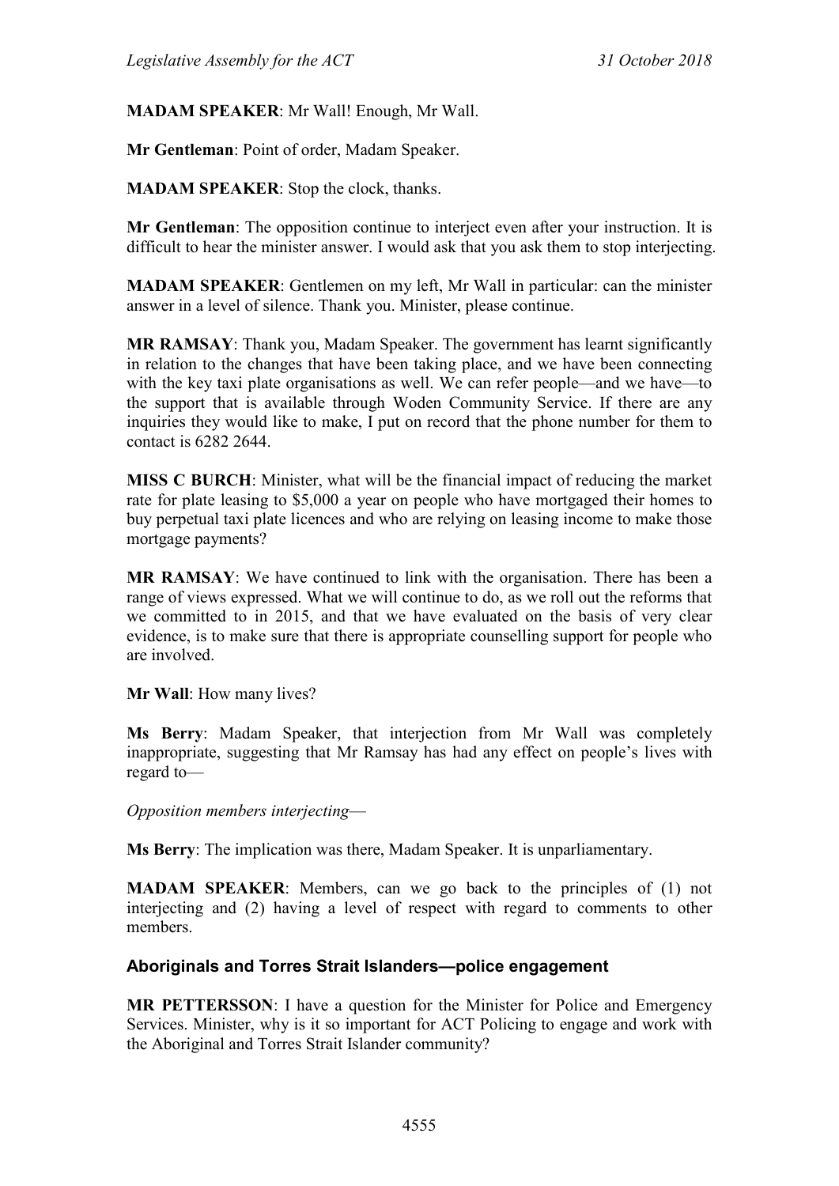**MADAM SPEAKER**: Mr Wall! Enough, Mr Wall.

**Mr Gentleman**: Point of order, Madam Speaker.

**MADAM SPEAKER**: Stop the clock, thanks.

**Mr Gentleman**: The opposition continue to interject even after your instruction. It is difficult to hear the minister answer. I would ask that you ask them to stop interjecting.

**MADAM SPEAKER**: Gentlemen on my left, Mr Wall in particular: can the minister answer in a level of silence. Thank you. Minister, please continue.

**MR RAMSAY**: Thank you, Madam Speaker. The government has learnt significantly in relation to the changes that have been taking place, and we have been connecting with the key taxi plate organisations as well. We can refer people—and we have—to the support that is available through Woden Community Service. If there are any inquiries they would like to make, I put on record that the phone number for them to contact is 6282 2644.

**MISS C BURCH**: Minister, what will be the financial impact of reducing the market rate for plate leasing to $5,000 a year on people who have mortgaged their homes to buy perpetual taxi plate licences and who are relying on leasing income to make those mortgage payments?

**MR RAMSAY**: We have continued to link with the organisation. There has been a range of views expressed. What we will continue to do, as we roll out the reforms that we committed to in 2015, and that we have evaluated on the basis of very clear evidence, is to make sure that there is appropriate counselling support for people who are involved.

**Mr Wall**: How many lives?

**Ms Berry**: Madam Speaker, that interjection from Mr Wall was completely inappropriate, suggesting that Mr Ramsay has had any effect on people's lives with regard to—

*Opposition members interjecting*—

**Ms Berry**: The implication was there, Madam Speaker. It is unparliamentary.

**MADAM SPEAKER**: Members, can we go back to the principles of (1) not interjecting and (2) having a level of respect with regard to comments to other members.

### Aboriginals and Torres Strait Islanders—police engagement

**MR PETTERSSON**: I have a question for the Minister for Police and Emergency Services. Minister, why is it so important for ACT Policing to engage and work with the Aboriginal and Torres Strait Islander community?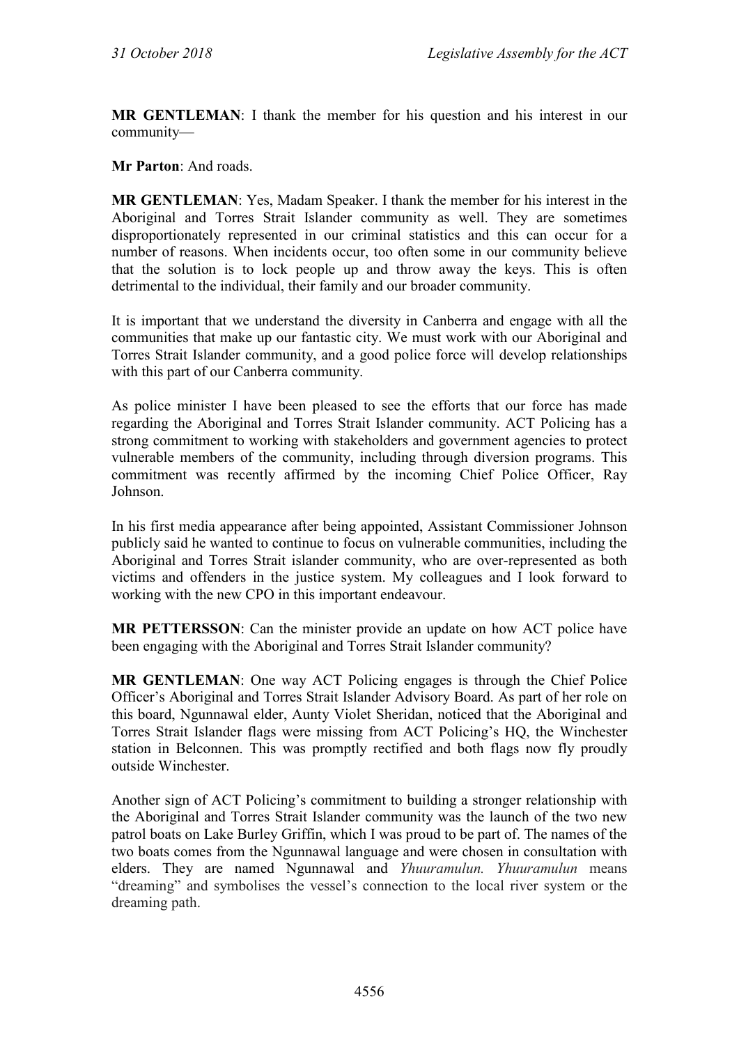**MR GENTLEMAN**: I thank the member for his question and his interest in our community—

**Mr Parton**: And roads.

**MR GENTLEMAN**: Yes, Madam Speaker. I thank the member for his interest in the Aboriginal and Torres Strait Islander community as well. They are sometimes disproportionately represented in our criminal statistics and this can occur for a number of reasons. When incidents occur, too often some in our community believe that the solution is to lock people up and throw away the keys. This is often detrimental to the individual, their family and our broader community.

It is important that we understand the diversity in Canberra and engage with all the communities that make up our fantastic city. We must work with our Aboriginal and Torres Strait Islander community, and a good police force will develop relationships with this part of our Canberra community.

As police minister I have been pleased to see the efforts that our force has made regarding the Aboriginal and Torres Strait Islander community. ACT Policing has a strong commitment to working with stakeholders and government agencies to protect vulnerable members of the community, including through diversion programs. This commitment was recently affirmed by the incoming Chief Police Officer, Ray Johnson.

In his first media appearance after being appointed, Assistant Commissioner Johnson publicly said he wanted to continue to focus on vulnerable communities, including the Aboriginal and Torres Strait islander community, who are over-represented as both victims and offenders in the justice system. My colleagues and I look forward to working with the new CPO in this important endeavour.

**MR PETTERSSON**: Can the minister provide an update on how ACT police have been engaging with the Aboriginal and Torres Strait Islander community?

**MR GENTLEMAN**: One way ACT Policing engages is through the Chief Police Officer's Aboriginal and Torres Strait Islander Advisory Board. As part of her role on this board, Ngunnawal elder, Aunty Violet Sheridan, noticed that the Aboriginal and Torres Strait Islander flags were missing from ACT Policing's HQ, the Winchester station in Belconnen. This was promptly rectified and both flags now fly proudly outside Winchester.

Another sign of ACT Policing's commitment to building a stronger relationship with the Aboriginal and Torres Strait Islander community was the launch of the two new patrol boats on Lake Burley Griffin, which I was proud to be part of. The names of the two boats comes from the Ngunnawal language and were chosen in consultation with elders. They are named Ngunnawal and *Yhuuramulun. Yhuuramulun* means "dreaming" and symbolises the vessel's connection to the local river system or the dreaming path.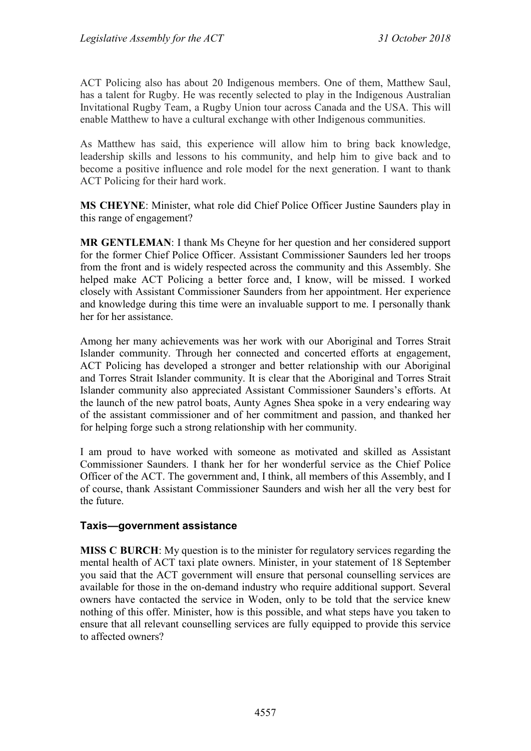ACT Policing also has about 20 Indigenous members. One of them, Matthew Saul, has a talent for Rugby. He was recently selected to play in the Indigenous Australian Invitational Rugby Team, a Rugby Union tour across Canada and the USA. This will enable Matthew to have a cultural exchange with other Indigenous communities.

As Matthew has said, this experience will allow him to bring back knowledge, leadership skills and lessons to his community, and help him to give back and to become a positive influence and role model for the next generation. I want to thank ACT Policing for their hard work.

**MS CHEYNE**: Minister, what role did Chief Police Officer Justine Saunders play in this range of engagement?

**MR GENTLEMAN**: I thank Ms Cheyne for her question and her considered support for the former Chief Police Officer. Assistant Commissioner Saunders led her troops from the front and is widely respected across the community and this Assembly. She helped make ACT Policing a better force and, I know, will be missed. I worked closely with Assistant Commissioner Saunders from her appointment. Her experience and knowledge during this time were an invaluable support to me. I personally thank her for her assistance.

Among her many achievements was her work with our Aboriginal and Torres Strait Islander community. Through her connected and concerted efforts at engagement, ACT Policing has developed a stronger and better relationship with our Aboriginal and Torres Strait Islander community. It is clear that the Aboriginal and Torres Strait Islander community also appreciated Assistant Commissioner Saunders's efforts. At the launch of the new patrol boats, Aunty Agnes Shea spoke in a very endearing way of the assistant commissioner and of her commitment and passion, and thanked her for helping forge such a strong relationship with her community.

I am proud to have worked with someone as motivated and skilled as Assistant Commissioner Saunders. I thank her for her wonderful service as the Chief Police Officer of the ACT. The government and, I think, all members of this Assembly, and I of course, thank Assistant Commissioner Saunders and wish her all the very best for the future.

### Taxis—government assistance

**MISS C BURCH**: My question is to the minister for regulatory services regarding the mental health of ACT taxi plate owners. Minister, in your statement of 18 September you said that the ACT government will ensure that personal counselling services are available for those in the on-demand industry who require additional support. Several owners have contacted the service in Woden, only to be told that the service knew nothing of this offer. Minister, how is this possible, and what steps have you taken to ensure that all relevant counselling services are fully equipped to provide this service to affected owners?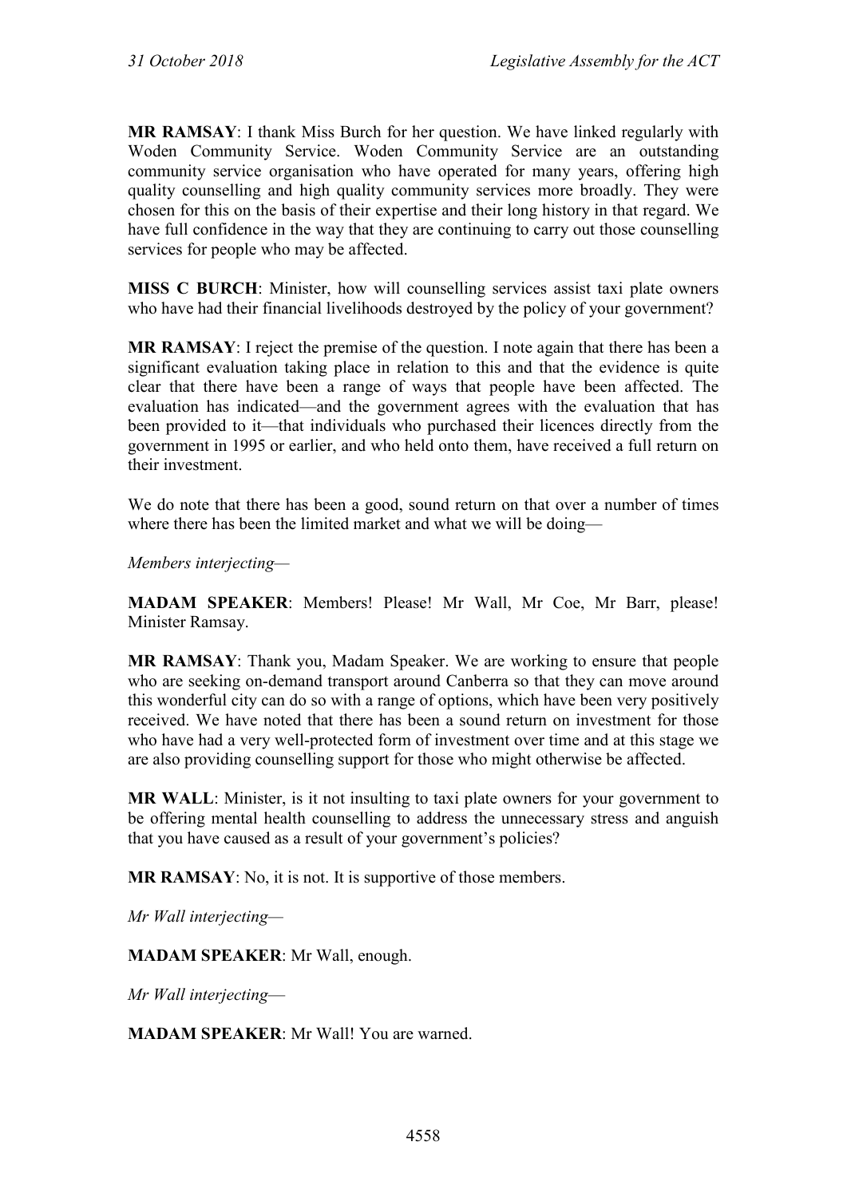**MR RAMSAY**: I thank Miss Burch for her question. We have linked regularly with Woden Community Service. Woden Community Service are an outstanding community service organisation who have operated for many years, offering high quality counselling and high quality community services more broadly. They were chosen for this on the basis of their expertise and their long history in that regard. We have full confidence in the way that they are continuing to carry out those counselling services for people who may be affected.

**MISS C BURCH**: Minister, how will counselling services assist taxi plate owners who have had their financial livelihoods destroyed by the policy of your government?

**MR RAMSAY**: I reject the premise of the question. I note again that there has been a significant evaluation taking place in relation to this and that the evidence is quite clear that there have been a range of ways that people have been affected. The evaluation has indicated—and the government agrees with the evaluation that has been provided to it—that individuals who purchased their licences directly from the government in 1995 or earlier, and who held onto them, have received a full return on their investment.

We do note that there has been a good, sound return on that over a number of times where there has been the limited market and what we will be doing—

*Members interjecting*—

**MADAM SPEAKER**: Members! Please! Mr Wall, Mr Coe, Mr Barr, please! Minister Ramsay.

**MR RAMSAY**: Thank you, Madam Speaker. We are working to ensure that people who are seeking on-demand transport around Canberra so that they can move around this wonderful city can do so with a range of options, which have been very positively received. We have noted that there has been a sound return on investment for those who have had a very well-protected form of investment over time and at this stage we are also providing counselling support for those who might otherwise be affected.

**MR WALL**: Minister, is it not insulting to taxi plate owners for your government to be offering mental health counselling to address the unnecessary stress and anguish that you have caused as a result of your government's policies?

**MR RAMSAY**: No, it is not. It is supportive of those members.

*Mr Wall interjecting*—

**MADAM SPEAKER**: Mr Wall, enough.

*Mr Wall interjecting*—

**MADAM SPEAKER**: Mr Wall! You are warned.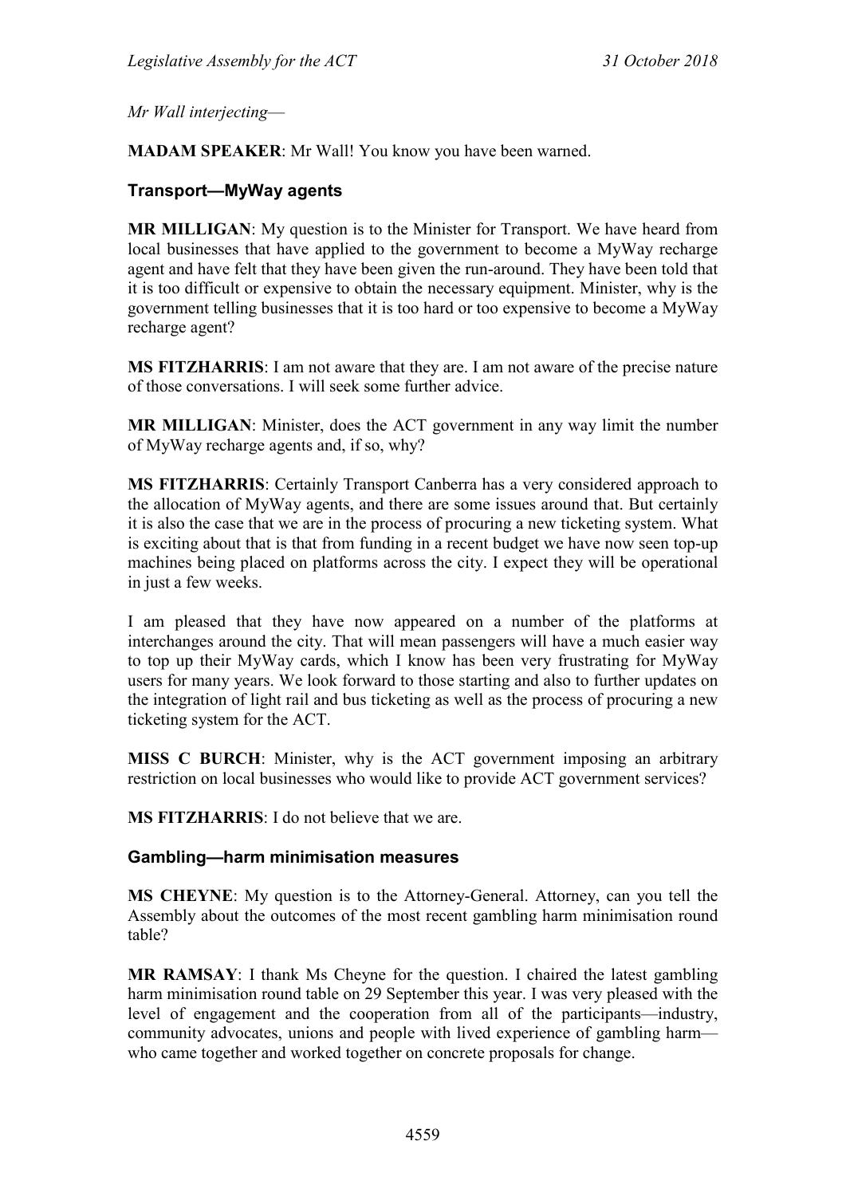*Mr Wall interjecting*—

**MADAM SPEAKER**: Mr Wall! You know you have been warned.

### Transport—MyWay agents

**MR MILLIGAN**: My question is to the Minister for Transport. We have heard from local businesses that have applied to the government to become a MyWay recharge agent and have felt that they have been given the run-around. They have been told that it is too difficult or expensive to obtain the necessary equipment. Minister, why is the government telling businesses that it is too hard or too expensive to become a MyWay recharge agent?

**MS FITZHARRIS**: I am not aware that they are. I am not aware of the precise nature of those conversations. I will seek some further advice.

**MR MILLIGAN**: Minister, does the ACT government in any way limit the number of MyWay recharge agents and, if so, why?

**MS FITZHARRIS**: Certainly Transport Canberra has a very considered approach to the allocation of MyWay agents, and there are some issues around that. But certainly it is also the case that we are in the process of procuring a new ticketing system. What is exciting about that is that from funding in a recent budget we have now seen top-up machines being placed on platforms across the city. I expect they will be operational in just a few weeks.

I am pleased that they have now appeared on a number of the platforms at interchanges around the city. That will mean passengers will have a much easier way to top up their MyWay cards, which I know has been very frustrating for MyWay users for many years. We look forward to those starting and also to further updates on the integration of light rail and bus ticketing as well as the process of procuring a new ticketing system for the ACT.

**MISS C BURCH**: Minister, why is the ACT government imposing an arbitrary restriction on local businesses who would like to provide ACT government services?

**MS FITZHARRIS**: I do not believe that we are.

### Gambling—harm minimisation measures

**MS CHEYNE**: My question is to the Attorney-General. Attorney, can you tell the Assembly about the outcomes of the most recent gambling harm minimisation round table?

**MR RAMSAY**: I thank Ms Cheyne for the question. I chaired the latest gambling harm minimisation round table on 29 September this year. I was very pleased with the level of engagement and the cooperation from all of the participants—industry, community advocates, unions and people with lived experience of gambling harm—who came together and worked together on concrete proposals for change.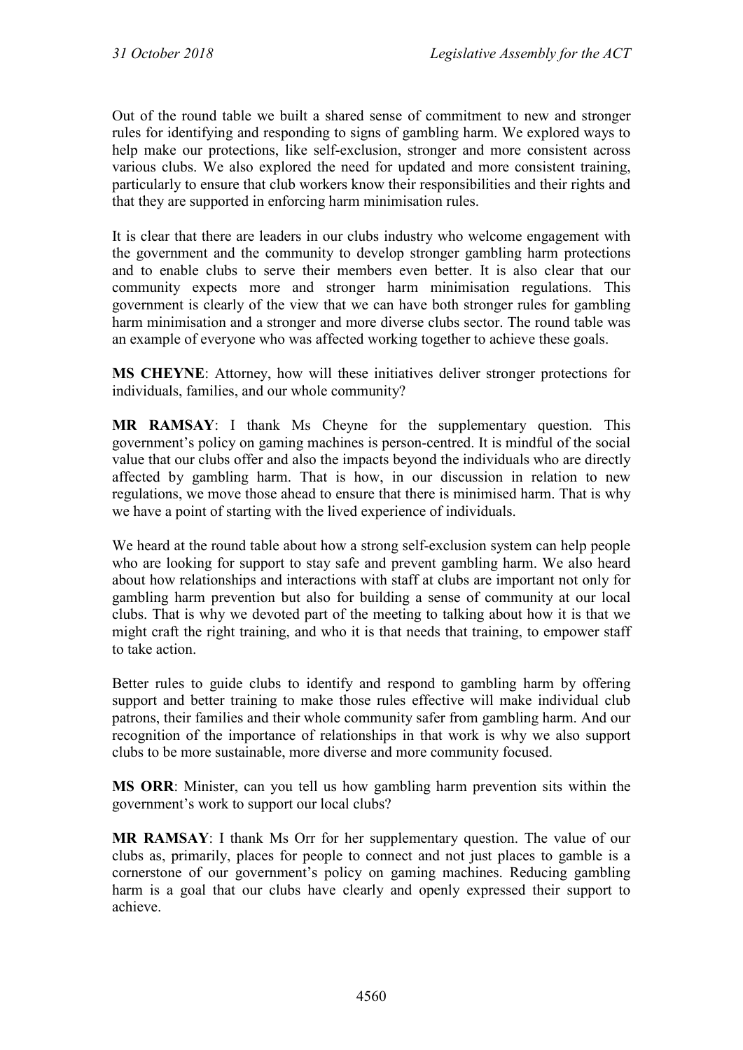Out of the round table we built a shared sense of commitment to new and stronger rules for identifying and responding to signs of gambling harm. We explored ways to help make our protections, like self-exclusion, stronger and more consistent across various clubs. We also explored the need for updated and more consistent training, particularly to ensure that club workers know their responsibilities and their rights and that they are supported in enforcing harm minimisation rules.

It is clear that there are leaders in our clubs industry who welcome engagement with the government and the community to develop stronger gambling harm protections and to enable clubs to serve their members even better. It is also clear that our community expects more and stronger harm minimisation regulations. This government is clearly of the view that we can have both stronger rules for gambling harm minimisation and a stronger and more diverse clubs sector. The round table was an example of everyone who was affected working together to achieve these goals.

**MS CHEYNE**: Attorney, how will these initiatives deliver stronger protections for individuals, families, and our whole community?

**MR RAMSAY**: I thank Ms Cheyne for the supplementary question. This government's policy on gaming machines is person-centred. It is mindful of the social value that our clubs offer and also the impacts beyond the individuals who are directly affected by gambling harm. That is how, in our discussion in relation to new regulations, we move those ahead to ensure that there is minimised harm. That is why we have a point of starting with the lived experience of individuals.

We heard at the round table about how a strong self-exclusion system can help people who are looking for support to stay safe and prevent gambling harm. We also heard about how relationships and interactions with staff at clubs are important not only for gambling harm prevention but also for building a sense of community at our local clubs. That is why we devoted part of the meeting to talking about how it is that we might craft the right training, and who it is that needs that training, to empower staff to take action.

Better rules to guide clubs to identify and respond to gambling harm by offering support and better training to make those rules effective will make individual club patrons, their families and their whole community safer from gambling harm. And our recognition of the importance of relationships in that work is why we also support clubs to be more sustainable, more diverse and more community focused.

**MS ORR**: Minister, can you tell us how gambling harm prevention sits within the government's work to support our local clubs?

**MR RAMSAY**: I thank Ms Orr for her supplementary question. The value of our clubs as, primarily, places for people to connect and not just places to gamble is a cornerstone of our government's policy on gaming machines. Reducing gambling harm is a goal that our clubs have clearly and openly expressed their support to achieve.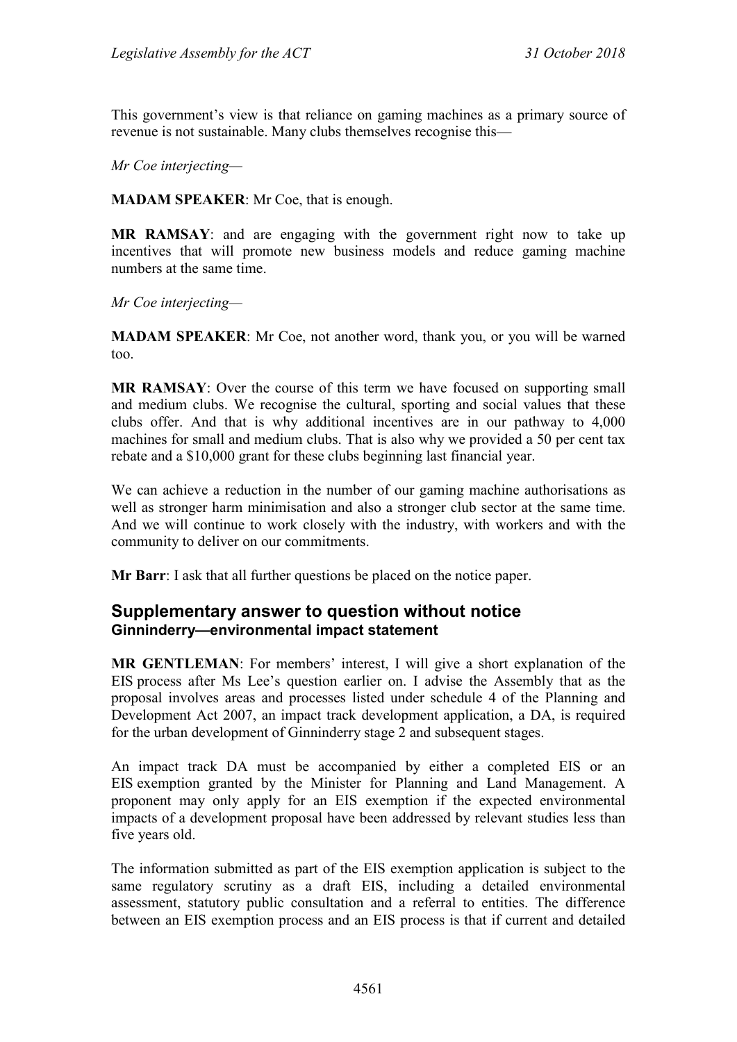This government's view is that reliance on gaming machines as a primary source of revenue is not sustainable. Many clubs themselves recognise this—

*Mr Coe interjecting—*

**MADAM SPEAKER**: Mr Coe, that is enough.

**MR RAMSAY**: and are engaging with the government right now to take up incentives that will promote new business models and reduce gaming machine numbers at the same time.

*Mr Coe interjecting—*

**MADAM SPEAKER**: Mr Coe, not another word, thank you, or you will be warned too.

**MR RAMSAY**: Over the course of this term we have focused on supporting small and medium clubs. We recognise the cultural, sporting and social values that these clubs offer. And that is why additional incentives are in our pathway to 4,000 machines for small and medium clubs. That is also why we provided a 50 per cent tax rebate and a $10,000 grant for these clubs beginning last financial year.

We can achieve a reduction in the number of our gaming machine authorisations as well as stronger harm minimisation and also a stronger club sector at the same time. And we will continue to work closely with the industry, with workers and with the community to deliver on our commitments.

**Mr Barr**: I ask that all further questions be placed on the notice paper.

## Supplementary answer to question without notice
### Ginninderry—environmental impact statement

**MR GENTLEMAN**: For members' interest, I will give a short explanation of the EIS process after Ms Lee's question earlier on. I advise the Assembly that as the proposal involves areas and processes listed under schedule 4 of the Planning and Development Act 2007, an impact track development application, a DA, is required for the urban development of Ginninderry stage 2 and subsequent stages.

An impact track DA must be accompanied by either a completed EIS or an EIS exemption granted by the Minister for Planning and Land Management. A proponent may only apply for an EIS exemption if the expected environmental impacts of a development proposal have been addressed by relevant studies less than five years old.

The information submitted as part of the EIS exemption application is subject to the same regulatory scrutiny as a draft EIS, including a detailed environmental assessment, statutory public consultation and a referral to entities. The difference between an EIS exemption process and an EIS process is that if current and detailed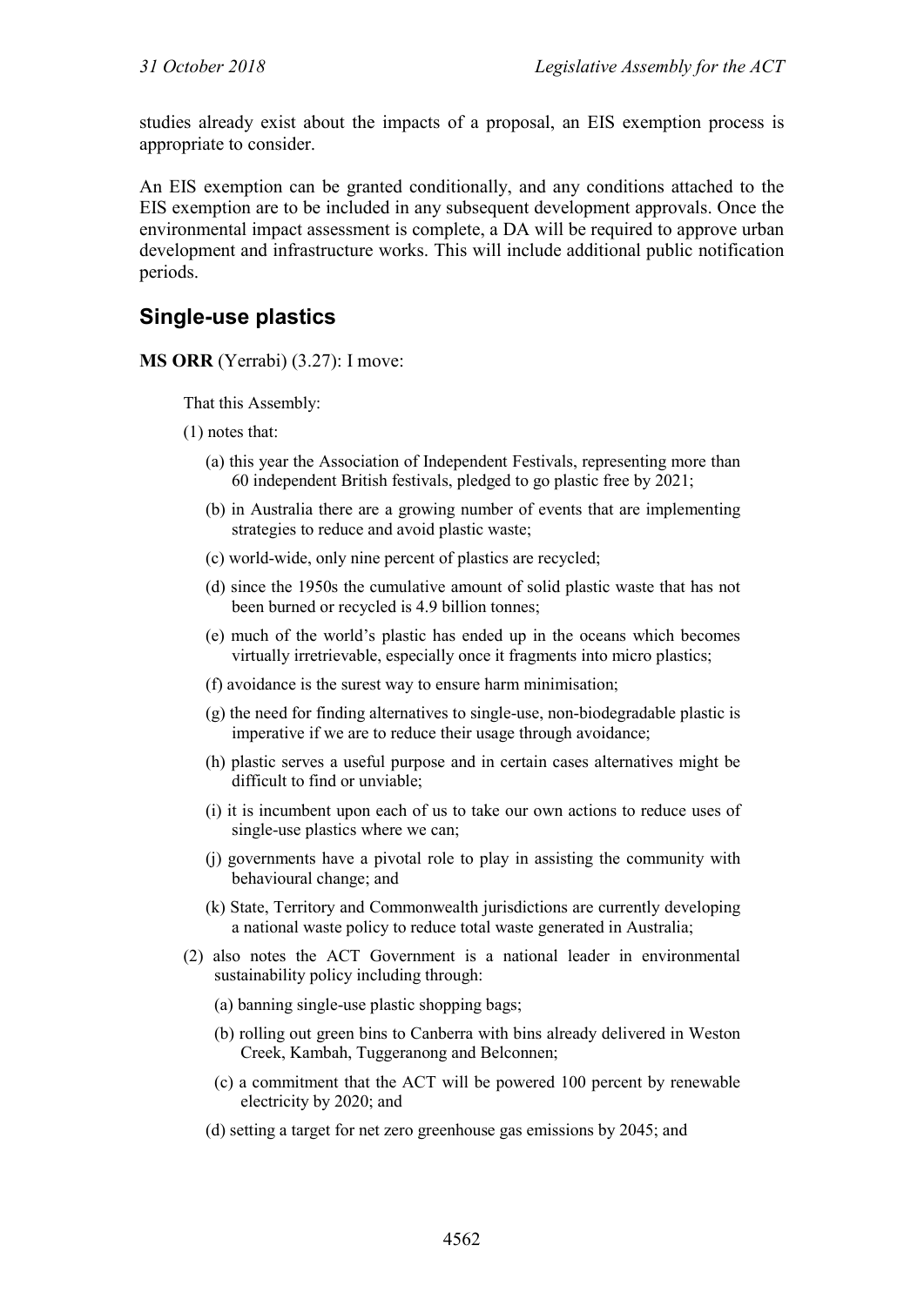studies already exist about the impacts of a proposal, an EIS exemption process is appropriate to consider.

An EIS exemption can be granted conditionally, and any conditions attached to the EIS exemption are to be included in any subsequent development approvals. Once the environmental impact assessment is complete, a DA will be required to approve urban development and infrastructure works. This will include additional public notification periods.

## Single-use plastics

**MS ORR** (Yerrabi) (3.27): I move:

> That this Assembly:
>
> (1) notes that:
>
> (a) this year the Association of Independent Festivals, representing more than 60 independent British festivals, pledged to go plastic free by 2021;
>
> (b) in Australia there are a growing number of events that are implementing strategies to reduce and avoid plastic waste;
>
> (c) world-wide, only nine percent of plastics are recycled;
>
> (d) since the 1950s the cumulative amount of solid plastic waste that has not been burned or recycled is 4.9 billion tonnes;
>
> (e) much of the world's plastic has ended up in the oceans which becomes virtually irretrievable, especially once it fragments into micro plastics;
>
> (f) avoidance is the surest way to ensure harm minimisation;
>
> (g) the need for finding alternatives to single-use, non-biodegradable plastic is imperative if we are to reduce their usage through avoidance;
>
> (h) plastic serves a useful purpose and in certain cases alternatives might be difficult to find or unviable;
>
> (i) it is incumbent upon each of us to take our own actions to reduce uses of single-use plastics where we can;
>
> (j) governments have a pivotal role to play in assisting the community with behavioural change; and
>
> (k) State, Territory and Commonwealth jurisdictions are currently developing a national waste policy to reduce total waste generated in Australia;
>
> (2) also notes the ACT Government is a national leader in environmental sustainability policy including through:
>
> (a) banning single-use plastic shopping bags;
>
> (b) rolling out green bins to Canberra with bins already delivered in Weston Creek, Kambah, Tuggeranong and Belconnen;
>
> (c) a commitment that the ACT will be powered 100 percent by renewable electricity by 2020; and
>
> (d) setting a target for net zero greenhouse gas emissions by 2045; and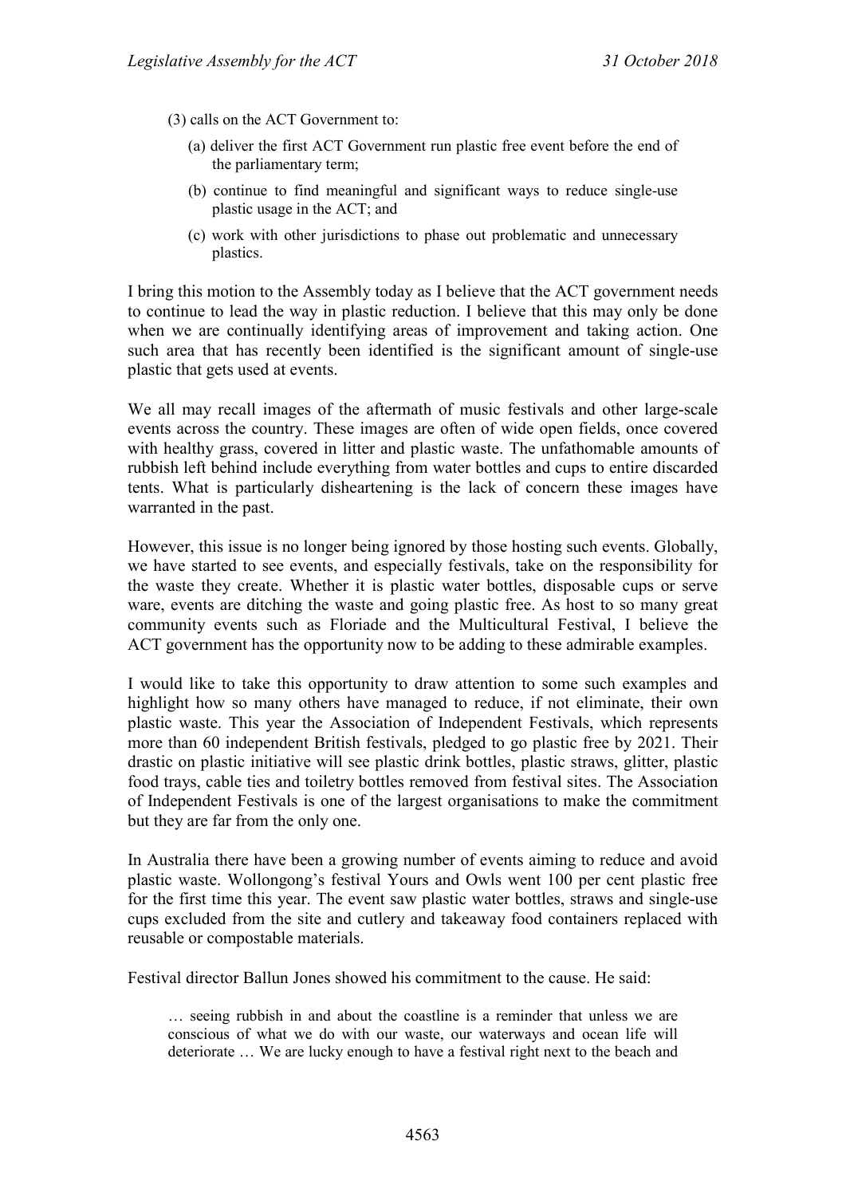(3) calls on the ACT Government to:

(a) deliver the first ACT Government run plastic free event before the end of the parliamentary term;

(b) continue to find meaningful and significant ways to reduce single-use plastic usage in the ACT; and

(c) work with other jurisdictions to phase out problematic and unnecessary plastics.

I bring this motion to the Assembly today as I believe that the ACT government needs to continue to lead the way in plastic reduction. I believe that this may only be done when we are continually identifying areas of improvement and taking action. One such area that has recently been identified is the significant amount of single-use plastic that gets used at events.

We all may recall images of the aftermath of music festivals and other large-scale events across the country. These images are often of wide open fields, once covered with healthy grass, covered in litter and plastic waste. The unfathomable amounts of rubbish left behind include everything from water bottles and cups to entire discarded tents. What is particularly disheartening is the lack of concern these images have warranted in the past.

However, this issue is no longer being ignored by those hosting such events. Globally, we have started to see events, and especially festivals, take on the responsibility for the waste they create. Whether it is plastic water bottles, disposable cups or serve ware, events are ditching the waste and going plastic free. As host to so many great community events such as Floriade and the Multicultural Festival, I believe the ACT government has the opportunity now to be adding to these admirable examples.

I would like to take this opportunity to draw attention to some such examples and highlight how so many others have managed to reduce, if not eliminate, their own plastic waste. This year the Association of Independent Festivals, which represents more than 60 independent British festivals, pledged to go plastic free by 2021. Their drastic on plastic initiative will see plastic drink bottles, plastic straws, glitter, plastic food trays, cable ties and toiletry bottles removed from festival sites. The Association of Independent Festivals is one of the largest organisations to make the commitment but they are far from the only one.

In Australia there have been a growing number of events aiming to reduce and avoid plastic waste. Wollongong's festival Yours and Owls went 100 per cent plastic free for the first time this year. The event saw plastic water bottles, straws and single-use cups excluded from the site and cutlery and takeaway food containers replaced with reusable or compostable materials.

Festival director Ballun Jones showed his commitment to the cause. He said:

> … seeing rubbish in and about the coastline is a reminder that unless we are conscious of what we do with our waste, our waterways and ocean life will deteriorate … We are lucky enough to have a festival right next to the beach and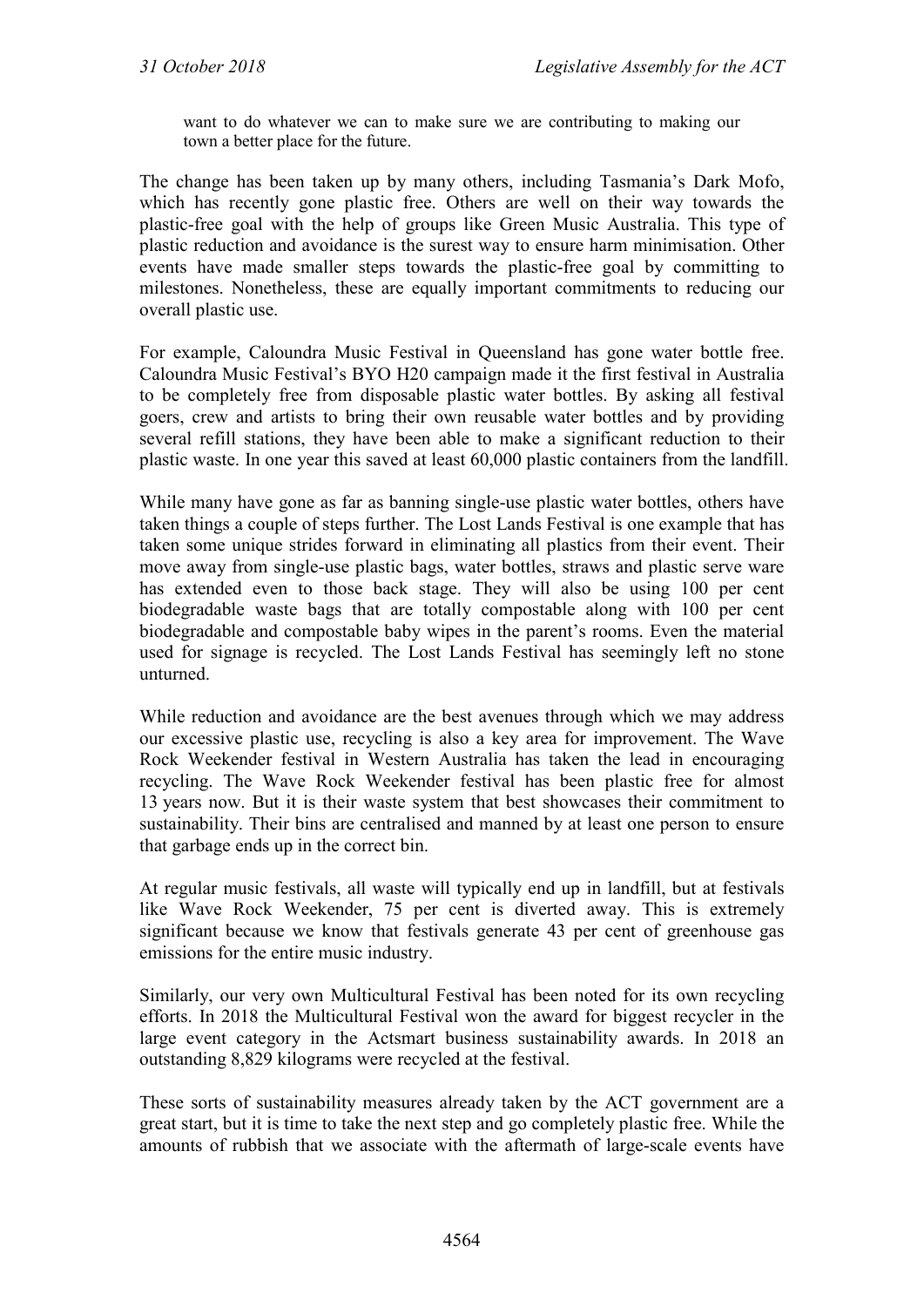want to do whatever we can to make sure we are contributing to making our town a better place for the future.

The change has been taken up by many others, including Tasmania's Dark Mofo, which has recently gone plastic free. Others are well on their way towards the plastic-free goal with the help of groups like Green Music Australia. This type of plastic reduction and avoidance is the surest way to ensure harm minimisation. Other events have made smaller steps towards the plastic-free goal by committing to milestones. Nonetheless, these are equally important commitments to reducing our overall plastic use.

For example, Caloundra Music Festival in Queensland has gone water bottle free. Caloundra Music Festival's BYO H20 campaign made it the first festival in Australia to be completely free from disposable plastic water bottles. By asking all festival goers, crew and artists to bring their own reusable water bottles and by providing several refill stations, they have been able to make a significant reduction to their plastic waste. In one year this saved at least 60,000 plastic containers from the landfill.

While many have gone as far as banning single-use plastic water bottles, others have taken things a couple of steps further. The Lost Lands Festival is one example that has taken some unique strides forward in eliminating all plastics from their event. Their move away from single-use plastic bags, water bottles, straws and plastic serve ware has extended even to those back stage. They will also be using 100 per cent biodegradable waste bags that are totally compostable along with 100 per cent biodegradable and compostable baby wipes in the parent's rooms. Even the material used for signage is recycled. The Lost Lands Festival has seemingly left no stone unturned.

While reduction and avoidance are the best avenues through which we may address our excessive plastic use, recycling is also a key area for improvement. The Wave Rock Weekender festival in Western Australia has taken the lead in encouraging recycling. The Wave Rock Weekender festival has been plastic free for almost 13 years now. But it is their waste system that best showcases their commitment to sustainability. Their bins are centralised and manned by at least one person to ensure that garbage ends up in the correct bin.

At regular music festivals, all waste will typically end up in landfill, but at festivals like Wave Rock Weekender, 75 per cent is diverted away. This is extremely significant because we know that festivals generate 43 per cent of greenhouse gas emissions for the entire music industry.

Similarly, our very own Multicultural Festival has been noted for its own recycling efforts. In 2018 the Multicultural Festival won the award for biggest recycler in the large event category in the Actsmart business sustainability awards. In 2018 an outstanding 8,829 kilograms were recycled at the festival.

These sorts of sustainability measures already taken by the ACT government are a great start, but it is time to take the next step and go completely plastic free. While the amounts of rubbish that we associate with the aftermath of large-scale events have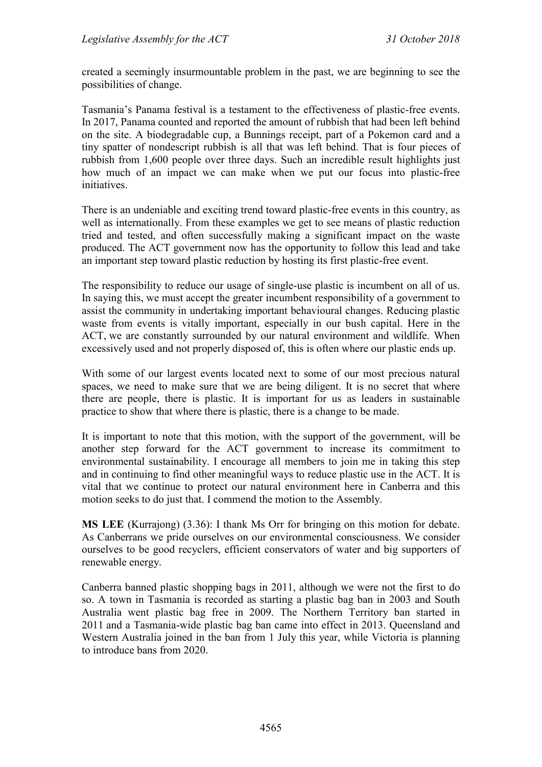created a seemingly insurmountable problem in the past, we are beginning to see the possibilities of change.

Tasmania's Panama festival is a testament to the effectiveness of plastic-free events. In 2017, Panama counted and reported the amount of rubbish that had been left behind on the site. A biodegradable cup, a Bunnings receipt, part of a Pokemon card and a tiny spatter of nondescript rubbish is all that was left behind. That is four pieces of rubbish from 1,600 people over three days. Such an incredible result highlights just how much of an impact we can make when we put our focus into plastic-free initiatives.

There is an undeniable and exciting trend toward plastic-free events in this country, as well as internationally. From these examples we get to see means of plastic reduction tried and tested, and often successfully making a significant impact on the waste produced. The ACT government now has the opportunity to follow this lead and take an important step toward plastic reduction by hosting its first plastic-free event.

The responsibility to reduce our usage of single-use plastic is incumbent on all of us. In saying this, we must accept the greater incumbent responsibility of a government to assist the community in undertaking important behavioural changes. Reducing plastic waste from events is vitally important, especially in our bush capital. Here in the ACT, we are constantly surrounded by our natural environment and wildlife. When excessively used and not properly disposed of, this is often where our plastic ends up.

With some of our largest events located next to some of our most precious natural spaces, we need to make sure that we are being diligent. It is no secret that where there are people, there is plastic. It is important for us as leaders in sustainable practice to show that where there is plastic, there is a change to be made.

It is important to note that this motion, with the support of the government, will be another step forward for the ACT government to increase its commitment to environmental sustainability. I encourage all members to join me in taking this step and in continuing to find other meaningful ways to reduce plastic use in the ACT. It is vital that we continue to protect our natural environment here in Canberra and this motion seeks to do just that. I commend the motion to the Assembly.

**MS LEE** (Kurrajong) (3.36): I thank Ms Orr for bringing on this motion for debate. As Canberrans we pride ourselves on our environmental consciousness. We consider ourselves to be good recyclers, efficient conservators of water and big supporters of renewable energy.

Canberra banned plastic shopping bags in 2011, although we were not the first to do so. A town in Tasmania is recorded as starting a plastic bag ban in 2003 and South Australia went plastic bag free in 2009. The Northern Territory ban started in 2011 and a Tasmania-wide plastic bag ban came into effect in 2013. Queensland and Western Australia joined in the ban from 1 July this year, while Victoria is planning to introduce bans from 2020.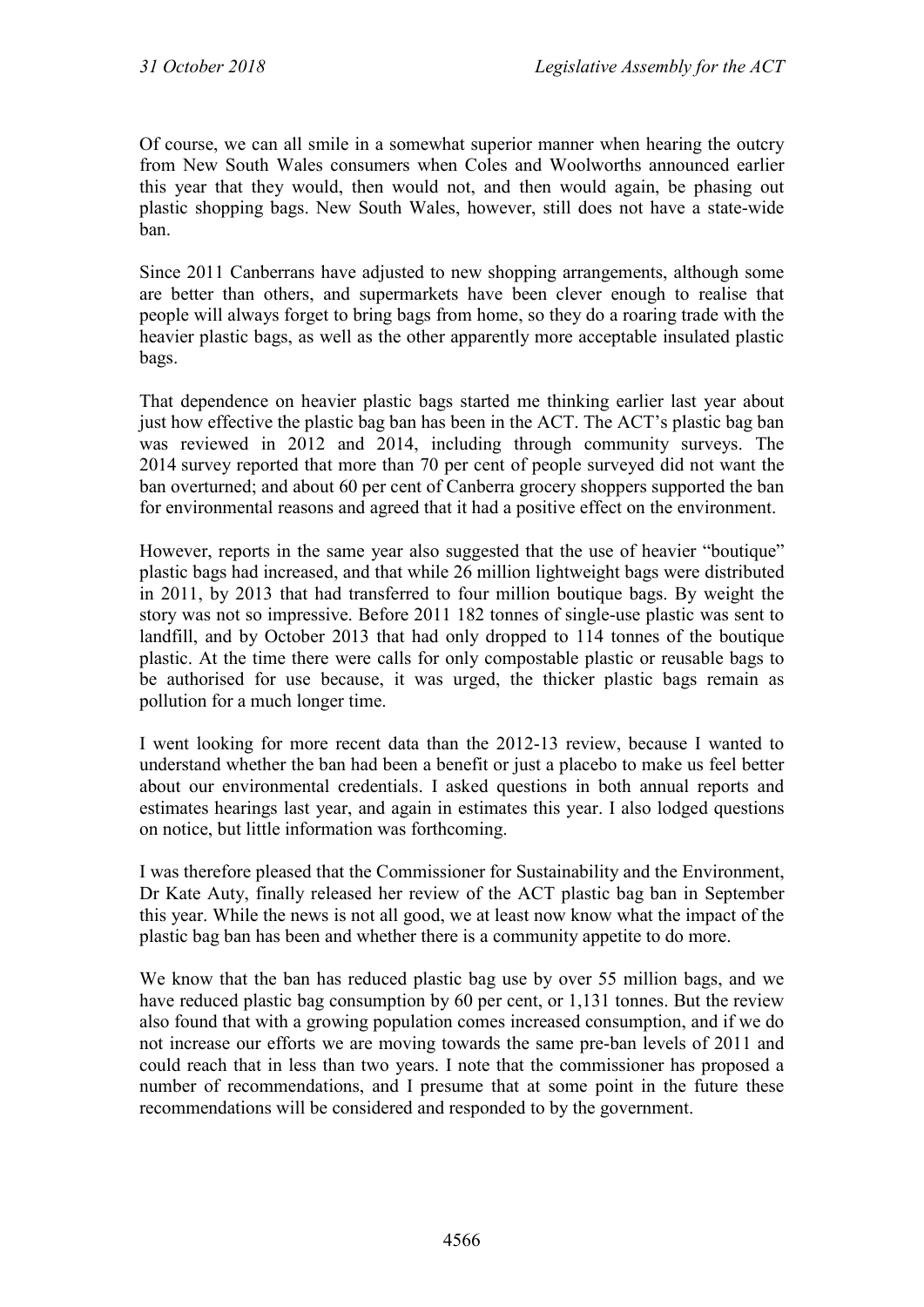Of course, we can all smile in a somewhat superior manner when hearing the outcry from New South Wales consumers when Coles and Woolworths announced earlier this year that they would, then would not, and then would again, be phasing out plastic shopping bags. New South Wales, however, still does not have a state-wide ban.

Since 2011 Canberrans have adjusted to new shopping arrangements, although some are better than others, and supermarkets have been clever enough to realise that people will always forget to bring bags from home, so they do a roaring trade with the heavier plastic bags, as well as the other apparently more acceptable insulated plastic bags.

That dependence on heavier plastic bags started me thinking earlier last year about just how effective the plastic bag ban has been in the ACT. The ACT's plastic bag ban was reviewed in 2012 and 2014, including through community surveys. The 2014 survey reported that more than 70 per cent of people surveyed did not want the ban overturned; and about 60 per cent of Canberra grocery shoppers supported the ban for environmental reasons and agreed that it had a positive effect on the environment.

However, reports in the same year also suggested that the use of heavier "boutique" plastic bags had increased, and that while 26 million lightweight bags were distributed in 2011, by 2013 that had transferred to four million boutique bags. By weight the story was not so impressive. Before 2011 182 tonnes of single-use plastic was sent to landfill, and by October 2013 that had only dropped to 114 tonnes of the boutique plastic. At the time there were calls for only compostable plastic or reusable bags to be authorised for use because, it was urged, the thicker plastic bags remain as pollution for a much longer time.

I went looking for more recent data than the 2012-13 review, because I wanted to understand whether the ban had been a benefit or just a placebo to make us feel better about our environmental credentials. I asked questions in both annual reports and estimates hearings last year, and again in estimates this year. I also lodged questions on notice, but little information was forthcoming.

I was therefore pleased that the Commissioner for Sustainability and the Environment, Dr Kate Auty, finally released her review of the ACT plastic bag ban in September this year. While the news is not all good, we at least now know what the impact of the plastic bag ban has been and whether there is a community appetite to do more.

We know that the ban has reduced plastic bag use by over 55 million bags, and we have reduced plastic bag consumption by 60 per cent, or 1,131 tonnes. But the review also found that with a growing population comes increased consumption, and if we do not increase our efforts we are moving towards the same pre-ban levels of 2011 and could reach that in less than two years. I note that the commissioner has proposed a number of recommendations, and I presume that at some point in the future these recommendations will be considered and responded to by the government.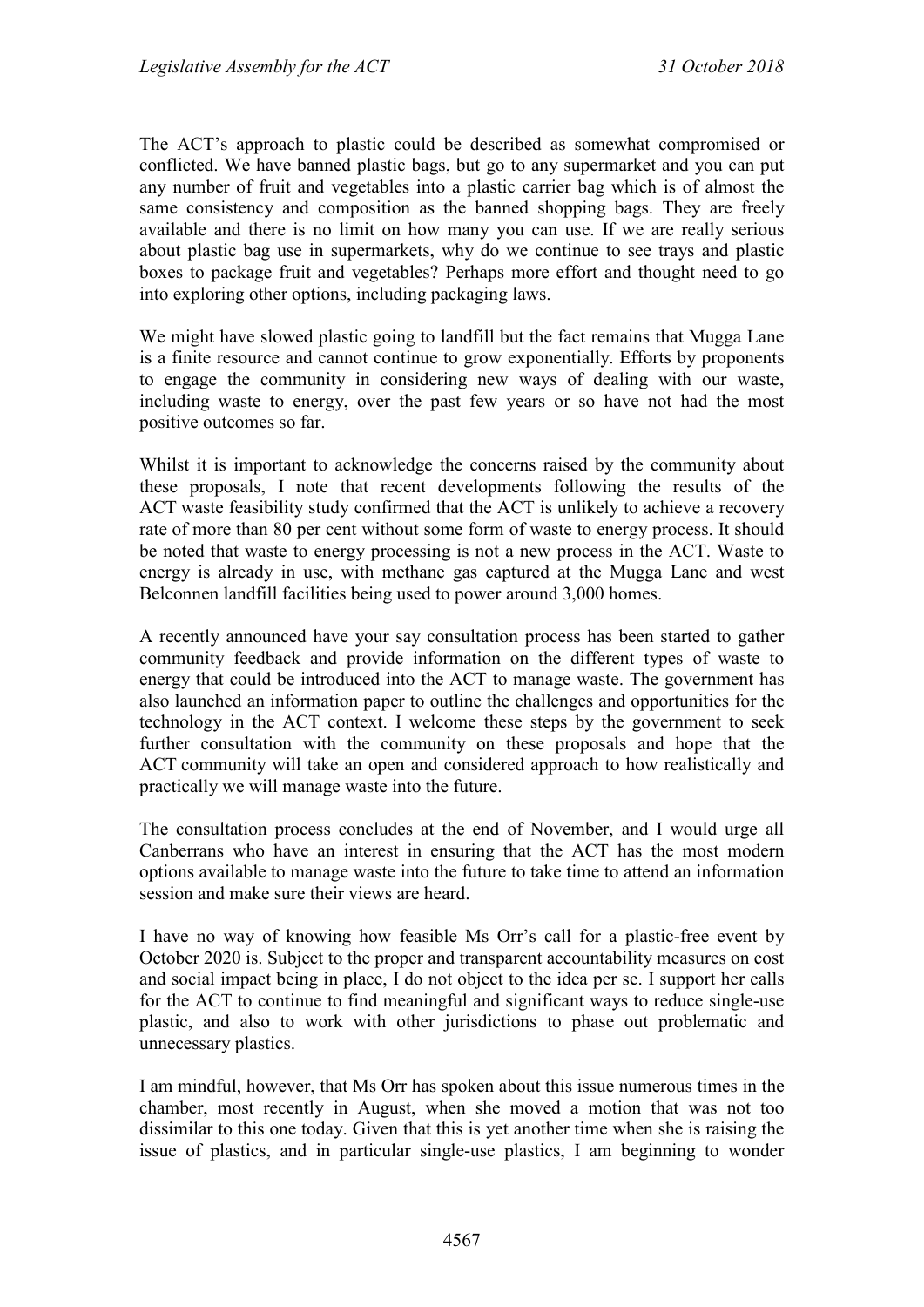The ACT's approach to plastic could be described as somewhat compromised or conflicted. We have banned plastic bags, but go to any supermarket and you can put any number of fruit and vegetables into a plastic carrier bag which is of almost the same consistency and composition as the banned shopping bags. They are freely available and there is no limit on how many you can use. If we are really serious about plastic bag use in supermarkets, why do we continue to see trays and plastic boxes to package fruit and vegetables? Perhaps more effort and thought need to go into exploring other options, including packaging laws.

We might have slowed plastic going to landfill but the fact remains that Mugga Lane is a finite resource and cannot continue to grow exponentially. Efforts by proponents to engage the community in considering new ways of dealing with our waste, including waste to energy, over the past few years or so have not had the most positive outcomes so far.

Whilst it is important to acknowledge the concerns raised by the community about these proposals, I note that recent developments following the results of the ACT waste feasibility study confirmed that the ACT is unlikely to achieve a recovery rate of more than 80 per cent without some form of waste to energy process. It should be noted that waste to energy processing is not a new process in the ACT. Waste to energy is already in use, with methane gas captured at the Mugga Lane and west Belconnen landfill facilities being used to power around 3,000 homes.

A recently announced have your say consultation process has been started to gather community feedback and provide information on the different types of waste to energy that could be introduced into the ACT to manage waste. The government has also launched an information paper to outline the challenges and opportunities for the technology in the ACT context. I welcome these steps by the government to seek further consultation with the community on these proposals and hope that the ACT community will take an open and considered approach to how realistically and practically we will manage waste into the future.

The consultation process concludes at the end of November, and I would urge all Canberrans who have an interest in ensuring that the ACT has the most modern options available to manage waste into the future to take time to attend an information session and make sure their views are heard.

I have no way of knowing how feasible Ms Orr's call for a plastic-free event by October 2020 is. Subject to the proper and transparent accountability measures on cost and social impact being in place, I do not object to the idea per se. I support her calls for the ACT to continue to find meaningful and significant ways to reduce single-use plastic, and also to work with other jurisdictions to phase out problematic and unnecessary plastics.

I am mindful, however, that Ms Orr has spoken about this issue numerous times in the chamber, most recently in August, when she moved a motion that was not too dissimilar to this one today. Given that this is yet another time when she is raising the issue of plastics, and in particular single-use plastics, I am beginning to wonder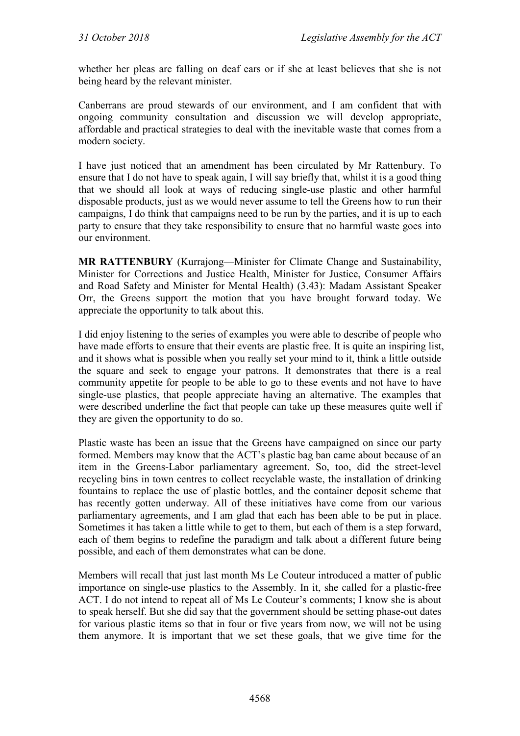whether her pleas are falling on deaf ears or if she at least believes that she is not being heard by the relevant minister.

Canberrans are proud stewards of our environment, and I am confident that with ongoing community consultation and discussion we will develop appropriate, affordable and practical strategies to deal with the inevitable waste that comes from a modern society.

I have just noticed that an amendment has been circulated by Mr Rattenbury. To ensure that I do not have to speak again, I will say briefly that, whilst it is a good thing that we should all look at ways of reducing single-use plastic and other harmful disposable products, just as we would never assume to tell the Greens how to run their campaigns, I do think that campaigns need to be run by the parties, and it is up to each party to ensure that they take responsibility to ensure that no harmful waste goes into our environment.

**MR RATTENBURY** (Kurrajong—Minister for Climate Change and Sustainability, Minister for Corrections and Justice Health, Minister for Justice, Consumer Affairs and Road Safety and Minister for Mental Health) (3.43): Madam Assistant Speaker Orr, the Greens support the motion that you have brought forward today. We appreciate the opportunity to talk about this.

I did enjoy listening to the series of examples you were able to describe of people who have made efforts to ensure that their events are plastic free. It is quite an inspiring list, and it shows what is possible when you really set your mind to it, think a little outside the square and seek to engage your patrons. It demonstrates that there is a real community appetite for people to be able to go to these events and not have to have single-use plastics, that people appreciate having an alternative. The examples that were described underline the fact that people can take up these measures quite well if they are given the opportunity to do so.

Plastic waste has been an issue that the Greens have campaigned on since our party formed. Members may know that the ACT's plastic bag ban came about because of an item in the Greens-Labor parliamentary agreement. So, too, did the street-level recycling bins in town centres to collect recyclable waste, the installation of drinking fountains to replace the use of plastic bottles, and the container deposit scheme that has recently gotten underway. All of these initiatives have come from our various parliamentary agreements, and I am glad that each has been able to be put in place. Sometimes it has taken a little while to get to them, but each of them is a step forward, each of them begins to redefine the paradigm and talk about a different future being possible, and each of them demonstrates what can be done.

Members will recall that just last month Ms Le Couteur introduced a matter of public importance on single-use plastics to the Assembly. In it, she called for a plastic-free ACT. I do not intend to repeat all of Ms Le Couteur's comments; I know she is about to speak herself. But she did say that the government should be setting phase-out dates for various plastic items so that in four or five years from now, we will not be using them anymore. It is important that we set these goals, that we give time for the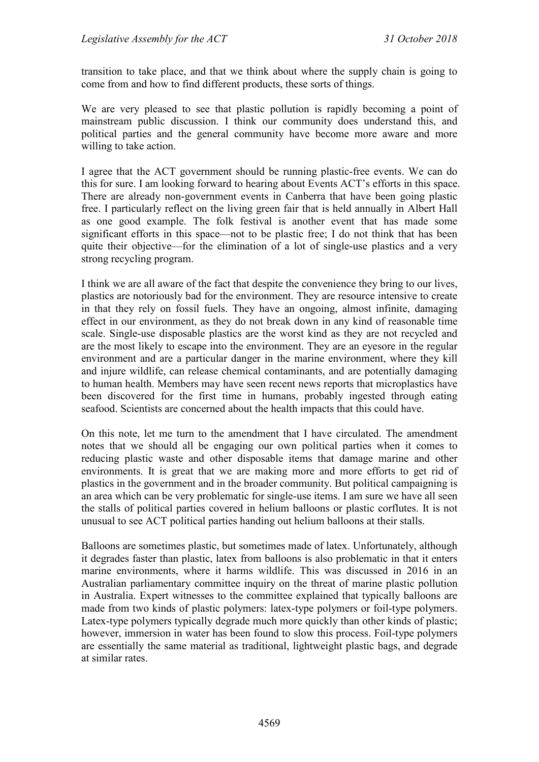transition to take place, and that we think about where the supply chain is going to come from and how to find different products, these sorts of things.

We are very pleased to see that plastic pollution is rapidly becoming a point of mainstream public discussion. I think our community does understand this, and political parties and the general community have become more aware and more willing to take action.

I agree that the ACT government should be running plastic-free events. We can do this for sure. I am looking forward to hearing about Events ACT's efforts in this space. There are already non-government events in Canberra that have been going plastic free. I particularly reflect on the living green fair that is held annually in Albert Hall as one good example. The folk festival is another event that has made some significant efforts in this space—not to be plastic free; I do not think that has been quite their objective—for the elimination of a lot of single-use plastics and a very strong recycling program.

I think we are all aware of the fact that despite the convenience they bring to our lives, plastics are notoriously bad for the environment. They are resource intensive to create in that they rely on fossil fuels. They have an ongoing, almost infinite, damaging effect in our environment, as they do not break down in any kind of reasonable time scale. Single-use disposable plastics are the worst kind as they are not recycled and are the most likely to escape into the environment. They are an eyesore in the regular environment and are a particular danger in the marine environment, where they kill and injure wildlife, can release chemical contaminants, and are potentially damaging to human health. Members may have seen recent news reports that microplastics have been discovered for the first time in humans, probably ingested through eating seafood. Scientists are concerned about the health impacts that this could have.

On this note, let me turn to the amendment that I have circulated. The amendment notes that we should all be engaging our own political parties when it comes to reducing plastic waste and other disposable items that damage marine and other environments. It is great that we are making more and more efforts to get rid of plastics in the government and in the broader community. But political campaigning is an area which can be very problematic for single-use items. I am sure we have all seen the stalls of political parties covered in helium balloons or plastic corflutes. It is not unusual to see ACT political parties handing out helium balloons at their stalls.

Balloons are sometimes plastic, but sometimes made of latex. Unfortunately, although it degrades faster than plastic, latex from balloons is also problematic in that it enters marine environments, where it harms wildlife. This was discussed in 2016 in an Australian parliamentary committee inquiry on the threat of marine plastic pollution in Australia. Expert witnesses to the committee explained that typically balloons are made from two kinds of plastic polymers: latex-type polymers or foil-type polymers. Latex-type polymers typically degrade much more quickly than other kinds of plastic; however, immersion in water has been found to slow this process. Foil-type polymers are essentially the same material as traditional, lightweight plastic bags, and degrade at similar rates.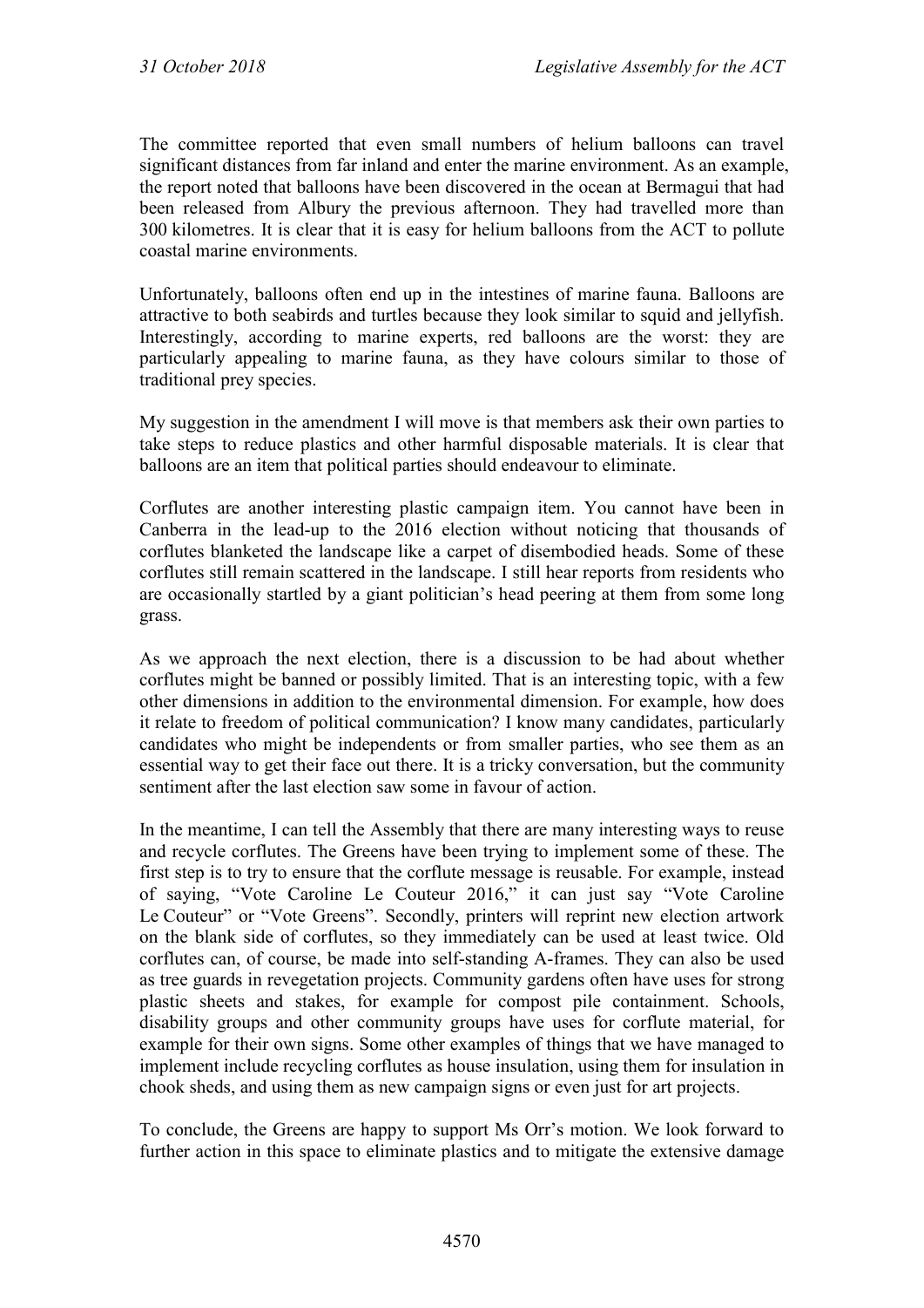The committee reported that even small numbers of helium balloons can travel significant distances from far inland and enter the marine environment. As an example, the report noted that balloons have been discovered in the ocean at Bermagui that had been released from Albury the previous afternoon. They had travelled more than 300 kilometres. It is clear that it is easy for helium balloons from the ACT to pollute coastal marine environments.

Unfortunately, balloons often end up in the intestines of marine fauna. Balloons are attractive to both seabirds and turtles because they look similar to squid and jellyfish. Interestingly, according to marine experts, red balloons are the worst: they are particularly appealing to marine fauna, as they have colours similar to those of traditional prey species.

My suggestion in the amendment I will move is that members ask their own parties to take steps to reduce plastics and other harmful disposable materials. It is clear that balloons are an item that political parties should endeavour to eliminate.

Corflutes are another interesting plastic campaign item. You cannot have been in Canberra in the lead-up to the 2016 election without noticing that thousands of corflutes blanketed the landscape like a carpet of disembodied heads. Some of these corflutes still remain scattered in the landscape. I still hear reports from residents who are occasionally startled by a giant politician's head peering at them from some long grass.

As we approach the next election, there is a discussion to be had about whether corflutes might be banned or possibly limited. That is an interesting topic, with a few other dimensions in addition to the environmental dimension. For example, how does it relate to freedom of political communication? I know many candidates, particularly candidates who might be independents or from smaller parties, who see them as an essential way to get their face out there. It is a tricky conversation, but the community sentiment after the last election saw some in favour of action.

In the meantime, I can tell the Assembly that there are many interesting ways to reuse and recycle corflutes. The Greens have been trying to implement some of these. The first step is to try to ensure that the corflute message is reusable. For example, instead of saying, "Vote Caroline Le Couteur 2016," it can just say "Vote Caroline Le Couteur" or "Vote Greens". Secondly, printers will reprint new election artwork on the blank side of corflutes, so they immediately can be used at least twice. Old corflutes can, of course, be made into self-standing A-frames. They can also be used as tree guards in revegetation projects. Community gardens often have uses for strong plastic sheets and stakes, for example for compost pile containment. Schools, disability groups and other community groups have uses for corflute material, for example for their own signs. Some other examples of things that we have managed to implement include recycling corflutes as house insulation, using them for insulation in chook sheds, and using them as new campaign signs or even just for art projects.

To conclude, the Greens are happy to support Ms Orr's motion. We look forward to further action in this space to eliminate plastics and to mitigate the extensive damage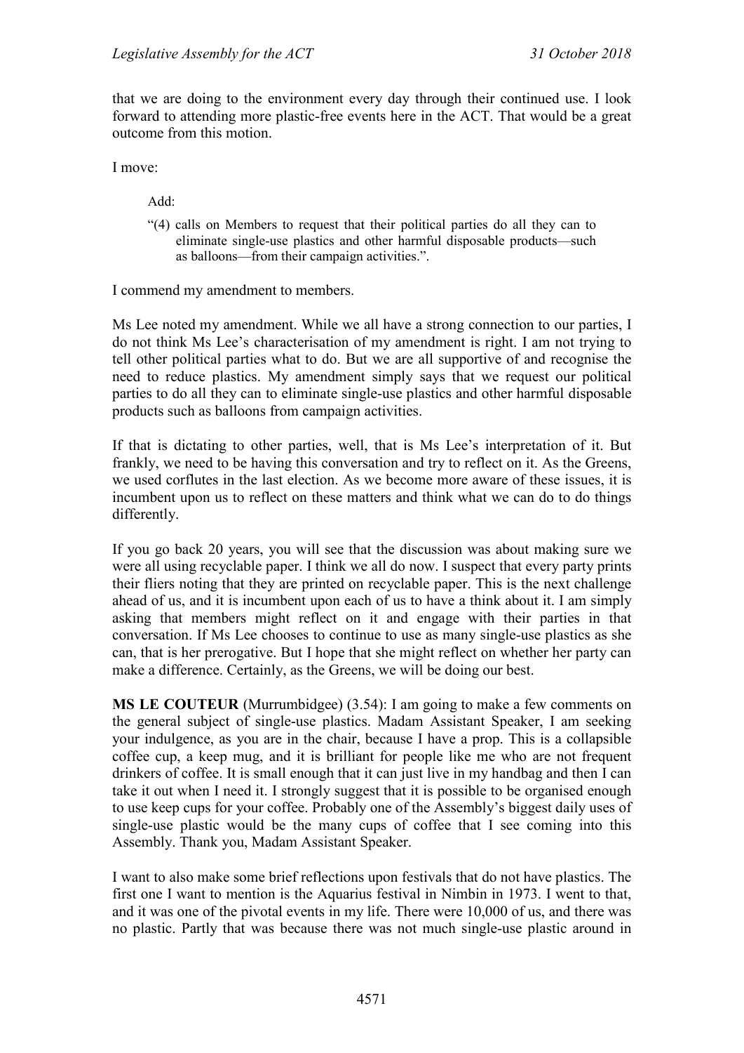that we are doing to the environment every day through their continued use. I look forward to attending more plastic-free events here in the ACT. That would be a great outcome from this motion.

I move:

> Add:
>
> "(4) calls on Members to request that their political parties do all they can to eliminate single-use plastics and other harmful disposable products—such as balloons—from their campaign activities.".

I commend my amendment to members.

Ms Lee noted my amendment. While we all have a strong connection to our parties, I do not think Ms Lee's characterisation of my amendment is right. I am not trying to tell other political parties what to do. But we are all supportive of and recognise the need to reduce plastics. My amendment simply says that we request our political parties to do all they can to eliminate single-use plastics and other harmful disposable products such as balloons from campaign activities.

If that is dictating to other parties, well, that is Ms Lee's interpretation of it. But frankly, we need to be having this conversation and try to reflect on it. As the Greens, we used corflutes in the last election. As we become more aware of these issues, it is incumbent upon us to reflect on these matters and think what we can do to do things differently.

If you go back 20 years, you will see that the discussion was about making sure we were all using recyclable paper. I think we all do now. I suspect that every party prints their fliers noting that they are printed on recyclable paper. This is the next challenge ahead of us, and it is incumbent upon each of us to have a think about it. I am simply asking that members might reflect on it and engage with their parties in that conversation. If Ms Lee chooses to continue to use as many single-use plastics as she can, that is her prerogative. But I hope that she might reflect on whether her party can make a difference. Certainly, as the Greens, we will be doing our best.

**MS LE COUTEUR** (Murrumbidgee) (3.54): I am going to make a few comments on the general subject of single-use plastics. Madam Assistant Speaker, I am seeking your indulgence, as you are in the chair, because I have a prop. This is a collapsible coffee cup, a keep mug, and it is brilliant for people like me who are not frequent drinkers of coffee. It is small enough that it can just live in my handbag and then I can take it out when I need it. I strongly suggest that it is possible to be organised enough to use keep cups for your coffee. Probably one of the Assembly's biggest daily uses of single-use plastic would be the many cups of coffee that I see coming into this Assembly. Thank you, Madam Assistant Speaker.

I want to also make some brief reflections upon festivals that do not have plastics. The first one I want to mention is the Aquarius festival in Nimbin in 1973. I went to that, and it was one of the pivotal events in my life. There were 10,000 of us, and there was no plastic. Partly that was because there was not much single-use plastic around in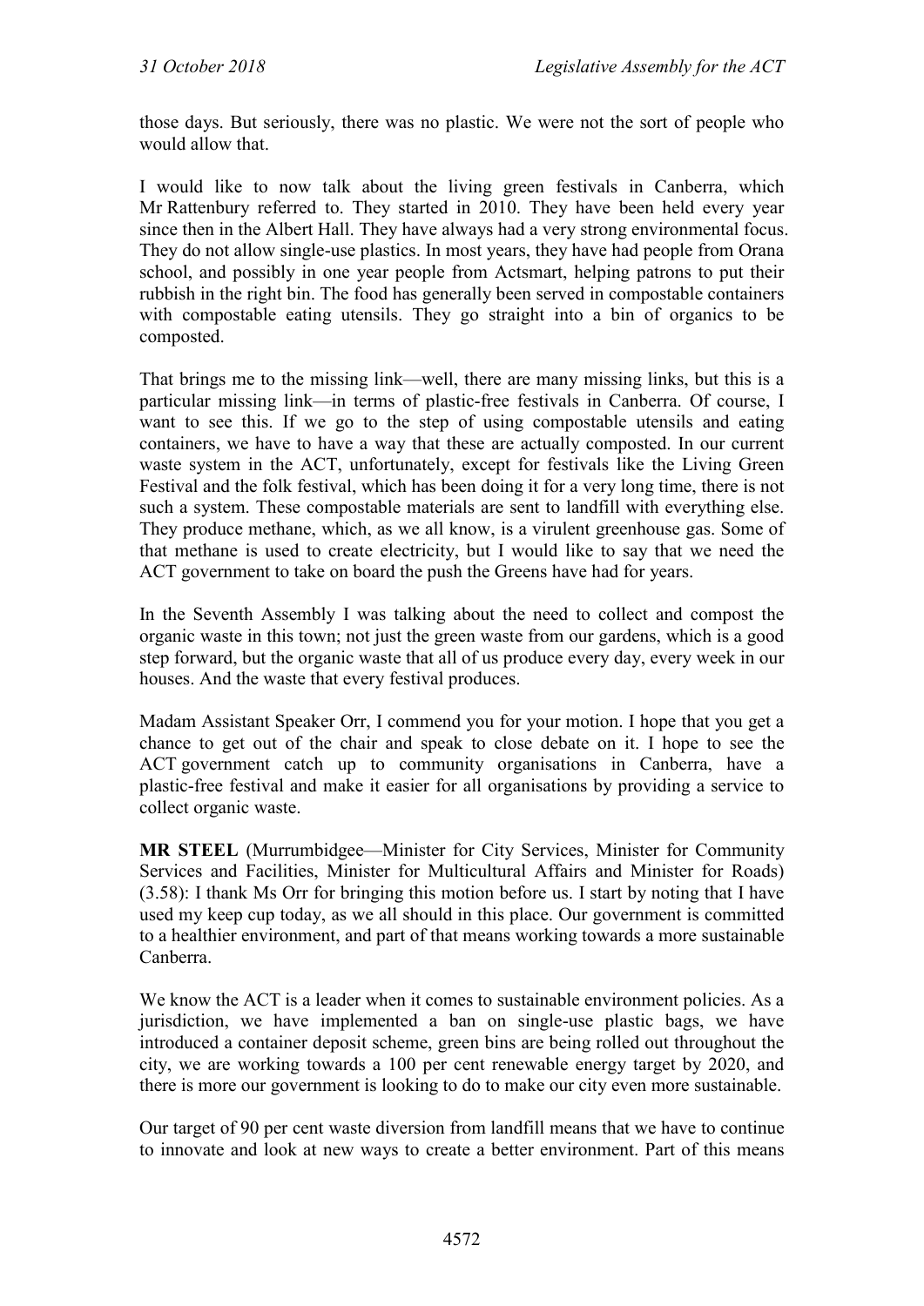those days. But seriously, there was no plastic. We were not the sort of people who would allow that.

I would like to now talk about the living green festivals in Canberra, which Mr Rattenbury referred to. They started in 2010. They have been held every year since then in the Albert Hall. They have always had a very strong environmental focus. They do not allow single-use plastics. In most years, they have had people from Orana school, and possibly in one year people from Actsmart, helping patrons to put their rubbish in the right bin. The food has generally been served in compostable containers with compostable eating utensils. They go straight into a bin of organics to be composted.

That brings me to the missing link—well, there are many missing links, but this is a particular missing link—in terms of plastic-free festivals in Canberra. Of course, I want to see this. If we go to the step of using compostable utensils and eating containers, we have to have a way that these are actually composted. In our current waste system in the ACT, unfortunately, except for festivals like the Living Green Festival and the folk festival, which has been doing it for a very long time, there is not such a system. These compostable materials are sent to landfill with everything else. They produce methane, which, as we all know, is a virulent greenhouse gas. Some of that methane is used to create electricity, but I would like to say that we need the ACT government to take on board the push the Greens have had for years.

In the Seventh Assembly I was talking about the need to collect and compost the organic waste in this town; not just the green waste from our gardens, which is a good step forward, but the organic waste that all of us produce every day, every week in our houses. And the waste that every festival produces.

Madam Assistant Speaker Orr, I commend you for your motion. I hope that you get a chance to get out of the chair and speak to close debate on it. I hope to see the ACT government catch up to community organisations in Canberra, have a plastic-free festival and make it easier for all organisations by providing a service to collect organic waste.

**MR STEEL** (Murrumbidgee—Minister for City Services, Minister for Community Services and Facilities, Minister for Multicultural Affairs and Minister for Roads) (3.58): I thank Ms Orr for bringing this motion before us. I start by noting that I have used my keep cup today, as we all should in this place. Our government is committed to a healthier environment, and part of that means working towards a more sustainable Canberra.

We know the ACT is a leader when it comes to sustainable environment policies. As a jurisdiction, we have implemented a ban on single-use plastic bags, we have introduced a container deposit scheme, green bins are being rolled out throughout the city, we are working towards a 100 per cent renewable energy target by 2020, and there is more our government is looking to do to make our city even more sustainable.

Our target of 90 per cent waste diversion from landfill means that we have to continue to innovate and look at new ways to create a better environment. Part of this means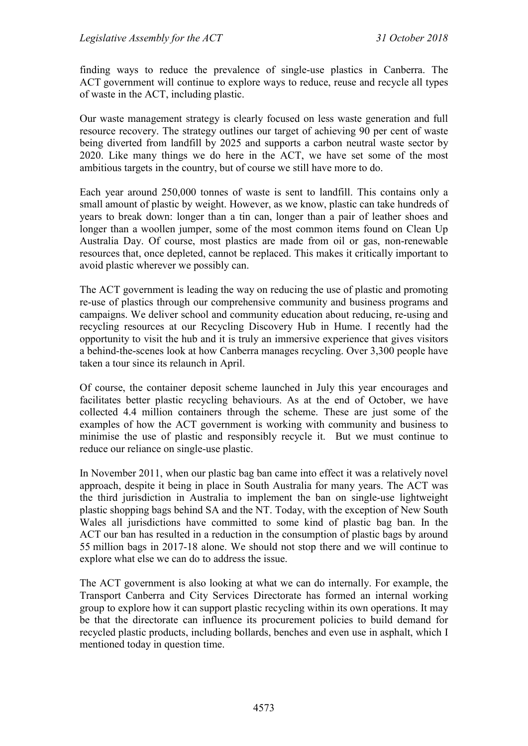finding ways to reduce the prevalence of single-use plastics in Canberra. The ACT government will continue to explore ways to reduce, reuse and recycle all types of waste in the ACT, including plastic.

Our waste management strategy is clearly focused on less waste generation and full resource recovery. The strategy outlines our target of achieving 90 per cent of waste being diverted from landfill by 2025 and supports a carbon neutral waste sector by 2020. Like many things we do here in the ACT, we have set some of the most ambitious targets in the country, but of course we still have more to do.

Each year around 250,000 tonnes of waste is sent to landfill. This contains only a small amount of plastic by weight. However, as we know, plastic can take hundreds of years to break down: longer than a tin can, longer than a pair of leather shoes and longer than a woollen jumper, some of the most common items found on Clean Up Australia Day. Of course, most plastics are made from oil or gas, non-renewable resources that, once depleted, cannot be replaced. This makes it critically important to avoid plastic wherever we possibly can.

The ACT government is leading the way on reducing the use of plastic and promoting re-use of plastics through our comprehensive community and business programs and campaigns. We deliver school and community education about reducing, re-using and recycling resources at our Recycling Discovery Hub in Hume. I recently had the opportunity to visit the hub and it is truly an immersive experience that gives visitors a behind-the-scenes look at how Canberra manages recycling. Over 3,300 people have taken a tour since its relaunch in April.

Of course, the container deposit scheme launched in July this year encourages and facilitates better plastic recycling behaviours. As at the end of October, we have collected 4.4 million containers through the scheme. These are just some of the examples of how the ACT government is working with community and business to minimise the use of plastic and responsibly recycle it. But we must continue to reduce our reliance on single-use plastic.

In November 2011, when our plastic bag ban came into effect it was a relatively novel approach, despite it being in place in South Australia for many years. The ACT was the third jurisdiction in Australia to implement the ban on single-use lightweight plastic shopping bags behind SA and the NT. Today, with the exception of New South Wales all jurisdictions have committed to some kind of plastic bag ban. In the ACT our ban has resulted in a reduction in the consumption of plastic bags by around 55 million bags in 2017-18 alone. We should not stop there and we will continue to explore what else we can do to address the issue.

The ACT government is also looking at what we can do internally. For example, the Transport Canberra and City Services Directorate has formed an internal working group to explore how it can support plastic recycling within its own operations. It may be that the directorate can influence its procurement policies to build demand for recycled plastic products, including bollards, benches and even use in asphalt, which I mentioned today in question time.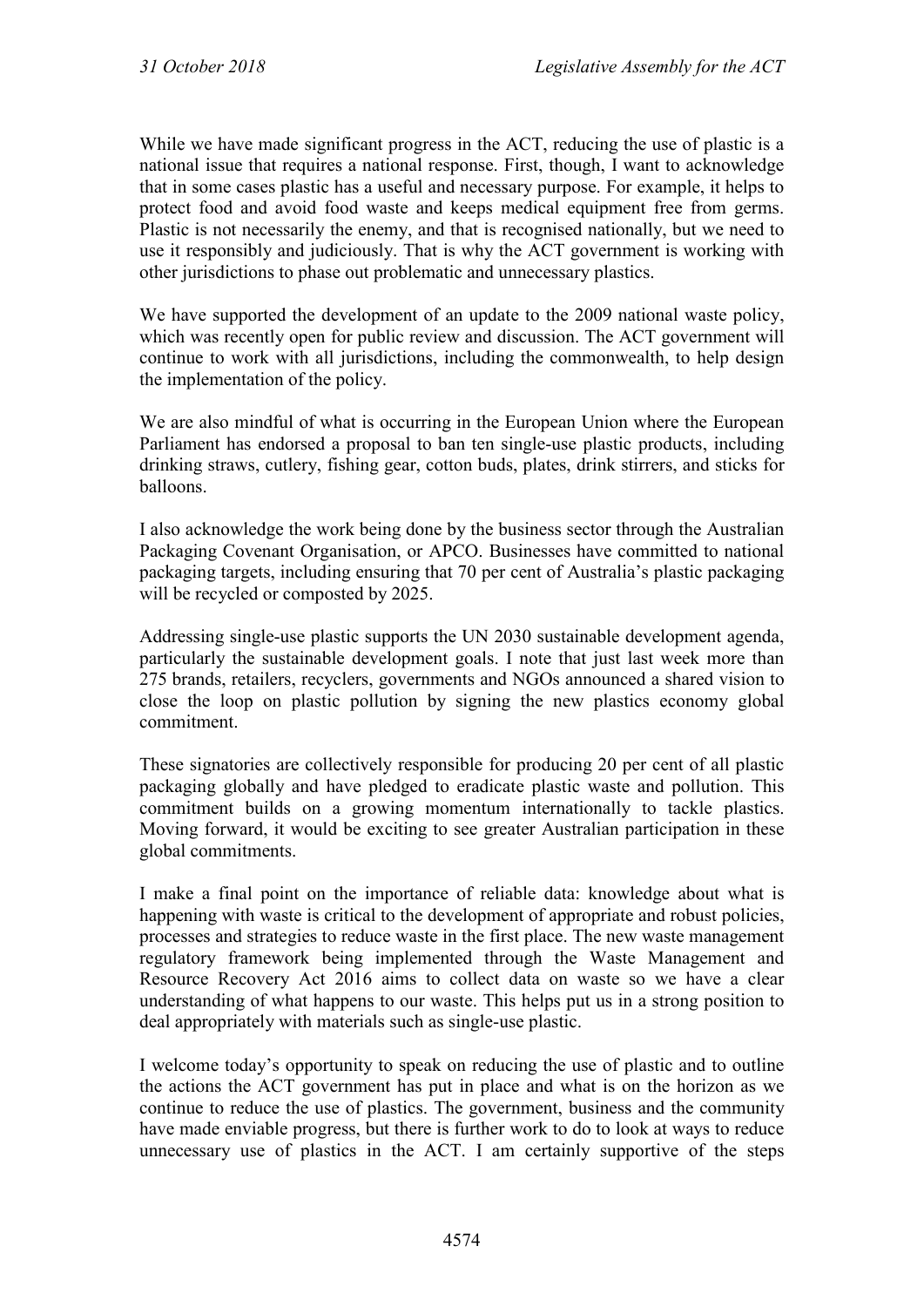While we have made significant progress in the ACT, reducing the use of plastic is a national issue that requires a national response. First, though, I want to acknowledge that in some cases plastic has a useful and necessary purpose. For example, it helps to protect food and avoid food waste and keeps medical equipment free from germs. Plastic is not necessarily the enemy, and that is recognised nationally, but we need to use it responsibly and judiciously. That is why the ACT government is working with other jurisdictions to phase out problematic and unnecessary plastics.

We have supported the development of an update to the 2009 national waste policy, which was recently open for public review and discussion. The ACT government will continue to work with all jurisdictions, including the commonwealth, to help design the implementation of the policy.

We are also mindful of what is occurring in the European Union where the European Parliament has endorsed a proposal to ban ten single-use plastic products, including drinking straws, cutlery, fishing gear, cotton buds, plates, drink stirrers, and sticks for balloons.

I also acknowledge the work being done by the business sector through the Australian Packaging Covenant Organisation, or APCO. Businesses have committed to national packaging targets, including ensuring that 70 per cent of Australia's plastic packaging will be recycled or composted by 2025.

Addressing single-use plastic supports the UN 2030 sustainable development agenda, particularly the sustainable development goals. I note that just last week more than 275 brands, retailers, recyclers, governments and NGOs announced a shared vision to close the loop on plastic pollution by signing the new plastics economy global commitment.

These signatories are collectively responsible for producing 20 per cent of all plastic packaging globally and have pledged to eradicate plastic waste and pollution. This commitment builds on a growing momentum internationally to tackle plastics. Moving forward, it would be exciting to see greater Australian participation in these global commitments.

I make a final point on the importance of reliable data: knowledge about what is happening with waste is critical to the development of appropriate and robust policies, processes and strategies to reduce waste in the first place. The new waste management regulatory framework being implemented through the Waste Management and Resource Recovery Act 2016 aims to collect data on waste so we have a clear understanding of what happens to our waste. This helps put us in a strong position to deal appropriately with materials such as single-use plastic.

I welcome today's opportunity to speak on reducing the use of plastic and to outline the actions the ACT government has put in place and what is on the horizon as we continue to reduce the use of plastics. The government, business and the community have made enviable progress, but there is further work to do to look at ways to reduce unnecessary use of plastics in the ACT. I am certainly supportive of the steps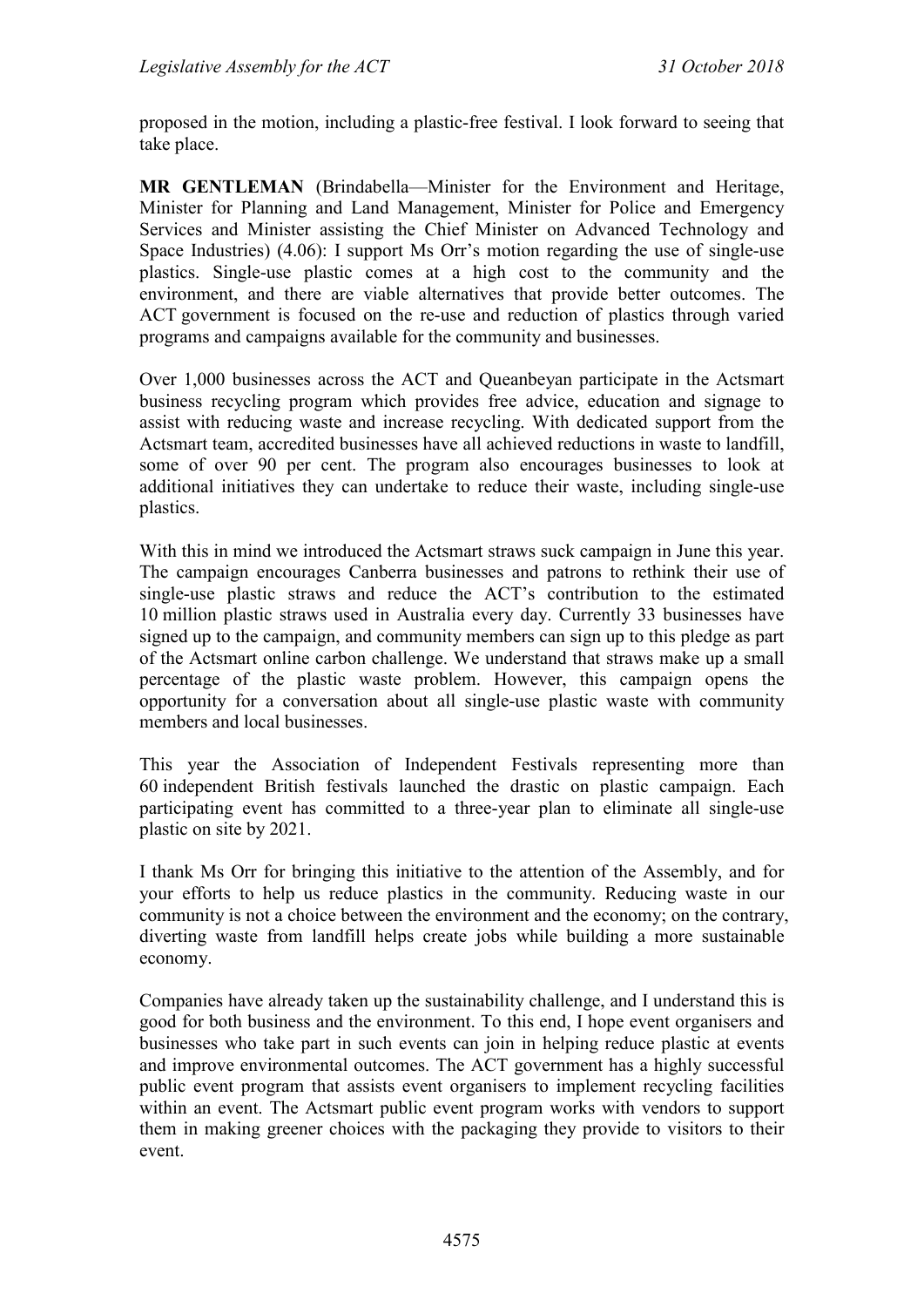proposed in the motion, including a plastic-free festival. I look forward to seeing that take place.

**MR GENTLEMAN** (Brindabella—Minister for the Environment and Heritage, Minister for Planning and Land Management, Minister for Police and Emergency Services and Minister assisting the Chief Minister on Advanced Technology and Space Industries) (4.06): I support Ms Orr's motion regarding the use of single-use plastics. Single-use plastic comes at a high cost to the community and the environment, and there are viable alternatives that provide better outcomes. The ACT government is focused on the re-use and reduction of plastics through varied programs and campaigns available for the community and businesses.

Over 1,000 businesses across the ACT and Queanbeyan participate in the Actsmart business recycling program which provides free advice, education and signage to assist with reducing waste and increase recycling. With dedicated support from the Actsmart team, accredited businesses have all achieved reductions in waste to landfill, some of over 90 per cent. The program also encourages businesses to look at additional initiatives they can undertake to reduce their waste, including single-use plastics.

With this in mind we introduced the Actsmart straws suck campaign in June this year. The campaign encourages Canberra businesses and patrons to rethink their use of single-use plastic straws and reduce the ACT's contribution to the estimated 10 million plastic straws used in Australia every day. Currently 33 businesses have signed up to the campaign, and community members can sign up to this pledge as part of the Actsmart online carbon challenge. We understand that straws make up a small percentage of the plastic waste problem. However, this campaign opens the opportunity for a conversation about all single-use plastic waste with community members and local businesses.

This year the Association of Independent Festivals representing more than 60 independent British festivals launched the drastic on plastic campaign. Each participating event has committed to a three-year plan to eliminate all single-use plastic on site by 2021.

I thank Ms Orr for bringing this initiative to the attention of the Assembly, and for your efforts to help us reduce plastics in the community. Reducing waste in our community is not a choice between the environment and the economy; on the contrary, diverting waste from landfill helps create jobs while building a more sustainable economy.

Companies have already taken up the sustainability challenge, and I understand this is good for both business and the environment. To this end, I hope event organisers and businesses who take part in such events can join in helping reduce plastic at events and improve environmental outcomes. The ACT government has a highly successful public event program that assists event organisers to implement recycling facilities within an event. The Actsmart public event program works with vendors to support them in making greener choices with the packaging they provide to visitors to their event.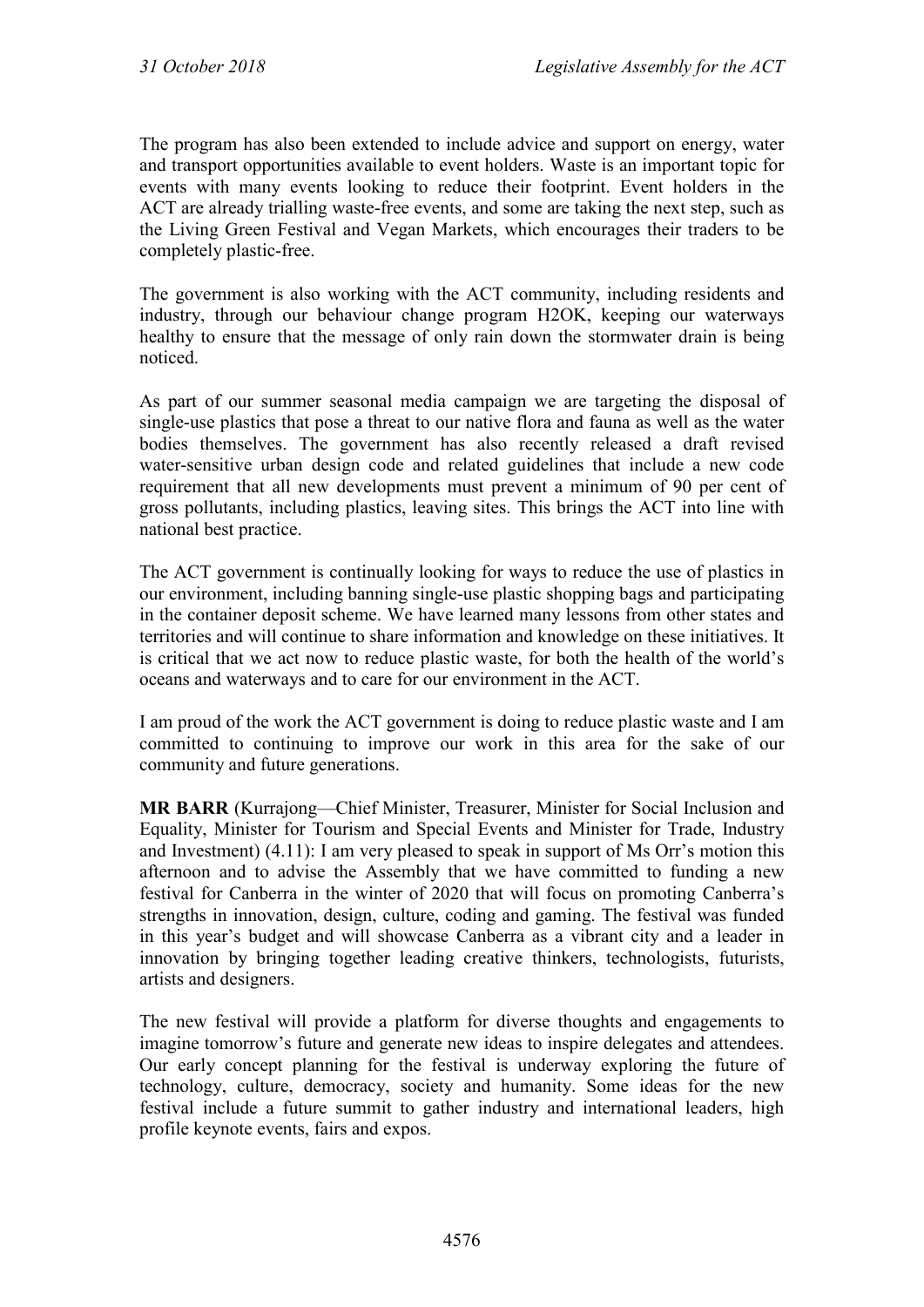The program has also been extended to include advice and support on energy, water and transport opportunities available to event holders. Waste is an important topic for events with many events looking to reduce their footprint. Event holders in the ACT are already trialling waste-free events, and some are taking the next step, such as the Living Green Festival and Vegan Markets, which encourages their traders to be completely plastic-free.

The government is also working with the ACT community, including residents and industry, through our behaviour change program H2OK, keeping our waterways healthy to ensure that the message of only rain down the stormwater drain is being noticed.

As part of our summer seasonal media campaign we are targeting the disposal of single-use plastics that pose a threat to our native flora and fauna as well as the water bodies themselves. The government has also recently released a draft revised water-sensitive urban design code and related guidelines that include a new code requirement that all new developments must prevent a minimum of 90 per cent of gross pollutants, including plastics, leaving sites. This brings the ACT into line with national best practice.

The ACT government is continually looking for ways to reduce the use of plastics in our environment, including banning single-use plastic shopping bags and participating in the container deposit scheme. We have learned many lessons from other states and territories and will continue to share information and knowledge on these initiatives. It is critical that we act now to reduce plastic waste, for both the health of the world's oceans and waterways and to care for our environment in the ACT.

I am proud of the work the ACT government is doing to reduce plastic waste and I am committed to continuing to improve our work in this area for the sake of our community and future generations.

**MR BARR** (Kurrajong—Chief Minister, Treasurer, Minister for Social Inclusion and Equality, Minister for Tourism and Special Events and Minister for Trade, Industry and Investment) (4.11): I am very pleased to speak in support of Ms Orr's motion this afternoon and to advise the Assembly that we have committed to funding a new festival for Canberra in the winter of 2020 that will focus on promoting Canberra's strengths in innovation, design, culture, coding and gaming. The festival was funded in this year's budget and will showcase Canberra as a vibrant city and a leader in innovation by bringing together leading creative thinkers, technologists, futurists, artists and designers.

The new festival will provide a platform for diverse thoughts and engagements to imagine tomorrow's future and generate new ideas to inspire delegates and attendees. Our early concept planning for the festival is underway exploring the future of technology, culture, democracy, society and humanity. Some ideas for the new festival include a future summit to gather industry and international leaders, high profile keynote events, fairs and expos.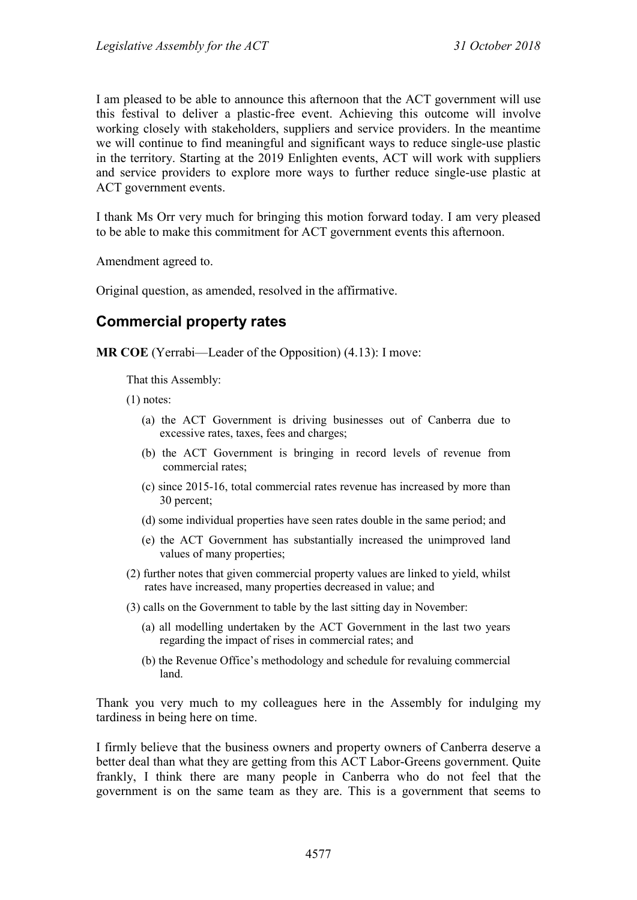I am pleased to be able to announce this afternoon that the ACT government will use this festival to deliver a plastic-free event. Achieving this outcome will involve working closely with stakeholders, suppliers and service providers. In the meantime we will continue to find meaningful and significant ways to reduce single-use plastic in the territory. Starting at the 2019 Enlighten events, ACT will work with suppliers and service providers to explore more ways to further reduce single-use plastic at ACT government events.

I thank Ms Orr very much for bringing this motion forward today. I am very pleased to be able to make this commitment for ACT government events this afternoon.

Amendment agreed to.

Original question, as amended, resolved in the affirmative.

## Commercial property rates

**MR COE** (Yerrabi—Leader of the Opposition) (4.13): I move:

> That this Assembly:
>
> (1) notes:
>
> (a) the ACT Government is driving businesses out of Canberra due to excessive rates, taxes, fees and charges;
>
> (b) the ACT Government is bringing in record levels of revenue from commercial rates;
>
> (c) since 2015-16, total commercial rates revenue has increased by more than 30 percent;
>
> (d) some individual properties have seen rates double in the same period; and
>
> (e) the ACT Government has substantially increased the unimproved land values of many properties;
>
> (2) further notes that given commercial property values are linked to yield, whilst rates have increased, many properties decreased in value; and
>
> (3) calls on the Government to table by the last sitting day in November:
>
> (a) all modelling undertaken by the ACT Government in the last two years regarding the impact of rises in commercial rates; and
>
> (b) the Revenue Office's methodology and schedule for revaluing commercial land.

Thank you very much to my colleagues here in the Assembly for indulging my tardiness in being here on time.

I firmly believe that the business owners and property owners of Canberra deserve a better deal than what they are getting from this ACT Labor-Greens government. Quite frankly, I think there are many people in Canberra who do not feel that the government is on the same team as they are. This is a government that seems to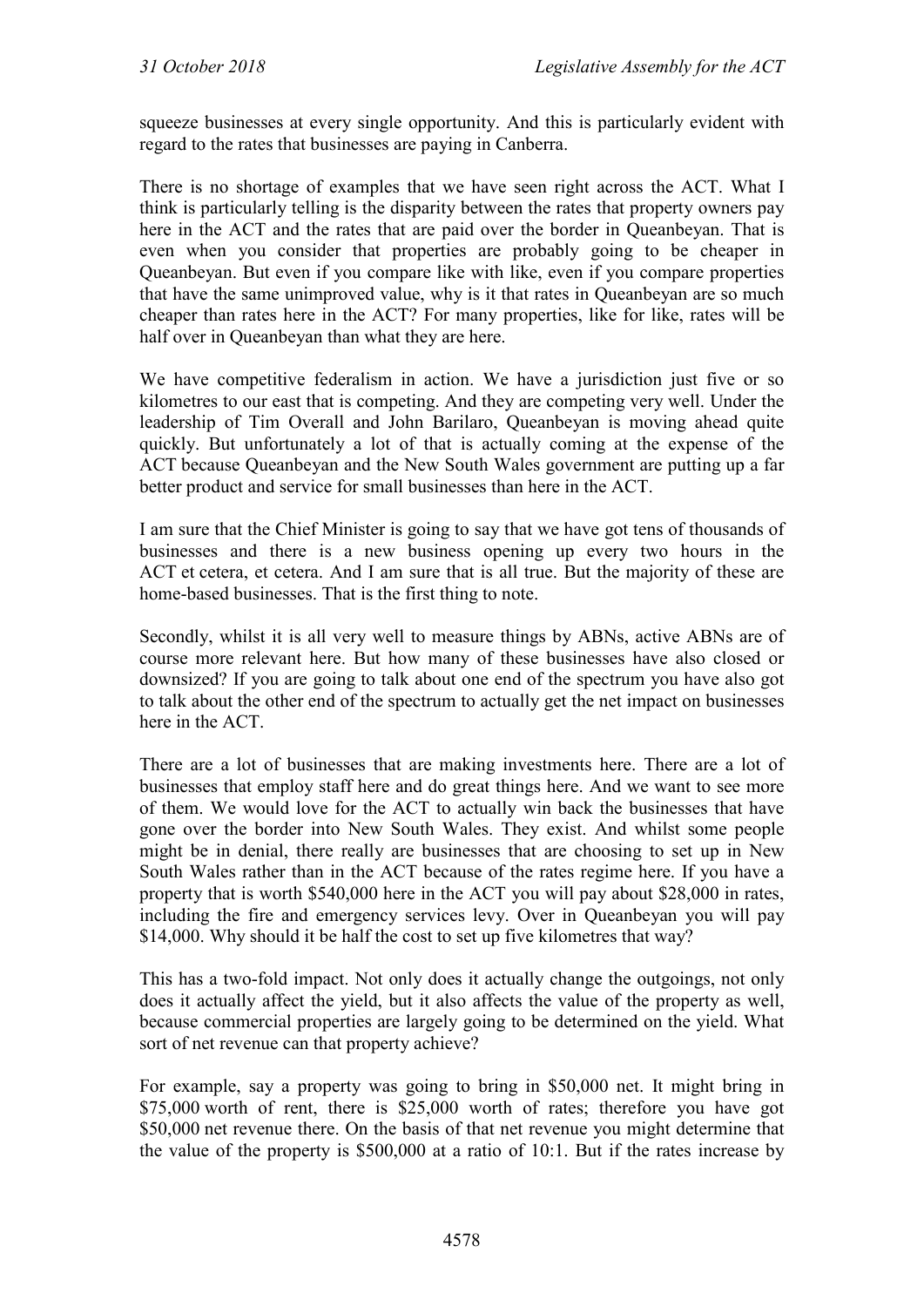squeeze businesses at every single opportunity. And this is particularly evident with regard to the rates that businesses are paying in Canberra.

There is no shortage of examples that we have seen right across the ACT. What I think is particularly telling is the disparity between the rates that property owners pay here in the ACT and the rates that are paid over the border in Queanbeyan. That is even when you consider that properties are probably going to be cheaper in Queanbeyan. But even if you compare like with like, even if you compare properties that have the same unimproved value, why is it that rates in Queanbeyan are so much cheaper than rates here in the ACT? For many properties, like for like, rates will be half over in Queanbeyan than what they are here.

We have competitive federalism in action. We have a jurisdiction just five or so kilometres to our east that is competing. And they are competing very well. Under the leadership of Tim Overall and John Barilaro, Queanbeyan is moving ahead quite quickly. But unfortunately a lot of that is actually coming at the expense of the ACT because Queanbeyan and the New South Wales government are putting up a far better product and service for small businesses than here in the ACT.

I am sure that the Chief Minister is going to say that we have got tens of thousands of businesses and there is a new business opening up every two hours in the ACT et cetera, et cetera. And I am sure that is all true. But the majority of these are home-based businesses. That is the first thing to note.

Secondly, whilst it is all very well to measure things by ABNs, active ABNs are of course more relevant here. But how many of these businesses have also closed or downsized? If you are going to talk about one end of the spectrum you have also got to talk about the other end of the spectrum to actually get the net impact on businesses here in the ACT.

There are a lot of businesses that are making investments here. There are a lot of businesses that employ staff here and do great things here. And we want to see more of them. We would love for the ACT to actually win back the businesses that have gone over the border into New South Wales. They exist. And whilst some people might be in denial, there really are businesses that are choosing to set up in New South Wales rather than in the ACT because of the rates regime here. If you have a property that is worth $540,000 here in the ACT you will pay about $28,000 in rates, including the fire and emergency services levy. Over in Queanbeyan you will pay $14,000. Why should it be half the cost to set up five kilometres that way?

This has a two-fold impact. Not only does it actually change the outgoings, not only does it actually affect the yield, but it also affects the value of the property as well, because commercial properties are largely going to be determined on the yield. What sort of net revenue can that property achieve?

For example, say a property was going to bring in $50,000 net. It might bring in $75,000 worth of rent, there is $25,000 worth of rates; therefore you have got $50,000 net revenue there. On the basis of that net revenue you might determine that the value of the property is $500,000 at a ratio of 10:1. But if the rates increase by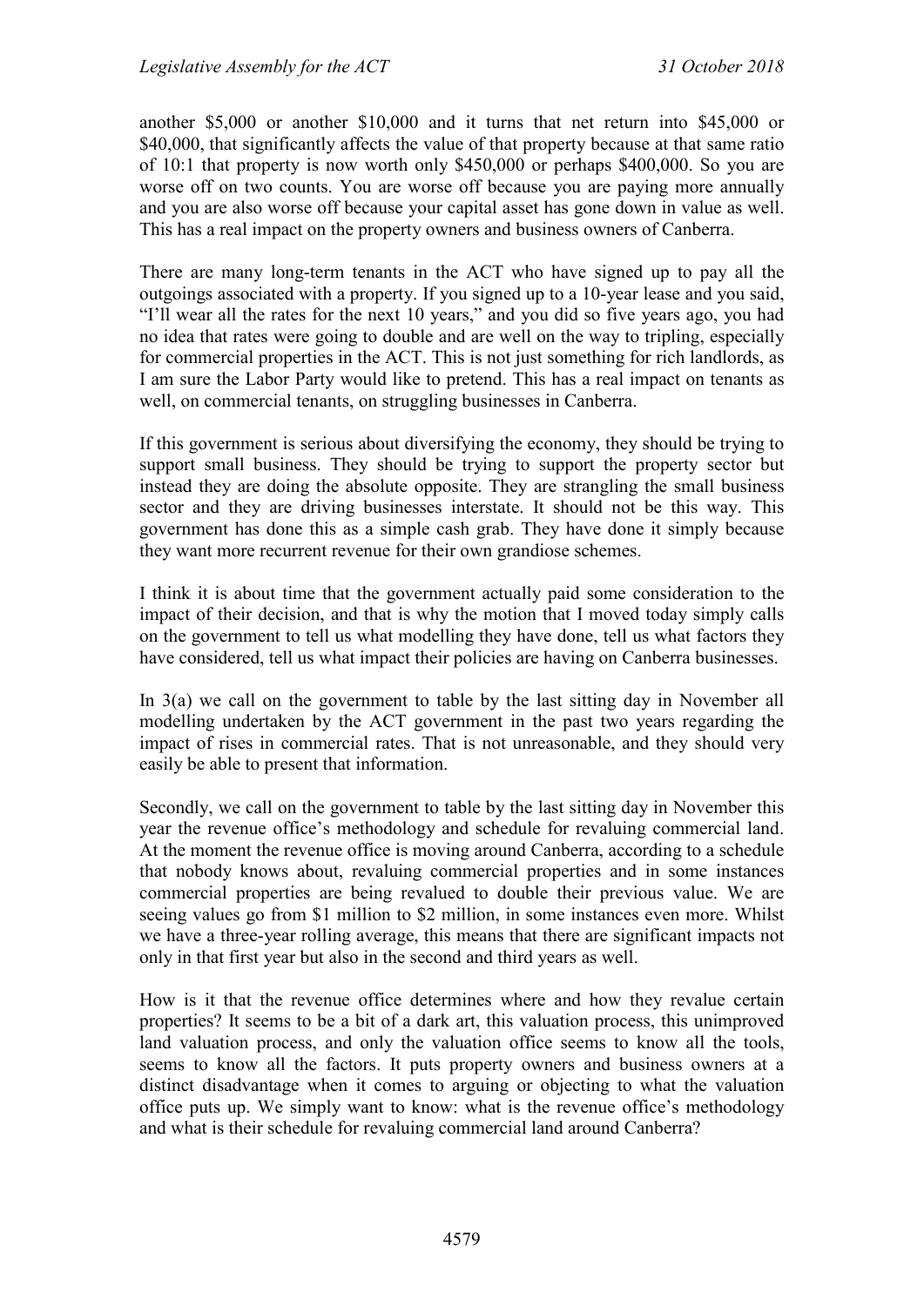another $5,000 or another $10,000 and it turns that net return into $45,000 or $40,000, that significantly affects the value of that property because at that same ratio of 10:1 that property is now worth only $450,000 or perhaps $400,000. So you are worse off on two counts. You are worse off because you are paying more annually and you are also worse off because your capital asset has gone down in value as well. This has a real impact on the property owners and business owners of Canberra.

There are many long-term tenants in the ACT who have signed up to pay all the outgoings associated with a property. If you signed up to a 10-year lease and you said, "I'll wear all the rates for the next 10 years," and you did so five years ago, you had no idea that rates were going to double and are well on the way to tripling, especially for commercial properties in the ACT. This is not just something for rich landlords, as I am sure the Labor Party would like to pretend. This has a real impact on tenants as well, on commercial tenants, on struggling businesses in Canberra.

If this government is serious about diversifying the economy, they should be trying to support small business. They should be trying to support the property sector but instead they are doing the absolute opposite. They are strangling the small business sector and they are driving businesses interstate. It should not be this way. This government has done this as a simple cash grab. They have done it simply because they want more recurrent revenue for their own grandiose schemes.

I think it is about time that the government actually paid some consideration to the impact of their decision, and that is why the motion that I moved today simply calls on the government to tell us what modelling they have done, tell us what factors they have considered, tell us what impact their policies are having on Canberra businesses.

In 3(a) we call on the government to table by the last sitting day in November all modelling undertaken by the ACT government in the past two years regarding the impact of rises in commercial rates. That is not unreasonable, and they should very easily be able to present that information.

Secondly, we call on the government to table by the last sitting day in November this year the revenue office's methodology and schedule for revaluing commercial land. At the moment the revenue office is moving around Canberra, according to a schedule that nobody knows about, revaluing commercial properties and in some instances commercial properties are being revalued to double their previous value. We are seeing values go from $1 million to $2 million, in some instances even more. Whilst we have a three-year rolling average, this means that there are significant impacts not only in that first year but also in the second and third years as well.

How is it that the revenue office determines where and how they revalue certain properties? It seems to be a bit of a dark art, this valuation process, this unimproved land valuation process, and only the valuation office seems to know all the tools, seems to know all the factors. It puts property owners and business owners at a distinct disadvantage when it comes to arguing or objecting to what the valuation office puts up. We simply want to know: what is the revenue office's methodology and what is their schedule for revaluing commercial land around Canberra?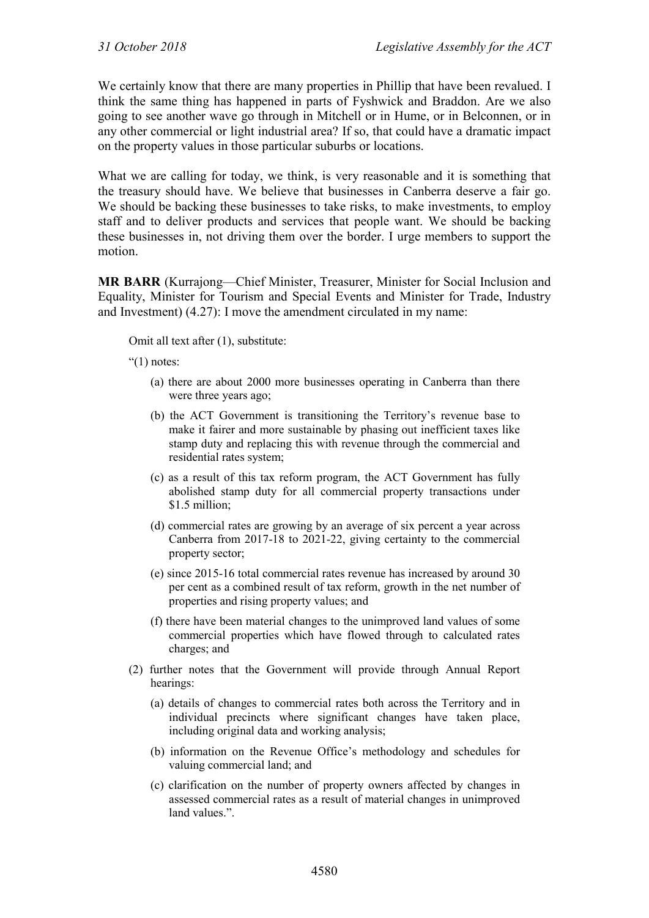We certainly know that there are many properties in Phillip that have been revalued. I think the same thing has happened in parts of Fyshwick and Braddon. Are we also going to see another wave go through in Mitchell or in Hume, or in Belconnen, or in any other commercial or light industrial area? If so, that could have a dramatic impact on the property values in those particular suburbs or locations.

What we are calling for today, we think, is very reasonable and it is something that the treasury should have. We believe that businesses in Canberra deserve a fair go. We should be backing these businesses to take risks, to make investments, to employ staff and to deliver products and services that people want. We should be backing these businesses in, not driving them over the border. I urge members to support the motion.

**MR BARR** (Kurrajong—Chief Minister, Treasurer, Minister for Social Inclusion and Equality, Minister for Tourism and Special Events and Minister for Trade, Industry and Investment) (4.27): I move the amendment circulated in my name:

> Omit all text after (1), substitute:
>
> "(1) notes:
>
> (a) there are about 2000 more businesses operating in Canberra than there were three years ago;
>
> (b) the ACT Government is transitioning the Territory's revenue base to make it fairer and more sustainable by phasing out inefficient taxes like stamp duty and replacing this with revenue through the commercial and residential rates system;
>
> (c) as a result of this tax reform program, the ACT Government has fully abolished stamp duty for all commercial property transactions under $1.5 million;
>
> (d) commercial rates are growing by an average of six percent a year across Canberra from 2017-18 to 2021-22, giving certainty to the commercial property sector;
>
> (e) since 2015-16 total commercial rates revenue has increased by around 30 per cent as a combined result of tax reform, growth in the net number of properties and rising property values; and
>
> (f) there have been material changes to the unimproved land values of some commercial properties which have flowed through to calculated rates charges; and
>
> (2) further notes that the Government will provide through Annual Report hearings:
>
> (a) details of changes to commercial rates both across the Territory and in individual precincts where significant changes have taken place, including original data and working analysis;
>
> (b) information on the Revenue Office's methodology and schedules for valuing commercial land; and
>
> (c) clarification on the number of property owners affected by changes in assessed commercial rates as a result of material changes in unimproved land values.".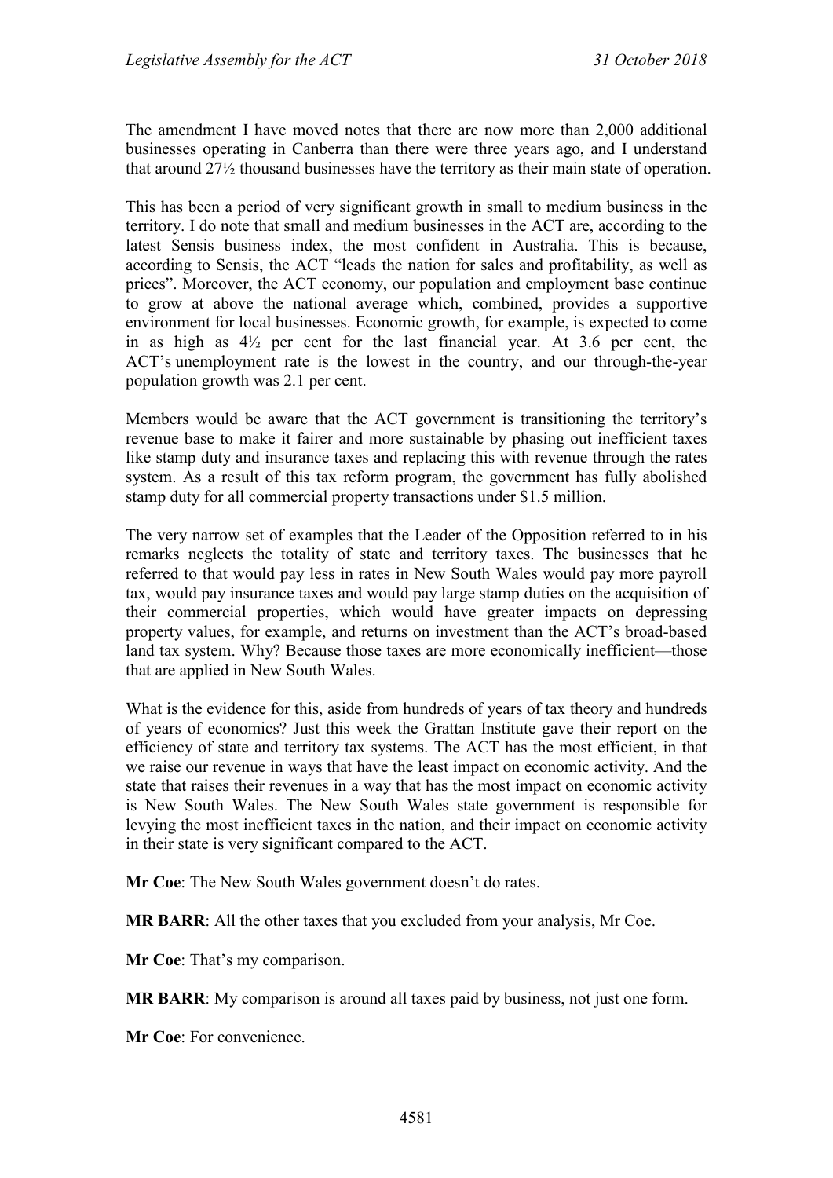The amendment I have moved notes that there are now more than 2,000 additional businesses operating in Canberra than there were three years ago, and I understand that around 27½ thousand businesses have the territory as their main state of operation.

This has been a period of very significant growth in small to medium business in the territory. I do note that small and medium businesses in the ACT are, according to the latest Sensis business index, the most confident in Australia. This is because, according to Sensis, the ACT "leads the nation for sales and profitability, as well as prices". Moreover, the ACT economy, our population and employment base continue to grow at above the national average which, combined, provides a supportive environment for local businesses. Economic growth, for example, is expected to come in as high as 4½ per cent for the last financial year. At 3.6 per cent, the ACT's unemployment rate is the lowest in the country, and our through-the-year population growth was 2.1 per cent.

Members would be aware that the ACT government is transitioning the territory's revenue base to make it fairer and more sustainable by phasing out inefficient taxes like stamp duty and insurance taxes and replacing this with revenue through the rates system. As a result of this tax reform program, the government has fully abolished stamp duty for all commercial property transactions under $1.5 million.

The very narrow set of examples that the Leader of the Opposition referred to in his remarks neglects the totality of state and territory taxes. The businesses that he referred to that would pay less in rates in New South Wales would pay more payroll tax, would pay insurance taxes and would pay large stamp duties on the acquisition of their commercial properties, which would have greater impacts on depressing property values, for example, and returns on investment than the ACT's broad-based land tax system. Why? Because those taxes are more economically inefficient—those that are applied in New South Wales.

What is the evidence for this, aside from hundreds of years of tax theory and hundreds of years of economics? Just this week the Grattan Institute gave their report on the efficiency of state and territory tax systems. The ACT has the most efficient, in that we raise our revenue in ways that have the least impact on economic activity. And the state that raises their revenues in a way that has the most impact on economic activity is New South Wales. The New South Wales state government is responsible for levying the most inefficient taxes in the nation, and their impact on economic activity in their state is very significant compared to the ACT.

**Mr Coe**: The New South Wales government doesn't do rates.

**MR BARR**: All the other taxes that you excluded from your analysis, Mr Coe.

**Mr Coe**: That's my comparison.

**MR BARR**: My comparison is around all taxes paid by business, not just one form.

**Mr Coe**: For convenience.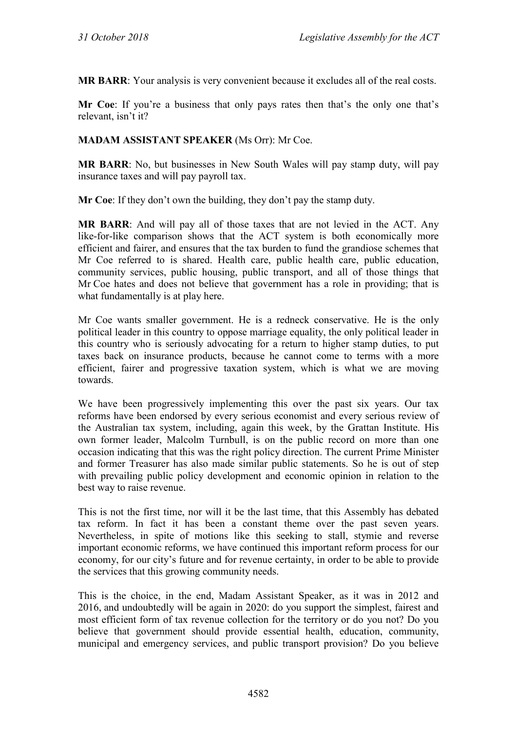**MR BARR**: Your analysis is very convenient because it excludes all of the real costs.

**Mr Coe**: If you're a business that only pays rates then that's the only one that's relevant, isn't it?

**MADAM ASSISTANT SPEAKER** (Ms Orr): Mr Coe.

**MR BARR**: No, but businesses in New South Wales will pay stamp duty, will pay insurance taxes and will pay payroll tax.

**Mr Coe**: If they don't own the building, they don't pay the stamp duty.

**MR BARR**: And will pay all of those taxes that are not levied in the ACT. Any like-for-like comparison shows that the ACT system is both economically more efficient and fairer, and ensures that the tax burden to fund the grandiose schemes that Mr Coe referred to is shared. Health care, public health care, public education, community services, public housing, public transport, and all of those things that Mr Coe hates and does not believe that government has a role in providing; that is what fundamentally is at play here.

Mr Coe wants smaller government. He is a redneck conservative. He is the only political leader in this country to oppose marriage equality, the only political leader in this country who is seriously advocating for a return to higher stamp duties, to put taxes back on insurance products, because he cannot come to terms with a more efficient, fairer and progressive taxation system, which is what we are moving towards.

We have been progressively implementing this over the past six years. Our tax reforms have been endorsed by every serious economist and every serious review of the Australian tax system, including, again this week, by the Grattan Institute. His own former leader, Malcolm Turnbull, is on the public record on more than one occasion indicating that this was the right policy direction. The current Prime Minister and former Treasurer has also made similar public statements. So he is out of step with prevailing public policy development and economic opinion in relation to the best way to raise revenue.

This is not the first time, nor will it be the last time, that this Assembly has debated tax reform. In fact it has been a constant theme over the past seven years. Nevertheless, in spite of motions like this seeking to stall, stymie and reverse important economic reforms, we have continued this important reform process for our economy, for our city's future and for revenue certainty, in order to be able to provide the services that this growing community needs.

This is the choice, in the end, Madam Assistant Speaker, as it was in 2012 and 2016, and undoubtedly will be again in 2020: do you support the simplest, fairest and most efficient form of tax revenue collection for the territory or do you not? Do you believe that government should provide essential health, education, community, municipal and emergency services, and public transport provision? Do you believe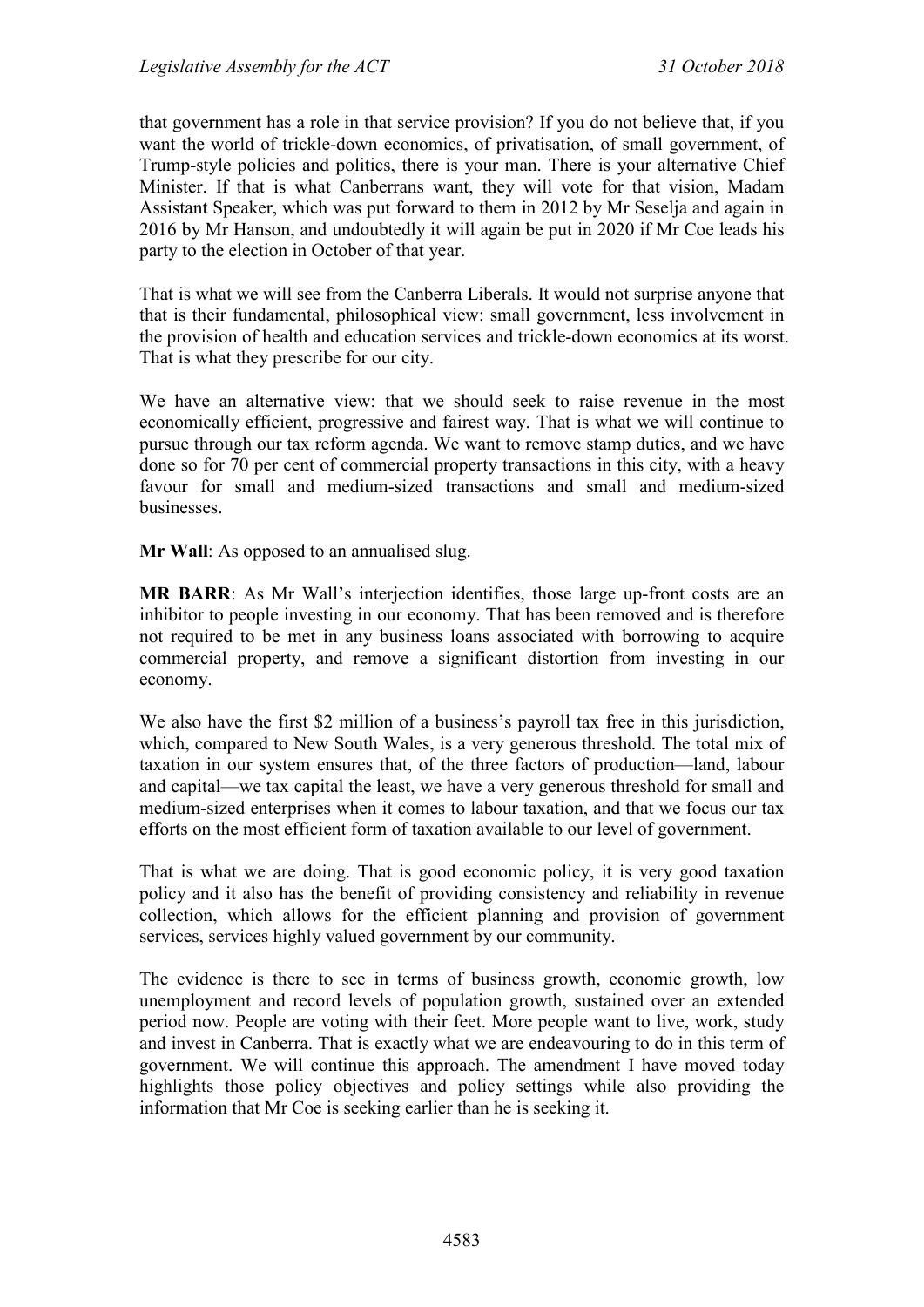that government has a role in that service provision? If you do not believe that, if you want the world of trickle-down economics, of privatisation, of small government, of Trump-style policies and politics, there is your man. There is your alternative Chief Minister. If that is what Canberrans want, they will vote for that vision, Madam Assistant Speaker, which was put forward to them in 2012 by Mr Seselja and again in 2016 by Mr Hanson, and undoubtedly it will again be put in 2020 if Mr Coe leads his party to the election in October of that year.

That is what we will see from the Canberra Liberals. It would not surprise anyone that that is their fundamental, philosophical view: small government, less involvement in the provision of health and education services and trickle-down economics at its worst. That is what they prescribe for our city.

We have an alternative view: that we should seek to raise revenue in the most economically efficient, progressive and fairest way. That is what we will continue to pursue through our tax reform agenda. We want to remove stamp duties, and we have done so for 70 per cent of commercial property transactions in this city, with a heavy favour for small and medium-sized transactions and small and medium-sized businesses.

**Mr Wall**: As opposed to an annualised slug.

**MR BARR**: As Mr Wall's interjection identifies, those large up-front costs are an inhibitor to people investing in our economy. That has been removed and is therefore not required to be met in any business loans associated with borrowing to acquire commercial property, and remove a significant distortion from investing in our economy.

We also have the first $2 million of a business's payroll tax free in this jurisdiction, which, compared to New South Wales, is a very generous threshold. The total mix of taxation in our system ensures that, of the three factors of production—land, labour and capital—we tax capital the least, we have a very generous threshold for small and medium-sized enterprises when it comes to labour taxation, and that we focus our tax efforts on the most efficient form of taxation available to our level of government.

That is what we are doing. That is good economic policy, it is very good taxation policy and it also has the benefit of providing consistency and reliability in revenue collection, which allows for the efficient planning and provision of government services, services highly valued government by our community.

The evidence is there to see in terms of business growth, economic growth, low unemployment and record levels of population growth, sustained over an extended period now. People are voting with their feet. More people want to live, work, study and invest in Canberra. That is exactly what we are endeavouring to do in this term of government. We will continue this approach. The amendment I have moved today highlights those policy objectives and policy settings while also providing the information that Mr Coe is seeking earlier than he is seeking it.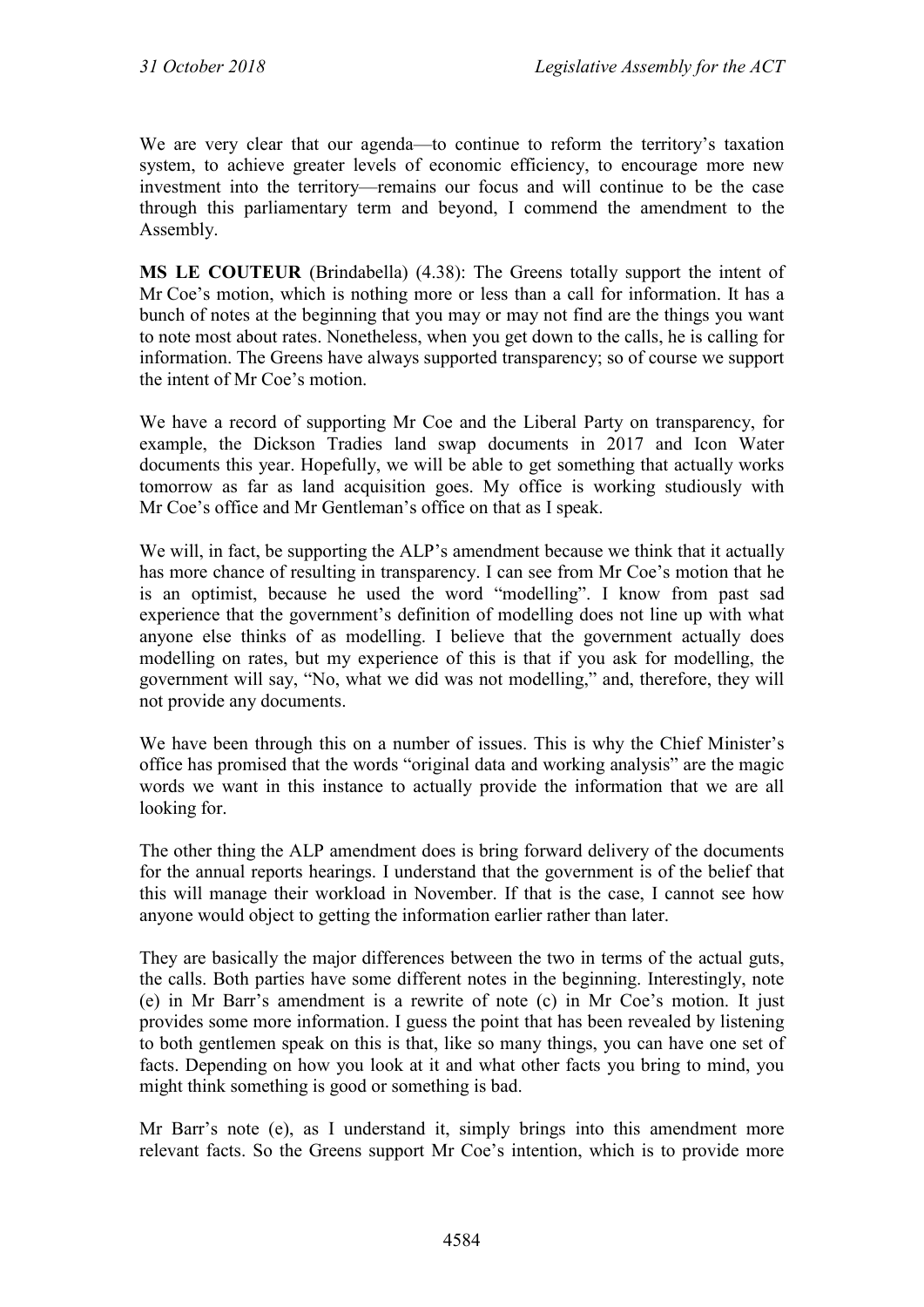We are very clear that our agenda—to continue to reform the territory's taxation system, to achieve greater levels of economic efficiency, to encourage more new investment into the territory—remains our focus and will continue to be the case through this parliamentary term and beyond, I commend the amendment to the Assembly.

**MS LE COUTEUR** (Brindabella) (4.38): The Greens totally support the intent of Mr Coe's motion, which is nothing more or less than a call for information. It has a bunch of notes at the beginning that you may or may not find are the things you want to note most about rates. Nonetheless, when you get down to the calls, he is calling for information. The Greens have always supported transparency; so of course we support the intent of Mr Coe's motion.

We have a record of supporting Mr Coe and the Liberal Party on transparency, for example, the Dickson Tradies land swap documents in 2017 and Icon Water documents this year. Hopefully, we will be able to get something that actually works tomorrow as far as land acquisition goes. My office is working studiously with Mr Coe's office and Mr Gentleman's office on that as I speak.

We will, in fact, be supporting the ALP's amendment because we think that it actually has more chance of resulting in transparency. I can see from Mr Coe's motion that he is an optimist, because he used the word "modelling". I know from past sad experience that the government's definition of modelling does not line up with what anyone else thinks of as modelling. I believe that the government actually does modelling on rates, but my experience of this is that if you ask for modelling, the government will say, "No, what we did was not modelling," and, therefore, they will not provide any documents.

We have been through this on a number of issues. This is why the Chief Minister's office has promised that the words "original data and working analysis" are the magic words we want in this instance to actually provide the information that we are all looking for.

The other thing the ALP amendment does is bring forward delivery of the documents for the annual reports hearings. I understand that the government is of the belief that this will manage their workload in November. If that is the case, I cannot see how anyone would object to getting the information earlier rather than later.

They are basically the major differences between the two in terms of the actual guts, the calls. Both parties have some different notes in the beginning. Interestingly, note (e) in Mr Barr's amendment is a rewrite of note (c) in Mr Coe's motion. It just provides some more information. I guess the point that has been revealed by listening to both gentlemen speak on this is that, like so many things, you can have one set of facts. Depending on how you look at it and what other facts you bring to mind, you might think something is good or something is bad.

Mr Barr's note (e), as I understand it, simply brings into this amendment more relevant facts. So the Greens support Mr Coe's intention, which is to provide more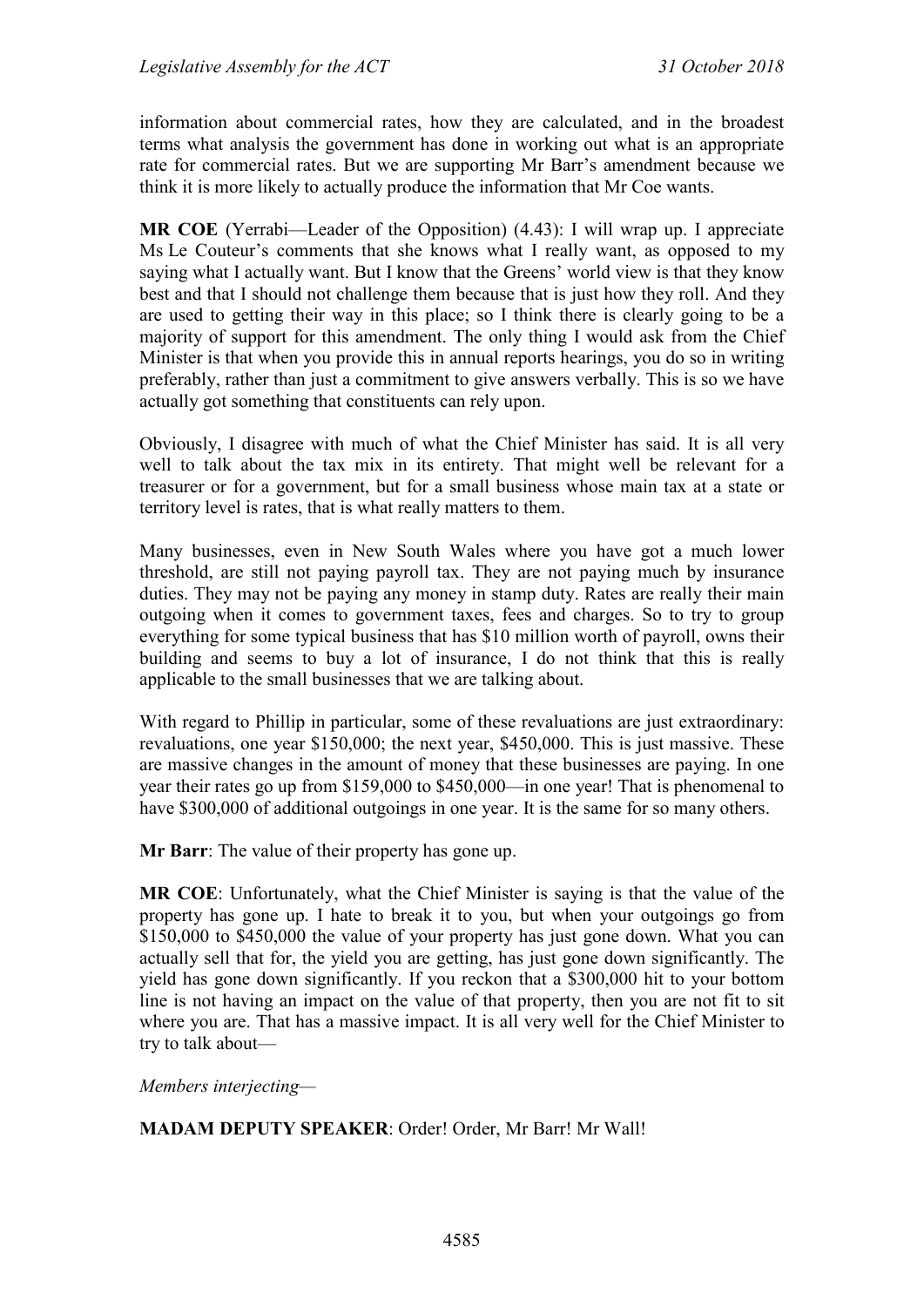information about commercial rates, how they are calculated, and in the broadest terms what analysis the government has done in working out what is an appropriate rate for commercial rates. But we are supporting Mr Barr's amendment because we think it is more likely to actually produce the information that Mr Coe wants.

**MR COE** (Yerrabi—Leader of the Opposition) (4.43): I will wrap up. I appreciate Ms Le Couteur's comments that she knows what I really want, as opposed to my saying what I actually want. But I know that the Greens' world view is that they know best and that I should not challenge them because that is just how they roll. And they are used to getting their way in this place; so I think there is clearly going to be a majority of support for this amendment. The only thing I would ask from the Chief Minister is that when you provide this in annual reports hearings, you do so in writing preferably, rather than just a commitment to give answers verbally. This is so we have actually got something that constituents can rely upon.

Obviously, I disagree with much of what the Chief Minister has said. It is all very well to talk about the tax mix in its entirety. That might well be relevant for a treasurer or for a government, but for a small business whose main tax at a state or territory level is rates, that is what really matters to them.

Many businesses, even in New South Wales where you have got a much lower threshold, are still not paying payroll tax. They are not paying much by insurance duties. They may not be paying any money in stamp duty. Rates are really their main outgoing when it comes to government taxes, fees and charges. So to try to group everything for some typical business that has $10 million worth of payroll, owns their building and seems to buy a lot of insurance, I do not think that this is really applicable to the small businesses that we are talking about.

With regard to Phillip in particular, some of these revaluations are just extraordinary: revaluations, one year $150,000; the next year, $450,000. This is just massive. These are massive changes in the amount of money that these businesses are paying. In one year their rates go up from $159,000 to $450,000—in one year! That is phenomenal to have $300,000 of additional outgoings in one year. It is the same for so many others.

**Mr Barr**: The value of their property has gone up.

**MR COE**: Unfortunately, what the Chief Minister is saying is that the value of the property has gone up. I hate to break it to you, but when your outgoings go from $150,000 to $450,000 the value of your property has just gone down. What you can actually sell that for, the yield you are getting, has just gone down significantly. The yield has gone down significantly. If you reckon that a $300,000 hit to your bottom line is not having an impact on the value of that property, then you are not fit to sit where you are. That has a massive impact. It is all very well for the Chief Minister to try to talk about—

*Members interjecting*—

**MADAM DEPUTY SPEAKER**: Order! Order, Mr Barr! Mr Wall!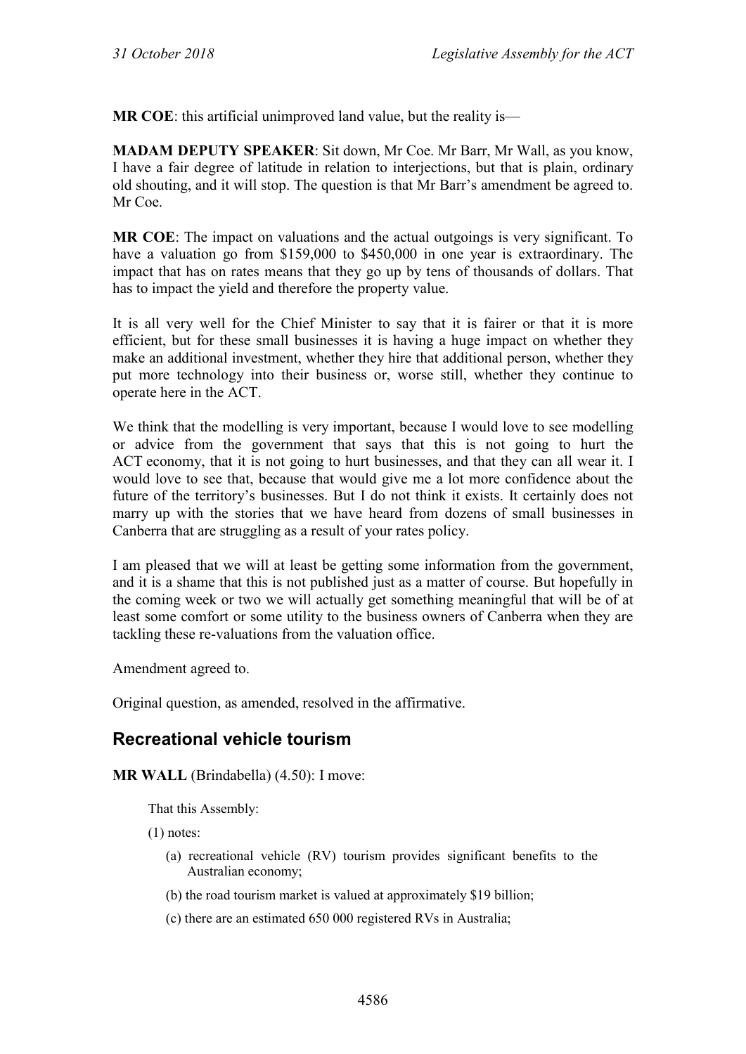**MR COE**: this artificial unimproved land value, but the reality is—

**MADAM DEPUTY SPEAKER**: Sit down, Mr Coe. Mr Barr, Mr Wall, as you know, I have a fair degree of latitude in relation to interjections, but that is plain, ordinary old shouting, and it will stop. The question is that Mr Barr's amendment be agreed to. Mr Coe.

**MR COE**: The impact on valuations and the actual outgoings is very significant. To have a valuation go from $159,000 to $450,000 in one year is extraordinary. The impact that has on rates means that they go up by tens of thousands of dollars. That has to impact the yield and therefore the property value.

It is all very well for the Chief Minister to say that it is fairer or that it is more efficient, but for these small businesses it is having a huge impact on whether they make an additional investment, whether they hire that additional person, whether they put more technology into their business or, worse still, whether they continue to operate here in the ACT.

We think that the modelling is very important, because I would love to see modelling or advice from the government that says that this is not going to hurt the ACT economy, that it is not going to hurt businesses, and that they can all wear it. I would love to see that, because that would give me a lot more confidence about the future of the territory's businesses. But I do not think it exists. It certainly does not marry up with the stories that we have heard from dozens of small businesses in Canberra that are struggling as a result of your rates policy.

I am pleased that we will at least be getting some information from the government, and it is a shame that this is not published just as a matter of course. But hopefully in the coming week or two we will actually get something meaningful that will be of at least some comfort or some utility to the business owners of Canberra when they are tackling these re-valuations from the valuation office.

Amendment agreed to.

Original question, as amended, resolved in the affirmative.

## Recreational vehicle tourism

**MR WALL** (Brindabella) (4.50): I move:

> That this Assembly:
>
> (1) notes:
>
> (a) recreational vehicle (RV) tourism provides significant benefits to the Australian economy;
>
> (b) the road tourism market is valued at approximately $19 billion;
>
> (c) there are an estimated 650 000 registered RVs in Australia;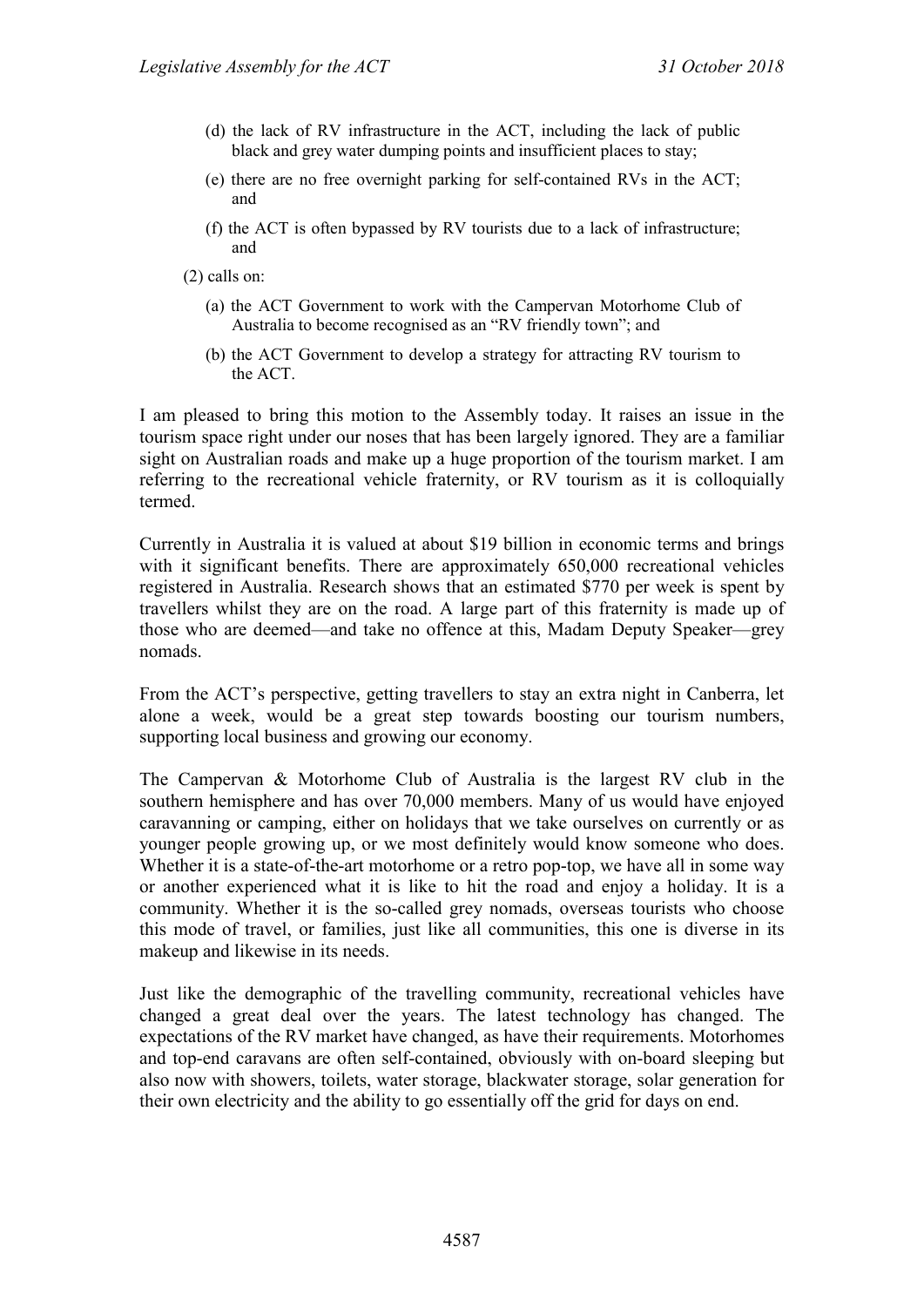(d) the lack of RV infrastructure in the ACT, including the lack of public black and grey water dumping points and insufficient places to stay;

(e) there are no free overnight parking for self-contained RVs in the ACT; and

(f) the ACT is often bypassed by RV tourists due to a lack of infrastructure; and

(2) calls on:

(a) the ACT Government to work with the Campervan Motorhome Club of Australia to become recognised as an "RV friendly town"; and

(b) the ACT Government to develop a strategy for attracting RV tourism to the ACT.

I am pleased to bring this motion to the Assembly today. It raises an issue in the tourism space right under our noses that has been largely ignored. They are a familiar sight on Australian roads and make up a huge proportion of the tourism market. I am referring to the recreational vehicle fraternity, or RV tourism as it is colloquially termed.

Currently in Australia it is valued at about $19 billion in economic terms and brings with it significant benefits. There are approximately 650,000 recreational vehicles registered in Australia. Research shows that an estimated $770 per week is spent by travellers whilst they are on the road. A large part of this fraternity is made up of those who are deemed—and take no offence at this, Madam Deputy Speaker—grey nomads.

From the ACT's perspective, getting travellers to stay an extra night in Canberra, let alone a week, would be a great step towards boosting our tourism numbers, supporting local business and growing our economy.

The Campervan & Motorhome Club of Australia is the largest RV club in the southern hemisphere and has over 70,000 members. Many of us would have enjoyed caravanning or camping, either on holidays that we take ourselves on currently or as younger people growing up, or we most definitely would know someone who does. Whether it is a state-of-the-art motorhome or a retro pop-top, we have all in some way or another experienced what it is like to hit the road and enjoy a holiday. It is a community. Whether it is the so-called grey nomads, overseas tourists who choose this mode of travel, or families, just like all communities, this one is diverse in its makeup and likewise in its needs.

Just like the demographic of the travelling community, recreational vehicles have changed a great deal over the years. The latest technology has changed. The expectations of the RV market have changed, as have their requirements. Motorhomes and top-end caravans are often self-contained, obviously with on-board sleeping but also now with showers, toilets, water storage, blackwater storage, solar generation for their own electricity and the ability to go essentially off the grid for days on end.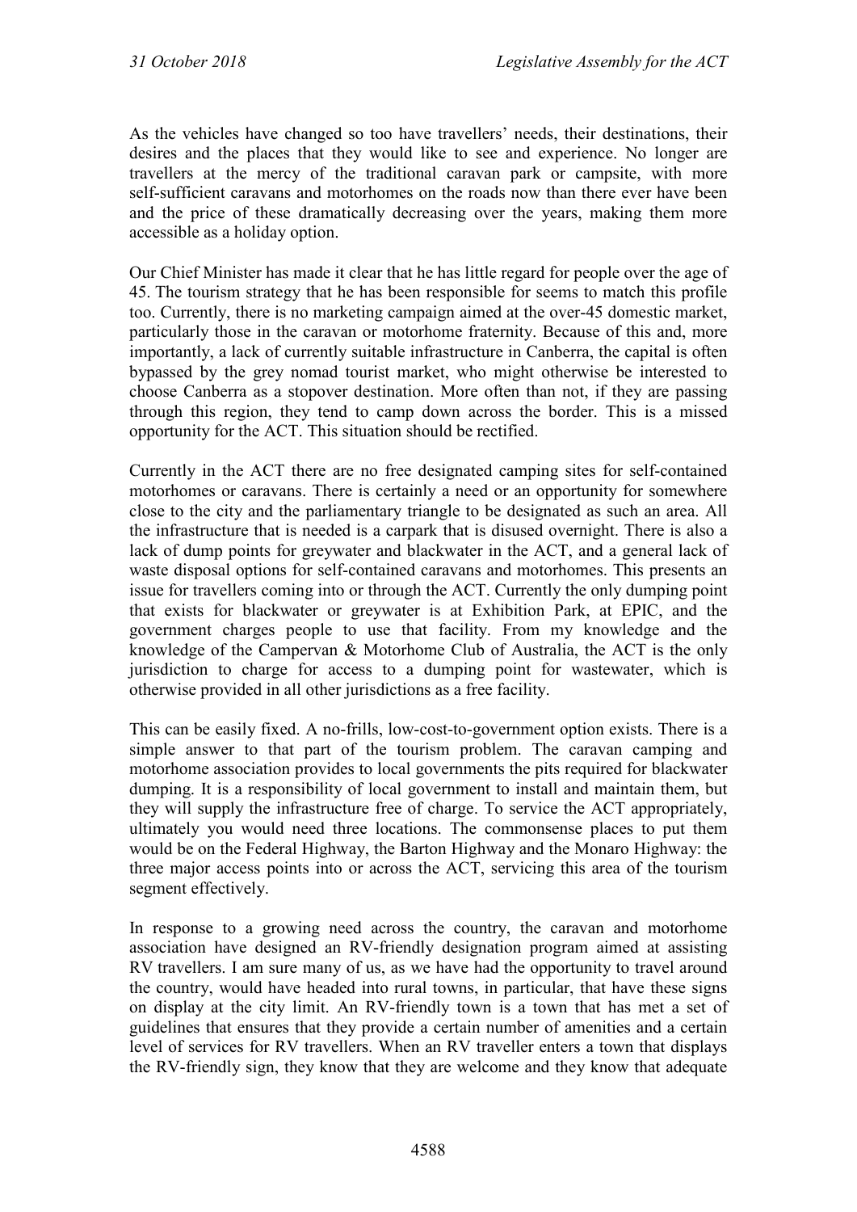As the vehicles have changed so too have travellers' needs, their destinations, their desires and the places that they would like to see and experience. No longer are travellers at the mercy of the traditional caravan park or campsite, with more self-sufficient caravans and motorhomes on the roads now than there ever have been and the price of these dramatically decreasing over the years, making them more accessible as a holiday option.

Our Chief Minister has made it clear that he has little regard for people over the age of 45. The tourism strategy that he has been responsible for seems to match this profile too. Currently, there is no marketing campaign aimed at the over-45 domestic market, particularly those in the caravan or motorhome fraternity. Because of this and, more importantly, a lack of currently suitable infrastructure in Canberra, the capital is often bypassed by the grey nomad tourist market, who might otherwise be interested to choose Canberra as a stopover destination. More often than not, if they are passing through this region, they tend to camp down across the border. This is a missed opportunity for the ACT. This situation should be rectified.

Currently in the ACT there are no free designated camping sites for self-contained motorhomes or caravans. There is certainly a need or an opportunity for somewhere close to the city and the parliamentary triangle to be designated as such an area. All the infrastructure that is needed is a carpark that is disused overnight. There is also a lack of dump points for greywater and blackwater in the ACT, and a general lack of waste disposal options for self-contained caravans and motorhomes. This presents an issue for travellers coming into or through the ACT. Currently the only dumping point that exists for blackwater or greywater is at Exhibition Park, at EPIC, and the government charges people to use that facility. From my knowledge and the knowledge of the Campervan & Motorhome Club of Australia, the ACT is the only jurisdiction to charge for access to a dumping point for wastewater, which is otherwise provided in all other jurisdictions as a free facility.

This can be easily fixed. A no-frills, low-cost-to-government option exists. There is a simple answer to that part of the tourism problem. The caravan camping and motorhome association provides to local governments the pits required for blackwater dumping. It is a responsibility of local government to install and maintain them, but they will supply the infrastructure free of charge. To service the ACT appropriately, ultimately you would need three locations. The commonsense places to put them would be on the Federal Highway, the Barton Highway and the Monaro Highway: the three major access points into or across the ACT, servicing this area of the tourism segment effectively.

In response to a growing need across the country, the caravan and motorhome association have designed an RV-friendly designation program aimed at assisting RV travellers. I am sure many of us, as we have had the opportunity to travel around the country, would have headed into rural towns, in particular, that have these signs on display at the city limit. An RV-friendly town is a town that has met a set of guidelines that ensures that they provide a certain number of amenities and a certain level of services for RV travellers. When an RV traveller enters a town that displays the RV-friendly sign, they know that they are welcome and they know that adequate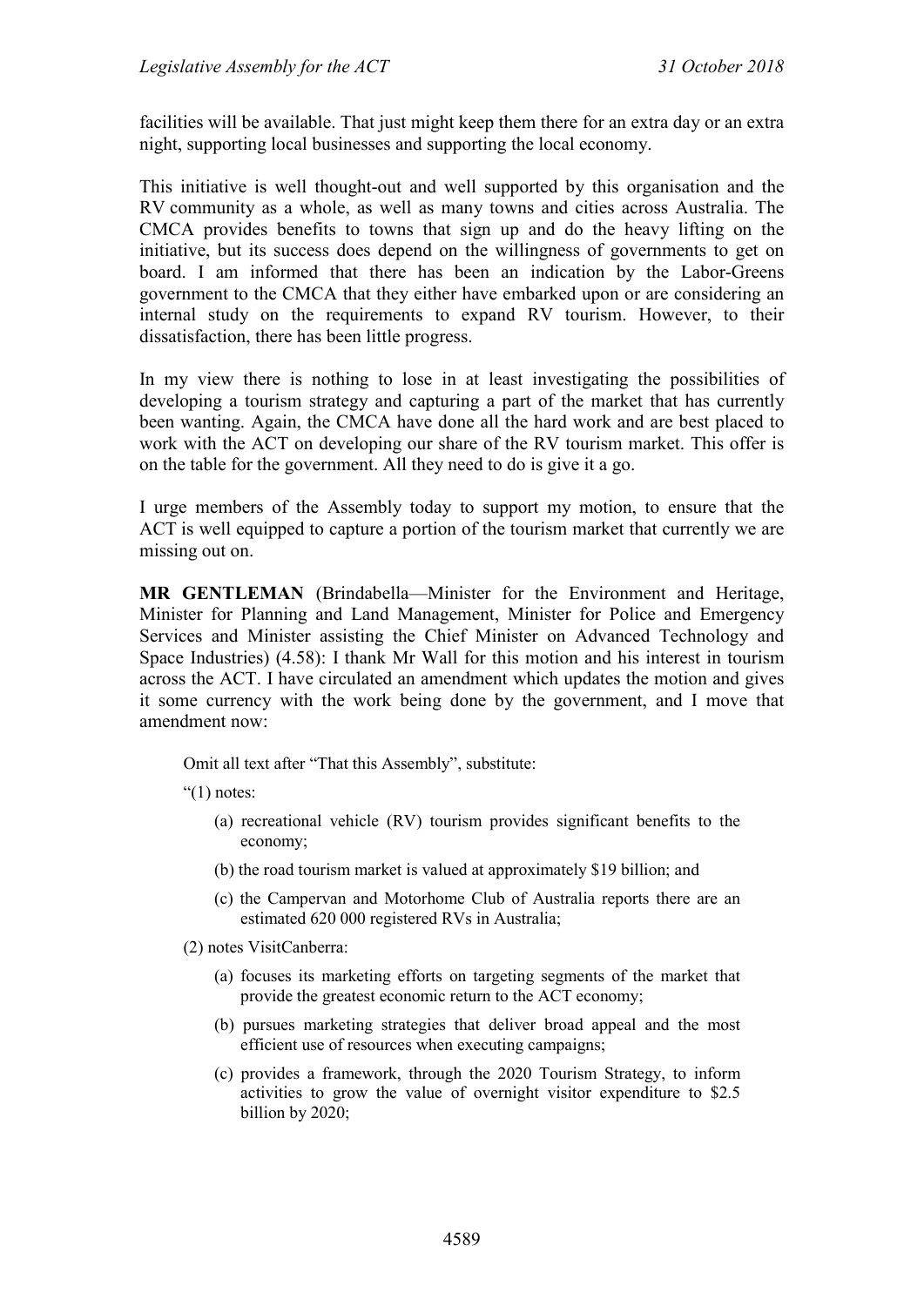facilities will be available. That just might keep them there for an extra day or an extra night, supporting local businesses and supporting the local economy.

This initiative is well thought-out and well supported by this organisation and the RV community as a whole, as well as many towns and cities across Australia. The CMCA provides benefits to towns that sign up and do the heavy lifting on the initiative, but its success does depend on the willingness of governments to get on board. I am informed that there has been an indication by the Labor-Greens government to the CMCA that they either have embarked upon or are considering an internal study on the requirements to expand RV tourism. However, to their dissatisfaction, there has been little progress.

In my view there is nothing to lose in at least investigating the possibilities of developing a tourism strategy and capturing a part of the market that has currently been wanting. Again, the CMCA have done all the hard work and are best placed to work with the ACT on developing our share of the RV tourism market. This offer is on the table for the government. All they need to do is give it a go.

I urge members of the Assembly today to support my motion, to ensure that the ACT is well equipped to capture a portion of the tourism market that currently we are missing out on.

**MR GENTLEMAN** (Brindabella—Minister for the Environment and Heritage, Minister for Planning and Land Management, Minister for Police and Emergency Services and Minister assisting the Chief Minister on Advanced Technology and Space Industries) (4.58): I thank Mr Wall for this motion and his interest in tourism across the ACT. I have circulated an amendment which updates the motion and gives it some currency with the work being done by the government, and I move that amendment now:

> Omit all text after "That this Assembly", substitute:
>
> "(1) notes:
>
> (a) recreational vehicle (RV) tourism provides significant benefits to the economy;
>
> (b) the road tourism market is valued at approximately $19 billion; and
>
> (c) the Campervan and Motorhome Club of Australia reports there are an estimated 620 000 registered RVs in Australia;
>
> (2) notes VisitCanberra:
>
> (a) focuses its marketing efforts on targeting segments of the market that provide the greatest economic return to the ACT economy;
>
> (b) pursues marketing strategies that deliver broad appeal and the most efficient use of resources when executing campaigns;
>
> (c) provides a framework, through the 2020 Tourism Strategy, to inform activities to grow the value of overnight visitor expenditure to $2.5 billion by 2020;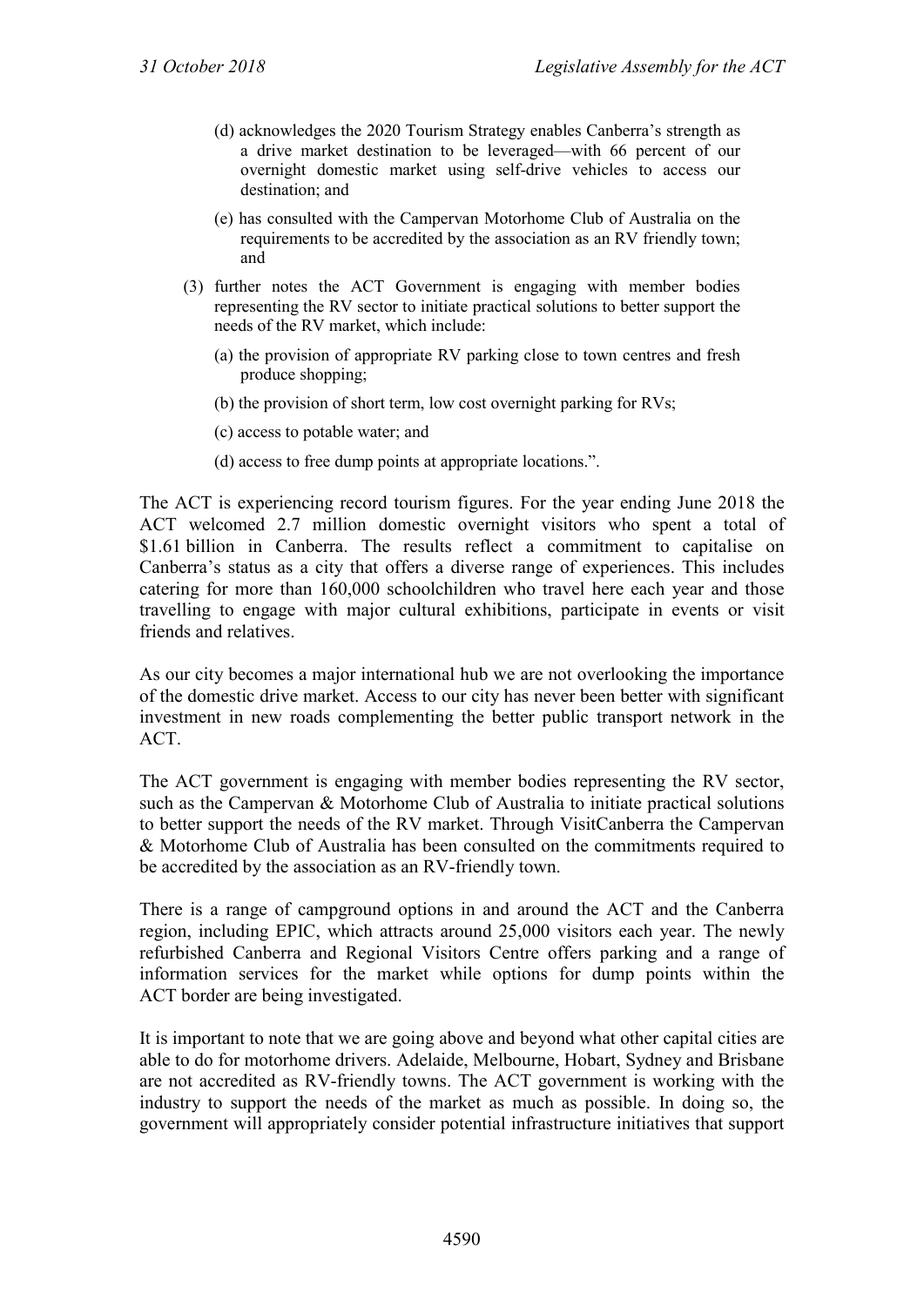(d) acknowledges the 2020 Tourism Strategy enables Canberra's strength as a drive market destination to be leveraged—with 66 percent of our overnight domestic market using self-drive vehicles to access our destination; and

(e) has consulted with the Campervan Motorhome Club of Australia on the requirements to be accredited by the association as an RV friendly town; and

(3) further notes the ACT Government is engaging with member bodies representing the RV sector to initiate practical solutions to better support the needs of the RV market, which include:

(a) the provision of appropriate RV parking close to town centres and fresh produce shopping;

(b) the provision of short term, low cost overnight parking for RVs;

(c) access to potable water; and

(d) access to free dump points at appropriate locations.".

The ACT is experiencing record tourism figures. For the year ending June 2018 the ACT welcomed 2.7 million domestic overnight visitors who spent a total of \$1.61 billion in Canberra. The results reflect a commitment to capitalise on Canberra's status as a city that offers a diverse range of experiences. This includes catering for more than 160,000 schoolchildren who travel here each year and those travelling to engage with major cultural exhibitions, participate in events or visit friends and relatives.

As our city becomes a major international hub we are not overlooking the importance of the domestic drive market. Access to our city has never been better with significant investment in new roads complementing the better public transport network in the ACT.

The ACT government is engaging with member bodies representing the RV sector, such as the Campervan & Motorhome Club of Australia to initiate practical solutions to better support the needs of the RV market. Through VisitCanberra the Campervan & Motorhome Club of Australia has been consulted on the commitments required to be accredited by the association as an RV-friendly town.

There is a range of campground options in and around the ACT and the Canberra region, including EPIC, which attracts around 25,000 visitors each year. The newly refurbished Canberra and Regional Visitors Centre offers parking and a range of information services for the market while options for dump points within the ACT border are being investigated.

It is important to note that we are going above and beyond what other capital cities are able to do for motorhome drivers. Adelaide, Melbourne, Hobart, Sydney and Brisbane are not accredited as RV-friendly towns. The ACT government is working with the industry to support the needs of the market as much as possible. In doing so, the government will appropriately consider potential infrastructure initiatives that support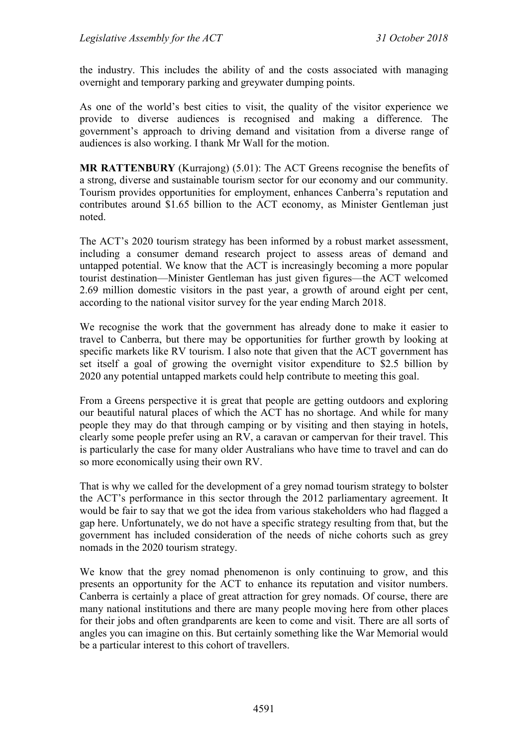the industry. This includes the ability of and the costs associated with managing overnight and temporary parking and greywater dumping points.

As one of the world's best cities to visit, the quality of the visitor experience we provide to diverse audiences is recognised and making a difference. The government's approach to driving demand and visitation from a diverse range of audiences is also working. I thank Mr Wall for the motion.

**MR RATTENBURY** (Kurrajong) (5.01): The ACT Greens recognise the benefits of a strong, diverse and sustainable tourism sector for our economy and our community. Tourism provides opportunities for employment, enhances Canberra's reputation and contributes around $1.65 billion to the ACT economy, as Minister Gentleman just noted.

The ACT's 2020 tourism strategy has been informed by a robust market assessment, including a consumer demand research project to assess areas of demand and untapped potential. We know that the ACT is increasingly becoming a more popular tourist destination—Minister Gentleman has just given figures—the ACT welcomed 2.69 million domestic visitors in the past year, a growth of around eight per cent, according to the national visitor survey for the year ending March 2018.

We recognise the work that the government has already done to make it easier to travel to Canberra, but there may be opportunities for further growth by looking at specific markets like RV tourism. I also note that given that the ACT government has set itself a goal of growing the overnight visitor expenditure to $2.5 billion by 2020 any potential untapped markets could help contribute to meeting this goal.

From a Greens perspective it is great that people are getting outdoors and exploring our beautiful natural places of which the ACT has no shortage. And while for many people they may do that through camping or by visiting and then staying in hotels, clearly some people prefer using an RV, a caravan or campervan for their travel. This is particularly the case for many older Australians who have time to travel and can do so more economically using their own RV.

That is why we called for the development of a grey nomad tourism strategy to bolster the ACT's performance in this sector through the 2012 parliamentary agreement. It would be fair to say that we got the idea from various stakeholders who had flagged a gap here. Unfortunately, we do not have a specific strategy resulting from that, but the government has included consideration of the needs of niche cohorts such as grey nomads in the 2020 tourism strategy.

We know that the grey nomad phenomenon is only continuing to grow, and this presents an opportunity for the ACT to enhance its reputation and visitor numbers. Canberra is certainly a place of great attraction for grey nomads. Of course, there are many national institutions and there are many people moving here from other places for their jobs and often grandparents are keen to come and visit. There are all sorts of angles you can imagine on this. But certainly something like the War Memorial would be a particular interest to this cohort of travellers.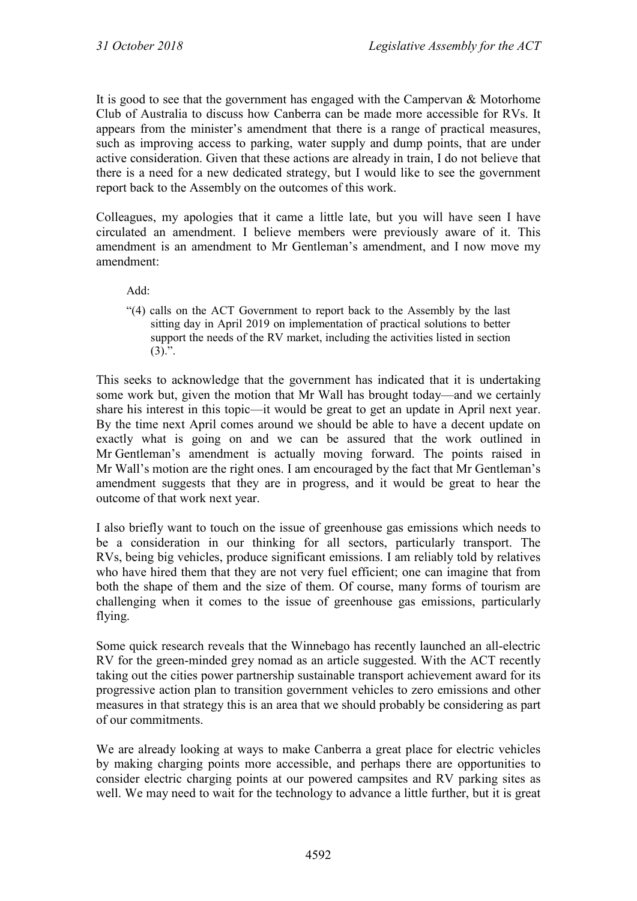It is good to see that the government has engaged with the Campervan & Motorhome Club of Australia to discuss how Canberra can be made more accessible for RVs. It appears from the minister's amendment that there is a range of practical measures, such as improving access to parking, water supply and dump points, that are under active consideration. Given that these actions are already in train, I do not believe that there is a need for a new dedicated strategy, but I would like to see the government report back to the Assembly on the outcomes of this work.

Colleagues, my apologies that it came a little late, but you will have seen I have circulated an amendment. I believe members were previously aware of it. This amendment is an amendment to Mr Gentleman's amendment, and I now move my amendment:

> Add:
>
> "(4) calls on the ACT Government to report back to the Assembly by the last sitting day in April 2019 on implementation of practical solutions to better support the needs of the RV market, including the activities listed in section (3).".

This seeks to acknowledge that the government has indicated that it is undertaking some work but, given the motion that Mr Wall has brought today—and we certainly share his interest in this topic—it would be great to get an update in April next year. By the time next April comes around we should be able to have a decent update on exactly what is going on and we can be assured that the work outlined in Mr Gentleman's amendment is actually moving forward. The points raised in Mr Wall's motion are the right ones. I am encouraged by the fact that Mr Gentleman's amendment suggests that they are in progress, and it would be great to hear the outcome of that work next year.

I also briefly want to touch on the issue of greenhouse gas emissions which needs to be a consideration in our thinking for all sectors, particularly transport. The RVs, being big vehicles, produce significant emissions. I am reliably told by relatives who have hired them that they are not very fuel efficient; one can imagine that from both the shape of them and the size of them. Of course, many forms of tourism are challenging when it comes to the issue of greenhouse gas emissions, particularly flying.

Some quick research reveals that the Winnebago has recently launched an all-electric RV for the green-minded grey nomad as an article suggested. With the ACT recently taking out the cities power partnership sustainable transport achievement award for its progressive action plan to transition government vehicles to zero emissions and other measures in that strategy this is an area that we should probably be considering as part of our commitments.

We are already looking at ways to make Canberra a great place for electric vehicles by making charging points more accessible, and perhaps there are opportunities to consider electric charging points at our powered campsites and RV parking sites as well. We may need to wait for the technology to advance a little further, but it is great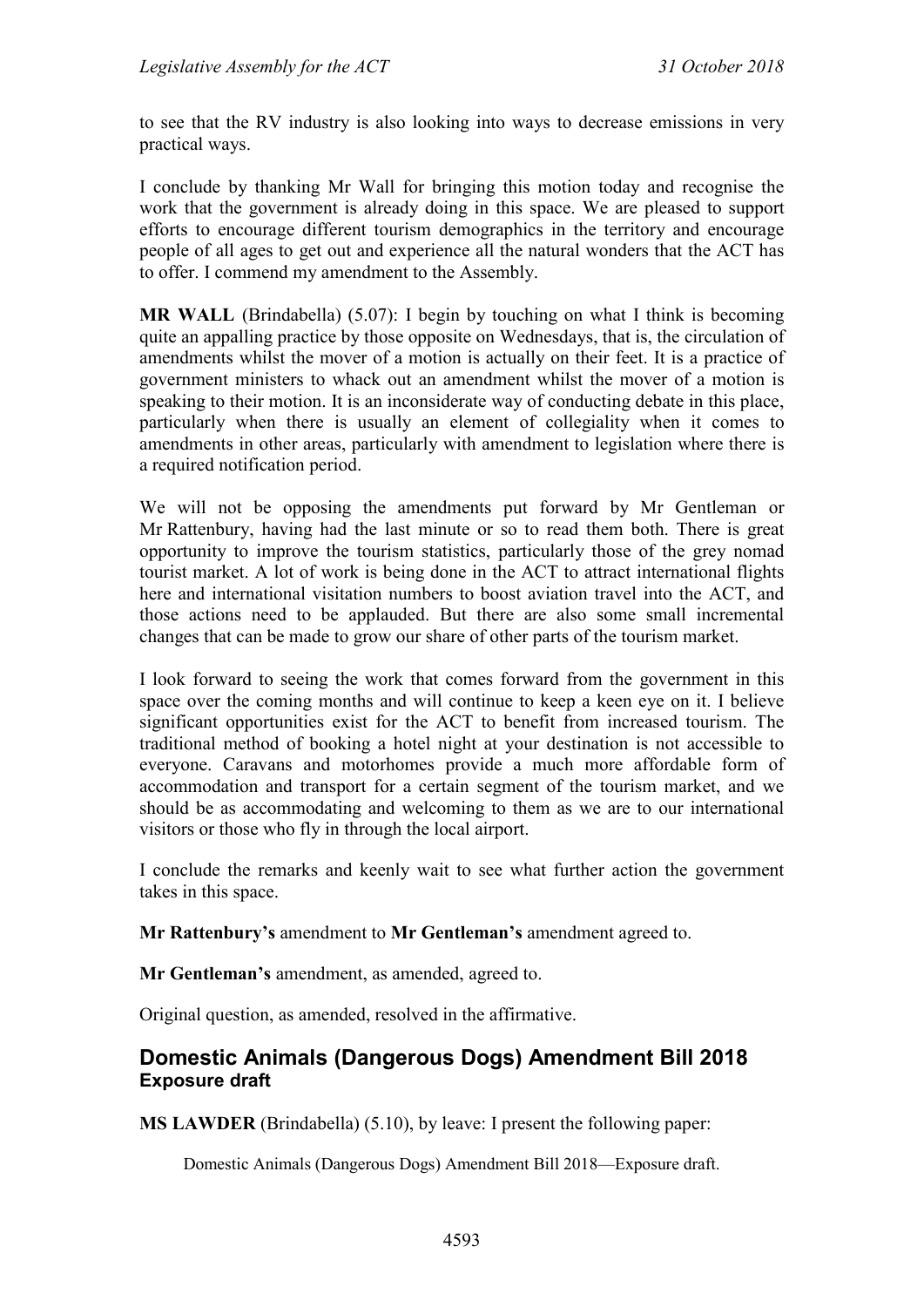to see that the RV industry is also looking into ways to decrease emissions in very practical ways.

I conclude by thanking Mr Wall for bringing this motion today and recognise the work that the government is already doing in this space. We are pleased to support efforts to encourage different tourism demographics in the territory and encourage people of all ages to get out and experience all the natural wonders that the ACT has to offer. I commend my amendment to the Assembly.

**MR WALL** (Brindabella) (5.07): I begin by touching on what I think is becoming quite an appalling practice by those opposite on Wednesdays, that is, the circulation of amendments whilst the mover of a motion is actually on their feet. It is a practice of government ministers to whack out an amendment whilst the mover of a motion is speaking to their motion. It is an inconsiderate way of conducting debate in this place, particularly when there is usually an element of collegiality when it comes to amendments in other areas, particularly with amendment to legislation where there is a required notification period.

We will not be opposing the amendments put forward by Mr Gentleman or Mr Rattenbury, having had the last minute or so to read them both. There is great opportunity to improve the tourism statistics, particularly those of the grey nomad tourist market. A lot of work is being done in the ACT to attract international flights here and international visitation numbers to boost aviation travel into the ACT, and those actions need to be applauded. But there are also some small incremental changes that can be made to grow our share of other parts of the tourism market.

I look forward to seeing the work that comes forward from the government in this space over the coming months and will continue to keep a keen eye on it. I believe significant opportunities exist for the ACT to benefit from increased tourism. The traditional method of booking a hotel night at your destination is not accessible to everyone. Caravans and motorhomes provide a much more affordable form of accommodation and transport for a certain segment of the tourism market, and we should be as accommodating and welcoming to them as we are to our international visitors or those who fly in through the local airport.

I conclude the remarks and keenly wait to see what further action the government takes in this space.

**Mr Rattenbury's** amendment to **Mr Gentleman's** amendment agreed to.

**Mr Gentleman's** amendment, as amended, agreed to.

Original question, as amended, resolved in the affirmative.

## Domestic Animals (Dangerous Dogs) Amendment Bill 2018

### Exposure draft

**MS LAWDER** (Brindabella) (5.10), by leave: I present the following paper:

> Domestic Animals (Dangerous Dogs) Amendment Bill 2018—Exposure draft.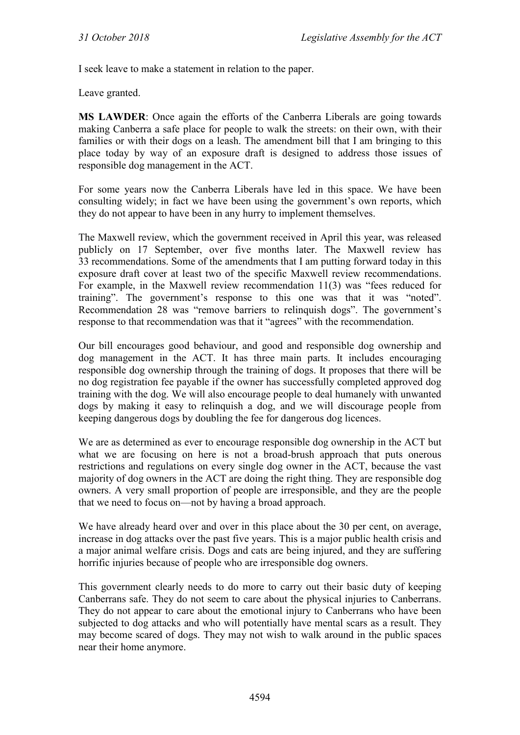I seek leave to make a statement in relation to the paper.

Leave granted.

**MS LAWDER**: Once again the efforts of the Canberra Liberals are going towards making Canberra a safe place for people to walk the streets: on their own, with their families or with their dogs on a leash. The amendment bill that I am bringing to this place today by way of an exposure draft is designed to address those issues of responsible dog management in the ACT.

For some years now the Canberra Liberals have led in this space. We have been consulting widely; in fact we have been using the government's own reports, which they do not appear to have been in any hurry to implement themselves.

The Maxwell review, which the government received in April this year, was released publicly on 17 September, over five months later. The Maxwell review has 33 recommendations. Some of the amendments that I am putting forward today in this exposure draft cover at least two of the specific Maxwell review recommendations. For example, in the Maxwell review recommendation 11(3) was "fees reduced for training". The government's response to this one was that it was "noted". Recommendation 28 was "remove barriers to relinquish dogs". The government's response to that recommendation was that it "agrees" with the recommendation.

Our bill encourages good behaviour, and good and responsible dog ownership and dog management in the ACT. It has three main parts. It includes encouraging responsible dog ownership through the training of dogs. It proposes that there will be no dog registration fee payable if the owner has successfully completed approved dog training with the dog. We will also encourage people to deal humanely with unwanted dogs by making it easy to relinquish a dog, and we will discourage people from keeping dangerous dogs by doubling the fee for dangerous dog licences.

We are as determined as ever to encourage responsible dog ownership in the ACT but what we are focusing on here is not a broad-brush approach that puts onerous restrictions and regulations on every single dog owner in the ACT, because the vast majority of dog owners in the ACT are doing the right thing. They are responsible dog owners. A very small proportion of people are irresponsible, and they are the people that we need to focus on—not by having a broad approach.

We have already heard over and over in this place about the 30 per cent, on average, increase in dog attacks over the past five years. This is a major public health crisis and a major animal welfare crisis. Dogs and cats are being injured, and they are suffering horrific injuries because of people who are irresponsible dog owners.

This government clearly needs to do more to carry out their basic duty of keeping Canberrans safe. They do not seem to care about the physical injuries to Canberrans. They do not appear to care about the emotional injury to Canberrans who have been subjected to dog attacks and who will potentially have mental scars as a result. They may become scared of dogs. They may not wish to walk around in the public spaces near their home anymore.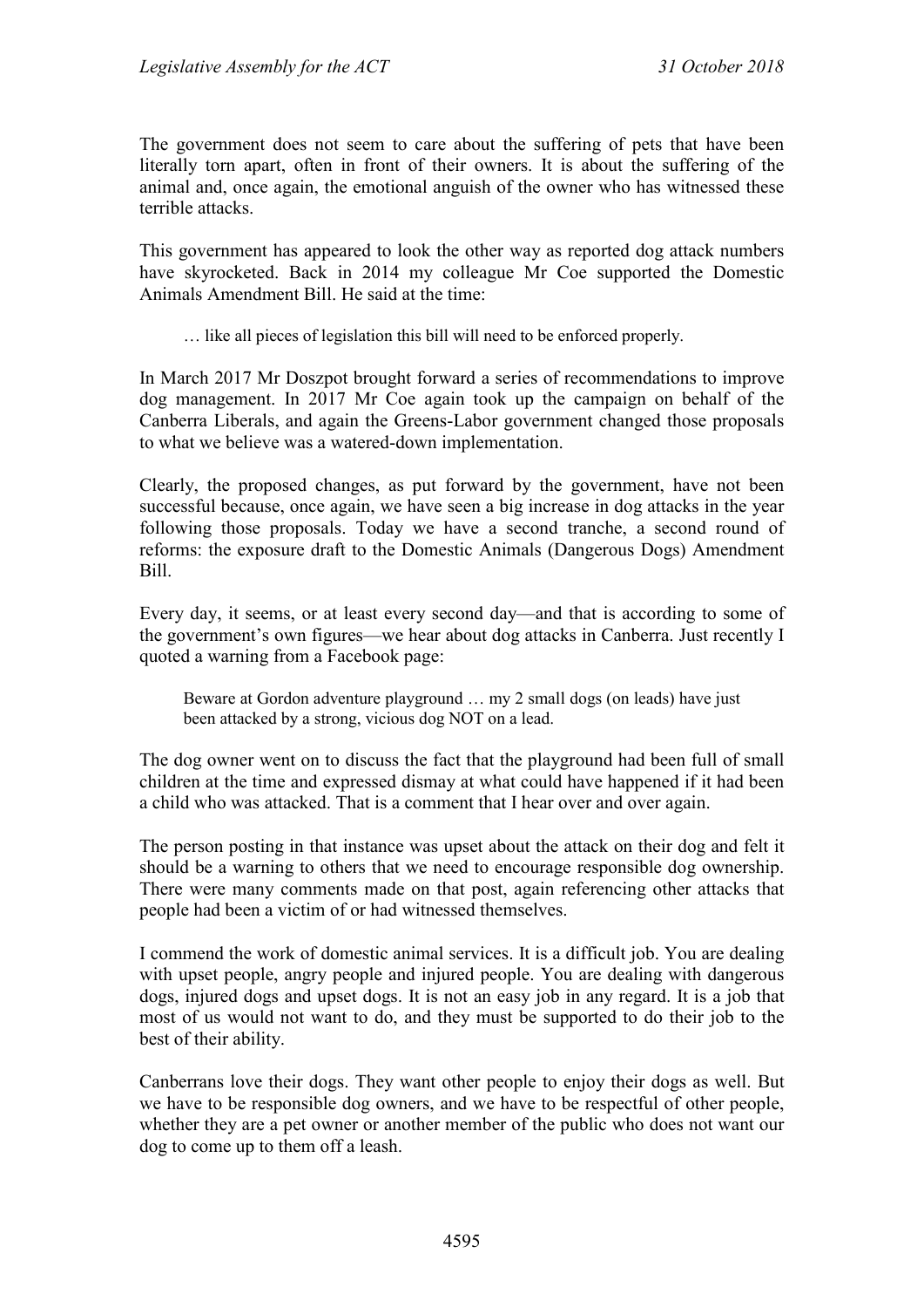The government does not seem to care about the suffering of pets that have been literally torn apart, often in front of their owners. It is about the suffering of the animal and, once again, the emotional anguish of the owner who has witnessed these terrible attacks.

This government has appeared to look the other way as reported dog attack numbers have skyrocketed. Back in 2014 my colleague Mr Coe supported the Domestic Animals Amendment Bill. He said at the time:

> … like all pieces of legislation this bill will need to be enforced properly.

In March 2017 Mr Doszpot brought forward a series of recommendations to improve dog management. In 2017 Mr Coe again took up the campaign on behalf of the Canberra Liberals, and again the Greens-Labor government changed those proposals to what we believe was a watered-down implementation.

Clearly, the proposed changes, as put forward by the government, have not been successful because, once again, we have seen a big increase in dog attacks in the year following those proposals. Today we have a second tranche, a second round of reforms: the exposure draft to the Domestic Animals (Dangerous Dogs) Amendment Bill.

Every day, it seems, or at least every second day—and that is according to some of the government's own figures—we hear about dog attacks in Canberra. Just recently I quoted a warning from a Facebook page:

> Beware at Gordon adventure playground … my 2 small dogs (on leads) have just been attacked by a strong, vicious dog NOT on a lead.

The dog owner went on to discuss the fact that the playground had been full of small children at the time and expressed dismay at what could have happened if it had been a child who was attacked. That is a comment that I hear over and over again.

The person posting in that instance was upset about the attack on their dog and felt it should be a warning to others that we need to encourage responsible dog ownership. There were many comments made on that post, again referencing other attacks that people had been a victim of or had witnessed themselves.

I commend the work of domestic animal services. It is a difficult job. You are dealing with upset people, angry people and injured people. You are dealing with dangerous dogs, injured dogs and upset dogs. It is not an easy job in any regard. It is a job that most of us would not want to do, and they must be supported to do their job to the best of their ability.

Canberrans love their dogs. They want other people to enjoy their dogs as well. But we have to be responsible dog owners, and we have to be respectful of other people, whether they are a pet owner or another member of the public who does not want our dog to come up to them off a leash.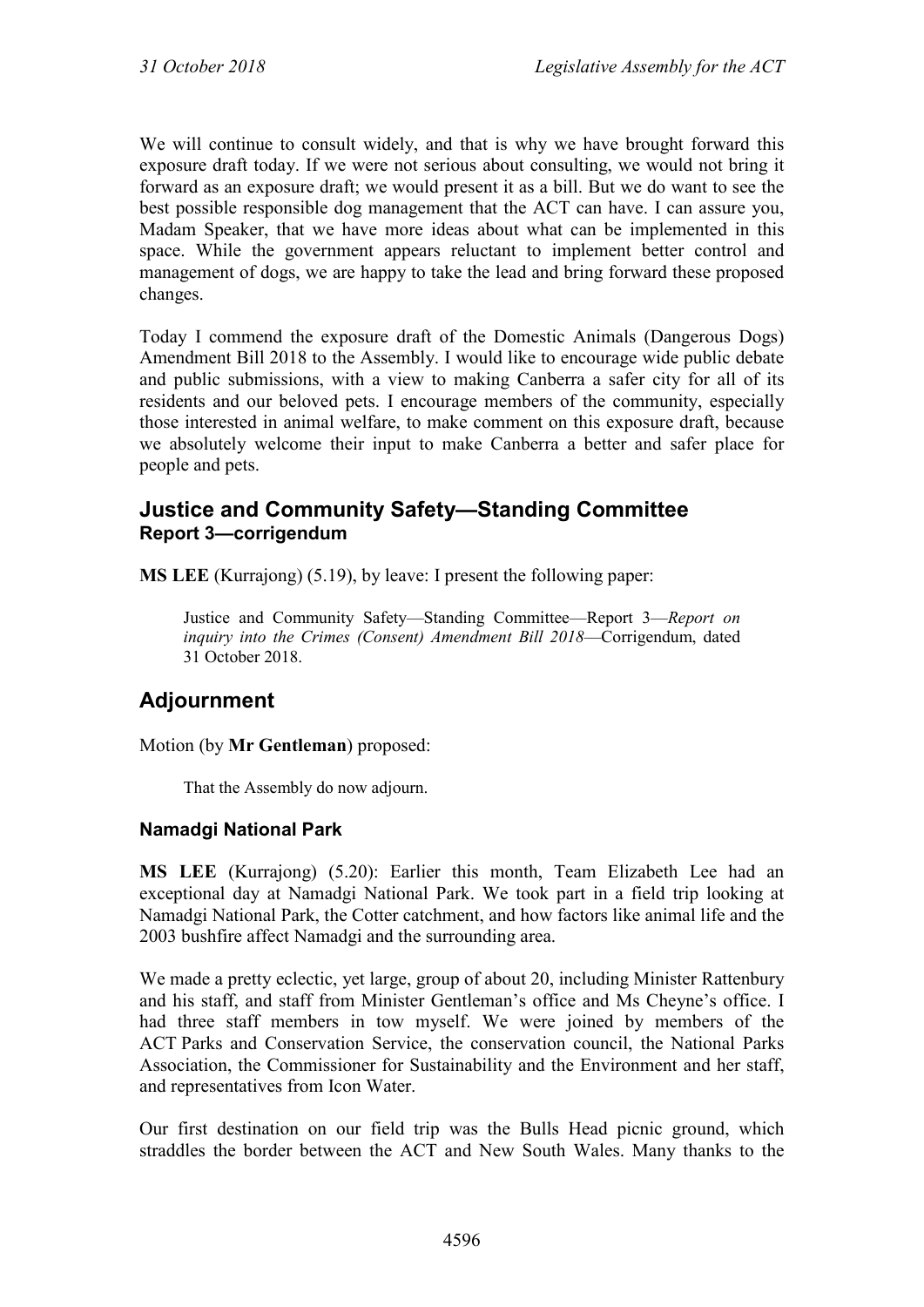We will continue to consult widely, and that is why we have brought forward this exposure draft today. If we were not serious about consulting, we would not bring it forward as an exposure draft; we would present it as a bill. But we do want to see the best possible responsible dog management that the ACT can have. I can assure you, Madam Speaker, that we have more ideas about what can be implemented in this space. While the government appears reluctant to implement better control and management of dogs, we are happy to take the lead and bring forward these proposed changes.

Today I commend the exposure draft of the Domestic Animals (Dangerous Dogs) Amendment Bill 2018 to the Assembly. I would like to encourage wide public debate and public submissions, with a view to making Canberra a safer city for all of its residents and our beloved pets. I encourage members of the community, especially those interested in animal welfare, to make comment on this exposure draft, because we absolutely welcome their input to make Canberra a better and safer place for people and pets.

## Justice and Community Safety—Standing Committee

### Report 3—corrigendum

**MS LEE** (Kurrajong) (5.19), by leave: I present the following paper:

> Justice and Community Safety—Standing Committee—Report 3—*Report on inquiry into the Crimes (Consent) Amendment Bill 2018*—Corrigendum, dated 31 October 2018.

## Adjournment

Motion (by **Mr Gentleman**) proposed:

> That the Assembly do now adjourn.

### Namadgi National Park

**MS LEE** (Kurrajong) (5.20): Earlier this month, Team Elizabeth Lee had an exceptional day at Namadgi National Park. We took part in a field trip looking at Namadgi National Park, the Cotter catchment, and how factors like animal life and the 2003 bushfire affect Namadgi and the surrounding area.

We made a pretty eclectic, yet large, group of about 20, including Minister Rattenbury and his staff, and staff from Minister Gentleman's office and Ms Cheyne's office. I had three staff members in tow myself. We were joined by members of the ACT Parks and Conservation Service, the conservation council, the National Parks Association, the Commissioner for Sustainability and the Environment and her staff, and representatives from Icon Water.

Our first destination on our field trip was the Bulls Head picnic ground, which straddles the border between the ACT and New South Wales. Many thanks to the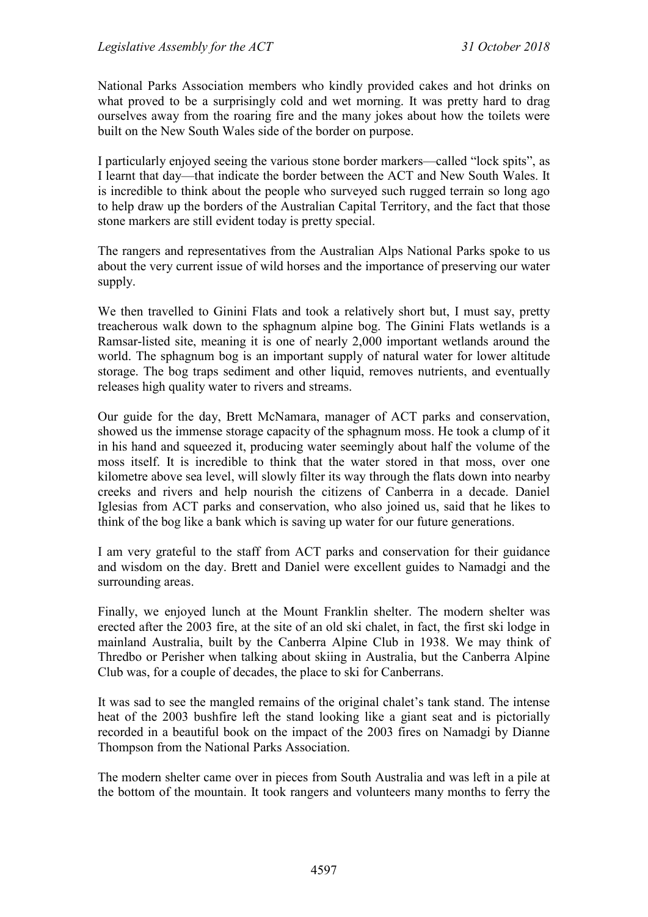National Parks Association members who kindly provided cakes and hot drinks on what proved to be a surprisingly cold and wet morning. It was pretty hard to drag ourselves away from the roaring fire and the many jokes about how the toilets were built on the New South Wales side of the border on purpose.

I particularly enjoyed seeing the various stone border markers—called "lock spits", as I learnt that day—that indicate the border between the ACT and New South Wales. It is incredible to think about the people who surveyed such rugged terrain so long ago to help draw up the borders of the Australian Capital Territory, and the fact that those stone markers are still evident today is pretty special.

The rangers and representatives from the Australian Alps National Parks spoke to us about the very current issue of wild horses and the importance of preserving our water supply.

We then travelled to Ginini Flats and took a relatively short but, I must say, pretty treacherous walk down to the sphagnum alpine bog. The Ginini Flats wetlands is a Ramsar-listed site, meaning it is one of nearly 2,000 important wetlands around the world. The sphagnum bog is an important supply of natural water for lower altitude storage. The bog traps sediment and other liquid, removes nutrients, and eventually releases high quality water to rivers and streams.

Our guide for the day, Brett McNamara, manager of ACT parks and conservation, showed us the immense storage capacity of the sphagnum moss. He took a clump of it in his hand and squeezed it, producing water seemingly about half the volume of the moss itself. It is incredible to think that the water stored in that moss, over one kilometre above sea level, will slowly filter its way through the flats down into nearby creeks and rivers and help nourish the citizens of Canberra in a decade. Daniel Iglesias from ACT parks and conservation, who also joined us, said that he likes to think of the bog like a bank which is saving up water for our future generations.

I am very grateful to the staff from ACT parks and conservation for their guidance and wisdom on the day. Brett and Daniel were excellent guides to Namadgi and the surrounding areas.

Finally, we enjoyed lunch at the Mount Franklin shelter. The modern shelter was erected after the 2003 fire, at the site of an old ski chalet, in fact, the first ski lodge in mainland Australia, built by the Canberra Alpine Club in 1938. We may think of Thredbo or Perisher when talking about skiing in Australia, but the Canberra Alpine Club was, for a couple of decades, the place to ski for Canberrans.

It was sad to see the mangled remains of the original chalet's tank stand. The intense heat of the 2003 bushfire left the stand looking like a giant seat and is pictorially recorded in a beautiful book on the impact of the 2003 fires on Namadgi by Dianne Thompson from the National Parks Association.

The modern shelter came over in pieces from South Australia and was left in a pile at the bottom of the mountain. It took rangers and volunteers many months to ferry the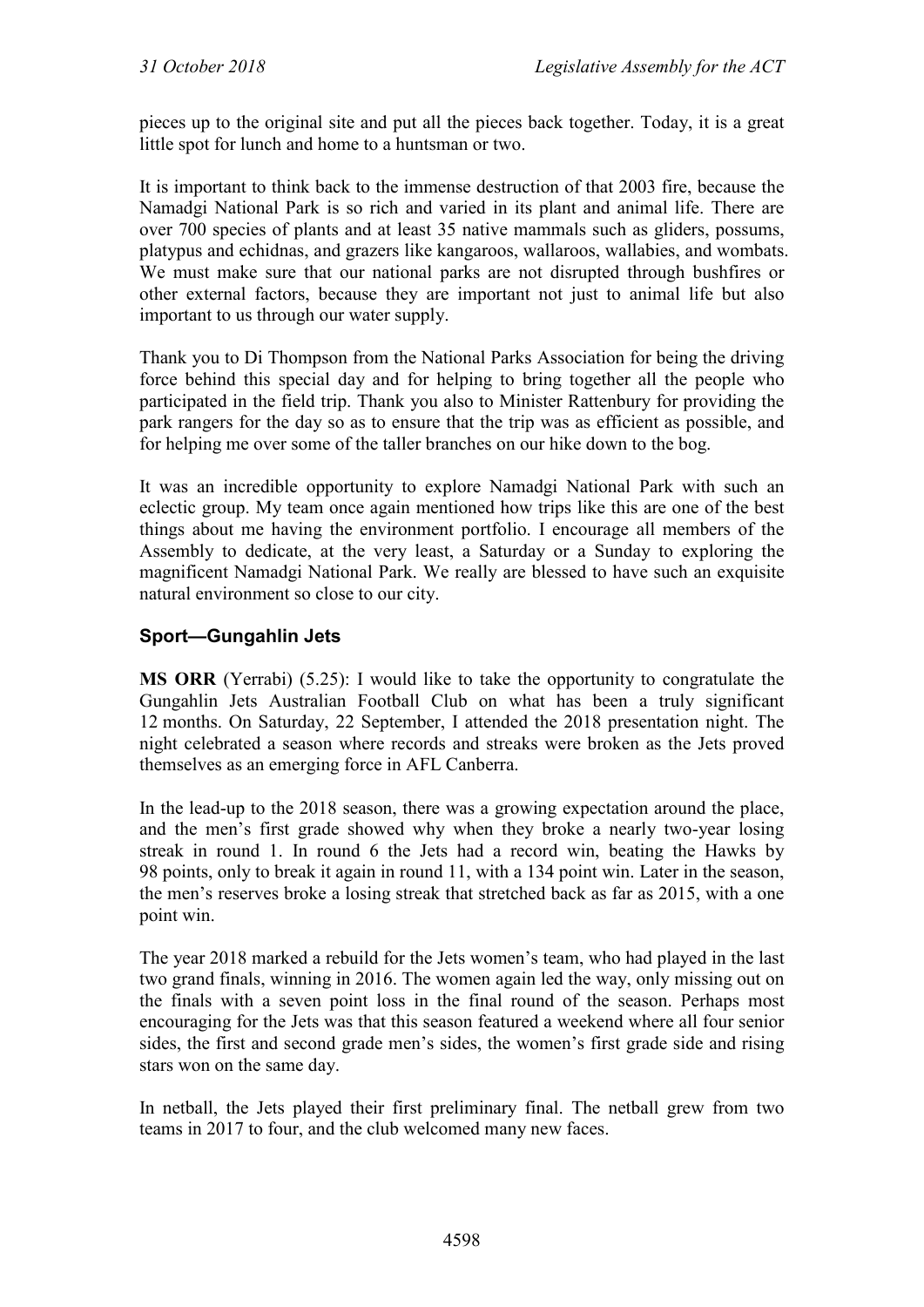pieces up to the original site and put all the pieces back together. Today, it is a great little spot for lunch and home to a huntsman or two.

It is important to think back to the immense destruction of that 2003 fire, because the Namadgi National Park is so rich and varied in its plant and animal life. There are over 700 species of plants and at least 35 native mammals such as gliders, possums, platypus and echidnas, and grazers like kangaroos, wallaroos, wallabies, and wombats. We must make sure that our national parks are not disrupted through bushfires or other external factors, because they are important not just to animal life but also important to us through our water supply.

Thank you to Di Thompson from the National Parks Association for being the driving force behind this special day and for helping to bring together all the people who participated in the field trip. Thank you also to Minister Rattenbury for providing the park rangers for the day so as to ensure that the trip was as efficient as possible, and for helping me over some of the taller branches on our hike down to the bog.

It was an incredible opportunity to explore Namadgi National Park with such an eclectic group. My team once again mentioned how trips like this are one of the best things about me having the environment portfolio. I encourage all members of the Assembly to dedicate, at the very least, a Saturday or a Sunday to exploring the magnificent Namadgi National Park. We really are blessed to have such an exquisite natural environment so close to our city.

### Sport—Gungahlin Jets

**MS ORR** (Yerrabi) (5.25): I would like to take the opportunity to congratulate the Gungahlin Jets Australian Football Club on what has been a truly significant 12 months. On Saturday, 22 September, I attended the 2018 presentation night. The night celebrated a season where records and streaks were broken as the Jets proved themselves as an emerging force in AFL Canberra.

In the lead-up to the 2018 season, there was a growing expectation around the place, and the men's first grade showed why when they broke a nearly two-year losing streak in round 1. In round 6 the Jets had a record win, beating the Hawks by 98 points, only to break it again in round 11, with a 134 point win. Later in the season, the men's reserves broke a losing streak that stretched back as far as 2015, with a one point win.

The year 2018 marked a rebuild for the Jets women's team, who had played in the last two grand finals, winning in 2016. The women again led the way, only missing out on the finals with a seven point loss in the final round of the season. Perhaps most encouraging for the Jets was that this season featured a weekend where all four senior sides, the first and second grade men's sides, the women's first grade side and rising stars won on the same day.

In netball, the Jets played their first preliminary final. The netball grew from two teams in 2017 to four, and the club welcomed many new faces.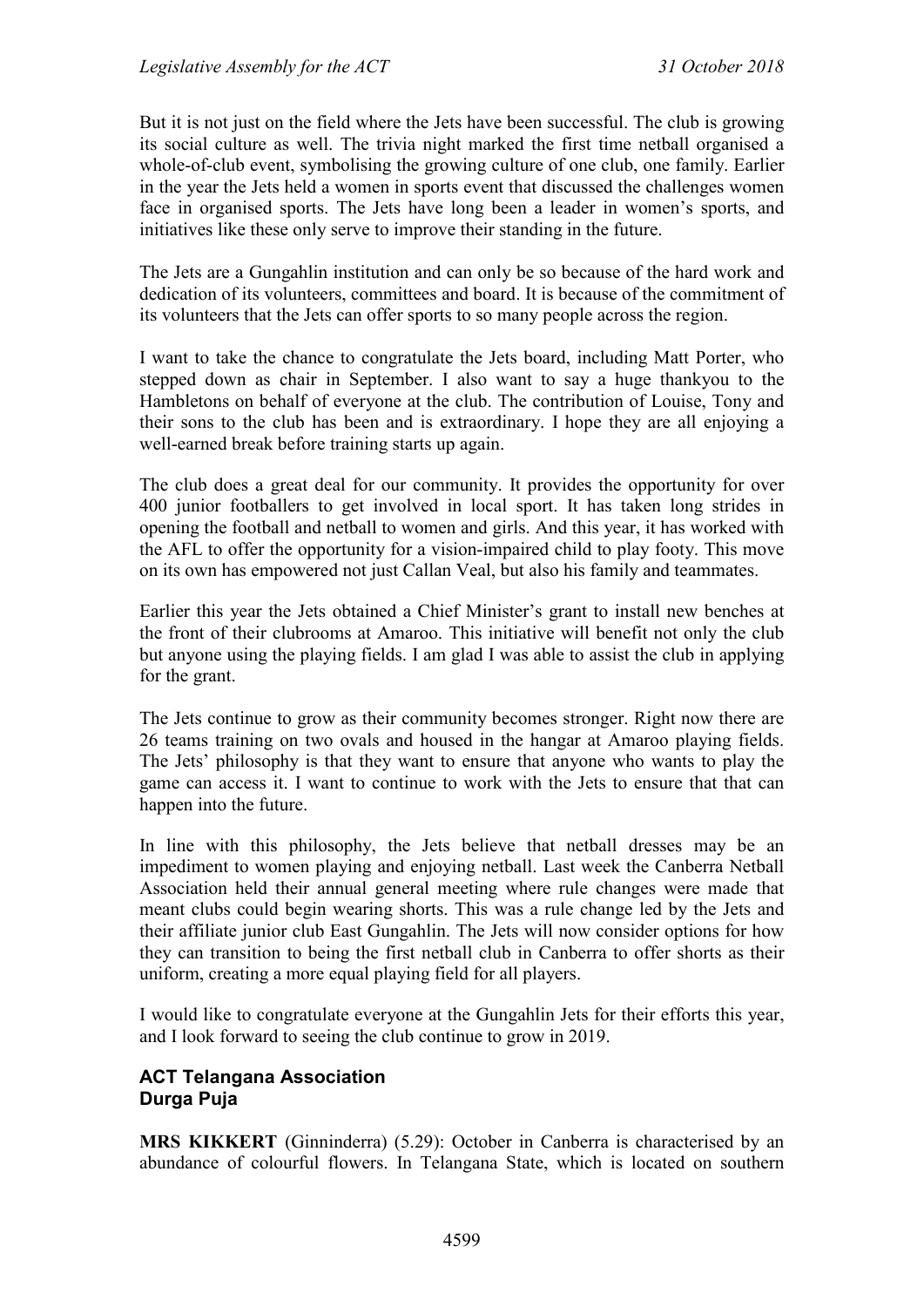But it is not just on the field where the Jets have been successful. The club is growing its social culture as well. The trivia night marked the first time netball organised a whole-of-club event, symbolising the growing culture of one club, one family. Earlier in the year the Jets held a women in sports event that discussed the challenges women face in organised sports. The Jets have long been a leader in women's sports, and initiatives like these only serve to improve their standing in the future.

The Jets are a Gungahlin institution and can only be so because of the hard work and dedication of its volunteers, committees and board. It is because of the commitment of its volunteers that the Jets can offer sports to so many people across the region.

I want to take the chance to congratulate the Jets board, including Matt Porter, who stepped down as chair in September. I also want to say a huge thankyou to the Hambletons on behalf of everyone at the club. The contribution of Louise, Tony and their sons to the club has been and is extraordinary. I hope they are all enjoying a well-earned break before training starts up again.

The club does a great deal for our community. It provides the opportunity for over 400 junior footballers to get involved in local sport. It has taken long strides in opening the football and netball to women and girls. And this year, it has worked with the AFL to offer the opportunity for a vision-impaired child to play footy. This move on its own has empowered not just Callan Veal, but also his family and teammates.

Earlier this year the Jets obtained a Chief Minister's grant to install new benches at the front of their clubrooms at Amaroo. This initiative will benefit not only the club but anyone using the playing fields. I am glad I was able to assist the club in applying for the grant.

The Jets continue to grow as their community becomes stronger. Right now there are 26 teams training on two ovals and housed in the hangar at Amaroo playing fields. The Jets' philosophy is that they want to ensure that anyone who wants to play the game can access it. I want to continue to work with the Jets to ensure that that can happen into the future.

In line with this philosophy, the Jets believe that netball dresses may be an impediment to women playing and enjoying netball. Last week the Canberra Netball Association held their annual general meeting where rule changes were made that meant clubs could begin wearing shorts. This was a rule change led by the Jets and their affiliate junior club East Gungahlin. The Jets will now consider options for how they can transition to being the first netball club in Canberra to offer shorts as their uniform, creating a more equal playing field for all players.

I would like to congratulate everyone at the Gungahlin Jets for their efforts this year, and I look forward to seeing the club continue to grow in 2019.

### ACT Telangana Association
### Durga Puja

**MRS KIKKERT** (Ginninderra) (5.29): October in Canberra is characterised by an abundance of colourful flowers. In Telangana State, which is located on southern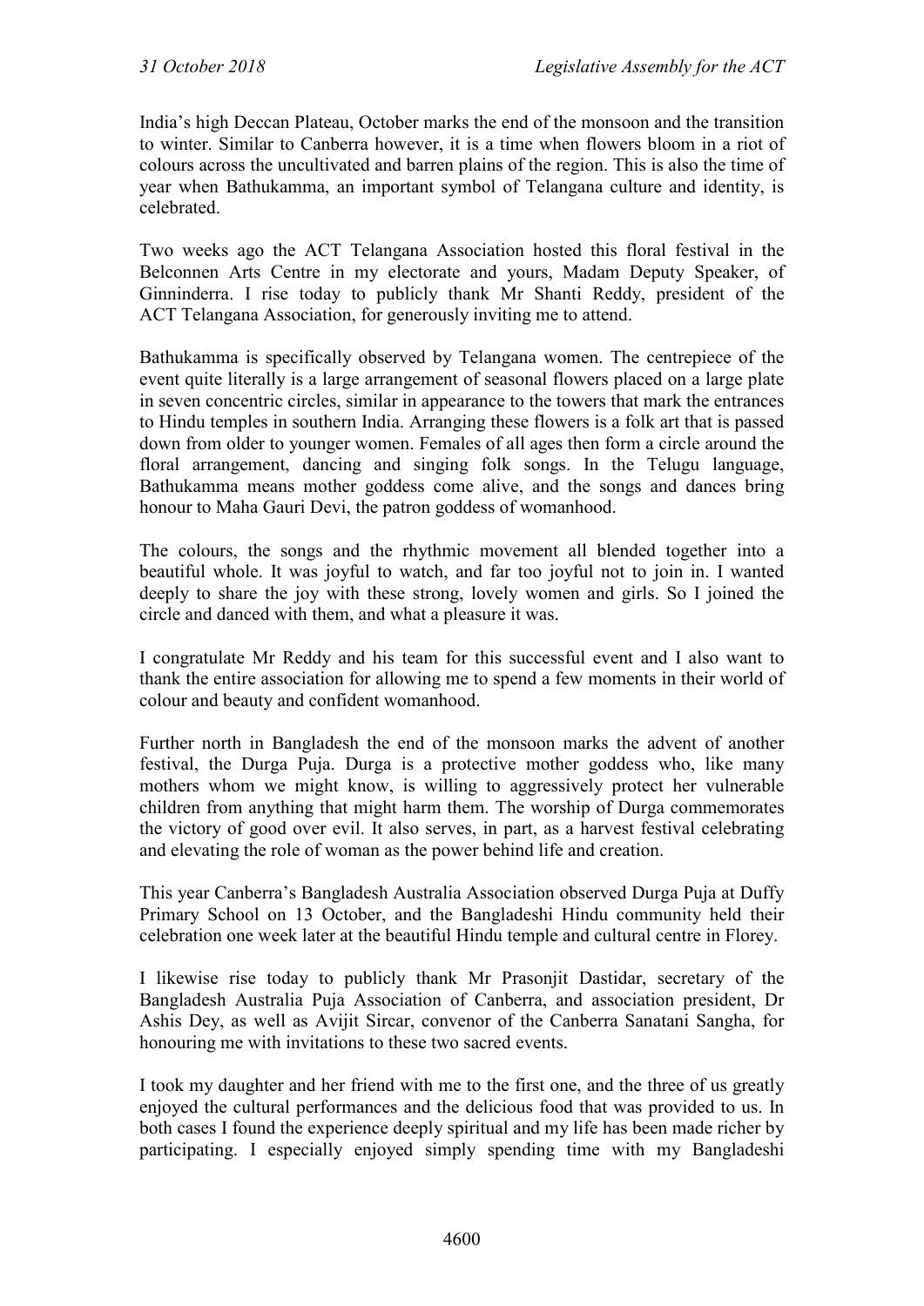India's high Deccan Plateau, October marks the end of the monsoon and the transition to winter. Similar to Canberra however, it is a time when flowers bloom in a riot of colours across the uncultivated and barren plains of the region. This is also the time of year when Bathukamma, an important symbol of Telangana culture and identity, is celebrated.

Two weeks ago the ACT Telangana Association hosted this floral festival in the Belconnen Arts Centre in my electorate and yours, Madam Deputy Speaker, of Ginninderra. I rise today to publicly thank Mr Shanti Reddy, president of the ACT Telangana Association, for generously inviting me to attend.

Bathukamma is specifically observed by Telangana women. The centrepiece of the event quite literally is a large arrangement of seasonal flowers placed on a large plate in seven concentric circles, similar in appearance to the towers that mark the entrances to Hindu temples in southern India. Arranging these flowers is a folk art that is passed down from older to younger women. Females of all ages then form a circle around the floral arrangement, dancing and singing folk songs. In the Telugu language, Bathukamma means mother goddess come alive, and the songs and dances bring honour to Maha Gauri Devi, the patron goddess of womanhood.

The colours, the songs and the rhythmic movement all blended together into a beautiful whole. It was joyful to watch, and far too joyful not to join in. I wanted deeply to share the joy with these strong, lovely women and girls. So I joined the circle and danced with them, and what a pleasure it was.

I congratulate Mr Reddy and his team for this successful event and I also want to thank the entire association for allowing me to spend a few moments in their world of colour and beauty and confident womanhood.

Further north in Bangladesh the end of the monsoon marks the advent of another festival, the Durga Puja. Durga is a protective mother goddess who, like many mothers whom we might know, is willing to aggressively protect her vulnerable children from anything that might harm them. The worship of Durga commemorates the victory of good over evil. It also serves, in part, as a harvest festival celebrating and elevating the role of woman as the power behind life and creation.

This year Canberra's Bangladesh Australia Association observed Durga Puja at Duffy Primary School on 13 October, and the Bangladeshi Hindu community held their celebration one week later at the beautiful Hindu temple and cultural centre in Florey.

I likewise rise today to publicly thank Mr Prasonjit Dastidar, secretary of the Bangladesh Australia Puja Association of Canberra, and association president, Dr Ashis Dey, as well as Avijit Sircar, convenor of the Canberra Sanatani Sangha, for honouring me with invitations to these two sacred events.

I took my daughter and her friend with me to the first one, and the three of us greatly enjoyed the cultural performances and the delicious food that was provided to us. In both cases I found the experience deeply spiritual and my life has been made richer by participating. I especially enjoyed simply spending time with my Bangladeshi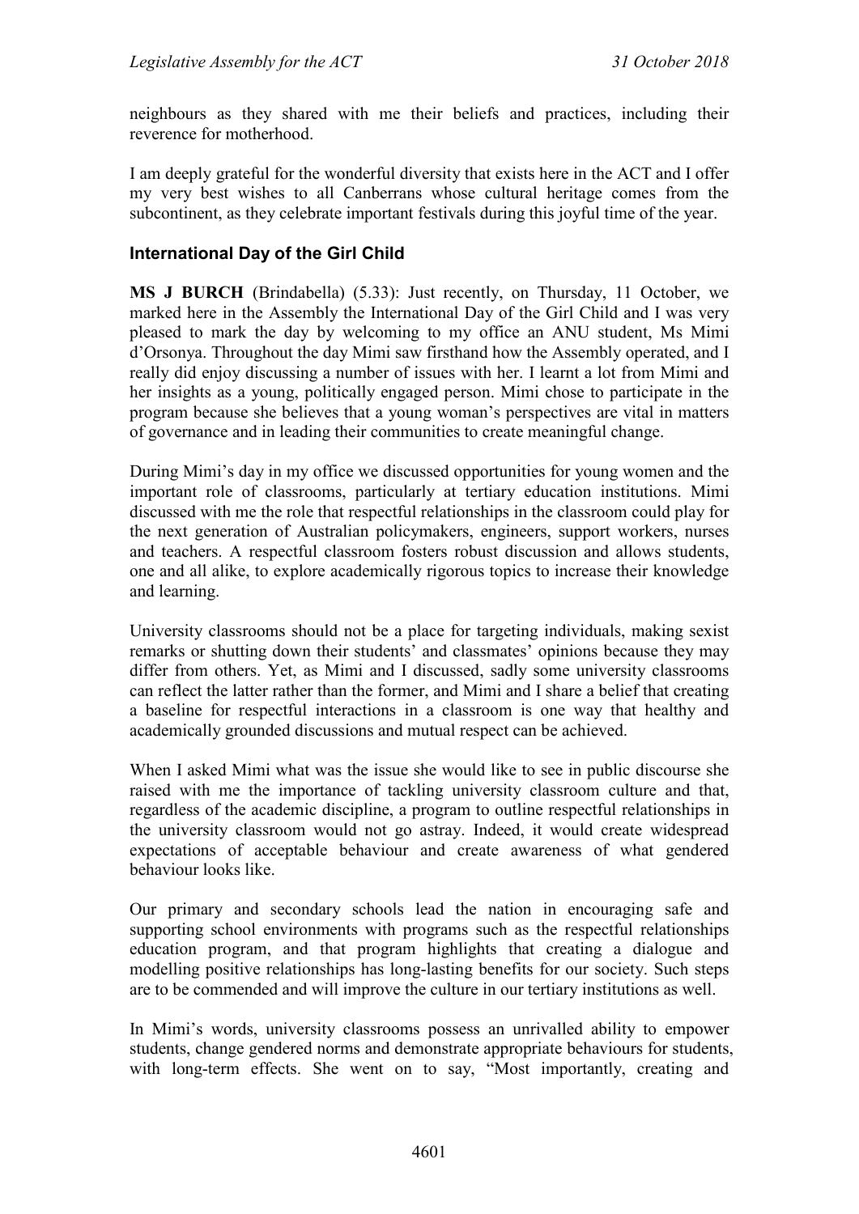neighbours as they shared with me their beliefs and practices, including their reverence for motherhood.

I am deeply grateful for the wonderful diversity that exists here in the ACT and I offer my very best wishes to all Canberrans whose cultural heritage comes from the subcontinent, as they celebrate important festivals during this joyful time of the year.

## International Day of the Girl Child

**MS J BURCH** (Brindabella) (5.33): Just recently, on Thursday, 11 October, we marked here in the Assembly the International Day of the Girl Child and I was very pleased to mark the day by welcoming to my office an ANU student, Ms Mimi d'Orsonya. Throughout the day Mimi saw firsthand how the Assembly operated, and I really did enjoy discussing a number of issues with her. I learnt a lot from Mimi and her insights as a young, politically engaged person. Mimi chose to participate in the program because she believes that a young woman's perspectives are vital in matters of governance and in leading their communities to create meaningful change.

During Mimi's day in my office we discussed opportunities for young women and the important role of classrooms, particularly at tertiary education institutions. Mimi discussed with me the role that respectful relationships in the classroom could play for the next generation of Australian policymakers, engineers, support workers, nurses and teachers. A respectful classroom fosters robust discussion and allows students, one and all alike, to explore academically rigorous topics to increase their knowledge and learning.

University classrooms should not be a place for targeting individuals, making sexist remarks or shutting down their students' and classmates' opinions because they may differ from others. Yet, as Mimi and I discussed, sadly some university classrooms can reflect the latter rather than the former, and Mimi and I share a belief that creating a baseline for respectful interactions in a classroom is one way that healthy and academically grounded discussions and mutual respect can be achieved.

When I asked Mimi what was the issue she would like to see in public discourse she raised with me the importance of tackling university classroom culture and that, regardless of the academic discipline, a program to outline respectful relationships in the university classroom would not go astray. Indeed, it would create widespread expectations of acceptable behaviour and create awareness of what gendered behaviour looks like.

Our primary and secondary schools lead the nation in encouraging safe and supporting school environments with programs such as the respectful relationships education program, and that program highlights that creating a dialogue and modelling positive relationships has long-lasting benefits for our society. Such steps are to be commended and will improve the culture in our tertiary institutions as well.

In Mimi's words, university classrooms possess an unrivalled ability to empower students, change gendered norms and demonstrate appropriate behaviours for students, with long-term effects. She went on to say, "Most importantly, creating and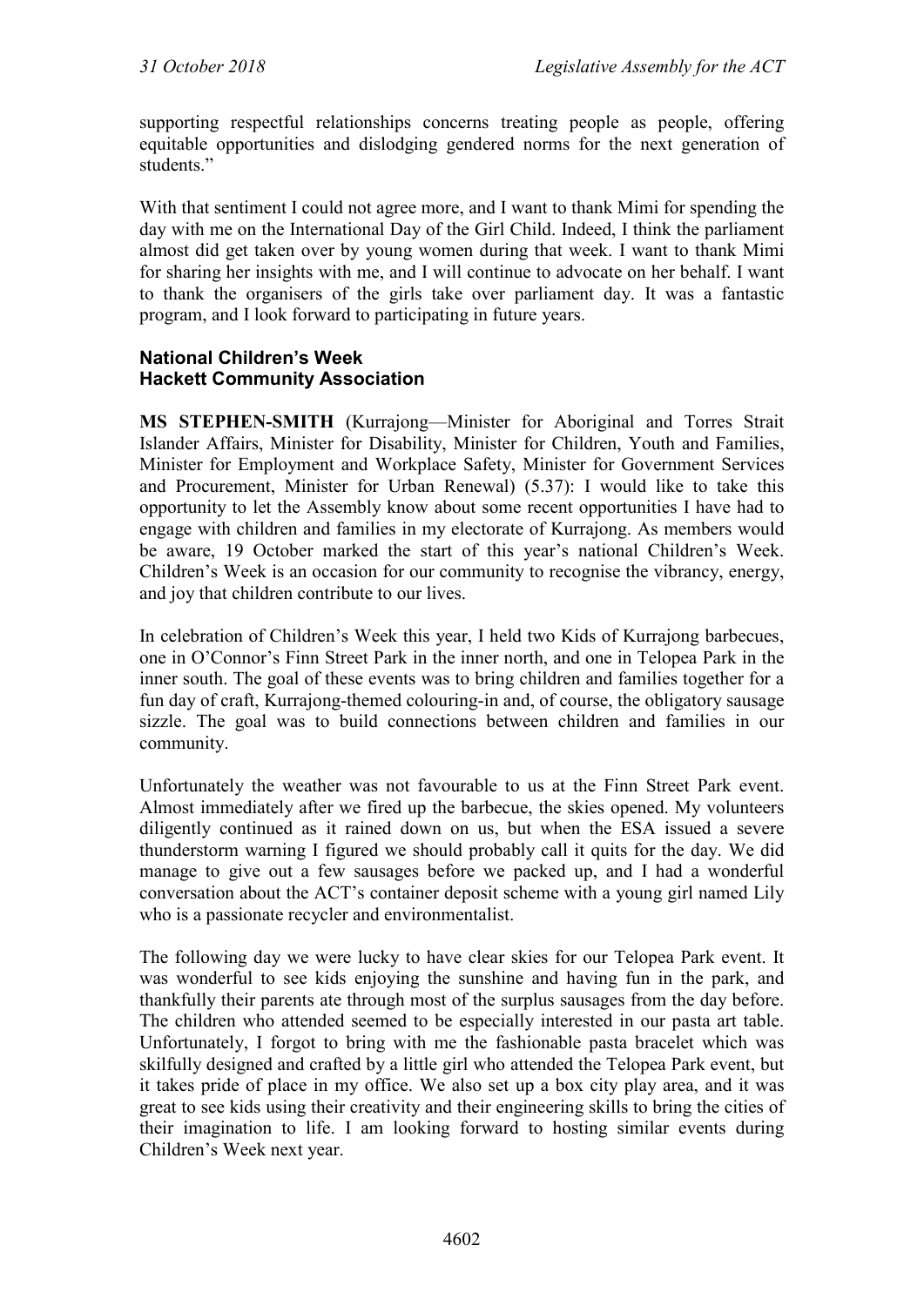supporting respectful relationships concerns treating people as people, offering equitable opportunities and dislodging gendered norms for the next generation of students."

With that sentiment I could not agree more, and I want to thank Mimi for spending the day with me on the International Day of the Girl Child. Indeed, I think the parliament almost did get taken over by young women during that week. I want to thank Mimi for sharing her insights with me, and I will continue to advocate on her behalf. I want to thank the organisers of the girls take over parliament day. It was a fantastic program, and I look forward to participating in future years.

### National Children's Week
### Hackett Community Association

**MS STEPHEN-SMITH** (Kurrajong—Minister for Aboriginal and Torres Strait Islander Affairs, Minister for Disability, Minister for Children, Youth and Families, Minister for Employment and Workplace Safety, Minister for Government Services and Procurement, Minister for Urban Renewal) (5.37): I would like to take this opportunity to let the Assembly know about some recent opportunities I have had to engage with children and families in my electorate of Kurrajong. As members would be aware, 19 October marked the start of this year's national Children's Week. Children's Week is an occasion for our community to recognise the vibrancy, energy, and joy that children contribute to our lives.

In celebration of Children's Week this year, I held two Kids of Kurrajong barbecues, one in O'Connor's Finn Street Park in the inner north, and one in Telopea Park in the inner south. The goal of these events was to bring children and families together for a fun day of craft, Kurrajong-themed colouring-in and, of course, the obligatory sausage sizzle. The goal was to build connections between children and families in our community.

Unfortunately the weather was not favourable to us at the Finn Street Park event. Almost immediately after we fired up the barbecue, the skies opened. My volunteers diligently continued as it rained down on us, but when the ESA issued a severe thunderstorm warning I figured we should probably call it quits for the day. We did manage to give out a few sausages before we packed up, and I had a wonderful conversation about the ACT's container deposit scheme with a young girl named Lily who is a passionate recycler and environmentalist.

The following day we were lucky to have clear skies for our Telopea Park event. It was wonderful to see kids enjoying the sunshine and having fun in the park, and thankfully their parents ate through most of the surplus sausages from the day before. The children who attended seemed to be especially interested in our pasta art table. Unfortunately, I forgot to bring with me the fashionable pasta bracelet which was skilfully designed and crafted by a little girl who attended the Telopea Park event, but it takes pride of place in my office. We also set up a box city play area, and it was great to see kids using their creativity and their engineering skills to bring the cities of their imagination to life. I am looking forward to hosting similar events during Children's Week next year.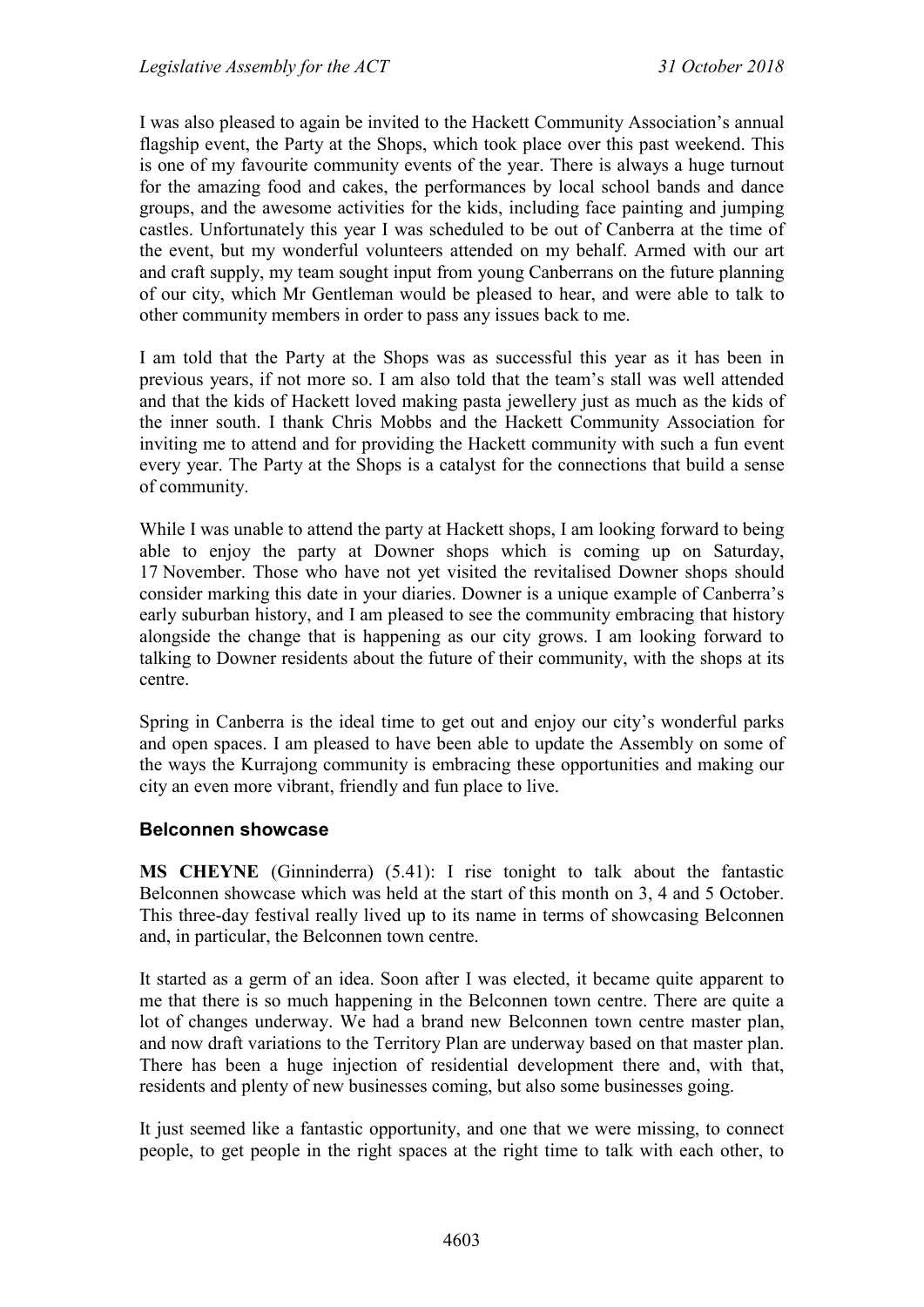I was also pleased to again be invited to the Hackett Community Association's annual flagship event, the Party at the Shops, which took place over this past weekend. This is one of my favourite community events of the year. There is always a huge turnout for the amazing food and cakes, the performances by local school bands and dance groups, and the awesome activities for the kids, including face painting and jumping castles. Unfortunately this year I was scheduled to be out of Canberra at the time of the event, but my wonderful volunteers attended on my behalf. Armed with our art and craft supply, my team sought input from young Canberrans on the future planning of our city, which Mr Gentleman would be pleased to hear, and were able to talk to other community members in order to pass any issues back to me.

I am told that the Party at the Shops was as successful this year as it has been in previous years, if not more so. I am also told that the team's stall was well attended and that the kids of Hackett loved making pasta jewellery just as much as the kids of the inner south. I thank Chris Mobbs and the Hackett Community Association for inviting me to attend and for providing the Hackett community with such a fun event every year. The Party at the Shops is a catalyst for the connections that build a sense of community.

While I was unable to attend the party at Hackett shops, I am looking forward to being able to enjoy the party at Downer shops which is coming up on Saturday, 17 November. Those who have not yet visited the revitalised Downer shops should consider marking this date in your diaries. Downer is a unique example of Canberra's early suburban history, and I am pleased to see the community embracing that history alongside the change that is happening as our city grows. I am looking forward to talking to Downer residents about the future of their community, with the shops at its centre.

Spring in Canberra is the ideal time to get out and enjoy our city's wonderful parks and open spaces. I am pleased to have been able to update the Assembly on some of the ways the Kurrajong community is embracing these opportunities and making our city an even more vibrant, friendly and fun place to live.

### Belconnen showcase

**MS CHEYNE** (Ginninderra) (5.41): I rise tonight to talk about the fantastic Belconnen showcase which was held at the start of this month on 3, 4 and 5 October. This three-day festival really lived up to its name in terms of showcasing Belconnen and, in particular, the Belconnen town centre.

It started as a germ of an idea. Soon after I was elected, it became quite apparent to me that there is so much happening in the Belconnen town centre. There are quite a lot of changes underway. We had a brand new Belconnen town centre master plan, and now draft variations to the Territory Plan are underway based on that master plan. There has been a huge injection of residential development there and, with that, residents and plenty of new businesses coming, but also some businesses going.

It just seemed like a fantastic opportunity, and one that we were missing, to connect people, to get people in the right spaces at the right time to talk with each other, to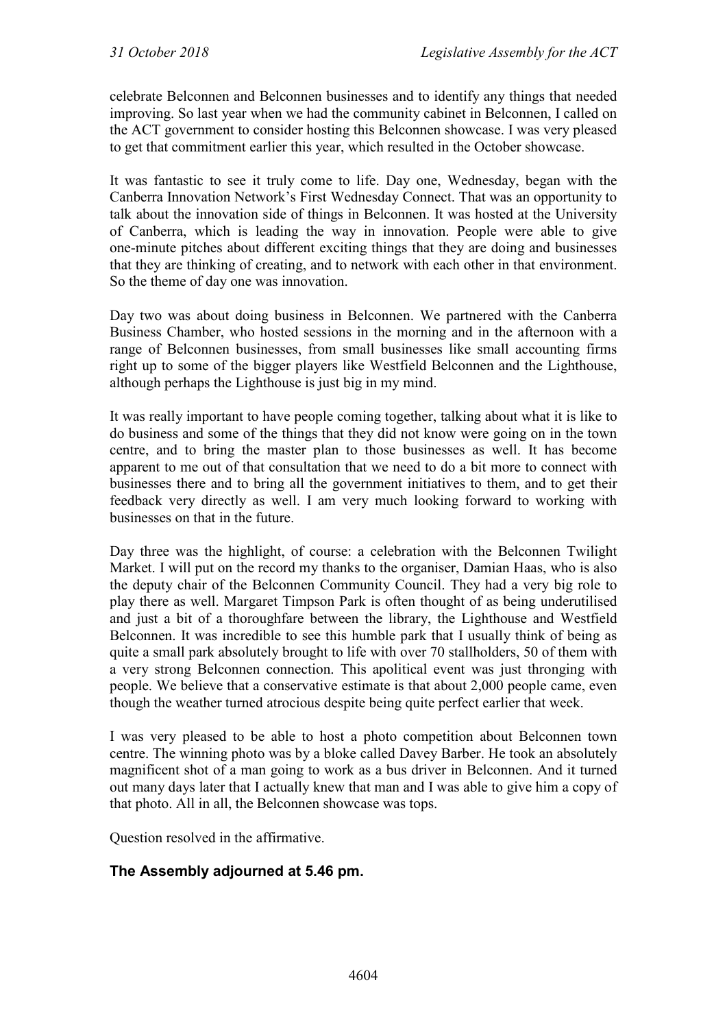celebrate Belconnen and Belconnen businesses and to identify any things that needed improving. So last year when we had the community cabinet in Belconnen, I called on the ACT government to consider hosting this Belconnen showcase. I was very pleased to get that commitment earlier this year, which resulted in the October showcase.

It was fantastic to see it truly come to life. Day one, Wednesday, began with the Canberra Innovation Network's First Wednesday Connect. That was an opportunity to talk about the innovation side of things in Belconnen. It was hosted at the University of Canberra, which is leading the way in innovation. People were able to give one-minute pitches about different exciting things that they are doing and businesses that they are thinking of creating, and to network with each other in that environment. So the theme of day one was innovation.

Day two was about doing business in Belconnen. We partnered with the Canberra Business Chamber, who hosted sessions in the morning and in the afternoon with a range of Belconnen businesses, from small businesses like small accounting firms right up to some of the bigger players like Westfield Belconnen and the Lighthouse, although perhaps the Lighthouse is just big in my mind.

It was really important to have people coming together, talking about what it is like to do business and some of the things that they did not know were going on in the town centre, and to bring the master plan to those businesses as well. It has become apparent to me out of that consultation that we need to do a bit more to connect with businesses there and to bring all the government initiatives to them, and to get their feedback very directly as well. I am very much looking forward to working with businesses on that in the future.

Day three was the highlight, of course: a celebration with the Belconnen Twilight Market. I will put on the record my thanks to the organiser, Damian Haas, who is also the deputy chair of the Belconnen Community Council. They had a very big role to play there as well. Margaret Timpson Park is often thought of as being underutilised and just a bit of a thoroughfare between the library, the Lighthouse and Westfield Belconnen. It was incredible to see this humble park that I usually think of being as quite a small park absolutely brought to life with over 70 stallholders, 50 of them with a very strong Belconnen connection. This apolitical event was just thronging with people. We believe that a conservative estimate is that about 2,000 people came, even though the weather turned atrocious despite being quite perfect earlier that week.

I was very pleased to be able to host a photo competition about Belconnen town centre. The winning photo was by a bloke called Davey Barber. He took an absolutely magnificent shot of a man going to work as a bus driver in Belconnen. And it turned out many days later that I actually knew that man and I was able to give him a copy of that photo. All in all, the Belconnen showcase was tops.

Question resolved in the affirmative.

**The Assembly adjourned at 5.46 pm.**